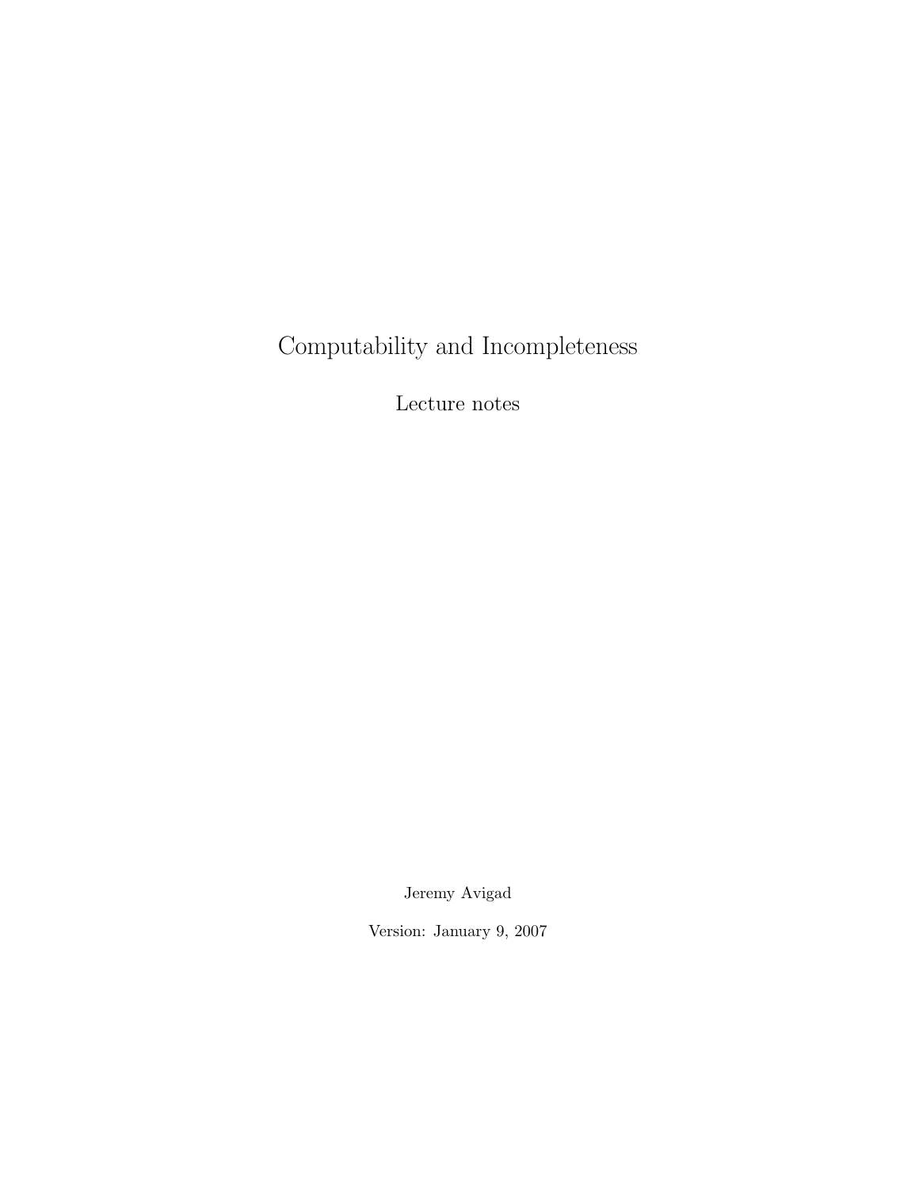# Computability and Incompleteness

Lecture notes

Jeremy Avigad

Version: January 9, 2007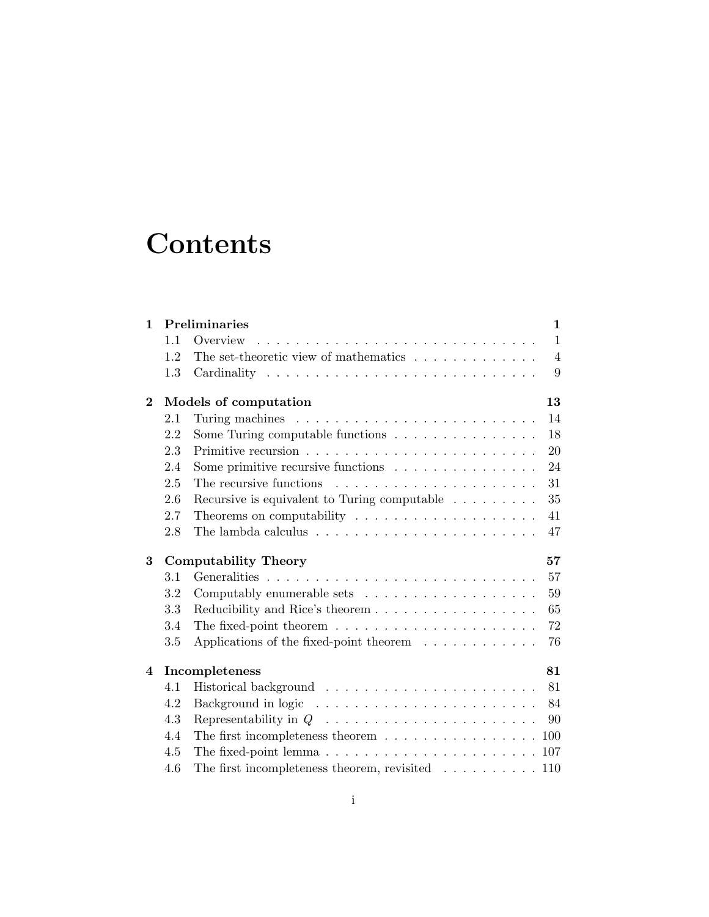# Contents

| | | |
|---|---|---|
| **1** | **Preliminaries** | **1** |
| 1.1 | Overview | 1 |
| 1.2 | The set-theoretic view of mathematics | 4 |
| 1.3 | Cardinality | 9 |
| **2** | **Models of computation** | **13** |
| 2.1 | Turing machines | 14 |
| 2.2 | Some Turing computable functions | 18 |
| 2.3 | Primitive recursion | 20 |
| 2.4 | Some primitive recursive functions | 24 |
| 2.5 | The recursive functions | 31 |
| 2.6 | Recursive is equivalent to Turing computable | 35 |
| 2.7 | Theorems on computability | 41 |
| 2.8 | The lambda calculus | 47 |
| **3** | **Computability Theory** | **57** |
| 3.1 | Generalities | 57 |
| 3.2 | Computably enumerable sets | 59 |
| 3.3 | Reducibility and Rice's theorem | 65 |
| 3.4 | The fixed-point theorem | 72 |
| 3.5 | Applications of the fixed-point theorem | 76 |
| **4** | **Incompleteness** | **81** |
| 4.1 | Historical background | 81 |
| 4.2 | Background in logic | 84 |
| 4.3 | Representability in $Q$ | 90 |
| 4.4 | The first incompleteness theorem | 100 |
| 4.5 | The fixed-point lemma | 107 |
| 4.6 | The first incompleteness theorem, revisited | 110 |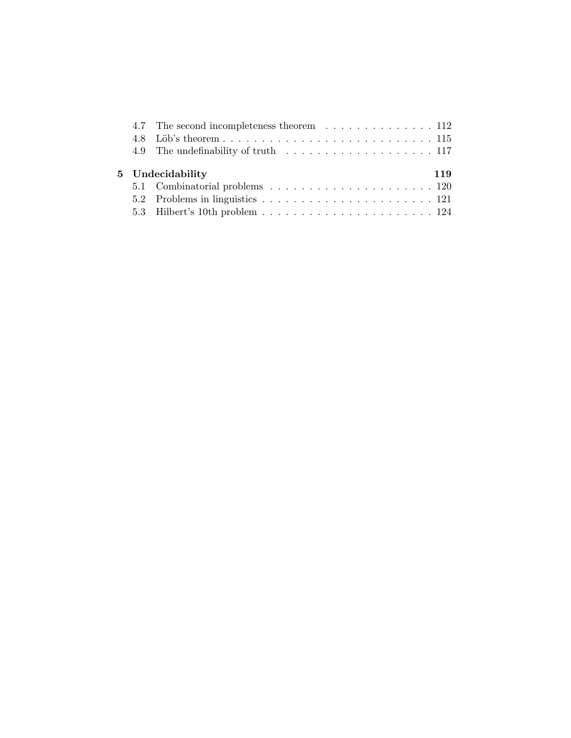4.7 The second incompleteness theorem . . . . . . . . . . . . . . . 112
4.8 Löb's theorem . . . . . . . . . . . . . . . . . . . . . . . . . . . . 115
4.9 The undefinability of truth . . . . . . . . . . . . . . . . . . . . 117

**5 Undecidability** **119**

5.1 Combinatorial problems . . . . . . . . . . . . . . . . . . . . . . 120
5.2 Problems in linguistics . . . . . . . . . . . . . . . . . . . . . . . 121
5.3 Hilbert's 10th problem . . . . . . . . . . . . . . . . . . . . . . . 124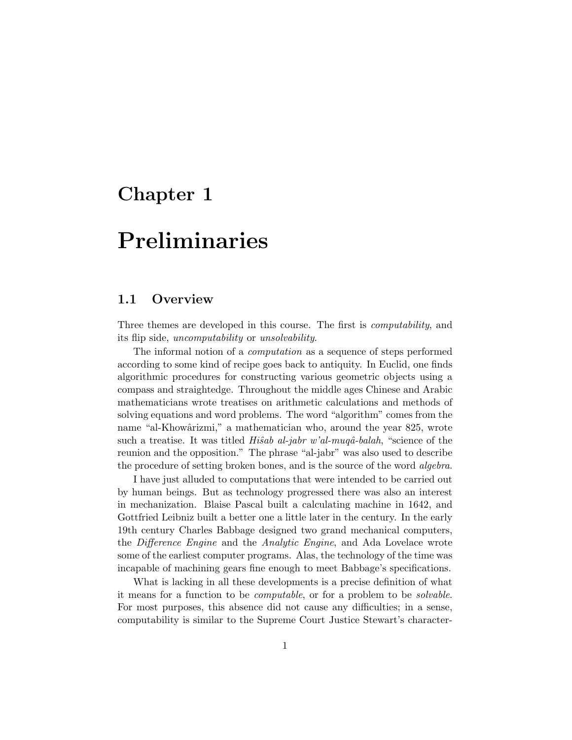# Chapter 1

# Preliminaries

## 1.1 Overview

Three themes are developed in this course. The first is *computability*, and its flip side, *uncomputability* or *unsolvability*.

The informal notion of a *computation* as a sequence of steps performed according to some kind of recipe goes back to antiquity. In Euclid, one finds algorithmic procedures for constructing various geometric objects using a compass and straightedge. Throughout the middle ages Chinese and Arabic mathematicians wrote treatises on arithmetic calculations and methods of solving equations and word problems. The word "algorithm" comes from the name "al-Khowârizmi," a mathematician who, around the year 825, wrote such a treatise. It was titled *Hiŝab al-jabr w'al-muqâ-balah*, "science of the reunion and the opposition." The phrase "al-jabr" was also used to describe the procedure of setting broken bones, and is the source of the word *algebra*.

I have just alluded to computations that were intended to be carried out by human beings. But as technology progressed there was also an interest in mechanization. Blaise Pascal built a calculating machine in 1642, and Gottfried Leibniz built a better one a little later in the century. In the early 19th century Charles Babbage designed two grand mechanical computers, the *Difference Engine* and the *Analytic Engine*, and Ada Lovelace wrote some of the earliest computer programs. Alas, the technology of the time was incapable of machining gears fine enough to meet Babbage's specifications.

What is lacking in all these developments is a precise definition of what it means for a function to be *computable*, or for a problem to be *solvable*. For most purposes, this absence did not cause any difficulties; in a sense, computability is similar to the Supreme Court Justice Stewart's character-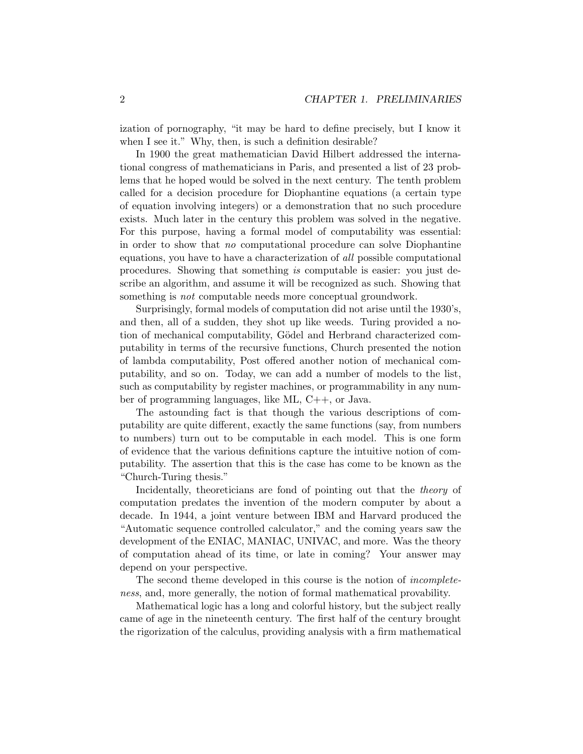ization of pornography, "it may be hard to define precisely, but I know it when I see it." Why, then, is such a definition desirable?

In 1900 the great mathematician David Hilbert addressed the international congress of mathematicians in Paris, and presented a list of 23 problems that he hoped would be solved in the next century. The tenth problem called for a decision procedure for Diophantine equations (a certain type of equation involving integers) or a demonstration that no such procedure exists. Much later in the century this problem was solved in the negative. For this purpose, having a formal model of computability was essential: in order to show that *no* computational procedure can solve Diophantine equations, you have to have a characterization of *all* possible computational procedures. Showing that something *is* computable is easier: you just describe an algorithm, and assume it will be recognized as such. Showing that something is *not* computable needs more conceptual groundwork.

Surprisingly, formal models of computation did not arise until the 1930's, and then, all of a sudden, they shot up like weeds. Turing provided a notion of mechanical computability, Gödel and Herbrand characterized computability in terms of the recursive functions, Church presented the notion of lambda computability, Post offered another notion of mechanical computability, and so on. Today, we can add a number of models to the list, such as computability by register machines, or programmability in any number of programming languages, like ML, C++, or Java.

The astounding fact is that though the various descriptions of computability are quite different, exactly the same functions (say, from numbers to numbers) turn out to be computable in each model. This is one form of evidence that the various definitions capture the intuitive notion of computability. The assertion that this is the case has come to be known as the "Church-Turing thesis."

Incidentally, theoreticians are fond of pointing out that the *theory* of computation predates the invention of the modern computer by about a decade. In 1944, a joint venture between IBM and Harvard produced the "Automatic sequence controlled calculator," and the coming years saw the development of the ENIAC, MANIAC, UNIVAC, and more. Was the theory of computation ahead of its time, or late in coming? Your answer may depend on your perspective.

The second theme developed in this course is the notion of *incompleteness*, and, more generally, the notion of formal mathematical provability.

Mathematical logic has a long and colorful history, but the subject really came of age in the nineteenth century. The first half of the century brought the rigorization of the calculus, providing analysis with a firm mathematical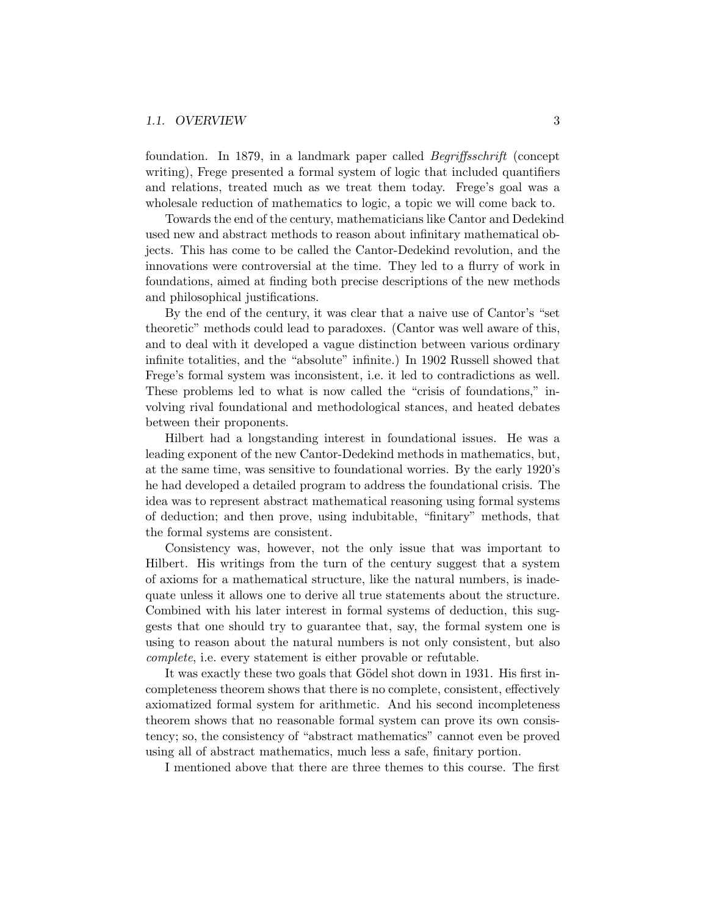foundation. In 1879, in a landmark paper called *Begriffsschrift* (concept writing), Frege presented a formal system of logic that included quantifiers and relations, treated much as we treat them today. Frege's goal was a wholesale reduction of mathematics to logic, a topic we will come back to.

Towards the end of the century, mathematicians like Cantor and Dedekind used new and abstract methods to reason about infinitary mathematical objects. This has come to be called the Cantor-Dedekind revolution, and the innovations were controversial at the time. They led to a flurry of work in foundations, aimed at finding both precise descriptions of the new methods and philosophical justifications.

By the end of the century, it was clear that a naive use of Cantor's "set theoretic" methods could lead to paradoxes. (Cantor was well aware of this, and to deal with it developed a vague distinction between various ordinary infinite totalities, and the "absolute" infinite.) In 1902 Russell showed that Frege's formal system was inconsistent, i.e. it led to contradictions as well. These problems led to what is now called the "crisis of foundations," involving rival foundational and methodological stances, and heated debates between their proponents.

Hilbert had a longstanding interest in foundational issues. He was a leading exponent of the new Cantor-Dedekind methods in mathematics, but, at the same time, was sensitive to foundational worries. By the early 1920's he had developed a detailed program to address the foundational crisis. The idea was to represent abstract mathematical reasoning using formal systems of deduction; and then prove, using indubitable, "finitary" methods, that the formal systems are consistent.

Consistency was, however, not the only issue that was important to Hilbert. His writings from the turn of the century suggest that a system of axioms for a mathematical structure, like the natural numbers, is inadequate unless it allows one to derive all true statements about the structure. Combined with his later interest in formal systems of deduction, this suggests that one should try to guarantee that, say, the formal system one is using to reason about the natural numbers is not only consistent, but also *complete*, i.e. every statement is either provable or refutable.

It was exactly these two goals that Gödel shot down in 1931. His first incompleteness theorem shows that there is no complete, consistent, effectively axiomatized formal system for arithmetic. And his second incompleteness theorem shows that no reasonable formal system can prove its own consistency; so, the consistency of "abstract mathematics" cannot even be proved using all of abstract mathematics, much less a safe, finitary portion.

I mentioned above that there are three themes to this course. The first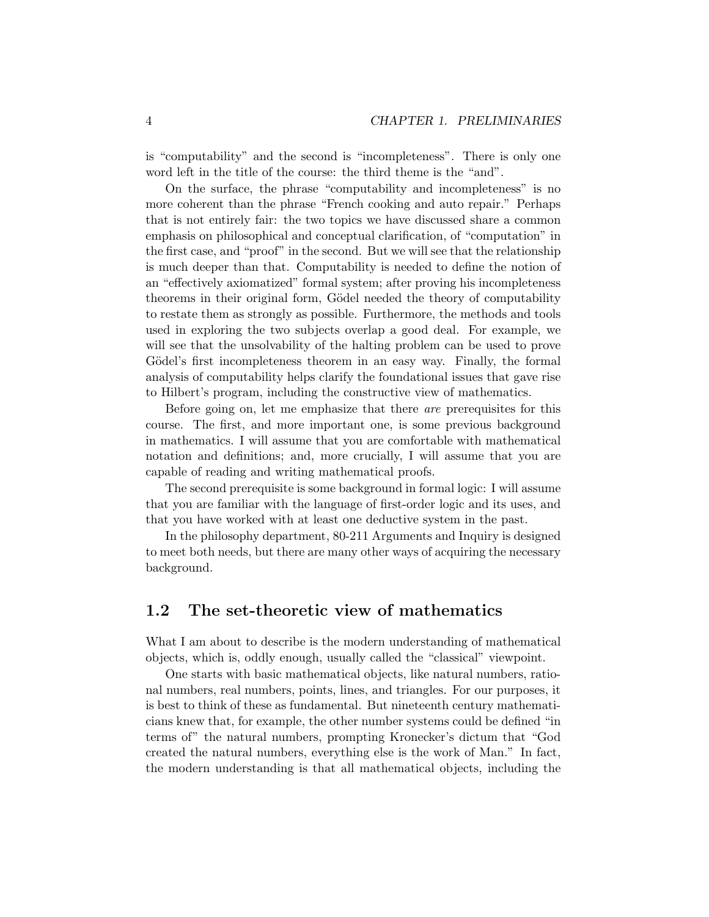is "computability" and the second is "incompleteness". There is only one word left in the title of the course: the third theme is the "and".

On the surface, the phrase "computability and incompleteness" is no more coherent than the phrase "French cooking and auto repair." Perhaps that is not entirely fair: the two topics we have discussed share a common emphasis on philosophical and conceptual clarification, of "computation" in the first case, and "proof" in the second. But we will see that the relationship is much deeper than that. Computability is needed to define the notion of an "effectively axiomatized" formal system; after proving his incompleteness theorems in their original form, Gödel needed the theory of computability to restate them as strongly as possible. Furthermore, the methods and tools used in exploring the two subjects overlap a good deal. For example, we will see that the unsolvability of the halting problem can be used to prove Gödel's first incompleteness theorem in an easy way. Finally, the formal analysis of computability helps clarify the foundational issues that gave rise to Hilbert's program, including the constructive view of mathematics.

Before going on, let me emphasize that there *are* prerequisites for this course. The first, and more important one, is some previous background in mathematics. I will assume that you are comfortable with mathematical notation and definitions; and, more crucially, I will assume that you are capable of reading and writing mathematical proofs.

The second prerequisite is some background in formal logic: I will assume that you are familiar with the language of first-order logic and its uses, and that you have worked with at least one deductive system in the past.

In the philosophy department, 80-211 Arguments and Inquiry is designed to meet both needs, but there are many other ways of acquiring the necessary background.

## 1.2 The set-theoretic view of mathematics

What I am about to describe is the modern understanding of mathematical objects, which is, oddly enough, usually called the "classical" viewpoint.

One starts with basic mathematical objects, like natural numbers, rational numbers, real numbers, points, lines, and triangles. For our purposes, it is best to think of these as fundamental. But nineteenth century mathematicians knew that, for example, the other number systems could be defined "in terms of" the natural numbers, prompting Kronecker's dictum that "God created the natural numbers, everything else is the work of Man." In fact, the modern understanding is that all mathematical objects, including the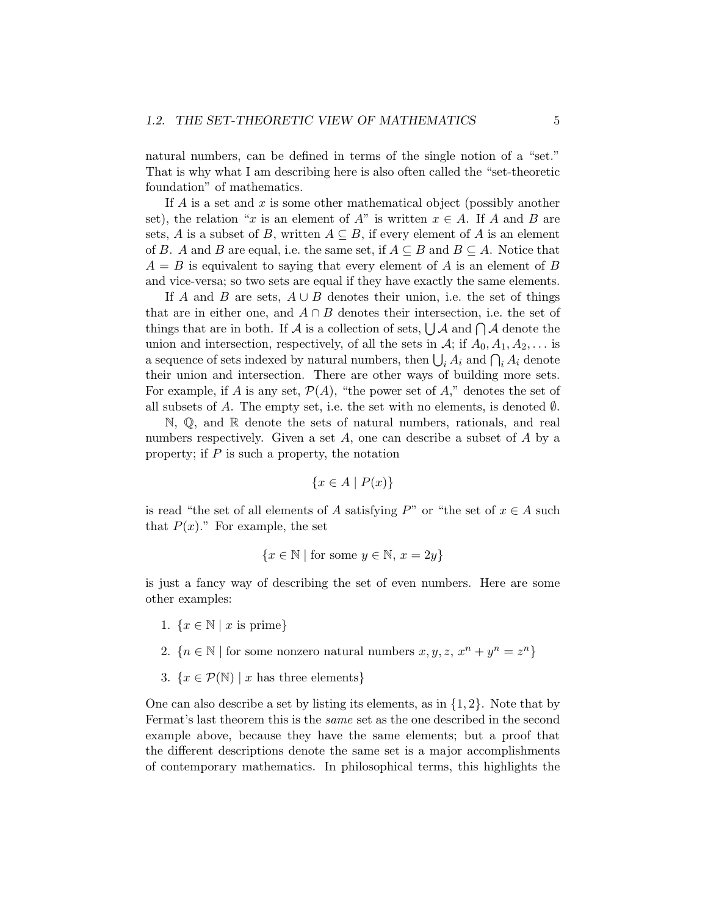natural numbers, can be defined in terms of the single notion of a "set." That is why what I am describing here is also often called the "set-theoretic foundation" of mathematics.

If $A$ is a set and $x$ is some other mathematical object (possibly another set), the relation "$x$ is an element of $A$" is written $x \in A$. If $A$ and $B$ are sets, $A$ is a subset of $B$, written $A \subseteq B$, if every element of $A$ is an element of $B$. $A$ and $B$ are equal, i.e. the same set, if $A \subseteq B$ and $B \subseteq A$. Notice that $A = B$ is equivalent to saying that every element of $A$ is an element of $B$ and vice-versa; so two sets are equal if they have exactly the same elements.

If $A$ and $B$ are sets, $A \cup B$ denotes their union, i.e. the set of things that are in either one, and $A \cap B$ denotes their intersection, i.e. the set of things that are in both. If $\mathcal{A}$ is a collection of sets, $\bigcup \mathcal{A}$ and $\bigcap \mathcal{A}$ denote the union and intersection, respectively, of all the sets in $\mathcal{A}$; if $A_0, A_1, A_2, \ldots$ is a sequence of sets indexed by natural numbers, then $\bigcup_i A_i$ and $\bigcap_i A_i$ denote their union and intersection. There are other ways of building more sets. For example, if $A$ is any set, $\mathcal{P}(A)$, "the power set of $A$," denotes the set of all subsets of $A$. The empty set, i.e. the set with no elements, is denoted $\emptyset$.

$\mathbb{N}$, $\mathbb{Q}$, and $\mathbb{R}$ denote the sets of natural numbers, rationals, and real numbers respectively. Given a set $A$, one can describe a subset of $A$ by a property; if $P$ is such a property, the notation

$$\{x \in A \mid P(x)\}$$

is read "the set of all elements of $A$ satisfying $P$" or "the set of $x \in A$ such that $P(x)$." For example, the set

$$\{x \in \mathbb{N} \mid \text{for some } y \in \mathbb{N},\ x = 2y\}$$

is just a fancy way of describing the set of even numbers. Here are some other examples:

1. $\{x \in \mathbb{N} \mid x \text{ is prime}\}$
2. $\{n \in \mathbb{N} \mid \text{for some nonzero natural numbers } x, y, z,\ x^n + y^n = z^n\}$
3. $\{x \in \mathcal{P}(\mathbb{N}) \mid x \text{ has three elements}\}$

One can also describe a set by listing its elements, as in $\{1, 2\}$. Note that by Fermat's last theorem this is the *same* set as the one described in the second example above, because they have the same elements; but a proof that the different descriptions denote the same set is a major accomplishments of contemporary mathematics. In philosophical terms, this highlights the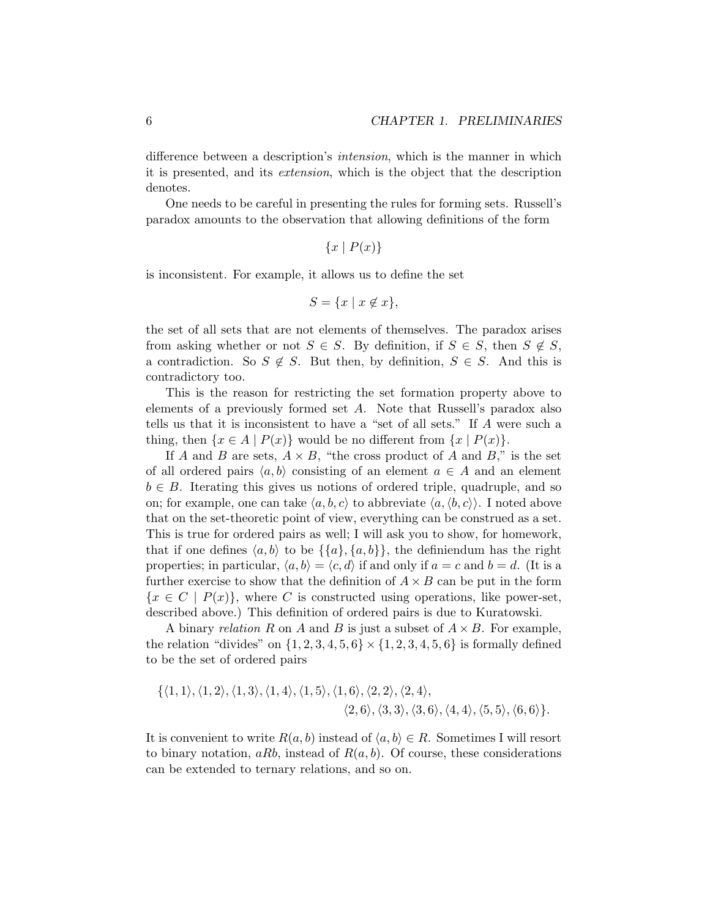difference between a description's *intension*, which is the manner in which it is presented, and its *extension*, which is the object that the description denotes.

One needs to be careful in presenting the rules for forming sets. Russell's paradox amounts to the observation that allowing definitions of the form

$$\{x \mid P(x)\}$$

is inconsistent. For example, it allows us to define the set

$$S = \{x \mid x \notin x\},$$

the set of all sets that are not elements of themselves. The paradox arises from asking whether or not $S \in S$. By definition, if $S \in S$, then $S \notin S$, a contradiction. So $S \notin S$. But then, by definition, $S \in S$. And this is contradictory too.

This is the reason for restricting the set formation property above to elements of a previously formed set $A$. Note that Russell's paradox also tells us that it is inconsistent to have a "set of all sets." If $A$ were such a thing, then $\{x \in A \mid P(x)\}$ would be no different from $\{x \mid P(x)\}$.

If $A$ and $B$ are sets, $A \times B$, "the cross product of $A$ and $B$," is the set of all ordered pairs $\langle a, b \rangle$ consisting of an element $a \in A$ and an element $b \in B$. Iterating this gives us notions of ordered triple, quadruple, and so on; for example, one can take $\langle a, b, c \rangle$ to abbreviate $\langle a, \langle b, c \rangle \rangle$. I noted above that on the set-theoretic point of view, everything can be construed as a set. This is true for ordered pairs as well; I will ask you to show, for homework, that if one defines $\langle a, b \rangle$ to be $\{\{a\}, \{a, b\}\}$, the definiendum has the right properties; in particular, $\langle a, b \rangle = \langle c, d \rangle$ if and only if $a = c$ and $b = d$. (It is a further exercise to show that the definition of $A \times B$ can be put in the form $\{x \in C \mid P(x)\}$, where $C$ is constructed using operations, like power-set, described above.) This definition of ordered pairs is due to Kuratowski.

A binary *relation* $R$ on $A$ and $B$ is just a subset of $A \times B$. For example, the relation "divides" on $\{1, 2, 3, 4, 5, 6\} \times \{1, 2, 3, 4, 5, 6\}$ is formally defined to be the set of ordered pairs

$$\{\langle 1, 1 \rangle, \langle 1, 2 \rangle, \langle 1, 3 \rangle, \langle 1, 4 \rangle, \langle 1, 5 \rangle, \langle 1, 6 \rangle, \langle 2, 2 \rangle, \langle 2, 4 \rangle,$$
$$\langle 2, 6 \rangle, \langle 3, 3 \rangle, \langle 3, 6 \rangle, \langle 4, 4 \rangle, \langle 5, 5 \rangle, \langle 6, 6 \rangle\}.$$

It is convenient to write $R(a, b)$ instead of $\langle a, b \rangle \in R$. Sometimes I will resort to binary notation, $aRb$, instead of $R(a, b)$. Of course, these considerations can be extended to ternary relations, and so on.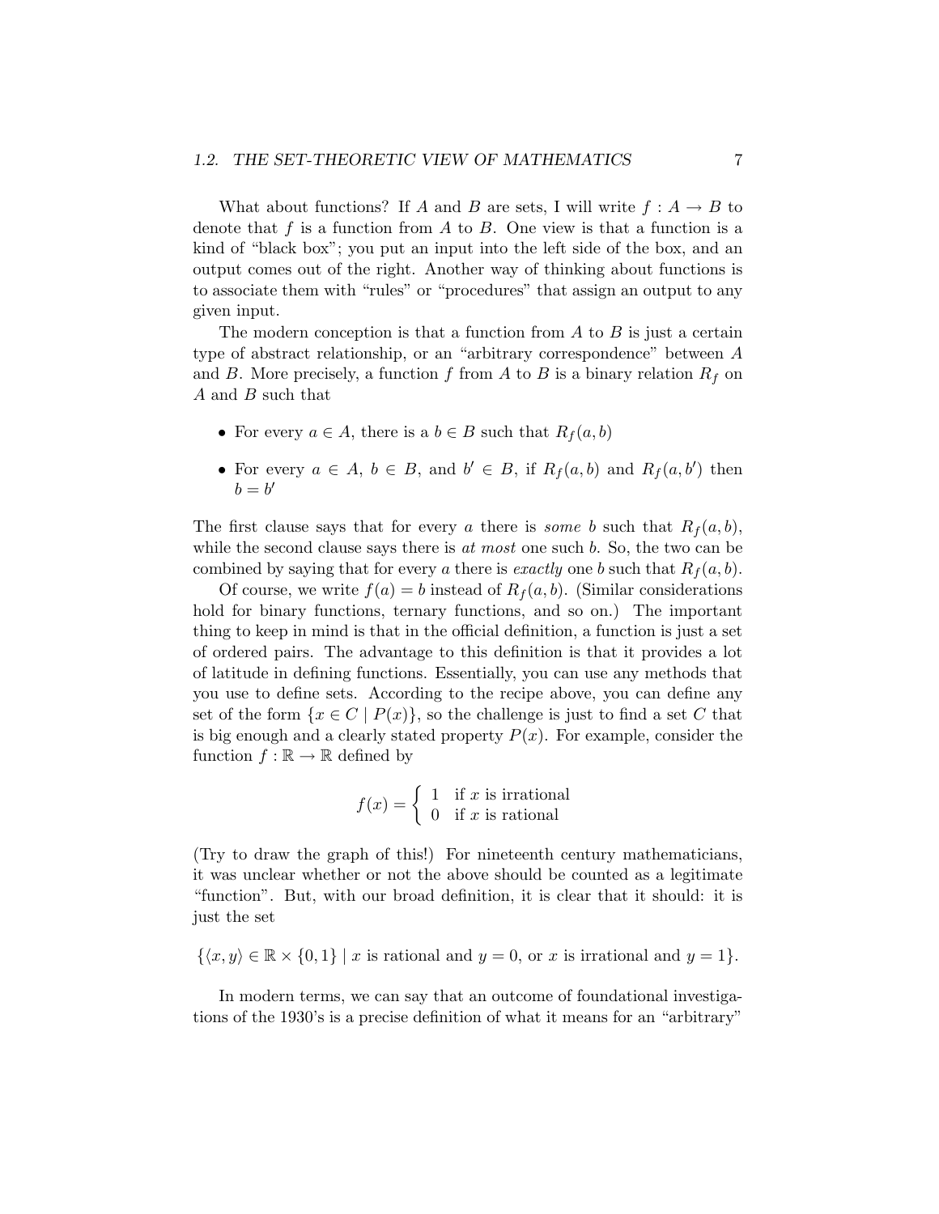What about functions? If $A$ and $B$ are sets, I will write $f : A \to B$ to denote that $f$ is a function from $A$ to $B$. One view is that a function is a kind of "black box"; you put an input into the left side of the box, and an output comes out of the right. Another way of thinking about functions is to associate them with "rules" or "procedures" that assign an output to any given input.

The modern conception is that a function from $A$ to $B$ is just a certain type of abstract relationship, or an "arbitrary correspondence" between $A$ and $B$. More precisely, a function $f$ from $A$ to $B$ is a binary relation $R_f$ on $A$ and $B$ such that

- For every $a \in A$, there is a $b \in B$ such that $R_f(a, b)$
- For every $a \in A$, $b \in B$, and $b' \in B$, if $R_f(a, b)$ and $R_f(a, b')$ then $b = b'$

The first clause says that for every $a$ there is *some* $b$ such that $R_f(a, b)$, while the second clause says there is *at most* one such $b$. So, the two can be combined by saying that for every $a$ there is *exactly* one $b$ such that $R_f(a, b)$.

Of course, we write $f(a) = b$ instead of $R_f(a, b)$. (Similar considerations hold for binary functions, ternary functions, and so on.) The important thing to keep in mind is that in the official definition, a function is just a set of ordered pairs. The advantage to this definition is that it provides a lot of latitude in defining functions. Essentially, you can use any methods that you use to define sets. According to the recipe above, you can define any set of the form $\{x \in C \mid P(x)\}$, so the challenge is just to find a set $C$ that is big enough and a clearly stated property $P(x)$. For example, consider the function $f : \mathbb{R} \to \mathbb{R}$ defined by

$$f(x) = \begin{cases} 1 & \text{if } x \text{ is irrational} \\ 0 & \text{if } x \text{ is rational} \end{cases}$$

(Try to draw the graph of this!) For nineteenth century mathematicians, it was unclear whether or not the above should be counted as a legitimate "function". But, with our broad definition, it is clear that it should: it is just the set

$$\{\langle x, y \rangle \in \mathbb{R} \times \{0, 1\} \mid x \text{ is rational and } y = 0, \text{ or } x \text{ is irrational and } y = 1\}.$$

In modern terms, we can say that an outcome of foundational investigations of the 1930's is a precise definition of what it means for an "arbitrary"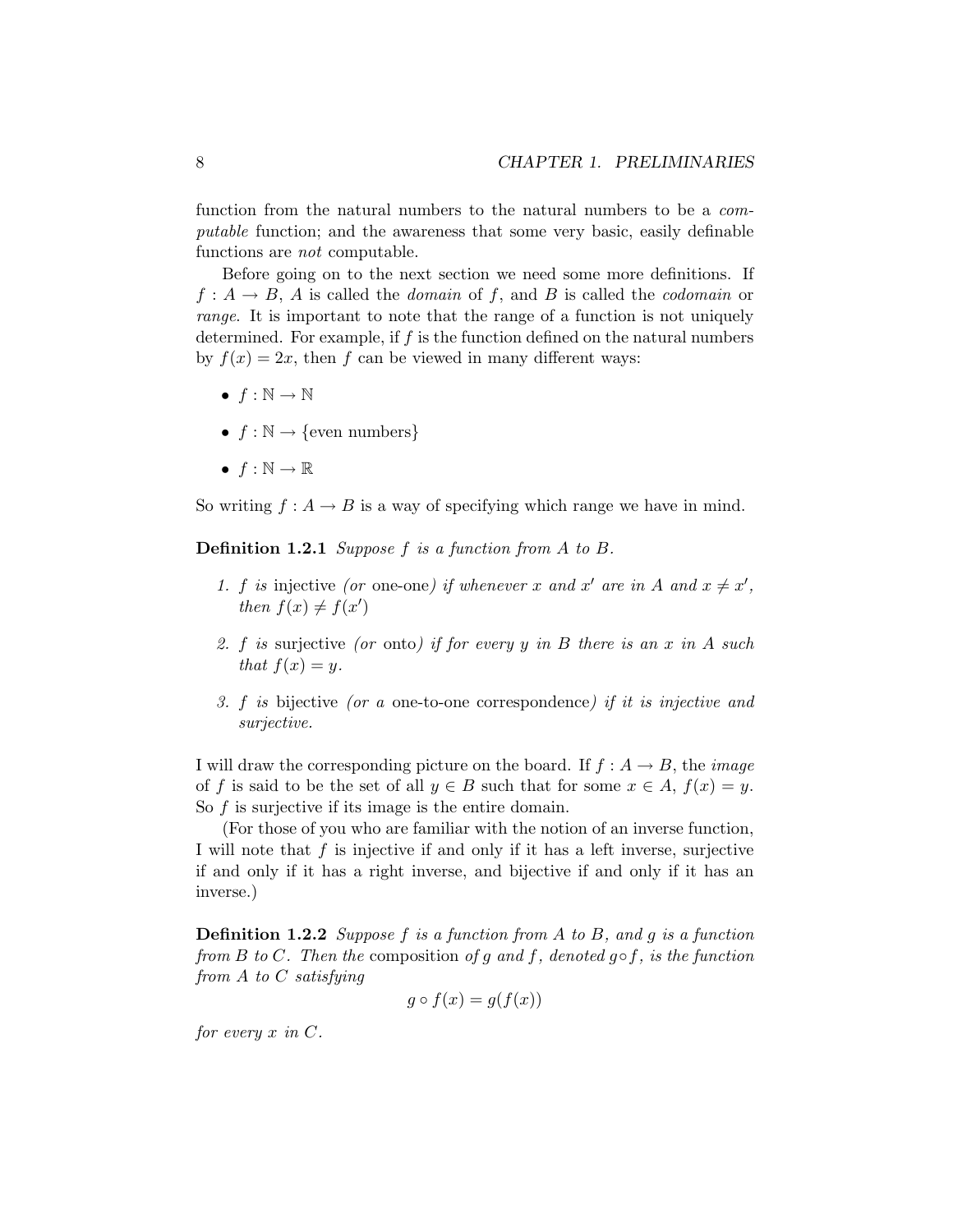function from the natural numbers to the natural numbers to be a *computable* function; and the awareness that some very basic, easily definable functions are *not* computable.

Before going on to the next section we need some more definitions. If $f : A \to B$, $A$ is called the *domain* of $f$, and $B$ is called the *codomain* or *range*. It is important to note that the range of a function is not uniquely determined. For example, if $f$ is the function defined on the natural numbers by $f(x) = 2x$, then $f$ can be viewed in many different ways:

- $f : \mathbb{N} \to \mathbb{N}$
- $f : \mathbb{N} \to \{\text{even numbers}\}$
- $f : \mathbb{N} \to \mathbb{R}$

So writing $f : A \to B$ is a way of specifying which range we have in mind.

**Definition 1.2.1** *Suppose $f$ is a function from $A$ to $B$.*

1. *$f$ is* injective *(or* one-one*) if whenever $x$ and $x'$ are in $A$ and $x \neq x'$, then $f(x) \neq f(x')$*
2. *$f$ is* surjective *(or* onto*) if for every $y$ in $B$ there is an $x$ in $A$ such that $f(x) = y$.*
3. *$f$ is* bijective *(or a* one-to-one correspondence*) if it is injective and surjective.*

I will draw the corresponding picture on the board. If $f : A \to B$, the *image* of $f$ is said to be the set of all $y \in B$ such that for some $x \in A$, $f(x) = y$. So $f$ is surjective if its image is the entire domain.

(For those of you who are familiar with the notion of an inverse function, I will note that $f$ is injective if and only if it has a left inverse, surjective if and only if it has a right inverse, and bijective if and only if it has an inverse.)

**Definition 1.2.2** *Suppose $f$ is a function from $A$ to $B$, and $g$ is a function from $B$ to $C$. Then the* composition *of $g$ and $f$, denoted $g \circ f$, is the function from $A$ to $C$ satisfying*

$$g \circ f(x) = g(f(x))$$

*for every $x$ in $C$.*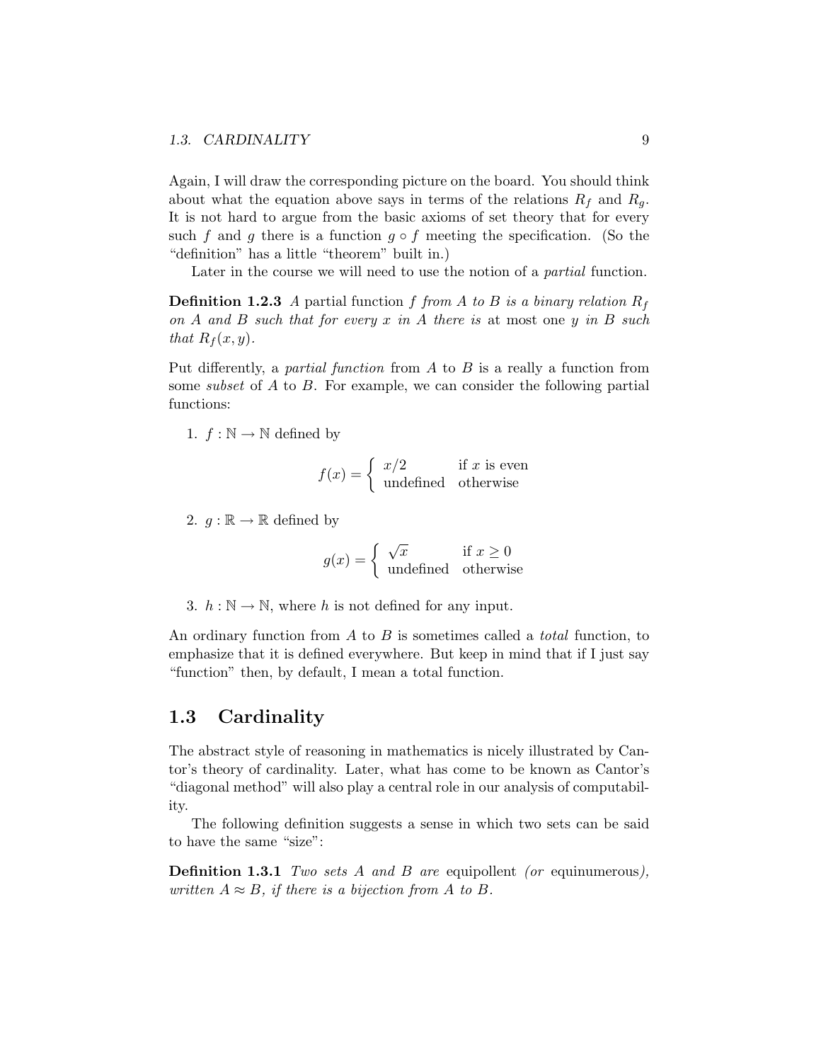Again, I will draw the corresponding picture on the board. You should think about what the equation above says in terms of the relations $R_f$ and $R_g$. It is not hard to argue from the basic axioms of set theory that for every such $f$ and $g$ there is a function $g \circ f$ meeting the specification. (So the "definition" has a little "theorem" built in.)

Later in the course we will need to use the notion of a *partial* function.

**Definition 1.2.3** *A* partial function *$f$ from $A$ to $B$ is a binary relation $R_f$ on $A$ and $B$ such that for every $x$ in $A$ there is* at most one *$y$ in $B$ such that $R_f(x, y)$.*

Put differently, a *partial function* from $A$ to $B$ is a really a function from some *subset* of $A$ to $B$. For example, we can consider the following partial functions:

1. $f : \mathbb{N} \to \mathbb{N}$ defined by

$$f(x) = \begin{cases} x/2 & \text{if } x \text{ is even} \\ \text{undefined} & \text{otherwise} \end{cases}$$

2. $g : \mathbb{R} \to \mathbb{R}$ defined by

$$g(x) = \begin{cases} \sqrt{x} & \text{if } x \geq 0 \\ \text{undefined} & \text{otherwise} \end{cases}$$

3. $h : \mathbb{N} \to \mathbb{N}$, where $h$ is not defined for any input.

An ordinary function from $A$ to $B$ is sometimes called a *total* function, to emphasize that it is defined everywhere. But keep in mind that if I just say "function" then, by default, I mean a total function.

## 1.3 Cardinality

The abstract style of reasoning in mathematics is nicely illustrated by Cantor's theory of cardinality. Later, what has come to be known as Cantor's "diagonal method" will also play a central role in our analysis of computability.

The following definition suggests a sense in which two sets can be said to have the same "size":

**Definition 1.3.1** *Two sets $A$ and $B$ are* equipollent *(or* equinumerous*), written $A \approx B$, if there is a bijection from $A$ to $B$.*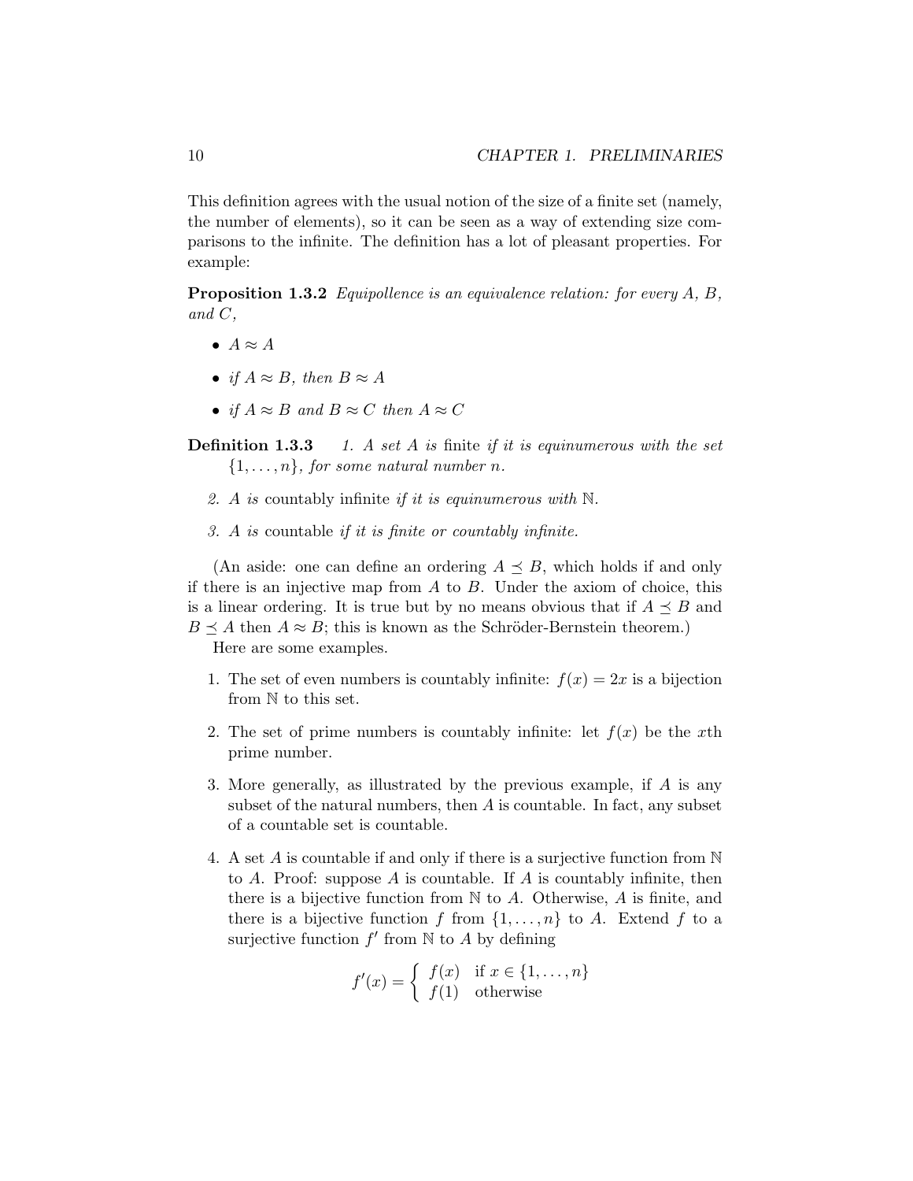This definition agrees with the usual notion of the size of a finite set (namely, the number of elements), so it can be seen as a way of extending size comparisons to the infinite. The definition has a lot of pleasant properties. For example:

**Proposition 1.3.2** *Equipollence is an equivalence relation: for every $A$, $B$, and $C$,*

- $A \approx A$
- *if* $A \approx B$, *then* $B \approx A$
- *if* $A \approx B$ *and* $B \approx C$ *then* $A \approx C$

**Definition 1.3.3**

1. *A set $A$ is* finite *if it is equinumerous with the set $\{1, \ldots, n\}$, for some natural number $n$.*
2. *$A$ is* countably infinite *if it is equinumerous with $\mathbb{N}$.*
3. *$A$ is* countable *if it is finite or countably infinite.*

(An aside: one can define an ordering $A \preceq B$, which holds if and only if there is an injective map from $A$ to $B$. Under the axiom of choice, this is a linear ordering. It is true but by no means obvious that if $A \preceq B$ and $B \preceq A$ then $A \approx B$; this is known as the Schröder-Bernstein theorem.)

Here are some examples.

1. The set of even numbers is countably infinite: $f(x) = 2x$ is a bijection from $\mathbb{N}$ to this set.
2. The set of prime numbers is countably infinite: let $f(x)$ be the $x$th prime number.
3. More generally, as illustrated by the previous example, if $A$ is any subset of the natural numbers, then $A$ is countable. In fact, any subset of a countable set is countable.
4. A set $A$ is countable if and only if there is a surjective function from $\mathbb{N}$ to $A$. Proof: suppose $A$ is countable. If $A$ is countably infinite, then there is a bijective function from $\mathbb{N}$ to $A$. Otherwise, $A$ is finite, and there is a bijective function $f$ from $\{1, \ldots, n\}$ to $A$. Extend $f$ to a surjective function $f'$ from $\mathbb{N}$ to $A$ by defining

$$f'(x) = \begin{cases} f(x) & \text{if } x \in \{1, \ldots, n\} \\ f(1) & \text{otherwise} \end{cases}$$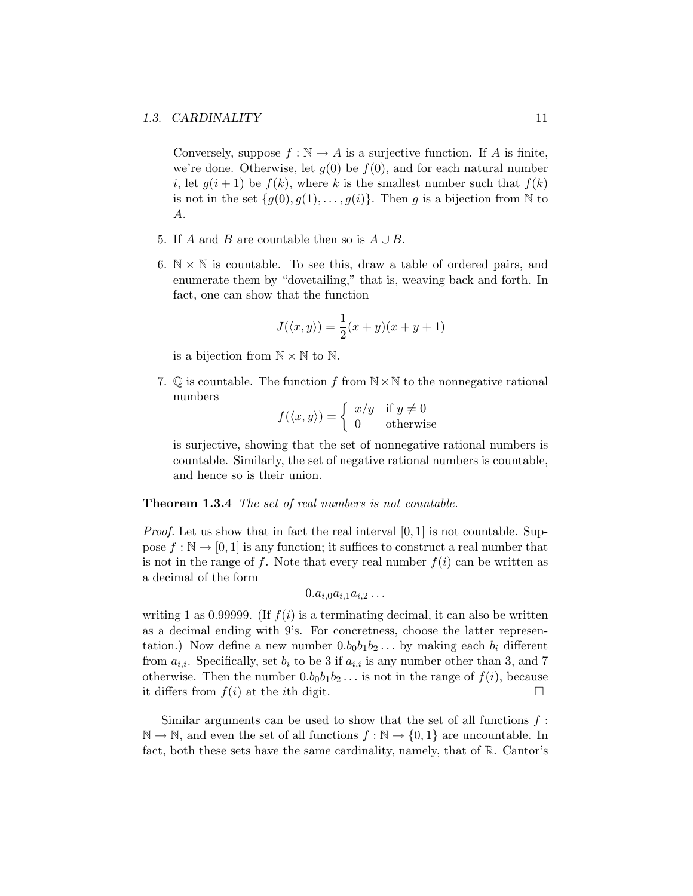Conversely, suppose $f : \mathbb{N} \to A$ is a surjective function. If $A$ is finite, we're done. Otherwise, let $g(0)$ be $f(0)$, and for each natural number $i$, let $g(i+1)$ be $f(k)$, where $k$ is the smallest number such that $f(k)$ is not in the set $\{g(0), g(1), \ldots, g(i)\}$. Then $g$ is a bijection from $\mathbb{N}$ to $A$.

5. If $A$ and $B$ are countable then so is $A \cup B$.

6. $\mathbb{N} \times \mathbb{N}$ is countable. To see this, draw a table of ordered pairs, and enumerate them by "dovetailing," that is, weaving back and forth. In fact, one can show that the function

$$J(\langle x, y \rangle) = \frac{1}{2}(x+y)(x+y+1)$$

is a bijection from $\mathbb{N} \times \mathbb{N}$ to $\mathbb{N}$.

7. $\mathbb{Q}$ is countable. The function $f$ from $\mathbb{N} \times \mathbb{N}$ to the nonnegative rational numbers

$$f(\langle x, y \rangle) = \begin{cases} x/y & \text{if } y \neq 0 \\ 0 & \text{otherwise} \end{cases}$$

is surjective, showing that the set of nonnegative rational numbers is countable. Similarly, the set of negative rational numbers is countable, and hence so is their union.

**Theorem 1.3.4** *The set of real numbers is not countable.*

*Proof.* Let us show that in fact the real interval $[0, 1]$ is not countable. Suppose $f : \mathbb{N} \to [0, 1]$ is any function; it suffices to construct a real number that is not in the range of $f$. Note that every real number $f(i)$ can be written as a decimal of the form

$$0.a_{i,0}a_{i,1}a_{i,2}\ldots$$

writing 1 as 0.99999. (If $f(i)$ is a terminating decimal, it can also be written as a decimal ending with 9's. For concreteness, choose the latter representation.) Now define a new number $0.b_0b_1b_2\ldots$ by making each $b_i$ different from $a_{i,i}$. Specifically, set $b_i$ to be 3 if $a_{i,i}$ is any number other than 3, and 7 otherwise. Then the number $0.b_0b_1b_2\ldots$ is not in the range of $f(i)$, because it differs from $f(i)$ at the $i$th digit. □

Similar arguments can be used to show that the set of all functions $f : \mathbb{N} \to \mathbb{N}$, and even the set of all functions $f : \mathbb{N} \to \{0, 1\}$ are uncountable. In fact, both these sets have the same cardinality, namely, that of $\mathbb{R}$. Cantor's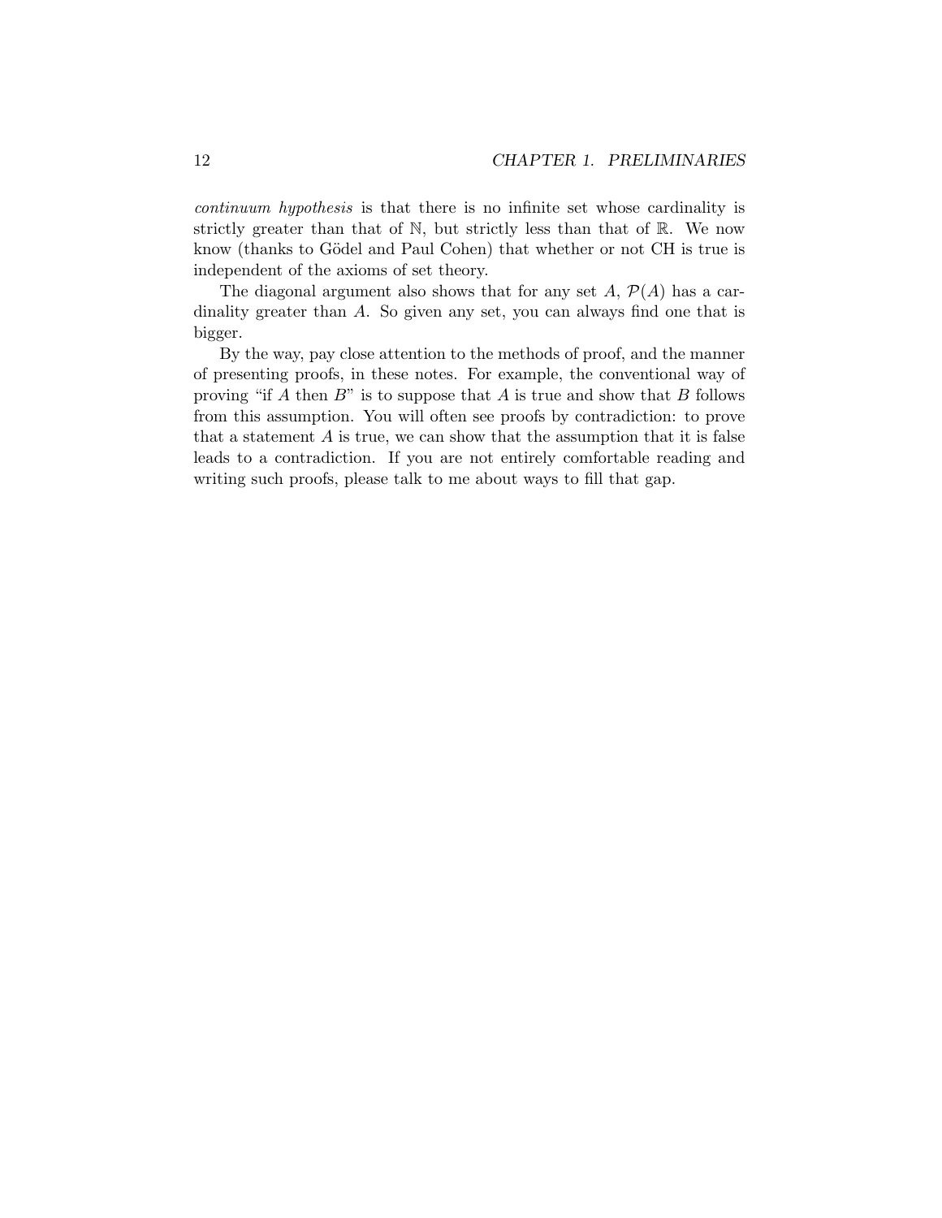*continuum hypothesis* is that there is no infinite set whose cardinality is strictly greater than that of $\mathbb{N}$, but strictly less than that of $\mathbb{R}$. We now know (thanks to Gödel and Paul Cohen) that whether or not CH is true is independent of the axioms of set theory.

The diagonal argument also shows that for any set $A$, $\mathcal{P}(A)$ has a cardinality greater than $A$. So given any set, you can always find one that is bigger.

By the way, pay close attention to the methods of proof, and the manner of presenting proofs, in these notes. For example, the conventional way of proving "if $A$ then $B$" is to suppose that $A$ is true and show that $B$ follows from this assumption. You will often see proofs by contradiction: to prove that a statement $A$ is true, we can show that the assumption that it is false leads to a contradiction. If you are not entirely comfortable reading and writing such proofs, please talk to me about ways to fill that gap.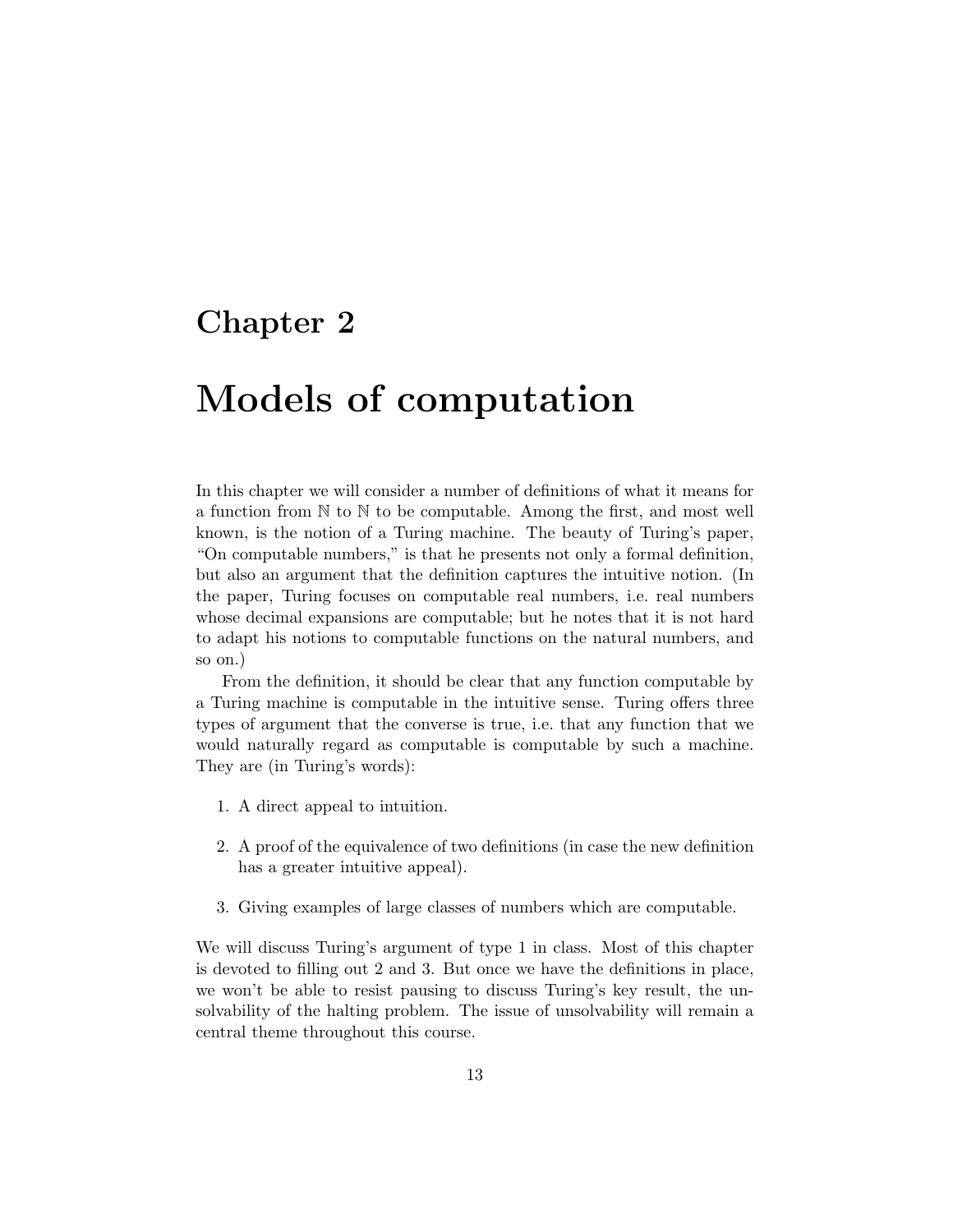# Chapter 2

# Models of computation

In this chapter we will consider a number of definitions of what it means for a function from $\mathbb{N}$ to $\mathbb{N}$ to be computable. Among the first, and most well known, is the notion of a Turing machine. The beauty of Turing's paper, "On computable numbers," is that he presents not only a formal definition, but also an argument that the definition captures the intuitive notion. (In the paper, Turing focuses on computable real numbers, i.e. real numbers whose decimal expansions are computable; but he notes that it is not hard to adapt his notions to computable functions on the natural numbers, and so on.)

From the definition, it should be clear that any function computable by a Turing machine is computable in the intuitive sense. Turing offers three types of argument that the converse is true, i.e. that any function that we would naturally regard as computable is computable by such a machine. They are (in Turing's words):

1. A direct appeal to intuition.
2. A proof of the equivalence of two definitions (in case the new definition has a greater intuitive appeal).
3. Giving examples of large classes of numbers which are computable.

We will discuss Turing's argument of type 1 in class. Most of this chapter is devoted to filling out 2 and 3. But once we have the definitions in place, we won't be able to resist pausing to discuss Turing's key result, the unsolvability of the halting problem. The issue of unsolvability will remain a central theme throughout this course.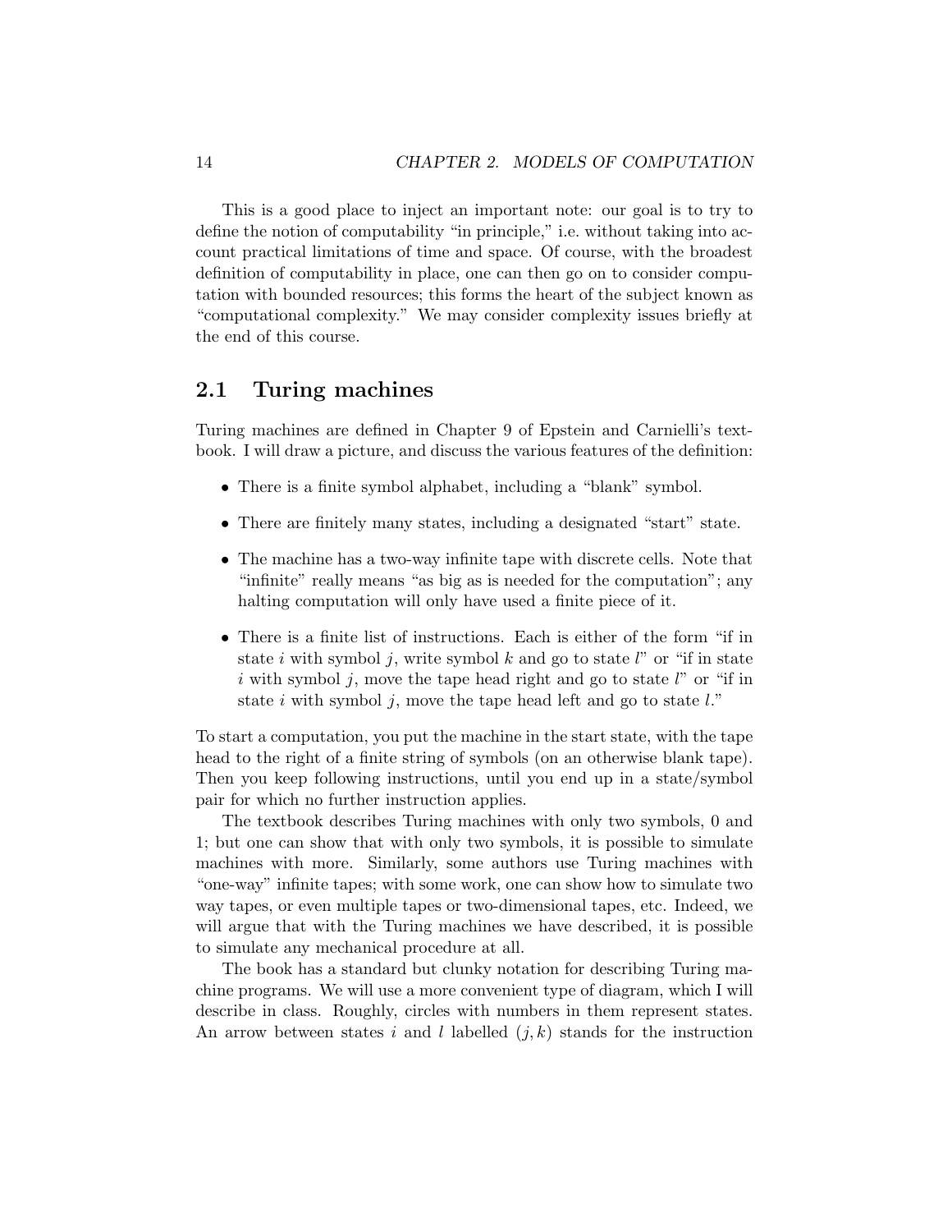This is a good place to inject an important note: our goal is to try to define the notion of computability "in principle," i.e. without taking into account practical limitations of time and space. Of course, with the broadest definition of computability in place, one can then go on to consider computation with bounded resources; this forms the heart of the subject known as "computational complexity." We may consider complexity issues briefly at the end of this course.

## 2.1 Turing machines

Turing machines are defined in Chapter 9 of Epstein and Carnielli's textbook. I will draw a picture, and discuss the various features of the definition:

- There is a finite symbol alphabet, including a "blank" symbol.
- There are finitely many states, including a designated "start" state.
- The machine has a two-way infinite tape with discrete cells. Note that "infinite" really means "as big as is needed for the computation"; any halting computation will only have used a finite piece of it.
- There is a finite list of instructions. Each is either of the form "if in state $i$ with symbol $j$, write symbol $k$ and go to state $l$" or "if in state $i$ with symbol $j$, move the tape head right and go to state $l$" or "if in state $i$ with symbol $j$, move the tape head left and go to state $l$."

To start a computation, you put the machine in the start state, with the tape head to the right of a finite string of symbols (on an otherwise blank tape). Then you keep following instructions, until you end up in a state/symbol pair for which no further instruction applies.

The textbook describes Turing machines with only two symbols, 0 and 1; but one can show that with only two symbols, it is possible to simulate machines with more. Similarly, some authors use Turing machines with "one-way" infinite tapes; with some work, one can show how to simulate two way tapes, or even multiple tapes or two-dimensional tapes, etc. Indeed, we will argue that with the Turing machines we have described, it is possible to simulate any mechanical procedure at all.

The book has a standard but clunky notation for describing Turing machine programs. We will use a more convenient type of diagram, which I will describe in class. Roughly, circles with numbers in them represent states. An arrow between states $i$ and $l$ labelled $(j, k)$ stands for the instruction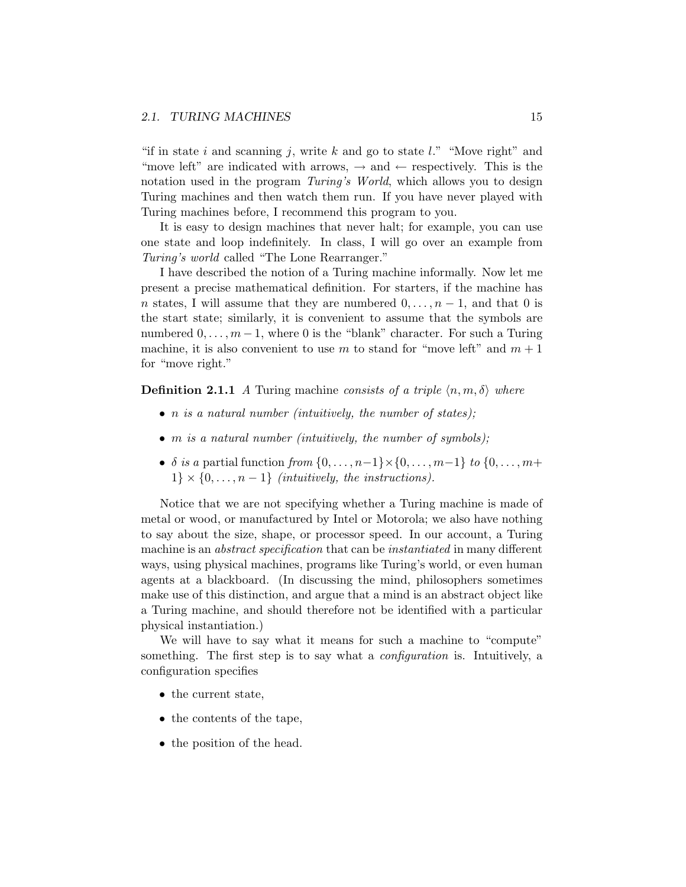"if in state $i$ and scanning $j$, write $k$ and go to state $l$." "Move right" and "move left" are indicated with arrows, $\rightarrow$ and $\leftarrow$ respectively. This is the notation used in the program *Turing's World*, which allows you to design Turing machines and then watch them run. If you have never played with Turing machines before, I recommend this program to you.

It is easy to design machines that never halt; for example, you can use one state and loop indefinitely. In class, I will go over an example from *Turing's world* called "The Lone Rearranger."

I have described the notion of a Turing machine informally. Now let me present a precise mathematical definition. For starters, if the machine has $n$ states, I will assume that they are numbered $0, \ldots, n-1$, and that 0 is the start state; similarly, it is convenient to assume that the symbols are numbered $0, \ldots, m-1$, where 0 is the "blank" character. For such a Turing machine, it is also convenient to use $m$ to stand for "move left" and $m+1$ for "move right."

**Definition 2.1.1** *A* Turing machine *consists of a triple* $\langle n, m, \delta \rangle$ *where*

- *$n$ is a natural number (intuitively, the number of states);*
- *$m$ is a natural number (intuitively, the number of symbols);*
- *$\delta$ is a* partial function *from* $\{0, \ldots, n-1\} \times \{0, \ldots, m-1\}$ *to* $\{0, \ldots, m+1\} \times \{0, \ldots, n-1\}$ *(intuitively, the instructions).*

Notice that we are not specifying whether a Turing machine is made of metal or wood, or manufactured by Intel or Motorola; we also have nothing to say about the size, shape, or processor speed. In our account, a Turing machine is an *abstract specification* that can be *instantiated* in many different ways, using physical machines, programs like Turing's world, or even human agents at a blackboard. (In discussing the mind, philosophers sometimes make use of this distinction, and argue that a mind is an abstract object like a Turing machine, and should therefore not be identified with a particular physical instantiation.)

We will have to say what it means for such a machine to "compute" something. The first step is to say what a *configuration* is. Intuitively, a configuration specifies

- the current state,
- the contents of the tape,
- the position of the head.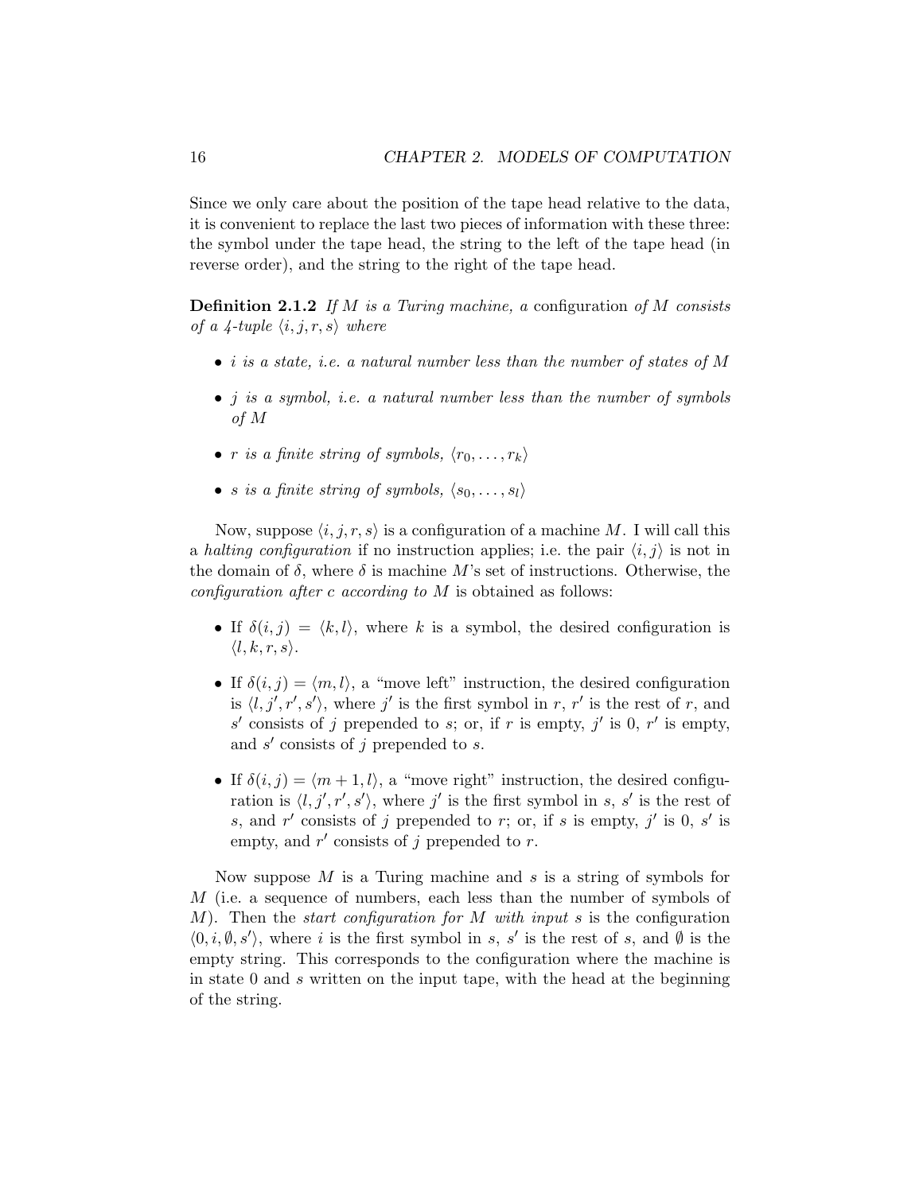Since we only care about the position of the tape head relative to the data, it is convenient to replace the last two pieces of information with these three: the symbol under the tape head, the string to the left of the tape head (in reverse order), and the string to the right of the tape head.

**Definition 2.1.2** *If $M$ is a Turing machine, a* configuration *of $M$ consists of a 4-tuple $\langle i, j, r, s \rangle$ where*

- *$i$ is a state, i.e. a natural number less than the number of states of $M$*
- *$j$ is a symbol, i.e. a natural number less than the number of symbols of $M$*
- *$r$ is a finite string of symbols, $\langle r_0, \ldots, r_k \rangle$*
- *$s$ is a finite string of symbols, $\langle s_0, \ldots, s_l \rangle$*

Now, suppose $\langle i, j, r, s \rangle$ is a configuration of a machine $M$. I will call this a *halting configuration* if no instruction applies; i.e. the pair $\langle i, j \rangle$ is not in the domain of $\delta$, where $\delta$ is machine $M$'s set of instructions. Otherwise, the *configuration after $c$ according to $M$* is obtained as follows:

- If $\delta(i, j) = \langle k, l \rangle$, where $k$ is a symbol, the desired configuration is $\langle l, k, r, s \rangle$.
- If $\delta(i, j) = \langle m, l \rangle$, a "move left" instruction, the desired configuration is $\langle l, j', r', s' \rangle$, where $j'$ is the first symbol in $r$, $r'$ is the rest of $r$, and $s'$ consists of $j$ prepended to $s$; or, if $r$ is empty, $j'$ is 0, $r'$ is empty, and $s'$ consists of $j$ prepended to $s$.
- If $\delta(i, j) = \langle m + 1, l \rangle$, a "move right" instruction, the desired configuration is $\langle l, j', r', s' \rangle$, where $j'$ is the first symbol in $s$, $s'$ is the rest of $s$, and $r'$ consists of $j$ prepended to $r$; or, if $s$ is empty, $j'$ is 0, $s'$ is empty, and $r'$ consists of $j$ prepended to $r$.

Now suppose $M$ is a Turing machine and $s$ is a string of symbols for $M$ (i.e. a sequence of numbers, each less than the number of symbols of $M$). Then the *start configuration for $M$ with input $s$* is the configuration $\langle 0, i, \emptyset, s' \rangle$, where $i$ is the first symbol in $s$, $s'$ is the rest of $s$, and $\emptyset$ is the empty string. This corresponds to the configuration where the machine is in state 0 and $s$ written on the input tape, with the head at the beginning of the string.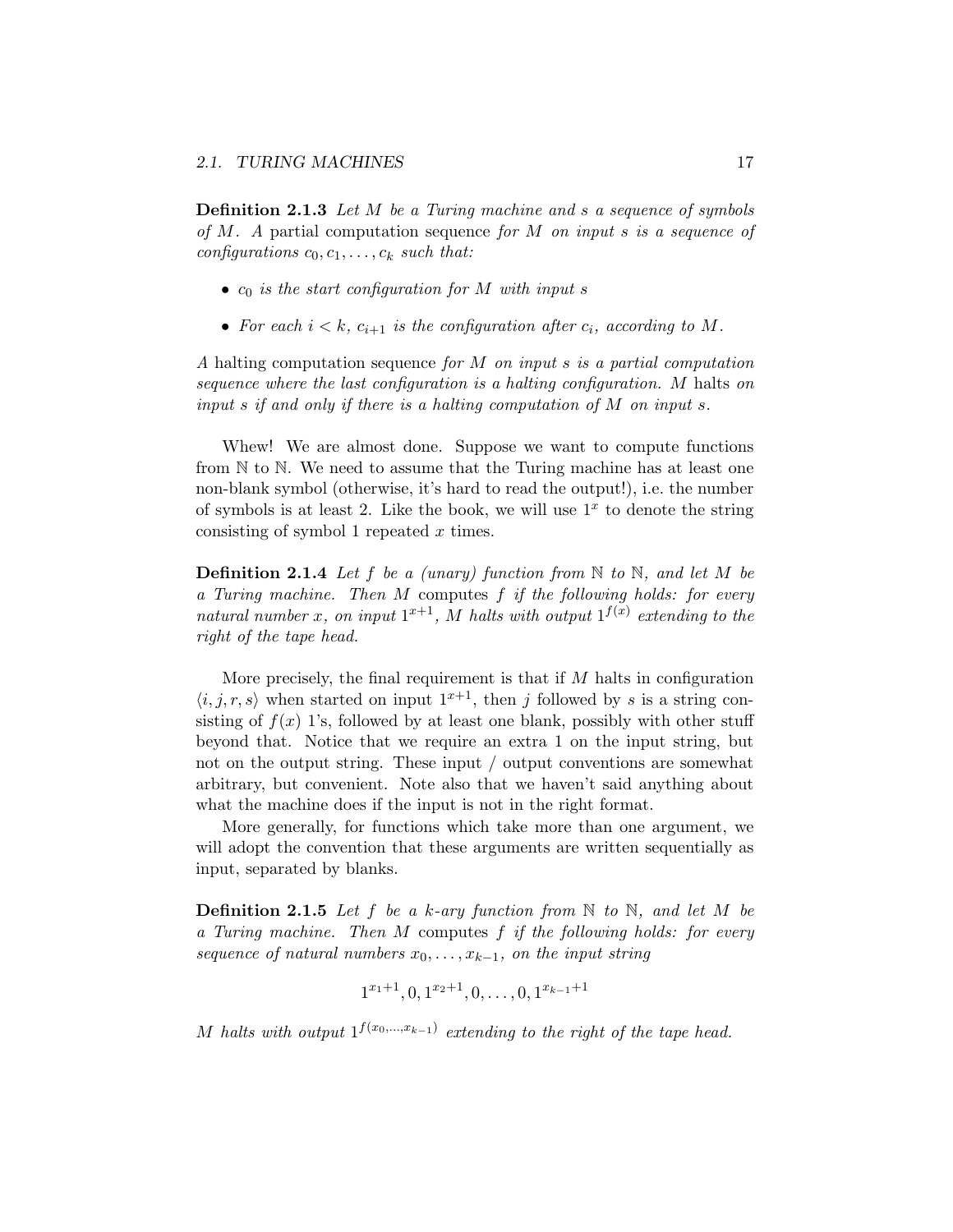**Definition 2.1.3** *Let $M$ be a Turing machine and $s$ a sequence of symbols of $M$. A* partial computation sequence *for $M$ on input $s$ is a sequence of configurations $c_0, c_1, \ldots, c_k$ such that:*

- *$c_0$ is the start configuration for $M$ with input $s$*
- *For each $i < k$, $c_{i+1}$ is the configuration after $c_i$, according to $M$.*

*A* halting computation sequence *for $M$ on input $s$ is a partial computation sequence where the last configuration is a halting configuration. $M$* halts *on input $s$ if and only if there is a halting computation of $M$ on input $s$.*

Whew! We are almost done. Suppose we want to compute functions from $\mathbb{N}$ to $\mathbb{N}$. We need to assume that the Turing machine has at least one non-blank symbol (otherwise, it's hard to read the output!), i.e. the number of symbols is at least 2. Like the book, we will use $1^x$ to denote the string consisting of symbol 1 repeated $x$ times.

**Definition 2.1.4** *Let $f$ be a (unary) function from $\mathbb{N}$ to $\mathbb{N}$, and let $M$ be a Turing machine. Then $M$* computes *$f$ if the following holds: for every natural number $x$, on input $1^{x+1}$, $M$ halts with output $1^{f(x)}$ extending to the right of the tape head.*

More precisely, the final requirement is that if $M$ halts in configuration $\langle i, j, r, s \rangle$ when started on input $1^{x+1}$, then $j$ followed by $s$ is a string consisting of $f(x)$ 1's, followed by at least one blank, possibly with other stuff beyond that. Notice that we require an extra 1 on the input string, but not on the output string. These input / output conventions are somewhat arbitrary, but convenient. Note also that we haven't said anything about what the machine does if the input is not in the right format.

More generally, for functions which take more than one argument, we will adopt the convention that these arguments are written sequentially as input, separated by blanks.

**Definition 2.1.5** *Let $f$ be a $k$-ary function from $\mathbb{N}$ to $\mathbb{N}$, and let $M$ be a Turing machine. Then $M$* computes *$f$ if the following holds: for every sequence of natural numbers $x_0, \ldots, x_{k-1}$, on the input string*

$$1^{x_1+1}, 0, 1^{x_2+1}, 0, \ldots, 0, 1^{x_{k-1}+1}$$

*$M$ halts with output $1^{f(x_0,\ldots,x_{k-1})}$ extending to the right of the tape head.*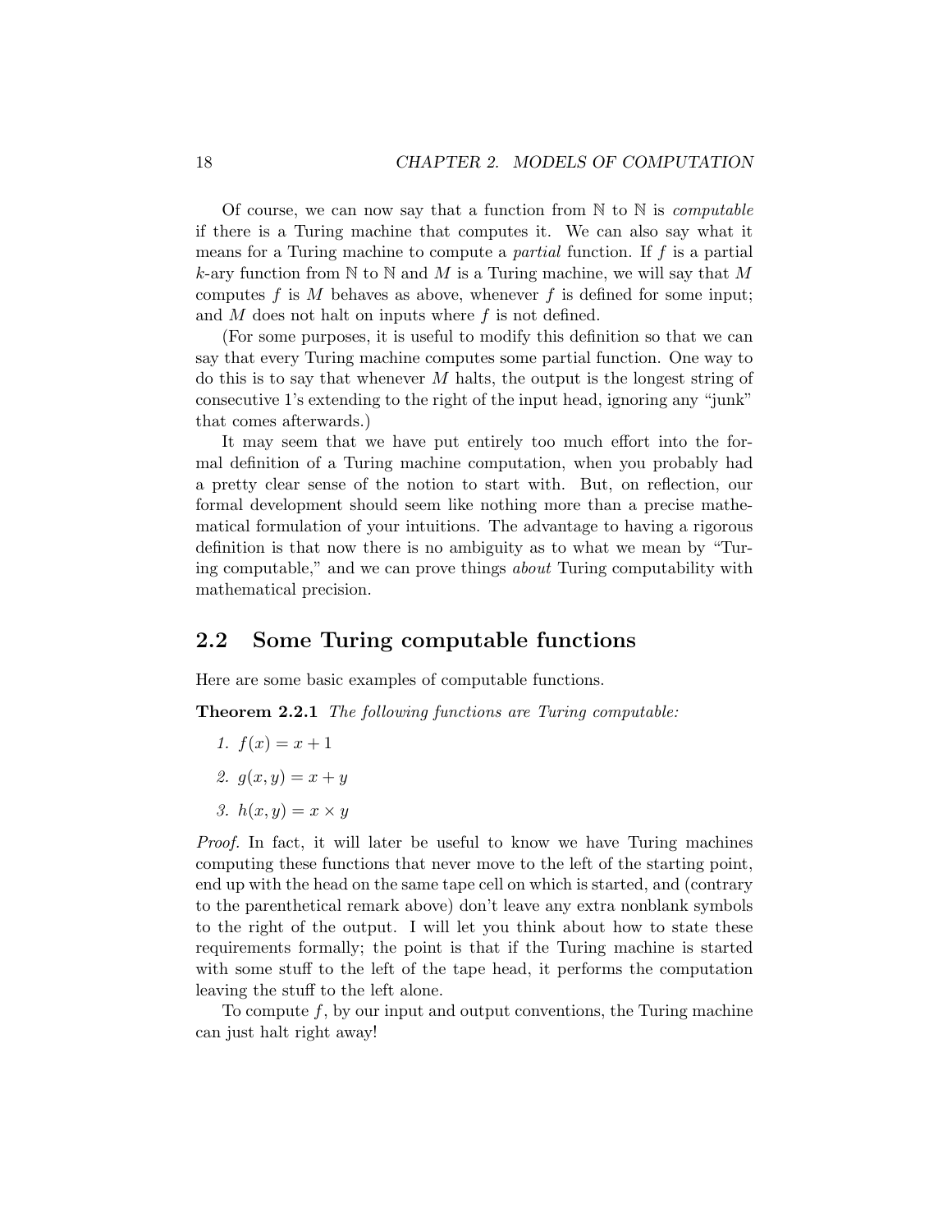Of course, we can now say that a function from $\mathbb{N}$ to $\mathbb{N}$ is *computable* if there is a Turing machine that computes it. We can also say what it means for a Turing machine to compute a *partial* function. If $f$ is a partial $k$-ary function from $\mathbb{N}$ to $\mathbb{N}$ and $M$ is a Turing machine, we will say that $M$ computes $f$ is $M$ behaves as above, whenever $f$ is defined for some input; and $M$ does not halt on inputs where $f$ is not defined.

(For some purposes, it is useful to modify this definition so that we can say that every Turing machine computes some partial function. One way to do this is to say that whenever $M$ halts, the output is the longest string of consecutive 1's extending to the right of the input head, ignoring any "junk" that comes afterwards.)

It may seem that we have put entirely too much effort into the formal definition of a Turing machine computation, when you probably had a pretty clear sense of the notion to start with. But, on reflection, our formal development should seem like nothing more than a precise mathematical formulation of your intuitions. The advantage to having a rigorous definition is that now there is no ambiguity as to what we mean by "Turing computable," and we can prove things *about* Turing computability with mathematical precision.

## 2.2 Some Turing computable functions

Here are some basic examples of computable functions.

**Theorem 2.2.1** *The following functions are Turing computable:*

1. $f(x) = x + 1$
2. $g(x, y) = x + y$
3. $h(x, y) = x \times y$

*Proof.* In fact, it will later be useful to know we have Turing machines computing these functions that never move to the left of the starting point, end up with the head on the same tape cell on which is started, and (contrary to the parenthetical remark above) don't leave any extra nonblank symbols to the right of the output. I will let you think about how to state these requirements formally; the point is that if the Turing machine is started with some stuff to the left of the tape head, it performs the computation leaving the stuff to the left alone.

To compute $f$, by our input and output conventions, the Turing machine can just halt right away!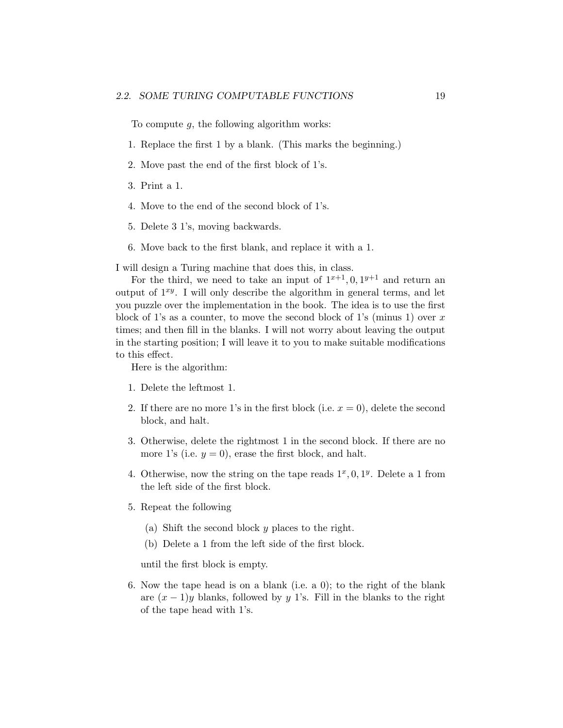To compute $g$, the following algorithm works:

1. Replace the first 1 by a blank. (This marks the beginning.)
2. Move past the end of the first block of 1's.
3. Print a 1.
4. Move to the end of the second block of 1's.
5. Delete 3 1's, moving backwards.
6. Move back to the first blank, and replace it with a 1.

I will design a Turing machine that does this, in class.

For the third, we need to take an input of $1^{x+1}, 0, 1^{y+1}$ and return an output of $1^{xy}$. I will only describe the algorithm in general terms, and let you puzzle over the implementation in the book. The idea is to use the first block of 1's as a counter, to move the second block of 1's (minus 1) over $x$ times; and then fill in the blanks. I will not worry about leaving the output in the starting position; I will leave it to you to make suitable modifications to this effect.

Here is the algorithm:

1. Delete the leftmost 1.
2. If there are no more 1's in the first block (i.e. $x = 0$), delete the second block, and halt.
3. Otherwise, delete the rightmost 1 in the second block. If there are no more 1's (i.e. $y = 0$), erase the first block, and halt.
4. Otherwise, now the string on the tape reads $1^x, 0, 1^y$. Delete a 1 from the left side of the first block.
5. Repeat the following

   (a) Shift the second block $y$ places to the right.

   (b) Delete a 1 from the left side of the first block.

   until the first block is empty.
6. Now the tape head is on a blank (i.e. a 0); to the right of the blank are $(x - 1)y$ blanks, followed by $y$ 1's. Fill in the blanks to the right of the tape head with 1's.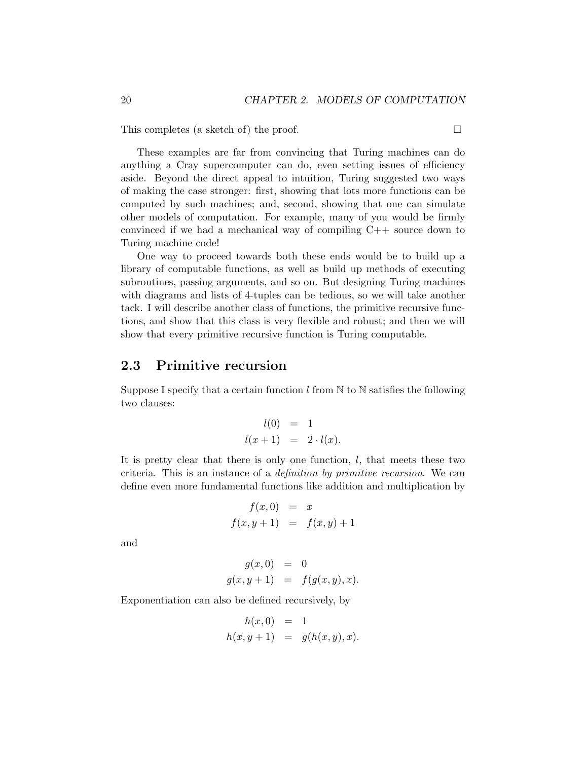This completes (a sketch of) the proof. □

These examples are far from convincing that Turing machines can do anything a Cray supercomputer can do, even setting issues of efficiency aside. Beyond the direct appeal to intuition, Turing suggested two ways of making the case stronger: first, showing that lots more functions can be computed by such machines; and, second, showing that one can simulate other models of computation. For example, many of you would be firmly convinced if we had a mechanical way of compiling C++ source down to Turing machine code!

One way to proceed towards both these ends would be to build up a library of computable functions, as well as build up methods of executing subroutines, passing arguments, and so on. But designing Turing machines with diagrams and lists of 4-tuples can be tedious, so we will take another tack. I will describe another class of functions, the primitive recursive functions, and show that this class is very flexible and robust; and then we will show that every primitive recursive function is Turing computable.

## 2.3 Primitive recursion

Suppose I specify that a certain function $l$ from $\mathbb{N}$ to $\mathbb{N}$ satisfies the following two clauses:

$$
\begin{aligned}
l(0) &= 1 \\
l(x+1) &= 2 \cdot l(x).
\end{aligned}
$$

It is pretty clear that there is only one function, $l$, that meets these two criteria. This is an instance of a *definition by primitive recursion*. We can define even more fundamental functions like addition and multiplication by

$$
\begin{aligned}
f(x,0) &= x \\
f(x,y+1) &= f(x,y)+1
\end{aligned}
$$

and

$$
\begin{aligned}
g(x,0) &= 0 \\
g(x,y+1) &= f(g(x,y),x).
\end{aligned}
$$

Exponentiation can also be defined recursively, by

$$
\begin{aligned}
h(x,0) &= 1 \\
h(x,y+1) &= g(h(x,y),x).
\end{aligned}
$$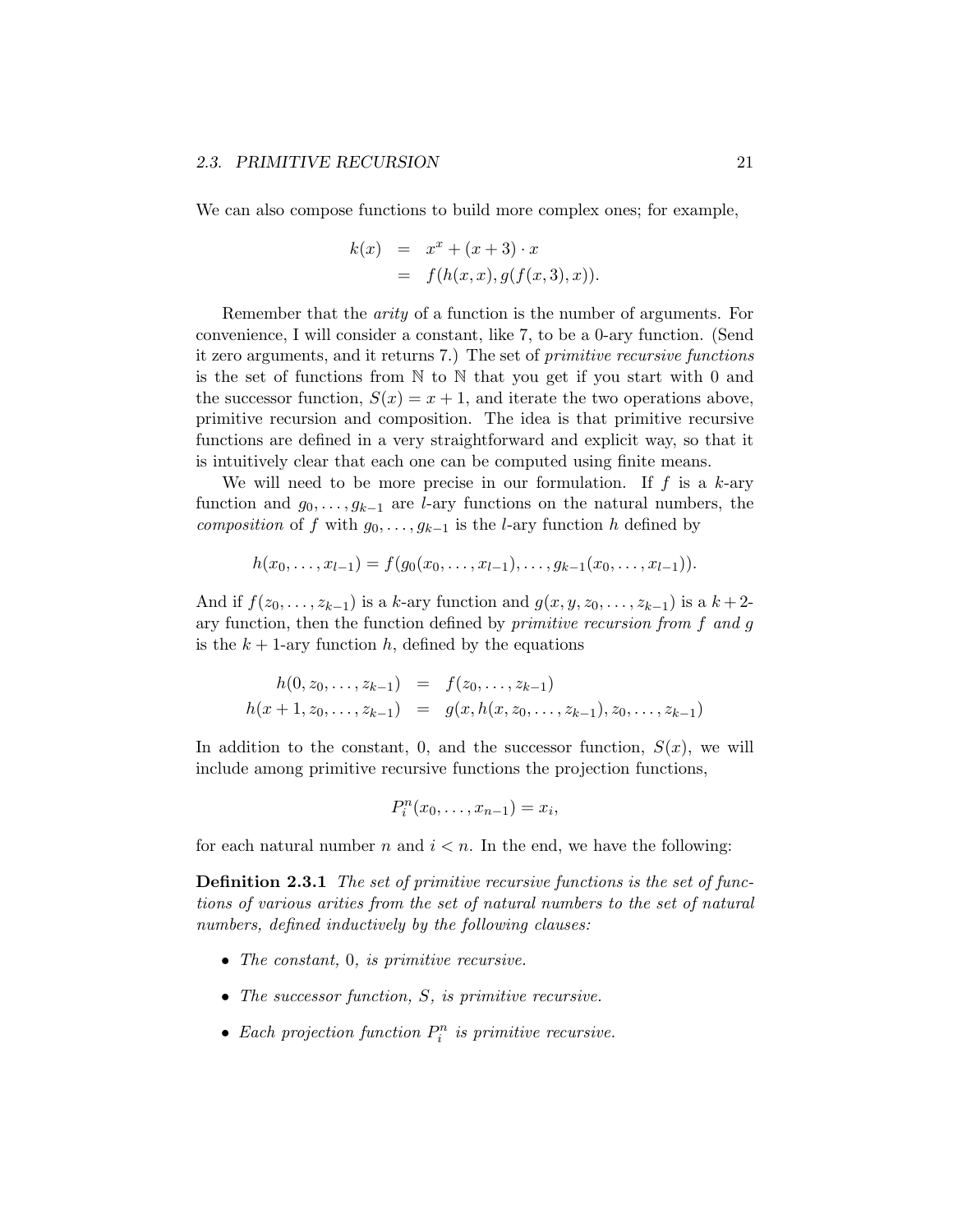We can also compose functions to build more complex ones; for example,

$$
\begin{aligned}
k(x) &= x^x + (x+3) \cdot x \\
&= f(h(x,x), g(f(x,3),x)).
\end{aligned}
$$

Remember that the *arity* of a function is the number of arguments. For convenience, I will consider a constant, like 7, to be a 0-ary function. (Send it zero arguments, and it returns 7.) The set of *primitive recursive functions* is the set of functions from $\mathbb{N}$ to $\mathbb{N}$ that you get if you start with 0 and the successor function, $S(x) = x + 1$, and iterate the two operations above, primitive recursion and composition. The idea is that primitive recursive functions are defined in a very straightforward and explicit way, so that it is intuitively clear that each one can be computed using finite means.

We will need to be more precise in our formulation. If $f$ is a $k$-ary function and $g_0, \ldots, g_{k-1}$ are $l$-ary functions on the natural numbers, the *composition* of $f$ with $g_0, \ldots, g_{k-1}$ is the $l$-ary function $h$ defined by

$$
h(x_0, \ldots, x_{l-1}) = f(g_0(x_0, \ldots, x_{l-1}), \ldots, g_{k-1}(x_0, \ldots, x_{l-1})).
$$

And if $f(z_0, \ldots, z_{k-1})$ is a $k$-ary function and $g(x, y, z_0, \ldots, z_{k-1})$ is a $k+2$-ary function, then the function defined by *primitive recursion from $f$ and $g$* is the $k+1$-ary function $h$, defined by the equations

$$
\begin{aligned}
h(0, z_0, \ldots, z_{k-1}) &= f(z_0, \ldots, z_{k-1}) \\
h(x+1, z_0, \ldots, z_{k-1}) &= g(x, h(x, z_0, \ldots, z_{k-1}), z_0, \ldots, z_{k-1})
\end{aligned}
$$

In addition to the constant, 0, and the successor function, $S(x)$, we will include among primitive recursive functions the projection functions,

$$
P^n_i(x_0, \ldots, x_{n-1}) = x_i,
$$

for each natural number $n$ and $i < n$. In the end, we have the following:

**Definition 2.3.1** *The set of primitive recursive functions is the set of functions of various arities from the set of natural numbers to the set of natural numbers, defined inductively by the following clauses:*

- *The constant, 0, is primitive recursive.*
- *The successor function, $S$, is primitive recursive.*
- *Each projection function $P^n_i$ is primitive recursive.*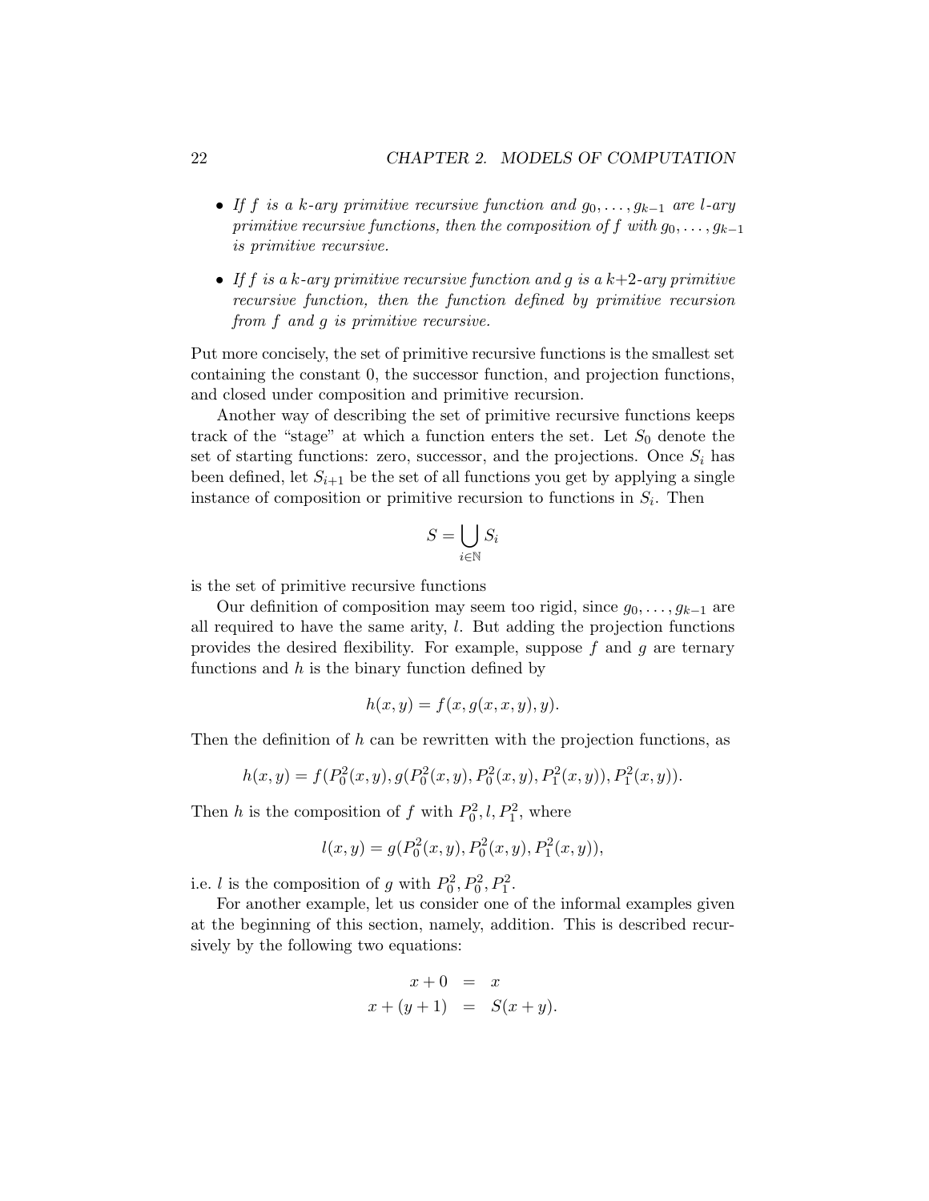- *If $f$ is a $k$-ary primitive recursive function and $g_0, \ldots, g_{k-1}$ are $l$-ary primitive recursive functions, then the composition of $f$ with $g_0, \ldots, g_{k-1}$ is primitive recursive.*

- *If $f$ is a $k$-ary primitive recursive function and $g$ is a $k$+2-ary primitive recursive function, then the function defined by primitive recursion from $f$ and $g$ is primitive recursive.*

Put more concisely, the set of primitive recursive functions is the smallest set containing the constant 0, the successor function, and projection functions, and closed under composition and primitive recursion.

Another way of describing the set of primitive recursive functions keeps track of the "stage" at which a function enters the set. Let $S_0$ denote the set of starting functions: zero, successor, and the projections. Once $S_i$ has been defined, let $S_{i+1}$ be the set of all functions you get by applying a single instance of composition or primitive recursion to functions in $S_i$. Then

$$S = \bigcup_{i \in \mathbb{N}} S_i$$

is the set of primitive recursive functions

Our definition of composition may seem too rigid, since $g_0, \ldots, g_{k-1}$ are all required to have the same arity, $l$. But adding the projection functions provides the desired flexibility. For example, suppose $f$ and $g$ are ternary functions and $h$ is the binary function defined by

$$h(x, y) = f(x, g(x, x, y), y).$$

Then the definition of $h$ can be rewritten with the projection functions, as

$$h(x, y) = f(P_0^2(x, y), g(P_0^2(x, y), P_0^2(x, y), P_1^2(x, y)), P_1^2(x, y)).$$

Then $h$ is the composition of $f$ with $P_0^2, l, P_1^2$, where

$$l(x, y) = g(P_0^2(x, y), P_0^2(x, y), P_1^2(x, y)),$$

i.e. $l$ is the composition of $g$ with $P_0^2, P_0^2, P_1^2$.

For another example, let us consider one of the informal examples given at the beginning of this section, namely, addition. This is described recursively by the following two equations:

$$\begin{aligned} x + 0 &= x \\ x + (y + 1) &= S(x + y). \end{aligned}$$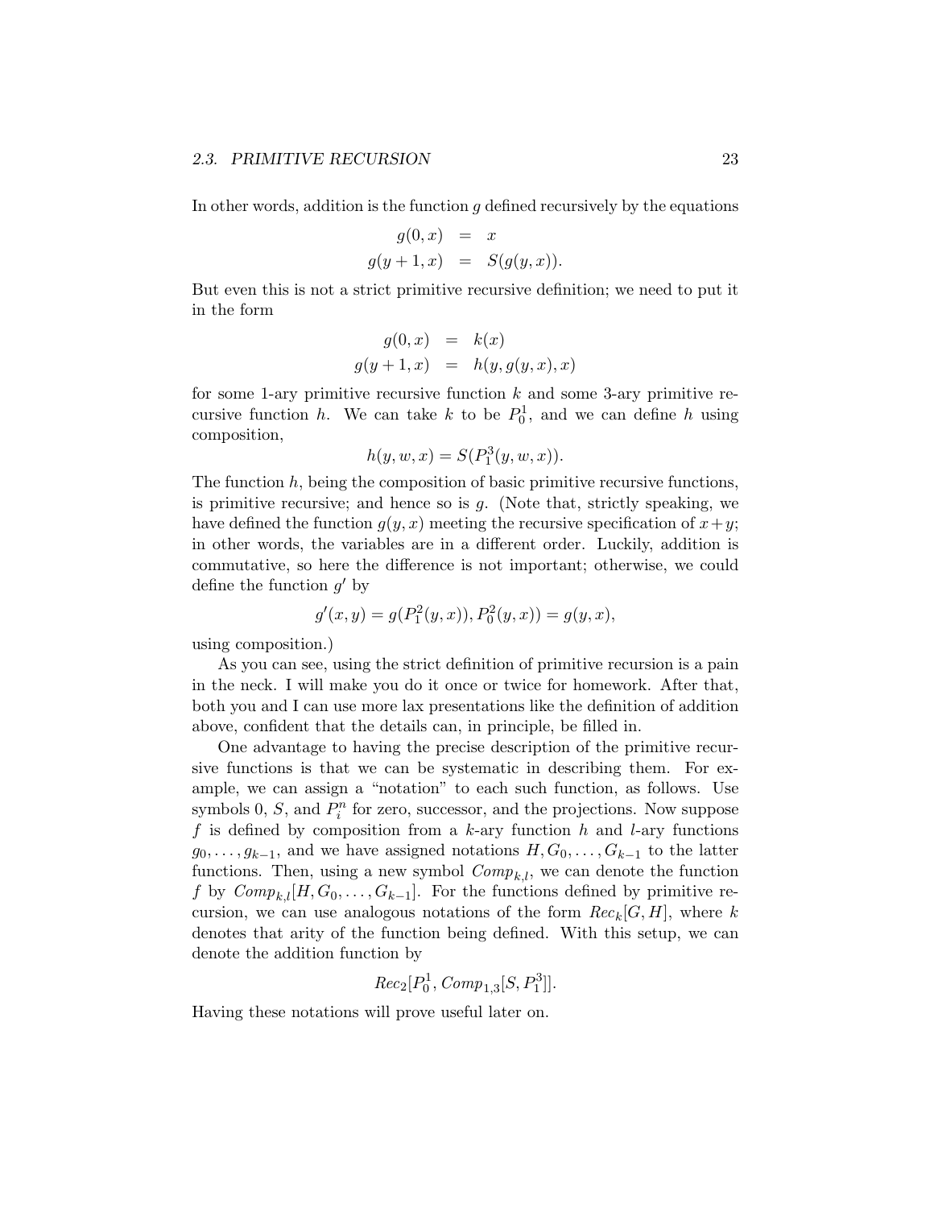In other words, addition is the function $g$ defined recursively by the equations

$$\begin{aligned} g(0, x) &= x \\ g(y+1, x) &= S(g(y, x)). \end{aligned}$$

But even this is not a strict primitive recursive definition; we need to put it in the form

$$\begin{aligned} g(0, x) &= k(x) \\ g(y+1, x) &= h(y, g(y, x), x) \end{aligned}$$

for some 1-ary primitive recursive function $k$ and some 3-ary primitive recursive function $h$. We can take $k$ to be $P_0^1$, and we can define $h$ using composition,

$$h(y, w, x) = S(P_1^3(y, w, x)).$$

The function $h$, being the composition of basic primitive recursive functions, is primitive recursive; and hence so is $g$. (Note that, strictly speaking, we have defined the function $g(y, x)$ meeting the recursive specification of $x + y$; in other words, the variables are in a different order. Luckily, addition is commutative, so here the difference is not important; otherwise, we could define the function $g'$ by

$$g'(x, y) = g(P_1^2(y, x)), P_0^2(y, x)) = g(y, x),$$

using composition.)

As you can see, using the strict definition of primitive recursion is a pain in the neck. I will make you do it once or twice for homework. After that, both you and I can use more lax presentations like the definition of addition above, confident that the details can, in principle, be filled in.

One advantage to having the precise description of the primitive recursive functions is that we can be systematic in describing them. For example, we can assign a "notation" to each such function, as follows. Use symbols $0$, $S$, and $P_i^n$ for zero, successor, and the projections. Now suppose $f$ is defined by composition from a $k$-ary function $h$ and $l$-ary functions $g_0, \ldots, g_{k-1}$, and we have assigned notations $H, G_0, \ldots, G_{k-1}$ to the latter functions. Then, using a new symbol $Comp_{k,l}$, we can denote the function $f$ by $Comp_{k,l}[H, G_0, \ldots, G_{k-1}]$. For the functions defined by primitive recursion, we can use analogous notations of the form $Rec_k[G, H]$, where $k$ denotes that arity of the function being defined. With this setup, we can denote the addition function by

$$Rec_2[P_0^1, Comp_{1,3}[S, P_1^3]].$$

Having these notations will prove useful later on.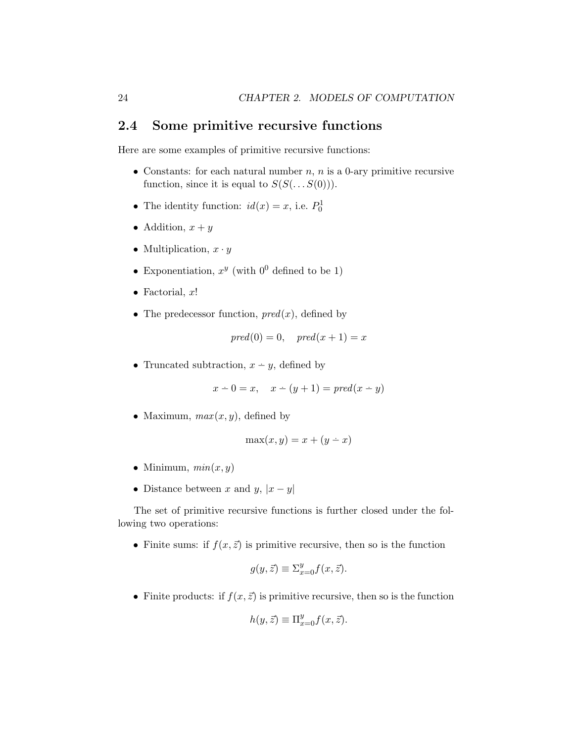## 2.4 Some primitive recursive functions

Here are some examples of primitive recursive functions:

- Constants: for each natural number $n$, $n$ is a 0-ary primitive recursive function, since it is equal to $S(S(\ldots S(0)))$.
- The identity function: $id(x) = x$, i.e. $P^1_0$
- Addition, $x + y$
- Multiplication, $x \cdot y$
- Exponentiation, $x^y$ (with $0^0$ defined to be 1)
- Factorial, $x!$
- The predecessor function, $pred(x)$, defined by

$$pred(0) = 0, \quad pred(x + 1) = x$$

- Truncated subtraction, $x \dot{-} y$, defined by

$$x \dot{-} 0 = x, \quad x \dot{-} (y + 1) = pred(x \dot{-} y)$$

- Maximum, $max(x, y)$, defined by

$$\max(x, y) = x + (y \dot{-} x)$$

- Minimum, $min(x, y)$
- Distance between $x$ and $y$, $|x - y|$

The set of primitive recursive functions is further closed under the following two operations:

- Finite sums: if $f(x, \vec{z})$ is primitive recursive, then so is the function

$$g(y, \vec{z}) \equiv \Sigma^y_{x=0} f(x, \vec{z}).$$

- Finite products: if $f(x, \vec{z})$ is primitive recursive, then so is the function

$$h(y, \vec{z}) \equiv \Pi^y_{x=0} f(x, \vec{z}).$$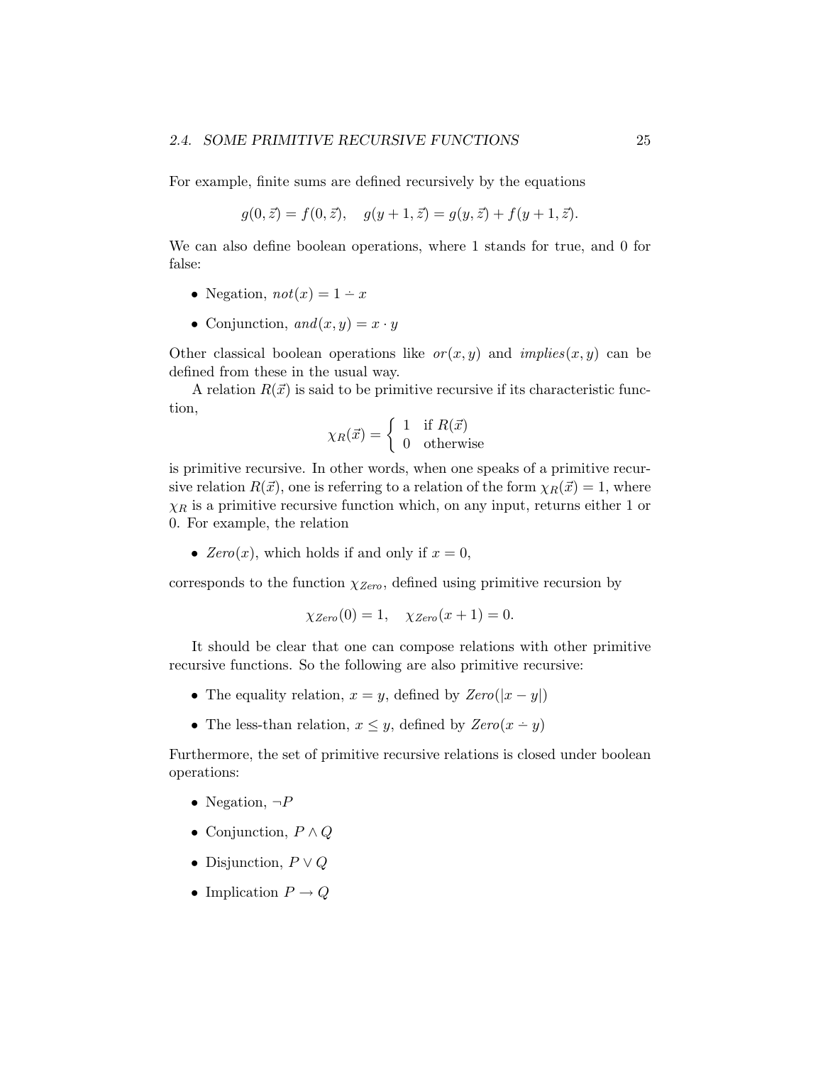For example, finite sums are defined recursively by the equations

$$g(0, \vec{z}) = f(0, \vec{z}), \quad g(y+1, \vec{z}) = g(y, \vec{z}) + f(y+1, \vec{z}).$$

We can also define boolean operations, where 1 stands for true, and 0 for false:

- Negation, $not(x) = 1 \dot{-} x$
- Conjunction, $and(x, y) = x \cdot y$

Other classical boolean operations like $or(x, y)$ and $implies(x, y)$ can be defined from these in the usual way.

A relation $R(\vec{x})$ is said to be primitive recursive if its characteristic function,

$$\chi_R(\vec{x}) = \begin{cases} 1 & \text{if } R(\vec{x}) \\ 0 & \text{otherwise} \end{cases}$$

is primitive recursive. In other words, when one speaks of a primitive recursive relation $R(\vec{x})$, one is referring to a relation of the form $\chi_R(\vec{x}) = 1$, where $\chi_R$ is a primitive recursive function which, on any input, returns either 1 or 0. For example, the relation

- $Zero(x)$, which holds if and only if $x = 0$,

corresponds to the function $\chi_{Zero}$, defined using primitive recursion by

$$\chi_{Zero}(0) = 1, \quad \chi_{Zero}(x+1) = 0.$$

It should be clear that one can compose relations with other primitive recursive functions. So the following are also primitive recursive:

- The equality relation, $x = y$, defined by $Zero(|x - y|)$
- The less-than relation, $x \leq y$, defined by $Zero(x \dot{-} y)$

Furthermore, the set of primitive recursive relations is closed under boolean operations:

- Negation, $\neg P$
- Conjunction, $P \wedge Q$
- Disjunction, $P \vee Q$
- Implication $P \rightarrow Q$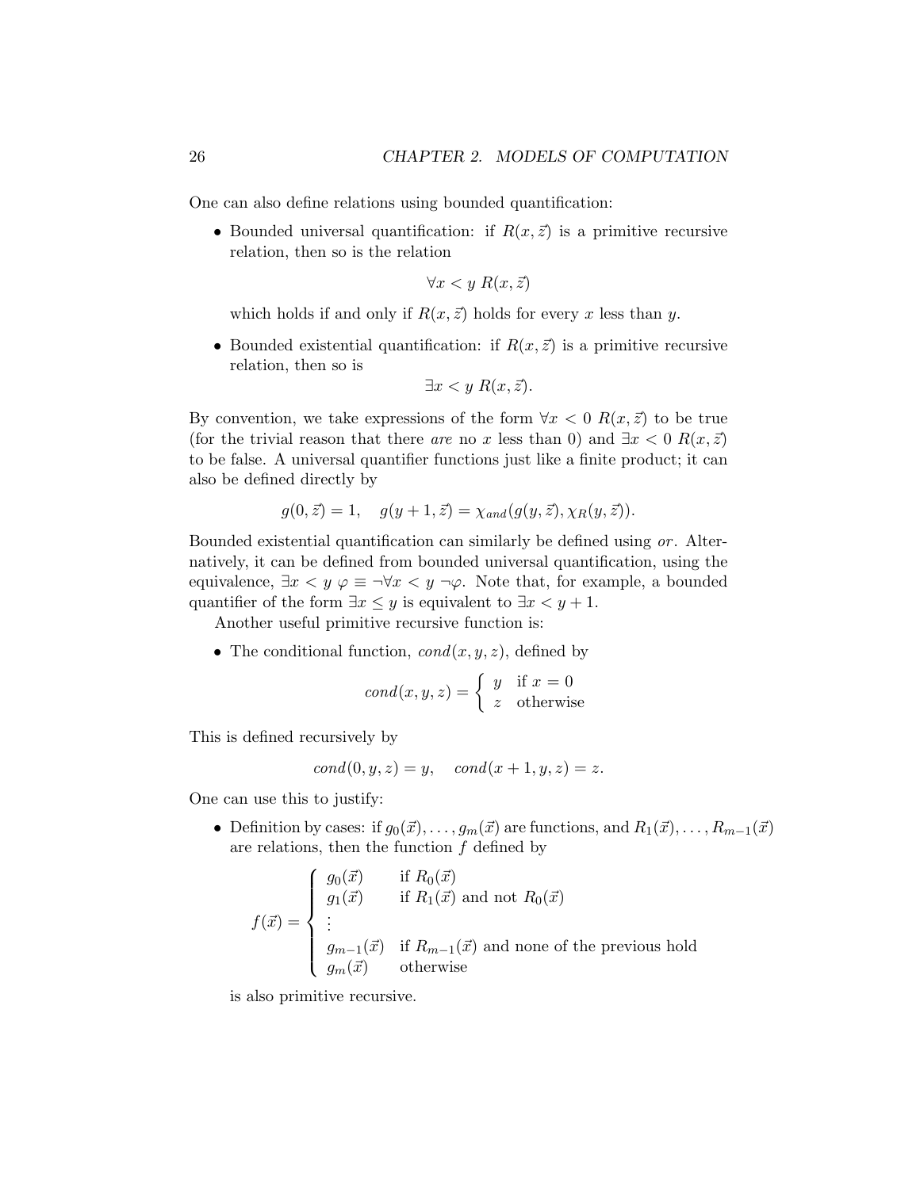One can also define relations using bounded quantification:

- Bounded universal quantification: if $R(x, \vec{z})$ is a primitive recursive relation, then so is the relation

$$\forall x < y \; R(x, \vec{z})$$

which holds if and only if $R(x, \vec{z})$ holds for every $x$ less than $y$.

- Bounded existential quantification: if $R(x, \vec{z})$ is a primitive recursive relation, then so is

$$\exists x < y \; R(x, \vec{z}).$$

By convention, we take expressions of the form $\forall x < 0 \; R(x, \vec{z})$ to be true (for the trivial reason that there *are* no $x$ less than 0) and $\exists x < 0 \; R(x, \vec{z})$ to be false. A universal quantifier functions just like a finite product; it can also be defined directly by

$$g(0, \vec{z}) = 1, \quad g(y + 1, \vec{z}) = \chi_{and}(g(y, \vec{z}), \chi_R(y, \vec{z})).$$

Bounded existential quantification can similarly be defined using *or*. Alternatively, it can be defined from bounded universal quantification, using the equivalence, $\exists x < y \; \varphi \equiv \neg \forall x < y \; \neg \varphi$. Note that, for example, a bounded quantifier of the form $\exists x \leq y$ is equivalent to $\exists x < y + 1$.

Another useful primitive recursive function is:

- The conditional function, $cond(x, y, z)$, defined by

$$cond(x, y, z) = \begin{cases} y & \text{if } x = 0 \\ z & \text{otherwise} \end{cases}$$

This is defined recursively by

$$cond(0, y, z) = y, \quad cond(x + 1, y, z) = z.$$

One can use this to justify:

- Definition by cases: if $g_0(\vec{x}), \ldots, g_m(\vec{x})$ are functions, and $R_1(\vec{x}), \ldots, R_{m-1}(\vec{x})$ are relations, then the function $f$ defined by

$$f(\vec{x}) = \begin{cases} g_0(\vec{x}) & \text{if } R_0(\vec{x}) \\ g_1(\vec{x}) & \text{if } R_1(\vec{x}) \text{ and not } R_0(\vec{x}) \\ \vdots & \\ g_{m-1}(\vec{x}) & \text{if } R_{m-1}(\vec{x}) \text{ and none of the previous hold} \\ g_m(\vec{x}) & \text{otherwise} \end{cases}$$

is also primitive recursive.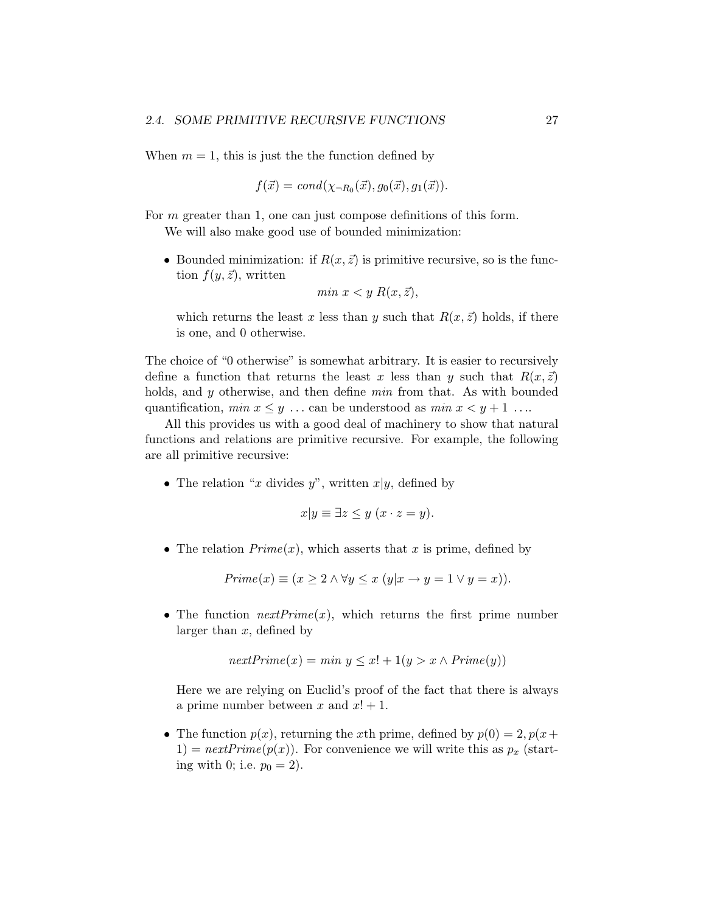When $m = 1$, this is just the the function defined by

$$f(\vec{x}) = cond(\chi_{\neg R_0}(\vec{x}), g_0(\vec{x}), g_1(\vec{x})).$$

For $m$ greater than 1, one can just compose definitions of this form.

We will also make good use of bounded minimization:

- Bounded minimization: if $R(x, \vec{z})$ is primitive recursive, so is the function $f(y, \vec{z})$, written
$$min\ x < y\ R(x, \vec{z}),$$
which returns the least $x$ less than $y$ such that $R(x, \vec{z})$ holds, if there is one, and 0 otherwise.

The choice of "0 otherwise" is somewhat arbitrary. It is easier to recursively define a function that returns the least $x$ less than $y$ such that $R(x, \vec{z})$ holds, and $y$ otherwise, and then define *min* from that. As with bounded quantification, $min\ x \leq y\ \ldots$ can be understood as $min\ x < y + 1\ \ldots$.

All this provides us with a good deal of machinery to show that natural functions and relations are primitive recursive. For example, the following are all primitive recursive:

- The relation "$x$ divides $y$", written $x|y$, defined by
$$x|y \equiv \exists z \leq y\ (x \cdot z = y).$$

- The relation $Prime(x)$, which asserts that $x$ is prime, defined by
$$Prime(x) \equiv (x \geq 2 \wedge \forall y \leq x\ (y|x \rightarrow y = 1 \vee y = x)).$$

- The function $nextPrime(x)$, which returns the first prime number larger than $x$, defined by
$$nextPrime(x) = min\ y \leq x! + 1(y > x \wedge Prime(y))$$
Here we are relying on Euclid's proof of the fact that there is always a prime number between $x$ and $x! + 1$.

- The function $p(x)$, returning the $x$th prime, defined by $p(0) = 2, p(x + 1) = nextPrime(p(x))$. For convenience we will write this as $p_x$ (starting with 0; i.e. $p_0 = 2$).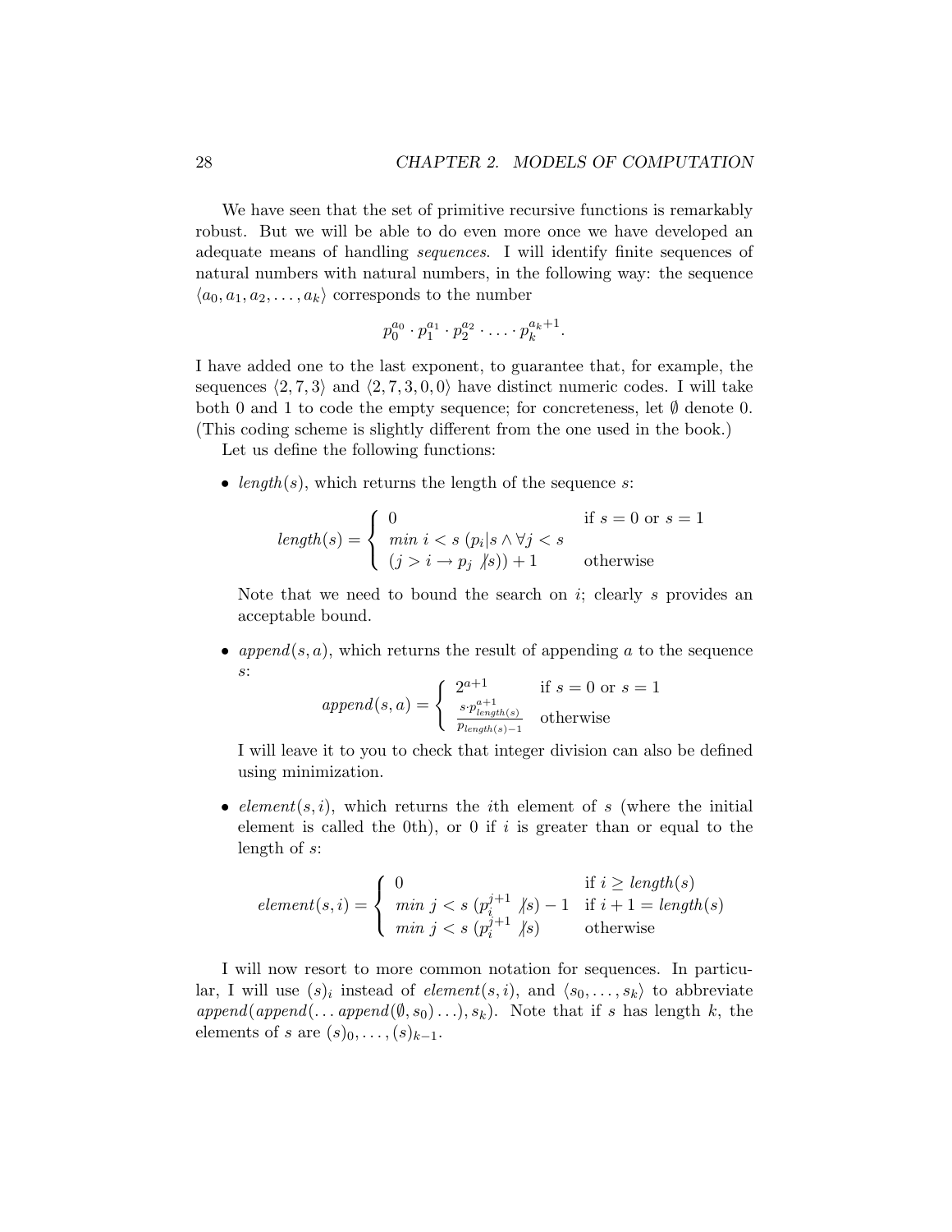We have seen that the set of primitive recursive functions is remarkably robust. But we will be able to do even more once we have developed an adequate means of handling *sequences*. I will identify finite sequences of natural numbers with natural numbers, in the following way: the sequence $\langle a_0, a_1, a_2, \ldots, a_k \rangle$ corresponds to the number

$$p_0^{a_0} \cdot p_1^{a_1} \cdot p_2^{a_2} \cdot \ldots \cdot p_k^{a_k+1}.$$

I have added one to the last exponent, to guarantee that, for example, the sequences $\langle 2, 7, 3 \rangle$ and $\langle 2, 7, 3, 0, 0 \rangle$ have distinct numeric codes. I will take both 0 and 1 to code the empty sequence; for concreteness, let $\emptyset$ denote 0. (This coding scheme is slightly different from the one used in the book.)

Let us define the following functions:

- *length*$(s)$, which returns the length of the sequence $s$:

  $$length(s) = \begin{cases} 0 & \text{if } s = 0 \text{ or } s = 1 \\ min\ i < s\ (p_i | s \land \forall j < s & \\ (j > i \rightarrow p_j \not| s)) + 1 & \text{otherwise} \end{cases}$$

  Note that we need to bound the search on $i$; clearly $s$ provides an acceptable bound.

- *append*$(s, a)$, which returns the result of appending $a$ to the sequence $s$:

  $$append(s, a) = \begin{cases} 2^{a+1} & \text{if } s = 0 \text{ or } s = 1 \\ \frac{s \cdot p_{length(s)}^{a+1}}{p_{length(s)-1}} & \text{otherwise} \end{cases}$$

  I will leave it to you to check that integer division can also be defined using minimization.

- *element*$(s, i)$, which returns the $i$th element of $s$ (where the initial element is called the 0th), or 0 if $i$ is greater than or equal to the length of $s$:

  $$element(s, i) = \begin{cases} 0 & \text{if } i \geq length(s) \\ min\ j < s\ (p_i^{j+1} \not| s) - 1 & \text{if } i + 1 = length(s) \\ min\ j < s\ (p_i^{j+1} \not| s) & \text{otherwise} \end{cases}$$

I will now resort to more common notation for sequences. In particular, I will use $(s)_i$ instead of *element*$(s, i)$, and $\langle s_0, \ldots, s_k \rangle$ to abbreviate $append(append(\ldots append(\emptyset, s_0) \ldots), s_k)$. Note that if $s$ has length $k$, the elements of $s$ are $(s)_0, \ldots, (s)_{k-1}$.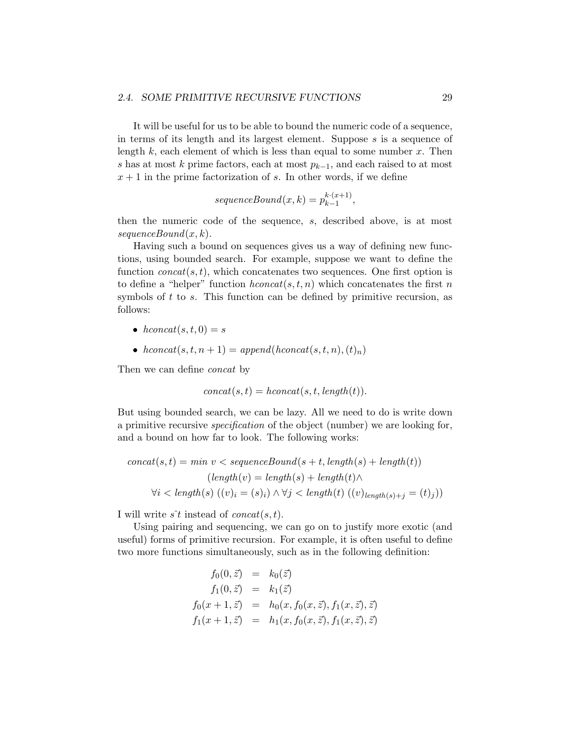It will be useful for us to be able to bound the numeric code of a sequence, in terms of its length and its largest element. Suppose $s$ is a sequence of length $k$, each element of which is less than equal to some number $x$. Then $s$ has at most $k$ prime factors, each at most $p_{k-1}$, and each raised to at most $x+1$ in the prime factorization of $s$. In other words, if we define

$$\mathit{sequenceBound}(x, k) = p_{k-1}^{k \cdot (x+1)},$$

then the numeric code of the sequence, $s$, described above, is at most $\mathit{sequenceBound}(x, k)$.

Having such a bound on sequences gives us a way of defining new functions, using bounded search. For example, suppose we want to define the function $\mathit{concat}(s, t)$, which concatenates two sequences. One first option is to define a "helper" function $\mathit{hconcat}(s, t, n)$ which concatenates the first $n$ symbols of $t$ to $s$. This function can be defined by primitive recursion, as follows:

- $\mathit{hconcat}(s, t, 0) = s$
- $\mathit{hconcat}(s, t, n+1) = \mathit{append}(\mathit{hconcat}(s, t, n), (t)_n)$

Then we can define *concat* by

$$\mathit{concat}(s, t) = \mathit{hconcat}(s, t, \mathit{length}(t)).$$

But using bounded search, we can be lazy. All we need to do is write down a primitive recursive *specification* of the object (number) we are looking for, and a bound on how far to look. The following works:

$$\begin{aligned} \mathit{concat}(s, t) = \mathit{min}\ v < \mathit{sequenceBound}(s + t, \mathit{length}(s) + \mathit{length}(t)) \\ (\mathit{length}(v) = \mathit{length}(s) + \mathit{length}(t) \wedge \\ \forall i < \mathit{length}(s)\ ((v)_i = (s)_i) \wedge \forall j < \mathit{length}(t)\ ((v)_{\mathit{length}(s)+j} = (t)_j)) \end{aligned}$$

I will write $s\hat{\ }t$ instead of $\mathit{concat}(s, t)$.

Using pairing and sequencing, we can go on to justify more exotic (and useful) forms of primitive recursion. For example, it is often useful to define two more functions simultaneously, such as in the following definition:

$$\begin{aligned} f_0(0, \vec{z}) &= k_0(\vec{z}) \\ f_1(0, \vec{z}) &= k_1(\vec{z}) \\ f_0(x+1, \vec{z}) &= h_0(x, f_0(x, \vec{z}), f_1(x, \vec{z}), \vec{z}) \\ f_1(x+1, \vec{z}) &= h_1(x, f_0(x, \vec{z}), f_1(x, \vec{z}), \vec{z}) \end{aligned}$$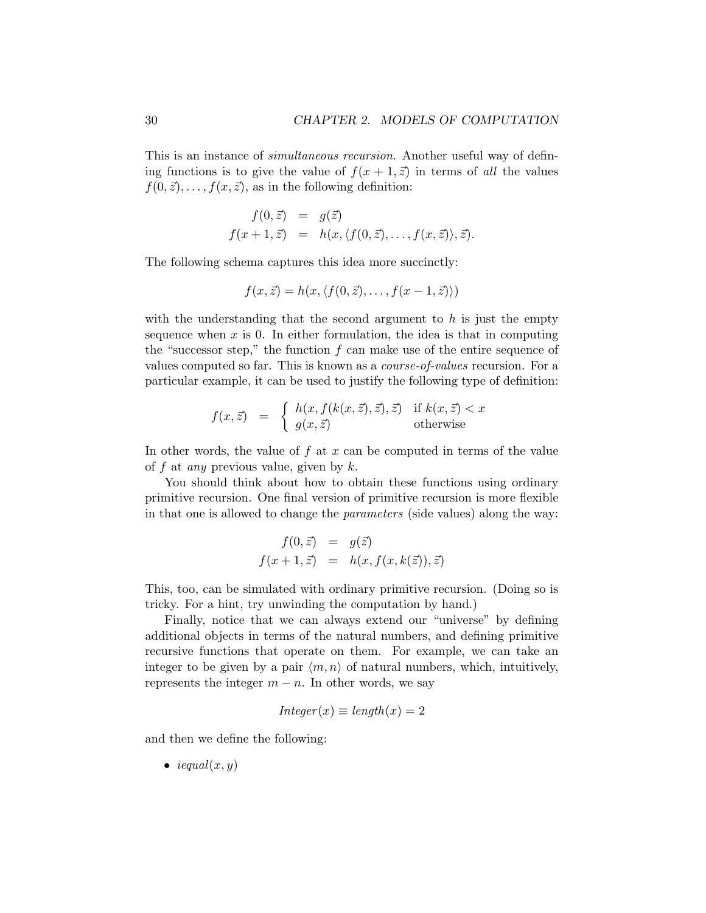This is an instance of *simultaneous recursion*. Another useful way of defining functions is to give the value of $f(x+1,\vec{z})$ in terms of *all* the values $f(0,\vec{z}),\ldots,f(x,\vec{z})$, as in the following definition:

$$
\begin{aligned}
f(0,\vec{z}) &= g(\vec{z}) \\
f(x+1,\vec{z}) &= h(x,\langle f(0,\vec{z}),\ldots,f(x,\vec{z})\rangle,\vec{z}).
\end{aligned}
$$

The following schema captures this idea more succinctly:

$$
f(x,\vec{z}) = h(x,\langle f(0,\vec{z}),\ldots,f(x-1,\vec{z})\rangle)
$$

with the understanding that the second argument to $h$ is just the empty sequence when $x$ is 0. In either formulation, the idea is that in computing the "successor step," the function $f$ can make use of the entire sequence of values computed so far. This is known as a *course-of-values* recursion. For a particular example, it can be used to justify the following type of definition:

$$
f(x,\vec{z}) = \begin{cases} h(x,f(k(x,\vec{z}),\vec{z}),\vec{z}) & \text{if } k(x,\vec{z}) < x \\ g(x,\vec{z}) & \text{otherwise} \end{cases}
$$

In other words, the value of $f$ at $x$ can be computed in terms of the value of $f$ at *any* previous value, given by $k$.

You should think about how to obtain these functions using ordinary primitive recursion. One final version of primitive recursion is more flexible in that one is allowed to change the *parameters* (side values) along the way:

$$
\begin{aligned}
f(0,\vec{z}) &= g(\vec{z}) \\
f(x+1,\vec{z}) &= h(x,f(x,k(\vec{z})),\vec{z})
\end{aligned}
$$

This, too, can be simulated with ordinary primitive recursion. (Doing so is tricky. For a hint, try unwinding the computation by hand.)

Finally, notice that we can always extend our "universe" by defining additional objects in terms of the natural numbers, and defining primitive recursive functions that operate on them. For example, we can take an integer to be given by a pair $\langle m,n\rangle$ of natural numbers, which, intuitively, represents the integer $m-n$. In other words, we say

$$
\mathit{Integer}(x) \equiv \mathit{length}(x) = 2
$$

and then we define the following:

- $\mathit{iequal}(x,y)$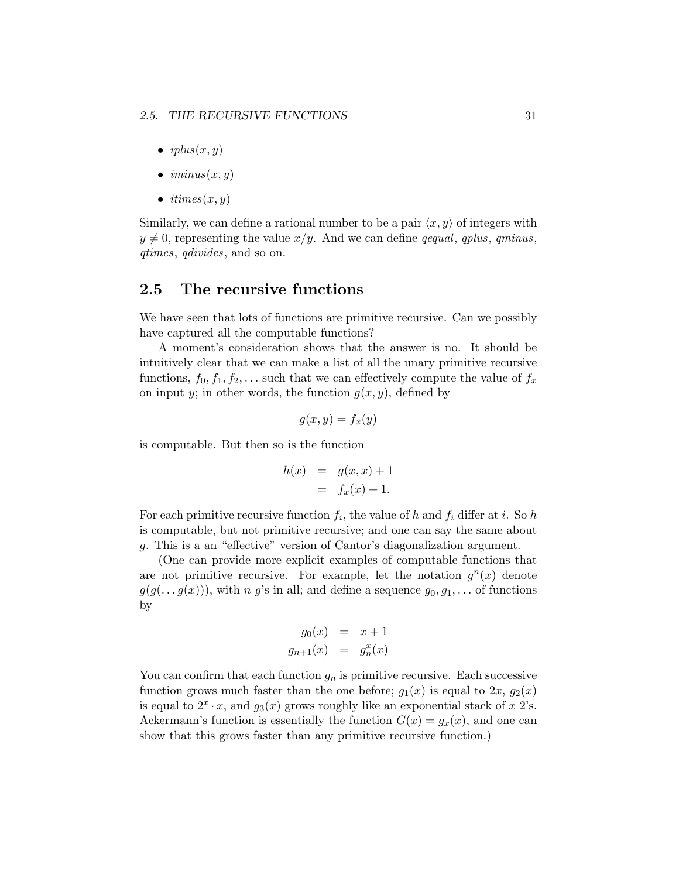- $iplus(x, y)$
- $iminus(x, y)$
- $itimes(x, y)$

Similarly, we can define a rational number to be a pair $\langle x, y \rangle$ of integers with $y \neq 0$, representing the value $x/y$. And we can define *qequal*, *qplus*, *qminus*, *qtimes*, *qdivides*, and so on.

## 2.5 The recursive functions

We have seen that lots of functions are primitive recursive. Can we possibly have captured all the computable functions?

A moment's consideration shows that the answer is no. It should be intuitively clear that we can make a list of all the unary primitive recursive functions, $f_0, f_1, f_2, \ldots$ such that we can effectively compute the value of $f_x$ on input $y$; in other words, the function $g(x, y)$, defined by

$$g(x, y) = f_x(y)$$

is computable. But then so is the function

$$\begin{aligned} h(x) &= g(x, x) + 1 \\ &= f_x(x) + 1. \end{aligned}$$

For each primitive recursive function $f_i$, the value of $h$ and $f_i$ differ at $i$. So $h$ is computable, but not primitive recursive; and one can say the same about $g$. This is a an "effective" version of Cantor's diagonalization argument.

(One can provide more explicit examples of computable functions that are not primitive recursive. For example, let the notation $g^n(x)$ denote $g(g(\ldots g(x)))$, with $n$ $g$'s in all; and define a sequence $g_0, g_1, \ldots$ of functions by

$$\begin{aligned} g_0(x) &= x + 1 \\ g_{n+1}(x) &= g_n^x(x) \end{aligned}$$

You can confirm that each function $g_n$ is primitive recursive. Each successive function grows much faster than the one before; $g_1(x)$ is equal to $2x$, $g_2(x)$ is equal to $2^x \cdot x$, and $g_3(x)$ grows roughly like an exponential stack of $x$ 2's. Ackermann's function is essentially the function $G(x) = g_x(x)$, and one can show that this grows faster than any primitive recursive function.)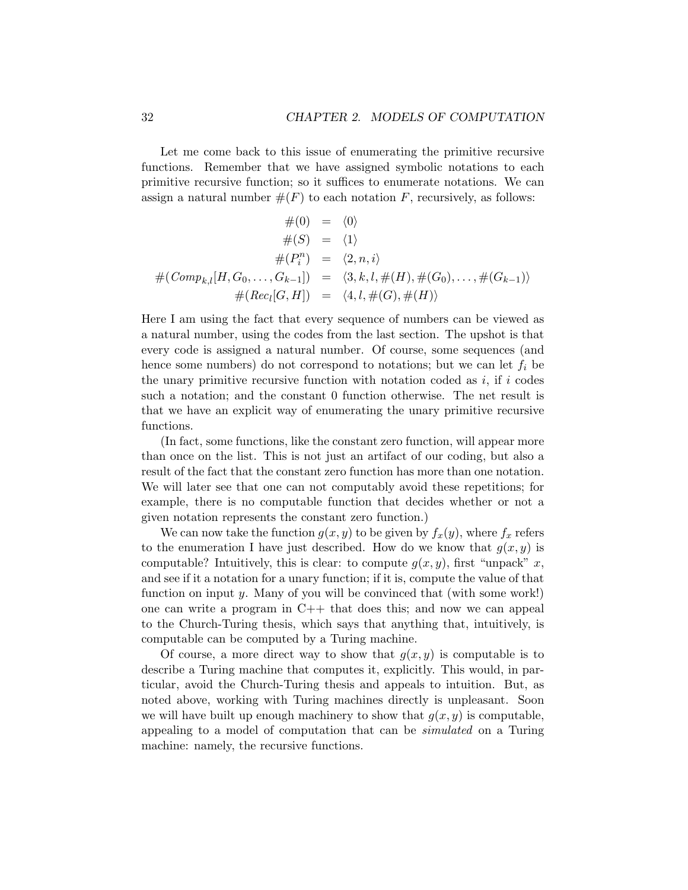Let me come back to this issue of enumerating the primitive recursive functions. Remember that we have assigned symbolic notations to each primitive recursive function; so it suffices to enumerate notations. We can assign a natural number $\#(F)$ to each notation $F$, recursively, as follows:

$$
\begin{aligned}
\#(0) &= \langle 0 \rangle \\
\#(S) &= \langle 1 \rangle \\
\#(P^n_i) &= \langle 2, n, i \rangle \\
\#(Comp_{k,l}[H, G_0, \ldots, G_{k-1}]) &= \langle 3, k, l, \#(H), \#(G_0), \ldots, \#(G_{k-1}) \rangle \\
\#(Rec_l[G, H]) &= \langle 4, l, \#(G), \#(H) \rangle
\end{aligned}
$$

Here I am using the fact that every sequence of numbers can be viewed as a natural number, using the codes from the last section. The upshot is that every code is assigned a natural number. Of course, some sequences (and hence some numbers) do not correspond to notations; but we can let $f_i$ be the unary primitive recursive function with notation coded as $i$, if $i$ codes such a notation; and the constant 0 function otherwise. The net result is that we have an explicit way of enumerating the unary primitive recursive functions.

(In fact, some functions, like the constant zero function, will appear more than once on the list. This is not just an artifact of our coding, but also a result of the fact that the constant zero function has more than one notation. We will later see that one can not computably avoid these repetitions; for example, there is no computable function that decides whether or not a given notation represents the constant zero function.)

We can now take the function $g(x, y)$ to be given by $f_x(y)$, where $f_x$ refers to the enumeration I have just described. How do we know that $g(x, y)$ is computable? Intuitively, this is clear: to compute $g(x, y)$, first "unpack" $x$, and see if it a notation for a unary function; if it is, compute the value of that function on input $y$. Many of you will be convinced that (with some work!) one can write a program in C++ that does this; and now we can appeal to the Church-Turing thesis, which says that anything that, intuitively, is computable can be computed by a Turing machine.

Of course, a more direct way to show that $g(x, y)$ is computable is to describe a Turing machine that computes it, explicitly. This would, in particular, avoid the Church-Turing thesis and appeals to intuition. But, as noted above, working with Turing machines directly is unpleasant. Soon we will have built up enough machinery to show that $g(x, y)$ is computable, appealing to a model of computation that can be *simulated* on a Turing machine: namely, the recursive functions.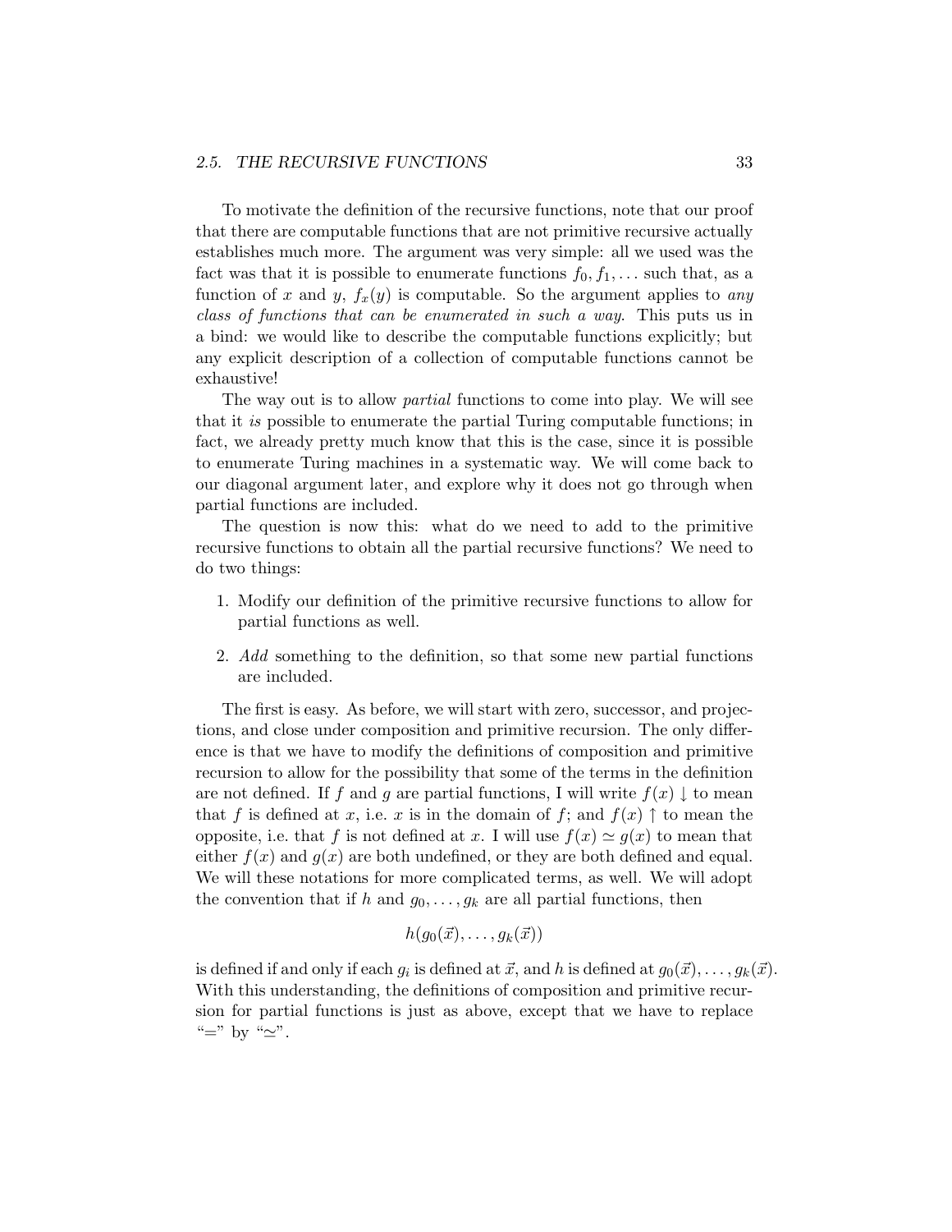To motivate the definition of the recursive functions, note that our proof that there are computable functions that are not primitive recursive actually establishes much more. The argument was very simple: all we used was the fact was that it is possible to enumerate functions $f_0, f_1, \ldots$ such that, as a function of $x$ and $y$, $f_x(y)$ is computable. So the argument applies to *any class of functions that can be enumerated in such a way*. This puts us in a bind: we would like to describe the computable functions explicitly; but any explicit description of a collection of computable functions cannot be exhaustive!

The way out is to allow *partial* functions to come into play. We will see that it *is* possible to enumerate the partial Turing computable functions; in fact, we already pretty much know that this is the case, since it is possible to enumerate Turing machines in a systematic way. We will come back to our diagonal argument later, and explore why it does not go through when partial functions are included.

The question is now this: what do we need to add to the primitive recursive functions to obtain all the partial recursive functions? We need to do two things:

1. Modify our definition of the primitive recursive functions to allow for partial functions as well.
2. *Add* something to the definition, so that some new partial functions are included.

The first is easy. As before, we will start with zero, successor, and projections, and close under composition and primitive recursion. The only difference is that we have to modify the definitions of composition and primitive recursion to allow for the possibility that some of the terms in the definition are not defined. If $f$ and $g$ are partial functions, I will write $f(x) \downarrow$ to mean that $f$ is defined at $x$, i.e. $x$ is in the domain of $f$; and $f(x) \uparrow$ to mean the opposite, i.e. that $f$ is not defined at $x$. I will use $f(x) \simeq g(x)$ to mean that either $f(x)$ and $g(x)$ are both undefined, or they are both defined and equal. We will these notations for more complicated terms, as well. We will adopt the convention that if $h$ and $g_0, \ldots, g_k$ are all partial functions, then

$$h(g_0(\vec{x}), \ldots, g_k(\vec{x}))$$

is defined if and only if each $g_i$ is defined at $\vec{x}$, and $h$ is defined at $g_0(\vec{x}), \ldots, g_k(\vec{x})$. With this understanding, the definitions of composition and primitive recursion for partial functions is just as above, except that we have to replace "$=$" by "$\simeq$".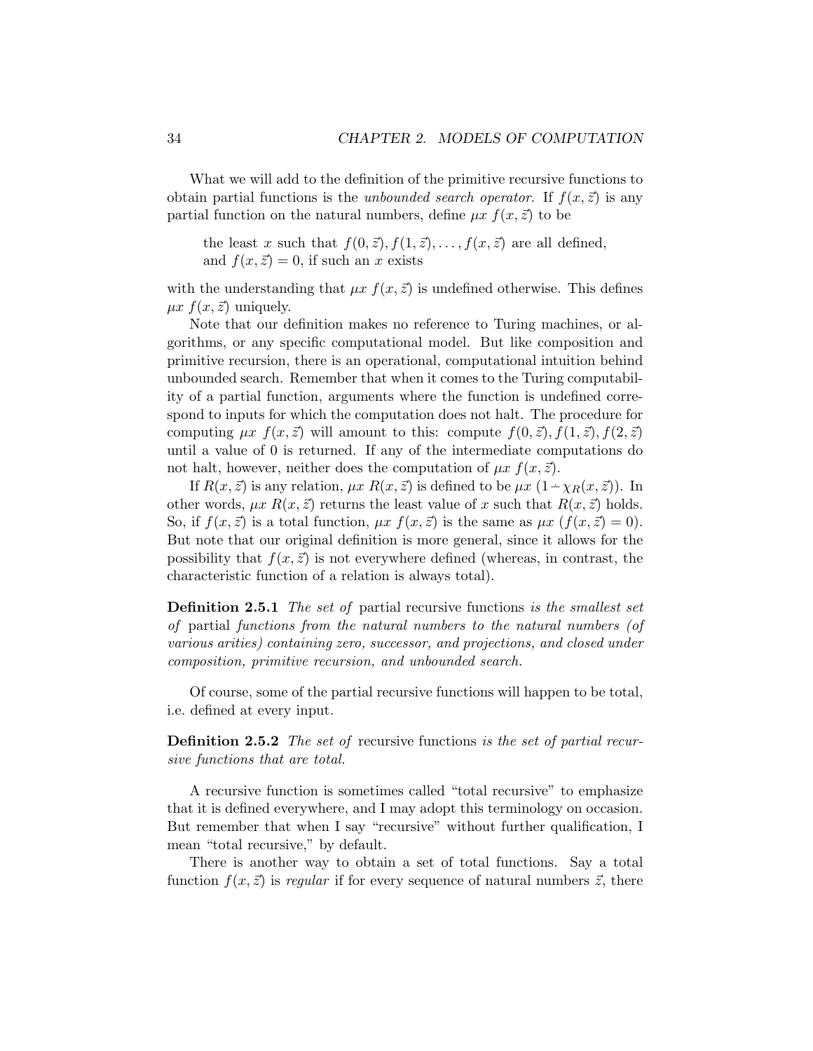What we will add to the definition of the primitive recursive functions to obtain partial functions is the *unbounded search operator*. If $f(x, \vec{z})$ is any partial function on the natural numbers, define $\mu x \; f(x, \vec{z})$ to be

> the least $x$ such that $f(0, \vec{z}), f(1, \vec{z}), \ldots, f(x, \vec{z})$ are all defined, and $f(x, \vec{z}) = 0$, if such an $x$ exists

with the understanding that $\mu x \; f(x, \vec{z})$ is undefined otherwise. This defines $\mu x \; f(x, \vec{z})$ uniquely.

Note that our definition makes no reference to Turing machines, or algorithms, or any specific computational model. But like composition and primitive recursion, there is an operational, computational intuition behind unbounded search. Remember that when it comes to the Turing computability of a partial function, arguments where the function is undefined correspond to inputs for which the computation does not halt. The procedure for computing $\mu x \; f(x, \vec{z})$ will amount to this: compute $f(0, \vec{z}), f(1, \vec{z}), f(2, \vec{z})$ until a value of 0 is returned. If any of the intermediate computations do not halt, however, neither does the computation of $\mu x \; f(x, \vec{z})$.

If $R(x, \vec{z})$ is any relation, $\mu x \; R(x, \vec{z})$ is defined to be $\mu x \; (1 \dot{-} \chi_R(x, \vec{z}))$. In other words, $\mu x \; R(x, \vec{z})$ returns the least value of $x$ such that $R(x, \vec{z})$ holds. So, if $f(x, \vec{z})$ is a total function, $\mu x \; f(x, \vec{z})$ is the same as $\mu x \; (f(x, \vec{z}) = 0)$. But note that our original definition is more general, since it allows for the possibility that $f(x, \vec{z})$ is not everywhere defined (whereas, in contrast, the characteristic function of a relation is always total).

**Definition 2.5.1** *The set of* partial recursive functions *is the smallest set of* partial *functions from the natural numbers to the natural numbers (of various arities) containing zero, successor, and projections, and closed under composition, primitive recursion, and unbounded search.*

Of course, some of the partial recursive functions will happen to be total, i.e. defined at every input.

**Definition 2.5.2** *The set of* recursive functions *is the set of partial recursive functions that are total.*

A recursive function is sometimes called "total recursive" to emphasize that it is defined everywhere, and I may adopt this terminology on occasion. But remember that when I say "recursive" without further qualification, I mean "total recursive," by default.

There is another way to obtain a set of total functions. Say a total function $f(x, \vec{z})$ is *regular* if for every sequence of natural numbers $\vec{z}$, there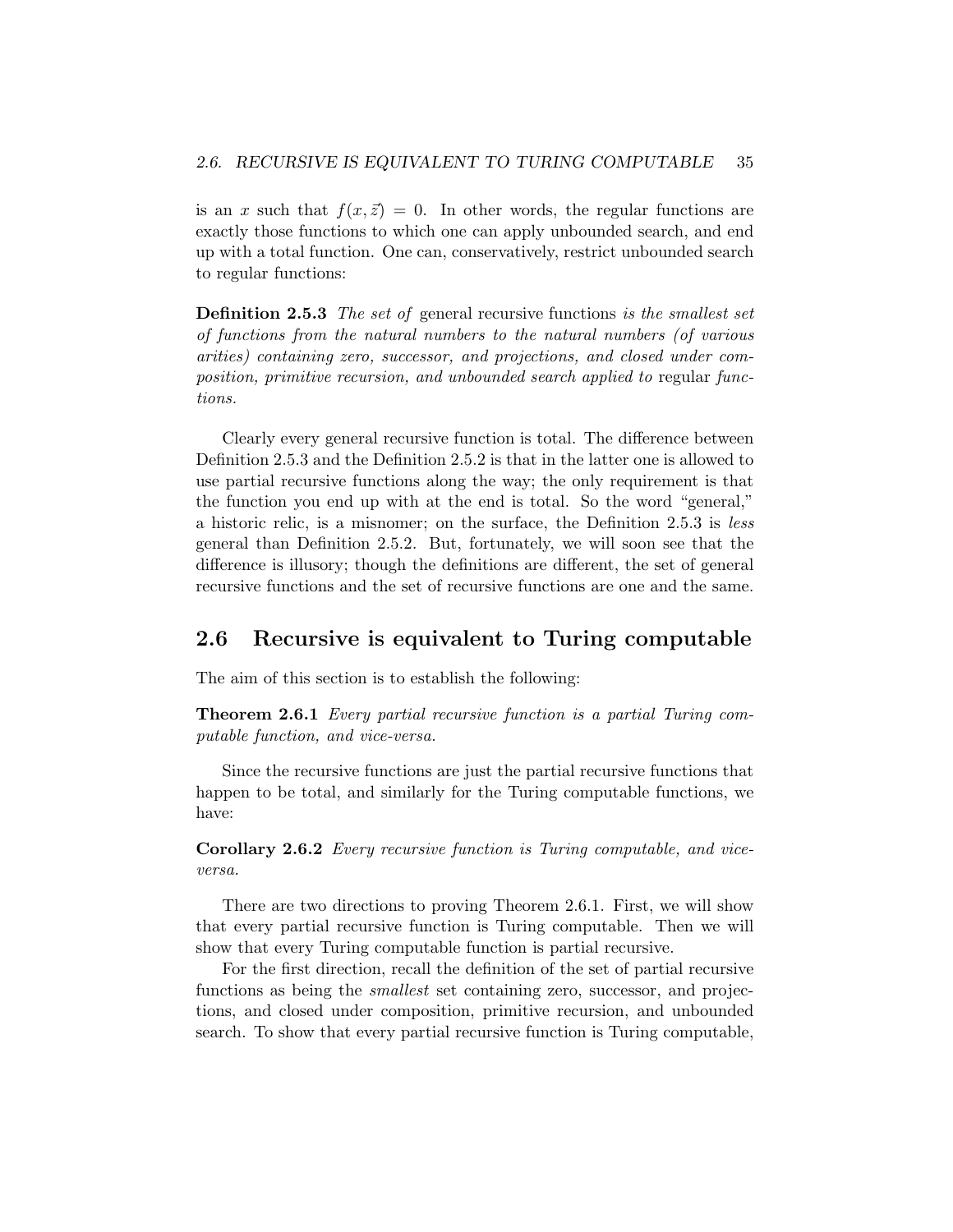is an $x$ such that $f(x, \vec{z}) = 0$. In other words, the regular functions are exactly those functions to which one can apply unbounded search, and end up with a total function. One can, conservatively, restrict unbounded search to regular functions:

**Definition 2.5.3** *The set of* general recursive functions *is the smallest set of functions from the natural numbers to the natural numbers (of various arities) containing zero, successor, and projections, and closed under composition, primitive recursion, and unbounded search applied to* regular *functions.*

Clearly every general recursive function is total. The difference between Definition 2.5.3 and the Definition 2.5.2 is that in the latter one is allowed to use partial recursive functions along the way; the only requirement is that the function you end up with at the end is total. So the word "general," a historic relic, is a misnomer; on the surface, the Definition 2.5.3 is *less* general than Definition 2.5.2. But, fortunately, we will soon see that the difference is illusory; though the definitions are different, the set of general recursive functions and the set of recursive functions are one and the same.

## 2.6 Recursive is equivalent to Turing computable

The aim of this section is to establish the following:

**Theorem 2.6.1** *Every partial recursive function is a partial Turing computable function, and vice-versa.*

Since the recursive functions are just the partial recursive functions that happen to be total, and similarly for the Turing computable functions, we have:

**Corollary 2.6.2** *Every recursive function is Turing computable, and vice-versa.*

There are two directions to proving Theorem 2.6.1. First, we will show that every partial recursive function is Turing computable. Then we will show that every Turing computable function is partial recursive.

For the first direction, recall the definition of the set of partial recursive functions as being the *smallest* set containing zero, successor, and projections, and closed under composition, primitive recursion, and unbounded search. To show that every partial recursive function is Turing computable,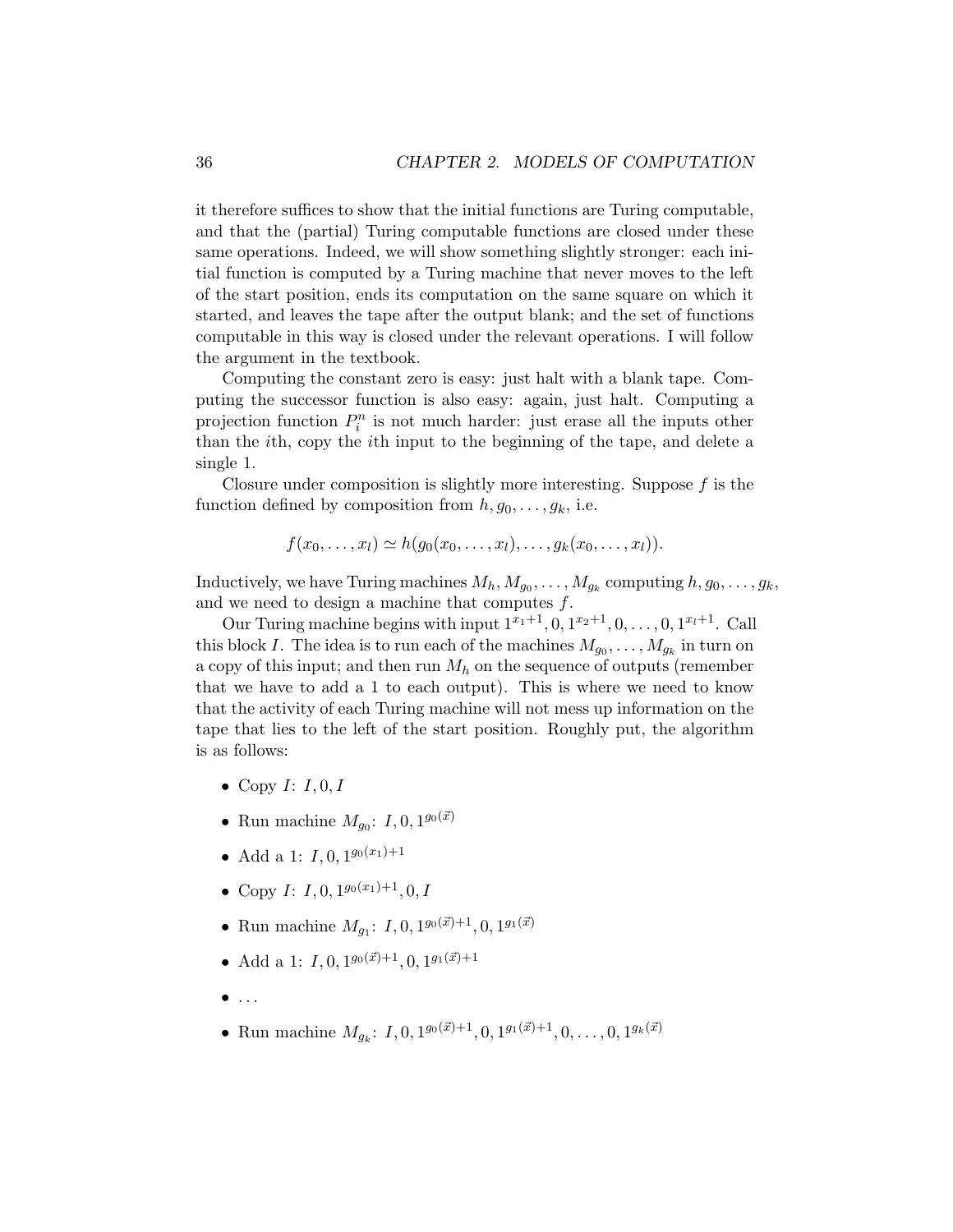it therefore suffices to show that the initial functions are Turing computable, and that the (partial) Turing computable functions are closed under these same operations. Indeed, we will show something slightly stronger: each initial function is computed by a Turing machine that never moves to the left of the start position, ends its computation on the same square on which it started, and leaves the tape after the output blank; and the set of functions computable in this way is closed under the relevant operations. I will follow the argument in the textbook.

Computing the constant zero is easy: just halt with a blank tape. Computing the successor function is also easy: again, just halt. Computing a projection function $P^n_i$ is not much harder: just erase all the inputs other than the $i$th, copy the $i$th input to the beginning of the tape, and delete a single 1.

Closure under composition is slightly more interesting. Suppose $f$ is the function defined by composition from $h, g_0, \ldots, g_k$, i.e.

$$f(x_0, \ldots, x_l) \simeq h(g_0(x_0, \ldots, x_l), \ldots, g_k(x_0, \ldots, x_l)).$$

Inductively, we have Turing machines $M_h, M_{g_0}, \ldots, M_{g_k}$ computing $h, g_0, \ldots, g_k$, and we need to design a machine that computes $f$.

Our Turing machine begins with input $1^{x_1+1}, 0, 1^{x_2+1}, 0, \ldots, 0, 1^{x_l+1}$. Call this block $I$. The idea is to run each of the machines $M_{g_0}, \ldots, M_{g_k}$ in turn on a copy of this input; and then run $M_h$ on the sequence of outputs (remember that we have to add a 1 to each output). This is where we need to know that the activity of each Turing machine will not mess up information on the tape that lies to the left of the start position. Roughly put, the algorithm is as follows:

- Copy $I$: $I, 0, I$
- Run machine $M_{g_0}$: $I, 0, 1^{g_0(\vec{x})}$
- Add a 1: $I, 0, 1^{g_0(x_1)+1}$
- Copy $I$: $I, 0, 1^{g_0(x_1)+1}, 0, I$
- Run machine $M_{g_1}$: $I, 0, 1^{g_0(\vec{x})+1}, 0, 1^{g_1(\vec{x})}$
- Add a 1: $I, 0, 1^{g_0(\vec{x})+1}, 0, 1^{g_1(\vec{x})+1}$
- ...
- Run machine $M_{g_k}$: $I, 0, 1^{g_0(\vec{x})+1}, 0, 1^{g_1(\vec{x})+1}, 0, \ldots, 0, 1^{g_k(\vec{x})}$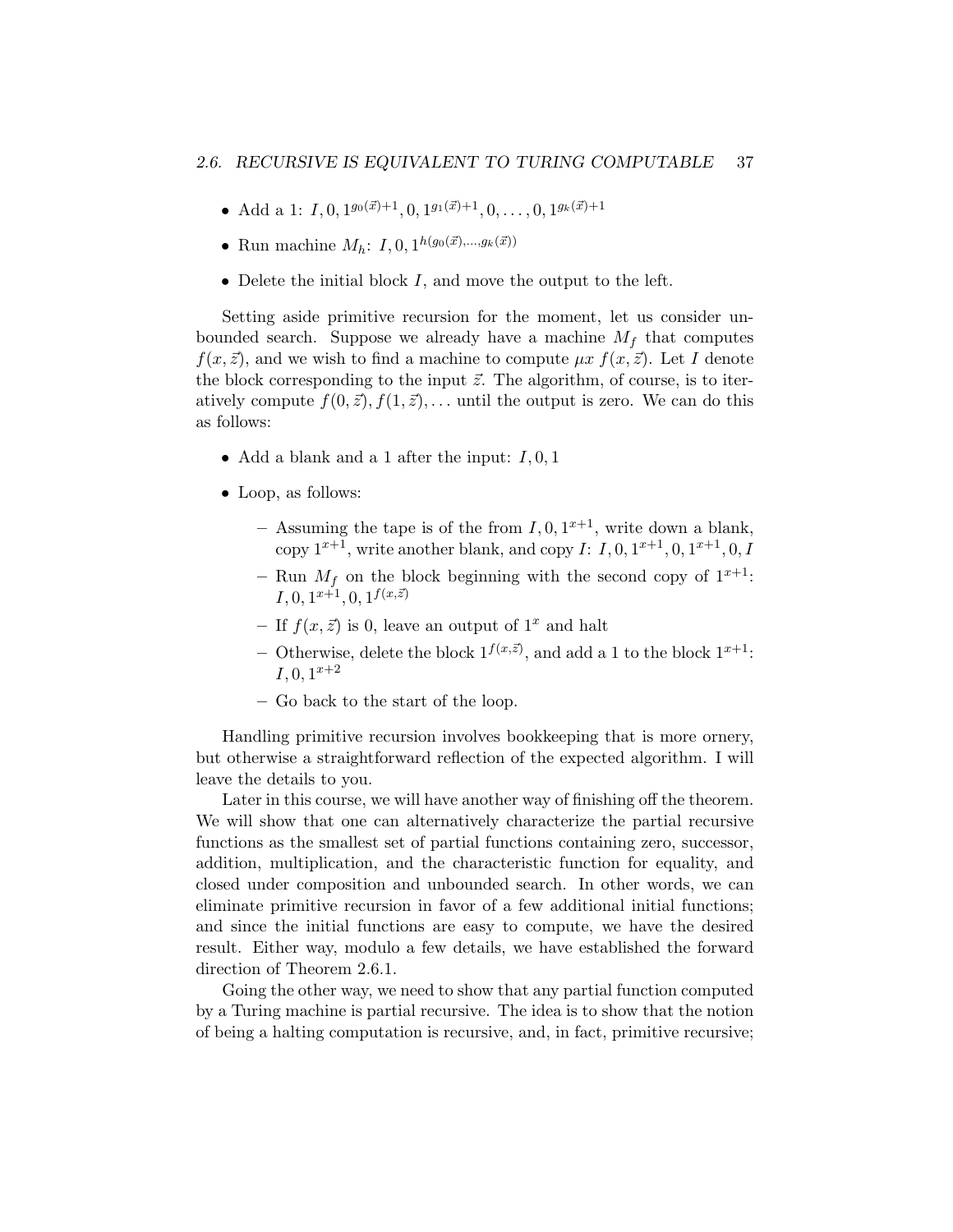- Add a 1: $I, 0, 1^{g_0(\vec{x})+1}, 0, 1^{g_1(\vec{x})+1}, 0, \ldots, 0, 1^{g_k(\vec{x})+1}$
- Run machine $M_h$: $I, 0, 1^{h(g_0(\vec{x}),\ldots,g_k(\vec{x}))}$
- Delete the initial block $I$, and move the output to the left.

Setting aside primitive recursion for the moment, let us consider unbounded search. Suppose we already have a machine $M_f$ that computes $f(x, \vec{z})$, and we wish to find a machine to compute $\mu x\ f(x, \vec{z})$. Let $I$ denote the block corresponding to the input $\vec{z}$. The algorithm, of course, is to iteratively compute $f(0, \vec{z}), f(1, \vec{z}), \ldots$ until the output is zero. We can do this as follows:

- Add a blank and a 1 after the input: $I, 0, 1$
- Loop, as follows:
  - Assuming the tape is of the from $I, 0, 1^{x+1}$, write down a blank, copy $1^{x+1}$, write another blank, and copy $I$: $I, 0, 1^{x+1}, 0, 1^{x+1}, 0, I$
  - Run $M_f$ on the block beginning with the second copy of $1^{x+1}$: $I, 0, 1^{x+1}, 0, 1^{f(x,\vec{z})}$
  - If $f(x, \vec{z})$ is 0, leave an output of $1^x$ and halt
  - Otherwise, delete the block $1^{f(x,\vec{z})}$, and add a 1 to the block $1^{x+1}$: $I, 0, 1^{x+2}$
  - Go back to the start of the loop.

Handling primitive recursion involves bookkeeping that is more ornery, but otherwise a straightforward reflection of the expected algorithm. I will leave the details to you.

Later in this course, we will have another way of finishing off the theorem. We will show that one can alternatively characterize the partial recursive functions as the smallest set of partial functions containing zero, successor, addition, multiplication, and the characteristic function for equality, and closed under composition and unbounded search. In other words, we can eliminate primitive recursion in favor of a few additional initial functions; and since the initial functions are easy to compute, we have the desired result. Either way, modulo a few details, we have established the forward direction of Theorem 2.6.1.

Going the other way, we need to show that any partial function computed by a Turing machine is partial recursive. The idea is to show that the notion of being a halting computation is recursive, and, in fact, primitive recursive;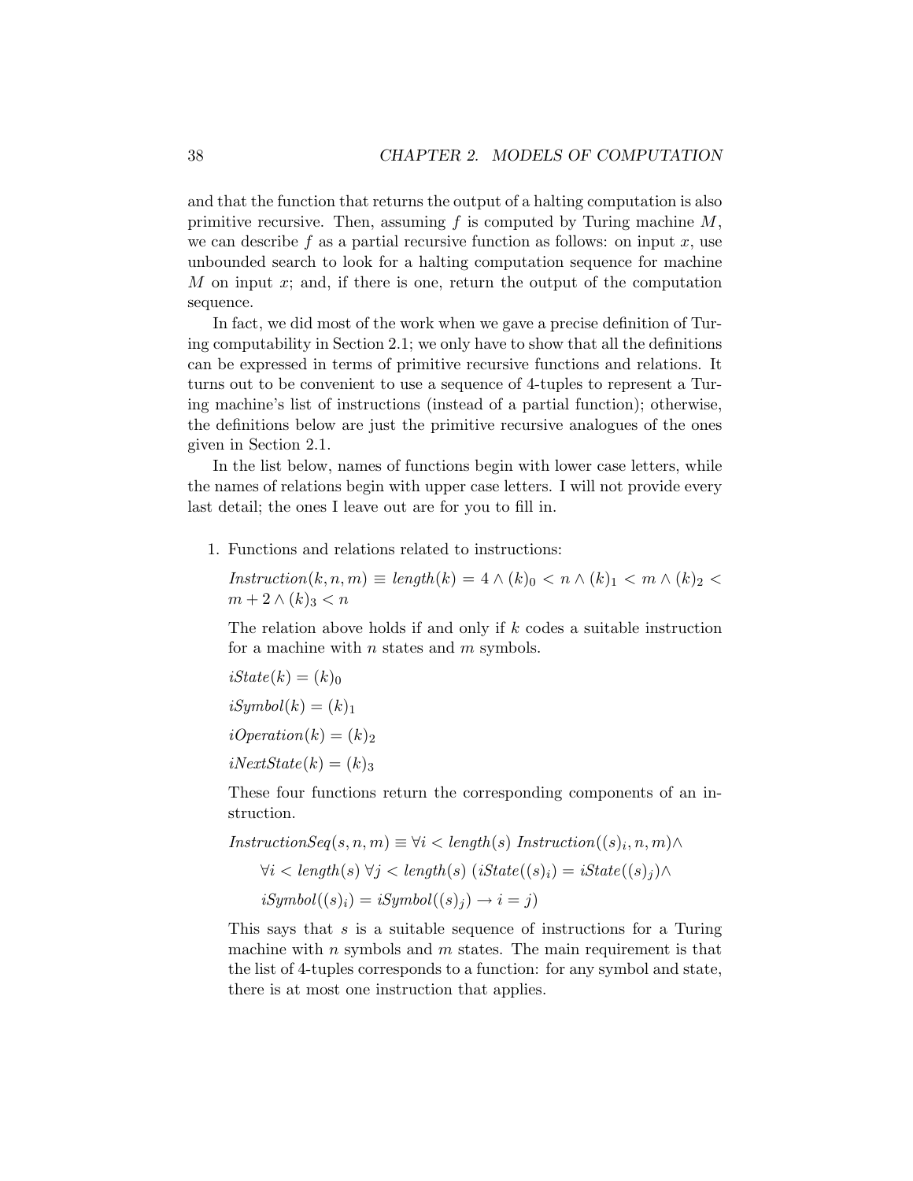and that the function that returns the output of a halting computation is also primitive recursive. Then, assuming $f$ is computed by Turing machine $M$, we can describe $f$ as a partial recursive function as follows: on input $x$, use unbounded search to look for a halting computation sequence for machine $M$ on input $x$; and, if there is one, return the output of the computation sequence.

In fact, we did most of the work when we gave a precise definition of Turing computability in Section 2.1; we only have to show that all the definitions can be expressed in terms of primitive recursive functions and relations. It turns out to be convenient to use a sequence of 4-tuples to represent a Turing machine's list of instructions (instead of a partial function); otherwise, the definitions below are just the primitive recursive analogues of the ones given in Section 2.1.

In the list below, names of functions begin with lower case letters, while the names of relations begin with upper case letters. I will not provide every last detail; the ones I leave out are for you to fill in.

1. Functions and relations related to instructions:

   $Instruction(k, n, m) \equiv length(k) = 4 \wedge (k)_0 < n \wedge (k)_1 < m \wedge (k)_2 < m + 2 \wedge (k)_3 < n$

   The relation above holds if and only if $k$ codes a suitable instruction for a machine with $n$ states and $m$ symbols.

   $iState(k) = (k)_0$

   $iSymbol(k) = (k)_1$

   $iOperation(k) = (k)_2$

   $iNextState(k) = (k)_3$

   These four functions return the corresponding components of an instruction.

   $InstructionSeq(s, n, m) \equiv \forall i < length(s)\ Instruction((s)_i, n, m) \wedge$

   $\quad \forall i < length(s)\ \forall j < length(s)\ (iState((s)_i) = iState((s)_j) \wedge$

   $\quad iSymbol((s)_i) = iSymbol((s)_j) \rightarrow i = j)$

   This says that $s$ is a suitable sequence of instructions for a Turing machine with $n$ symbols and $m$ states. The main requirement is that the list of 4-tuples corresponds to a function: for any symbol and state, there is at most one instruction that applies.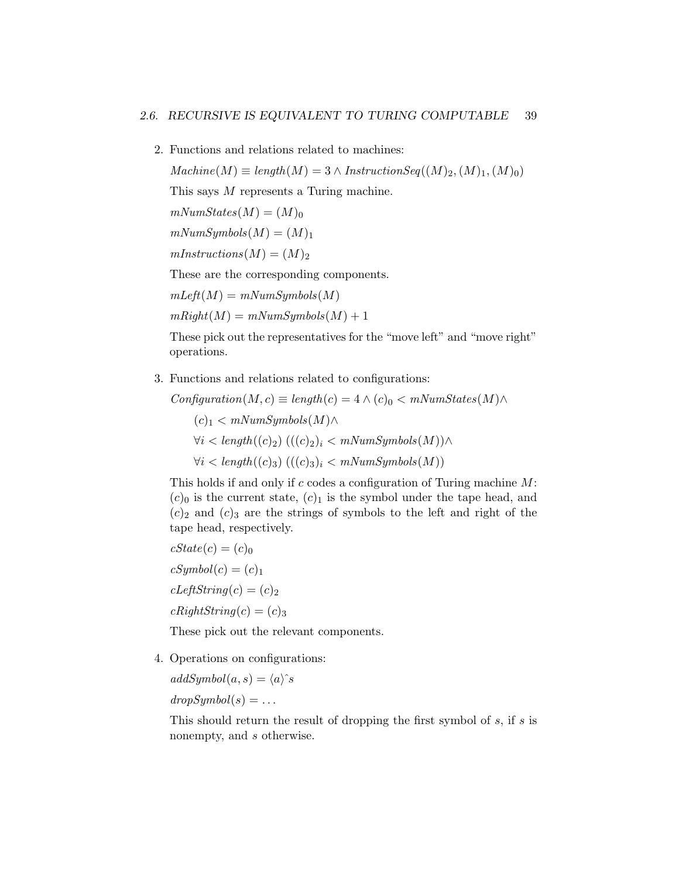2. Functions and relations related to machines:

   $Machine(M) \equiv length(M) = 3 \wedge InstructionSeq((M)_2, (M)_1, (M)_0)$

   This says $M$ represents a Turing machine.

   $mNumStates(M) = (M)_0$

   $mNumSymbols(M) = (M)_1$

   $mInstructions(M) = (M)_2$

   These are the corresponding components.

   $mLeft(M) = mNumSymbols(M)$

   $mRight(M) = mNumSymbols(M) + 1$

   These pick out the representatives for the "move left" and "move right" operations.

3. Functions and relations related to configurations:

   $Configuration(M, c) \equiv length(c) = 4 \wedge (c)_0 < mNumStates(M) \wedge$
   
   $(c)_1 < mNumSymbols(M) \wedge$
   
   $\forall i < length((c)_2)\ (((c)_2)_i < mNumSymbols(M)) \wedge$
   
   $\forall i < length((c)_3)\ (((c)_3)_i < mNumSymbols(M))$

   This holds if and only if $c$ codes a configuration of Turing machine $M$: $(c)_0$ is the current state, $(c)_1$ is the symbol under the tape head, and $(c)_2$ and $(c)_3$ are the strings of symbols to the left and right of the tape head, respectively.

   $cState(c) = (c)_0$

   $cSymbol(c) = (c)_1$

   $cLeftString(c) = (c)_2$

   $cRightString(c) = (c)_3$

   These pick out the relevant components.

4. Operations on configurations:

   $addSymbol(a, s) = \langle a \rangle \hat{\ } s$

   $dropSymbol(s) = \ldots$

   This should return the result of dropping the first symbol of $s$, if $s$ is nonempty, and $s$ otherwise.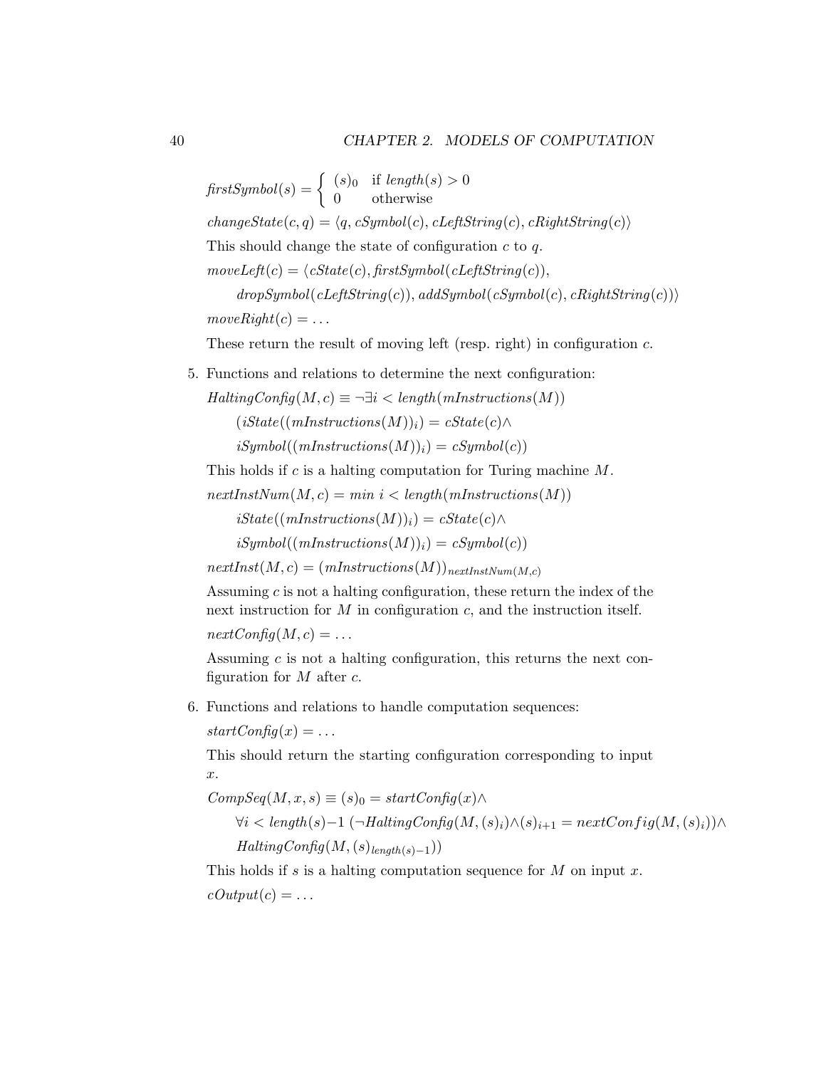$$\mathit{firstSymbol}(s) = \begin{cases} (s)_0 & \text{if } \mathit{length}(s) > 0 \\ 0 & \text{otherwise} \end{cases}$$

$\mathit{changeState}(c, q) = \langle q, \mathit{cSymbol}(c), \mathit{cLeftString}(c), \mathit{cRightString}(c)\rangle$

This should change the state of configuration $c$ to $q$.

$\mathit{moveLeft}(c) = \langle \mathit{cState}(c), \mathit{firstSymbol}(\mathit{cLeftString}(c)),$

$\quad \mathit{dropSymbol}(\mathit{cLeftString}(c)), \mathit{addSymbol}(\mathit{cSymbol}(c), \mathit{cRightString}(c))\rangle$

$\mathit{moveRight}(c) = \ldots$

These return the result of moving left (resp. right) in configuration $c$.

5. Functions and relations to determine the next configuration:

   $\mathit{HaltingConfig}(M, c) \equiv \neg\exists i < \mathit{length}(\mathit{mInstructions}(M))$

   $\quad (\mathit{iState}((\mathit{mInstructions}(M))_i) = \mathit{cState}(c) \wedge$

   $\quad \mathit{iSymbol}((\mathit{mInstructions}(M))_i) = \mathit{cSymbol}(c))$

   This holds if $c$ is a halting computation for Turing machine $M$.

   $\mathit{nextInstNum}(M, c) = \mathit{min}\ i < \mathit{length}(\mathit{mInstructions}(M))$

   $\quad \mathit{iState}((\mathit{mInstructions}(M))_i) = \mathit{cState}(c) \wedge$

   $\quad \mathit{iSymbol}((\mathit{mInstructions}(M))_i) = \mathit{cSymbol}(c))$

   $\mathit{nextInst}(M, c) = (\mathit{mInstructions}(M))_{\mathit{nextInstNum}(M,c)}$

   Assuming $c$ is not a halting configuration, these return the index of the next instruction for $M$ in configuration $c$, and the instruction itself.

   $\mathit{nextConfig}(M, c) = \ldots$

   Assuming $c$ is not a halting configuration, this returns the next configuration for $M$ after $c$.

6. Functions and relations to handle computation sequences:

   $\mathit{startConfig}(x) = \ldots$

   This should return the starting configuration corresponding to input $x$.

   $\mathit{CompSeq}(M, x, s) \equiv (s)_0 = \mathit{startConfig}(x) \wedge$

   $\quad \forall i < \mathit{length}(s) - 1\ (\neg \mathit{HaltingConfig}(M, (s)_i) \wedge (s)_{i+1} = \mathit{nextConfig}(M, (s)_i)) \wedge$

   $\quad \mathit{HaltingConfig}(M, (s)_{\mathit{length}(s)-1}))$

   This holds if $s$ is a halting computation sequence for $M$ on input $x$.

   $\mathit{cOutput}(c) = \ldots$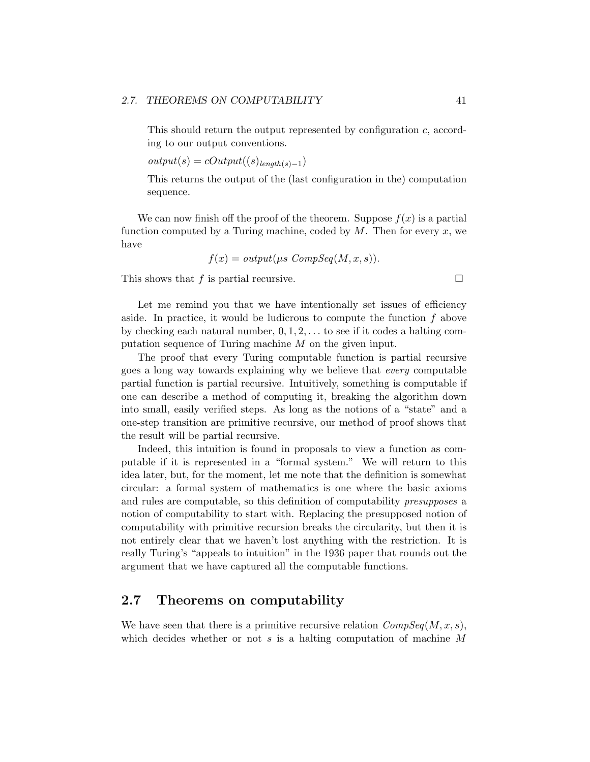This should return the output represented by configuration $c$, according to our output conventions.

$output(s) = cOutput((s)_{length(s)-1})$

This returns the output of the (last configuration in the) computation sequence.

We can now finish off the proof of the theorem. Suppose $f(x)$ is a partial function computed by a Turing machine, coded by $M$. Then for every $x$, we have

$$f(x) = output(\mu s \; CompSeq(M, x, s)).$$

This shows that $f$ is partial recursive. □

Let me remind you that we have intentionally set issues of efficiency aside. In practice, it would be ludicrous to compute the function $f$ above by checking each natural number, $0, 1, 2, \ldots$ to see if it codes a halting computation sequence of Turing machine $M$ on the given input.

The proof that every Turing computable function is partial recursive goes a long way towards explaining why we believe that *every* computable partial function is partial recursive. Intuitively, something is computable if one can describe a method of computing it, breaking the algorithm down into small, easily verified steps. As long as the notions of a "state" and a one-step transition are primitive recursive, our method of proof shows that the result will be partial recursive.

Indeed, this intuition is found in proposals to view a function as computable if it is represented in a "formal system." We will return to this idea later, but, for the moment, let me note that the definition is somewhat circular: a formal system of mathematics is one where the basic axioms and rules are computable, so this definition of computability *presupposes* a notion of computability to start with. Replacing the presupposed notion of computability with primitive recursion breaks the circularity, but then it is not entirely clear that we haven't lost anything with the restriction. It is really Turing's "appeals to intuition" in the 1936 paper that rounds out the argument that we have captured all the computable functions.

## 2.7 Theorems on computability

We have seen that there is a primitive recursive relation $CompSeq(M, x, s)$, which decides whether or not $s$ is a halting computation of machine $M$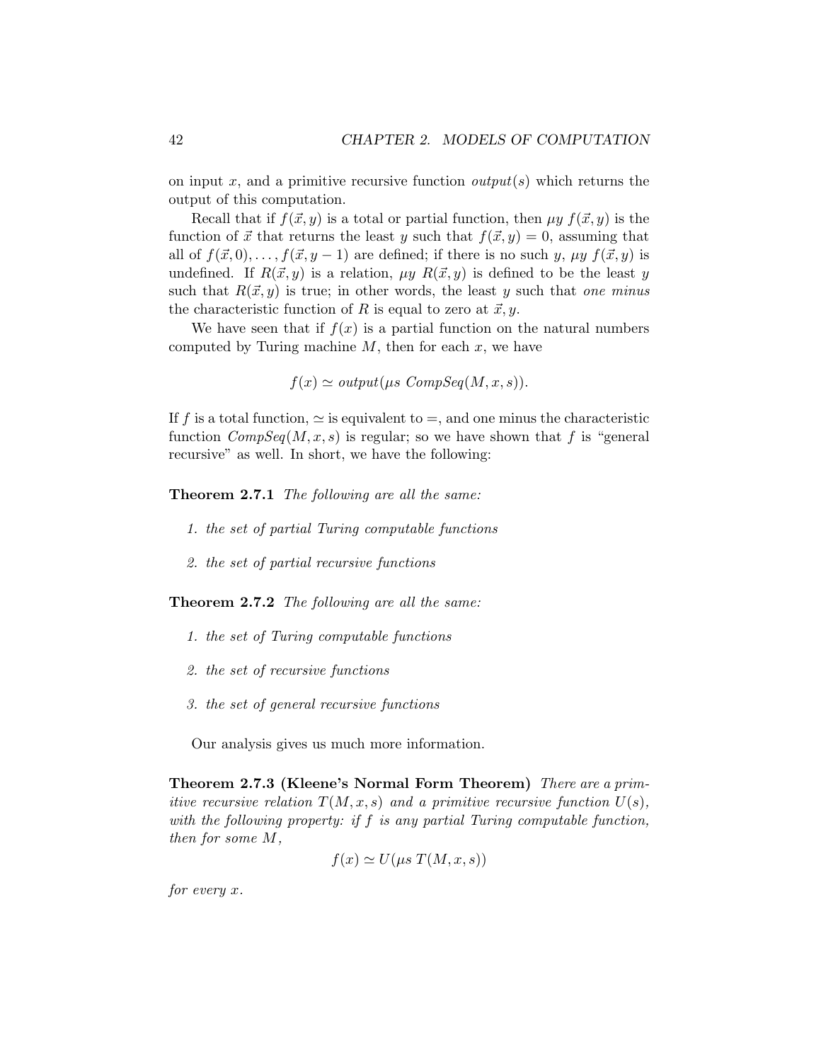on input $x$, and a primitive recursive function $output(s)$ which returns the output of this computation.

Recall that if $f(\vec{x}, y)$ is a total or partial function, then $\mu y\ f(\vec{x}, y)$ is the function of $\vec{x}$ that returns the least $y$ such that $f(\vec{x}, y) = 0$, assuming that all of $f(\vec{x}, 0), \ldots, f(\vec{x}, y-1)$ are defined; if there is no such $y$, $\mu y\ f(\vec{x}, y)$ is undefined. If $R(\vec{x}, y)$ is a relation, $\mu y\ R(\vec{x}, y)$ is defined to be the least $y$ such that $R(\vec{x}, y)$ is true; in other words, the least $y$ such that *one minus* the characteristic function of $R$ is equal to zero at $\vec{x}, y$.

We have seen that if $f(x)$ is a partial function on the natural numbers computed by Turing machine $M$, then for each $x$, we have

$$f(x) \simeq output(\mu s\ CompSeq(M, x, s)).$$

If $f$ is a total function, $\simeq$ is equivalent to $=$, and one minus the characteristic function $CompSeq(M, x, s)$ is regular; so we have shown that $f$ is "general recursive" as well. In short, we have the following:

**Theorem 2.7.1** *The following are all the same:*

1. *the set of partial Turing computable functions*
2. *the set of partial recursive functions*

**Theorem 2.7.2** *The following are all the same:*

1. *the set of Turing computable functions*
2. *the set of recursive functions*
3. *the set of general recursive functions*

Our analysis gives us much more information.

**Theorem 2.7.3 (Kleene's Normal Form Theorem)** *There are a primitive recursive relation $T(M, x, s)$ and a primitive recursive function $U(s)$, with the following property: if $f$ is any partial Turing computable function, then for some $M$,*

$$f(x) \simeq U(\mu s\ T(M, x, s))$$

*for every $x$.*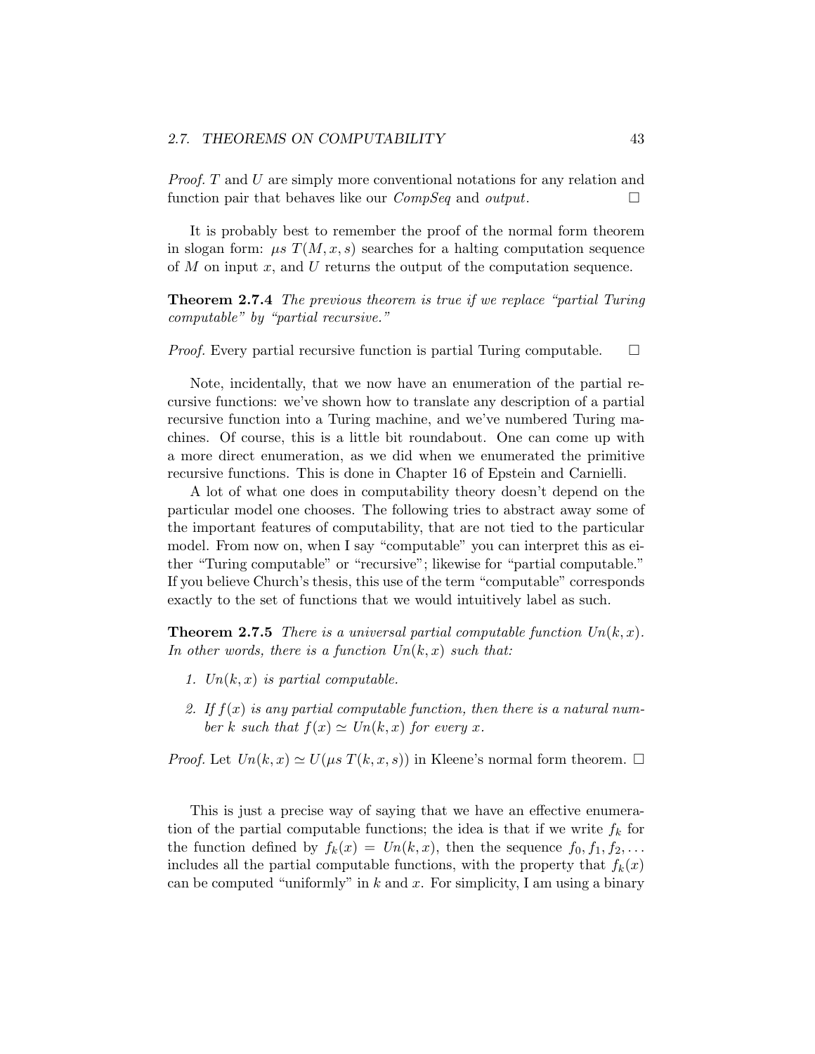*Proof.* $T$ and $U$ are simply more conventional notations for any relation and function pair that behaves like our *CompSeq* and *output*. □

It is probably best to remember the proof of the normal form theorem in slogan form: $\mu s\ T(M, x, s)$ searches for a halting computation sequence of $M$ on input $x$, and $U$ returns the output of the computation sequence.

**Theorem 2.7.4** *The previous theorem is true if we replace "partial Turing computable" by "partial recursive."*

*Proof.* Every partial recursive function is partial Turing computable. □

Note, incidentally, that we now have an enumeration of the partial recursive functions: we've shown how to translate any description of a partial recursive function into a Turing machine, and we've numbered Turing machines. Of course, this is a little bit roundabout. One can come up with a more direct enumeration, as we did when we enumerated the primitive recursive functions. This is done in Chapter 16 of Epstein and Carnielli.

A lot of what one does in computability theory doesn't depend on the particular model one chooses. The following tries to abstract away some of the important features of computability, that are not tied to the particular model. From now on, when I say "computable" you can interpret this as either "Turing computable" or "recursive"; likewise for "partial computable." If you believe Church's thesis, this use of the term "computable" corresponds exactly to the set of functions that we would intuitively label as such.

**Theorem 2.7.5** *There is a universal partial computable function $Un(k, x)$. In other words, there is a function $Un(k, x)$ such that:*

1. *$Un(k, x)$ is partial computable.*
2. *If $f(x)$ is any partial computable function, then there is a natural number $k$ such that $f(x) \simeq Un(k, x)$ for every $x$.*

*Proof.* Let $Un(k, x) \simeq U(\mu s\ T(k, x, s))$ in Kleene's normal form theorem. □

This is just a precise way of saying that we have an effective enumeration of the partial computable functions; the idea is that if we write $f_k$ for the function defined by $f_k(x) = Un(k, x)$, then the sequence $f_0, f_1, f_2, \ldots$ includes all the partial computable functions, with the property that $f_k(x)$ can be computed "uniformly" in $k$ and $x$. For simplicity, I am using a binary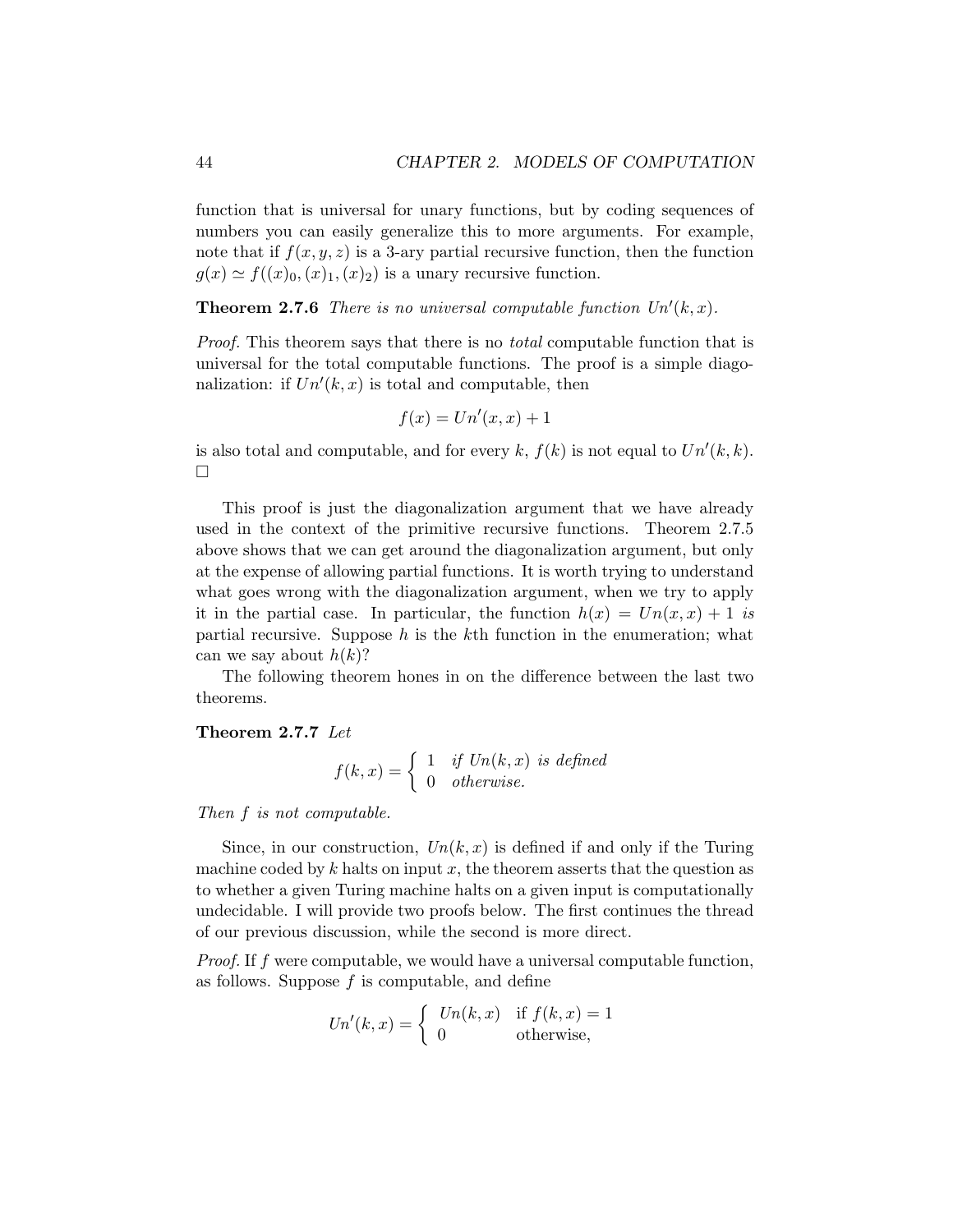function that is universal for unary functions, but by coding sequences of numbers you can easily generalize this to more arguments. For example, note that if $f(x, y, z)$ is a 3-ary partial recursive function, then the function $g(x) \simeq f((x)_0, (x)_1, (x)_2)$ is a unary recursive function.

**Theorem 2.7.6** *There is no universal computable function $Un'(k, x)$.*

*Proof.* This theorem says that there is no *total* computable function that is universal for the total computable functions. The proof is a simple diagonalization: if $Un'(k, x)$ is total and computable, then

$$f(x) = Un'(x, x) + 1$$

is also total and computable, and for every $k$, $f(k)$ is not equal to $Un'(k, k)$. □

This proof is just the diagonalization argument that we have already used in the context of the primitive recursive functions. Theorem 2.7.5 above shows that we can get around the diagonalization argument, but only at the expense of allowing partial functions. It is worth trying to understand what goes wrong with the diagonalization argument, when we try to apply it in the partial case. In particular, the function $h(x) = Un(x, x) + 1$ *is* partial recursive. Suppose $h$ is the $k$th function in the enumeration; what can we say about $h(k)$?

The following theorem hones in on the difference between the last two theorems.

**Theorem 2.7.7** *Let*

$$f(k, x) = \begin{cases} 1 & \text{if } Un(k, x) \text{ is defined} \\ 0 & \text{otherwise.} \end{cases}$$

*Then $f$ is not computable.*

Since, in our construction, $Un(k, x)$ is defined if and only if the Turing machine coded by $k$ halts on input $x$, the theorem asserts that the question as to whether a given Turing machine halts on a given input is computationally undecidable. I will provide two proofs below. The first continues the thread of our previous discussion, while the second is more direct.

*Proof.* If $f$ were computable, we would have a universal computable function, as follows. Suppose $f$ is computable, and define

$$Un'(k, x) = \begin{cases} Un(k, x) & \text{if } f(k, x) = 1 \\ 0 & \text{otherwise,} \end{cases}$$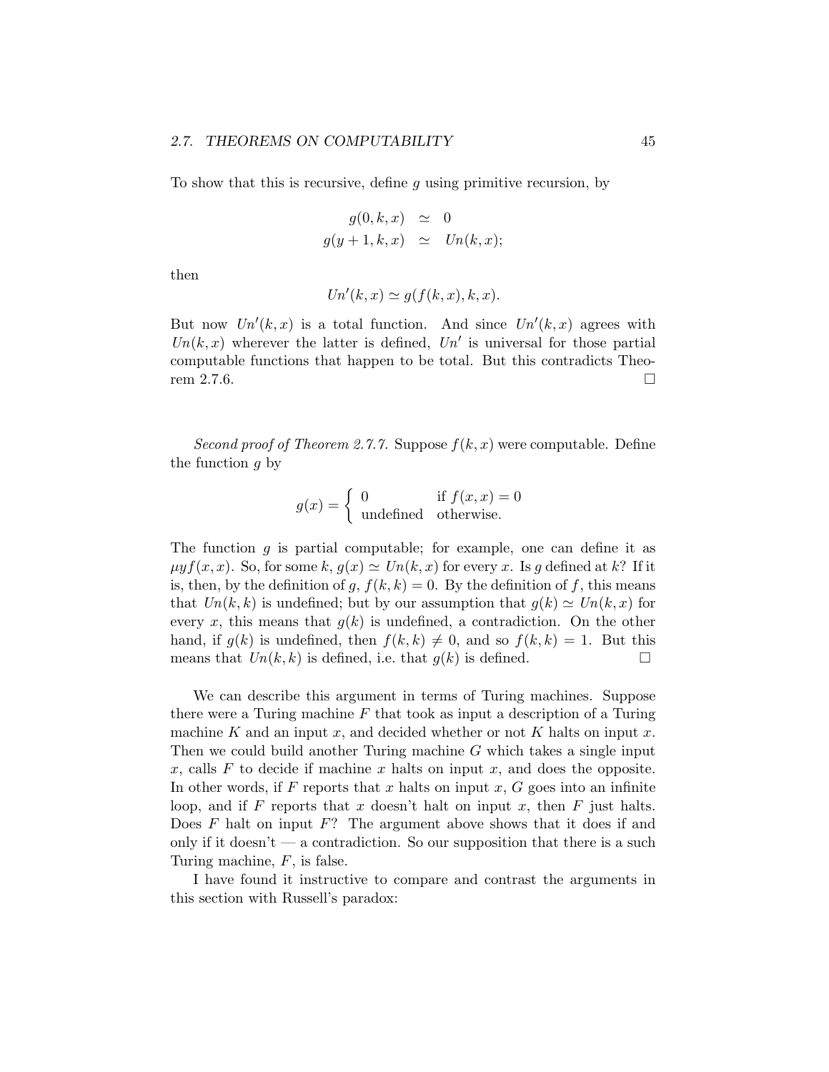To show that this is recursive, define $g$ using primitive recursion, by

$$\begin{aligned} g(0, k, x) &\simeq 0 \\ g(y + 1, k, x) &\simeq Un(k, x); \end{aligned}$$

then

$$Un'(k, x) \simeq g(f(k, x), k, x).$$

But now $Un'(k, x)$ is a total function. And since $Un'(k, x)$ agrees with $Un(k, x)$ wherever the latter is defined, $Un'$ is universal for those partial computable functions that happen to be total. But this contradicts Theorem 2.7.6. □

*Second proof of Theorem 2.7.7.* Suppose $f(k, x)$ were computable. Define the function $g$ by

$$g(x) = \begin{cases} 0 & \text{if } f(x, x) = 0 \\ \text{undefined} & \text{otherwise.} \end{cases}$$

The function $g$ is partial computable; for example, one can define it as $\mu y f(x, x)$. So, for some $k$, $g(x) \simeq Un(k, x)$ for every $x$. Is $g$ defined at $k$? If it is, then, by the definition of $g$, $f(k, k) = 0$. By the definition of $f$, this means that $Un(k, k)$ is undefined; but by our assumption that $g(k) \simeq Un(k, x)$ for every $x$, this means that $g(k)$ is undefined, a contradiction. On the other hand, if $g(k)$ is undefined, then $f(k, k) \neq 0$, and so $f(k, k) = 1$. But this means that $Un(k, k)$ is defined, i.e. that $g(k)$ is defined. □

We can describe this argument in terms of Turing machines. Suppose there were a Turing machine $F$ that took as input a description of a Turing machine $K$ and an input $x$, and decided whether or not $K$ halts on input $x$. Then we could build another Turing machine $G$ which takes a single input $x$, calls $F$ to decide if machine $x$ halts on input $x$, and does the opposite. In other words, if $F$ reports that $x$ halts on input $x$, $G$ goes into an infinite loop, and if $F$ reports that $x$ doesn't halt on input $x$, then $F$ just halts. Does $F$ halt on input $F$? The argument above shows that it does if and only if it doesn't — a contradiction. So our supposition that there is a such Turing machine, $F$, is false.

I have found it instructive to compare and contrast the arguments in this section with Russell's paradox: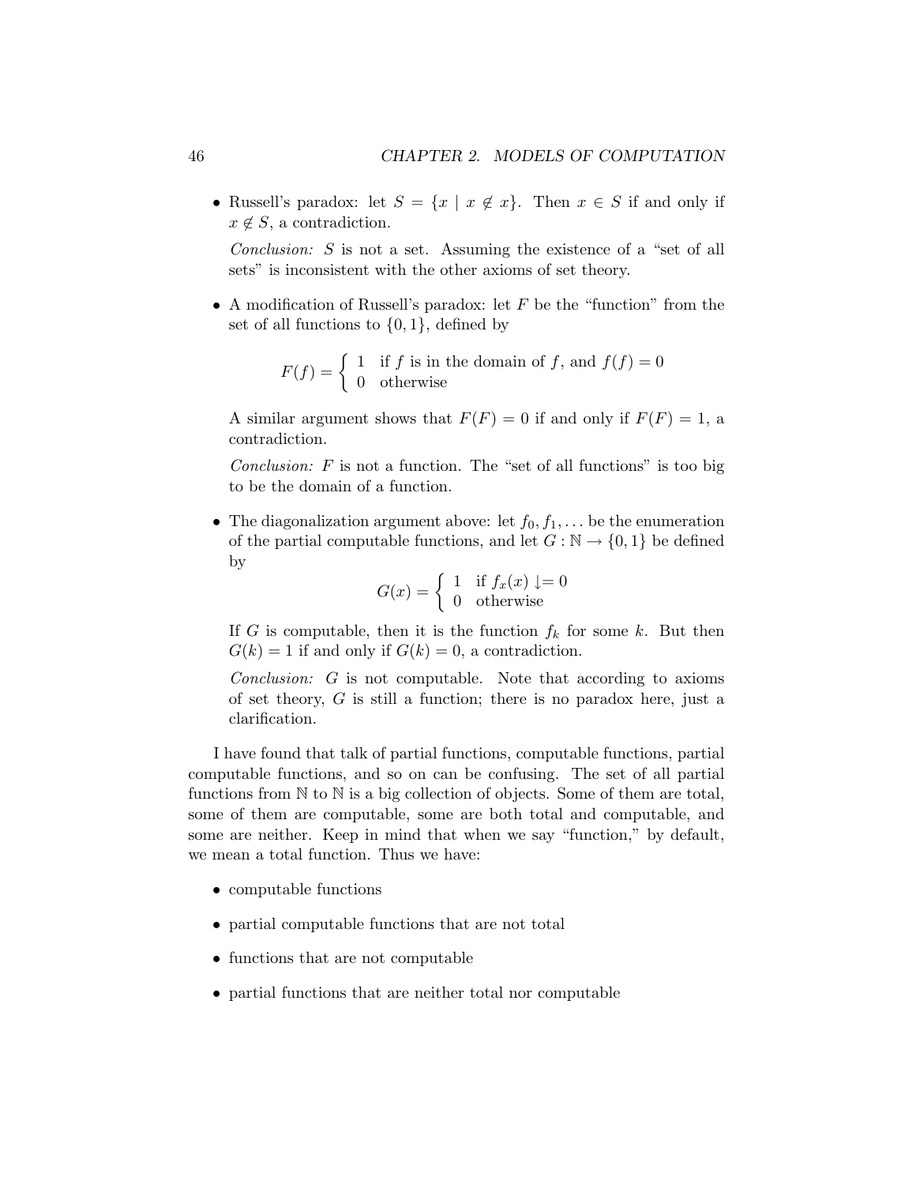- Russell's paradox: let $S = \{x \mid x \notin x\}$. Then $x \in S$ if and only if $x \notin S$, a contradiction.

  *Conclusion:* $S$ is not a set. Assuming the existence of a "set of all sets" is inconsistent with the other axioms of set theory.

- A modification of Russell's paradox: let $F$ be the "function" from the set of all functions to $\{0, 1\}$, defined by

$$F(f) = \begin{cases} 1 & \text{if } f \text{ is in the domain of } f\text{, and } f(f) = 0 \\ 0 & \text{otherwise} \end{cases}$$

  A similar argument shows that $F(F) = 0$ if and only if $F(F) = 1$, a contradiction.

  *Conclusion:* $F$ is not a function. The "set of all functions" is too big to be the domain of a function.

- The diagonalization argument above: let $f_0, f_1, \ldots$ be the enumeration of the partial computable functions, and let $G : \mathbb{N} \to \{0, 1\}$ be defined by

$$G(x) = \begin{cases} 1 & \text{if } f_x(x) \downarrow = 0 \\ 0 & \text{otherwise} \end{cases}$$

  If $G$ is computable, then it is the function $f_k$ for some $k$. But then $G(k) = 1$ if and only if $G(k) = 0$, a contradiction.

  *Conclusion:* $G$ is not computable. Note that according to axioms of set theory, $G$ is still a function; there is no paradox here, just a clarification.

I have found that talk of partial functions, computable functions, partial computable functions, and so on can be confusing. The set of all partial functions from $\mathbb{N}$ to $\mathbb{N}$ is a big collection of objects. Some of them are total, some of them are computable, some are both total and computable, and some are neither. Keep in mind that when we say "function," by default, we mean a total function. Thus we have:

- computable functions
- partial computable functions that are not total
- functions that are not computable
- partial functions that are neither total nor computable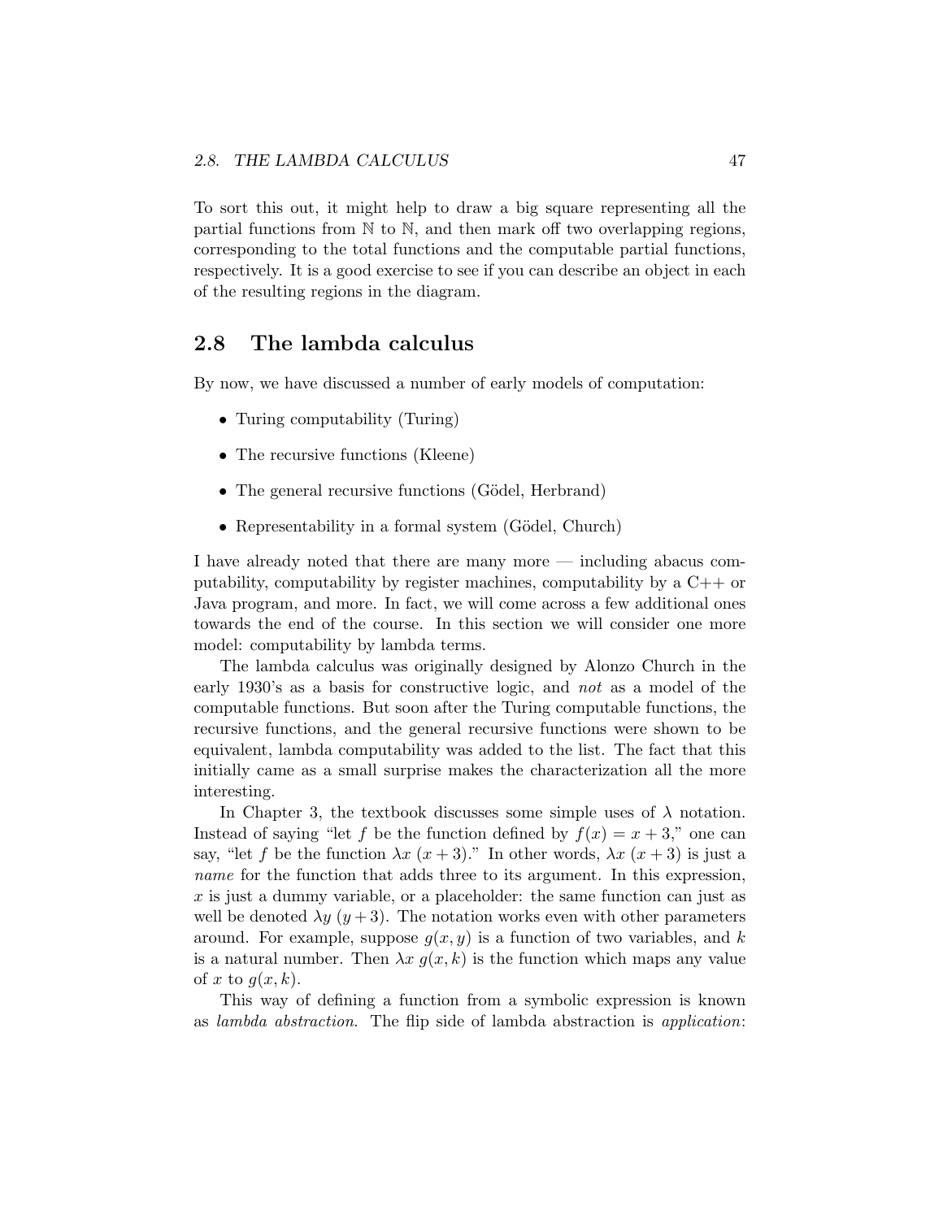To sort this out, it might help to draw a big square representing all the partial functions from $\mathbb{N}$ to $\mathbb{N}$, and then mark off two overlapping regions, corresponding to the total functions and the computable partial functions, respectively. It is a good exercise to see if you can describe an object in each of the resulting regions in the diagram.

## 2.8 The lambda calculus

By now, we have discussed a number of early models of computation:

- Turing computability (Turing)
- The recursive functions (Kleene)
- The general recursive functions (Gödel, Herbrand)
- Representability in a formal system (Gödel, Church)

I have already noted that there are many more — including abacus computability, computability by register machines, computability by a C++ or Java program, and more. In fact, we will come across a few additional ones towards the end of the course. In this section we will consider one more model: computability by lambda terms.

The lambda calculus was originally designed by Alonzo Church in the early 1930's as a basis for constructive logic, and *not* as a model of the computable functions. But soon after the Turing computable functions, the recursive functions, and the general recursive functions were shown to be equivalent, lambda computability was added to the list. The fact that this initially came as a small surprise makes the characterization all the more interesting.

In Chapter 3, the textbook discusses some simple uses of $\lambda$ notation. Instead of saying "let $f$ be the function defined by $f(x) = x + 3$," one can say, "let $f$ be the function $\lambda x\ (x + 3)$." In other words, $\lambda x\ (x + 3)$ is just a *name* for the function that adds three to its argument. In this expression, $x$ is just a dummy variable, or a placeholder: the same function can just as well be denoted $\lambda y\ (y + 3)$. The notation works even with other parameters around. For example, suppose $g(x, y)$ is a function of two variables, and $k$ is a natural number. Then $\lambda x\ g(x, k)$ is the function which maps any value of $x$ to $g(x, k)$.

This way of defining a function from a symbolic expression is known as *lambda abstraction*. The flip side of lambda abstraction is *application*: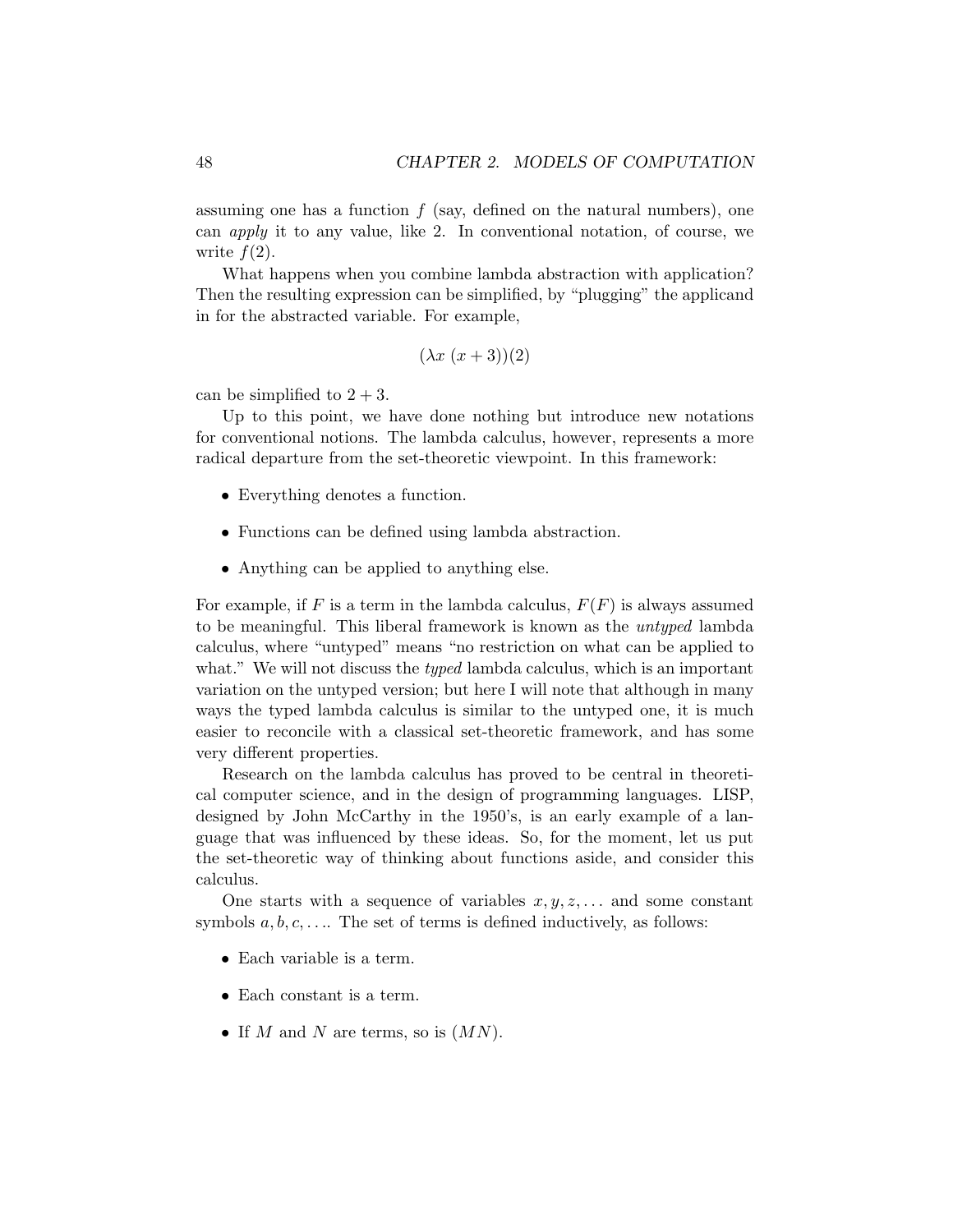assuming one has a function $f$ (say, defined on the natural numbers), one can *apply* it to any value, like 2. In conventional notation, of course, we write $f(2)$.

What happens when you combine lambda abstraction with application? Then the resulting expression can be simplified, by "plugging" the applicand in for the abstracted variable. For example,

$$(\lambda x\ (x+3))(2)$$

can be simplified to $2+3$.

Up to this point, we have done nothing but introduce new notations for conventional notions. The lambda calculus, however, represents a more radical departure from the set-theoretic viewpoint. In this framework:

- Everything denotes a function.
- Functions can be defined using lambda abstraction.
- Anything can be applied to anything else.

For example, if $F$ is a term in the lambda calculus, $F(F)$ is always assumed to be meaningful. This liberal framework is known as the *untyped* lambda calculus, where "untyped" means "no restriction on what can be applied to what." We will not discuss the *typed* lambda calculus, which is an important variation on the untyped version; but here I will note that although in many ways the typed lambda calculus is similar to the untyped one, it is much easier to reconcile with a classical set-theoretic framework, and has some very different properties.

Research on the lambda calculus has proved to be central in theoretical computer science, and in the design of programming languages. LISP, designed by John McCarthy in the 1950's, is an early example of a language that was influenced by these ideas. So, for the moment, let us put the set-theoretic way of thinking about functions aside, and consider this calculus.

One starts with a sequence of variables $x, y, z, \ldots$ and some constant symbols $a, b, c, \ldots$. The set of terms is defined inductively, as follows:

- Each variable is a term.
- Each constant is a term.
- If $M$ and $N$ are terms, so is $(MN)$.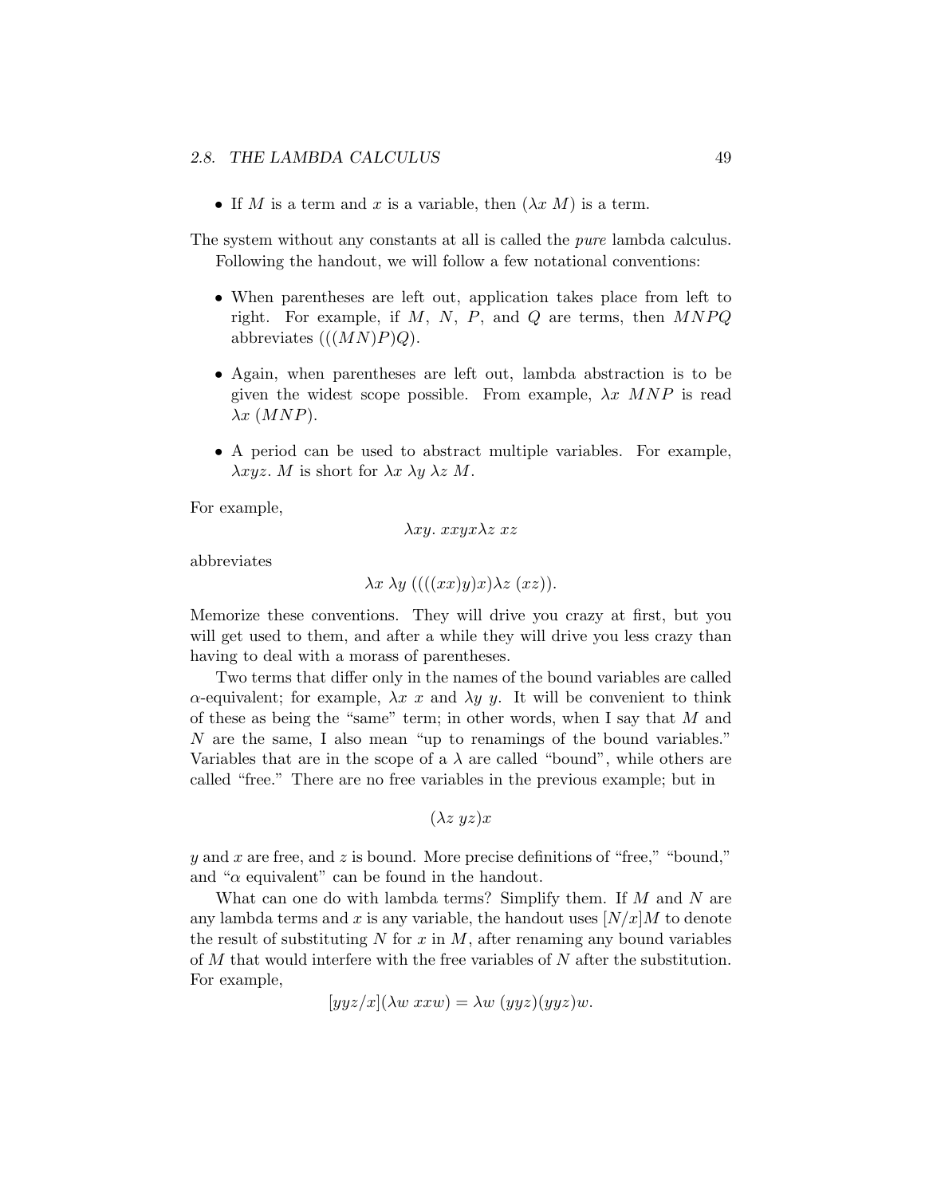- If $M$ is a term and $x$ is a variable, then $(\lambda x\ M)$ is a term.

The system without any constants at all is called the *pure* lambda calculus.

Following the handout, we will follow a few notational conventions:

- When parentheses are left out, application takes place from left to right. For example, if $M$, $N$, $P$, and $Q$ are terms, then $MNPQ$ abbreviates $(((MN)P)Q)$.

- Again, when parentheses are left out, lambda abstraction is to be given the widest scope possible. From example, $\lambda x\ MNP$ is read $\lambda x\ (MNP)$.

- A period can be used to abstract multiple variables. For example, $\lambda xyz.\ M$ is short for $\lambda x\ \lambda y\ \lambda z\ M$.

For example,

$$\lambda xy.\ xxyx\lambda z\ xz$$

abbreviates

$$\lambda x\ \lambda y\ ((((xx)y)x)\lambda z\ (xz)).$$

Memorize these conventions. They will drive you crazy at first, but you will get used to them, and after a while they will drive you less crazy than having to deal with a morass of parentheses.

Two terms that differ only in the names of the bound variables are called $\alpha$-equivalent; for example, $\lambda x\ x$ and $\lambda y\ y$. It will be convenient to think of these as being the "same" term; in other words, when I say that $M$ and $N$ are the same, I also mean "up to renamings of the bound variables." Variables that are in the scope of a $\lambda$ are called "bound", while others are called "free." There are no free variables in the previous example; but in

$$(\lambda z\ yz)x$$

$y$ and $x$ are free, and $z$ is bound. More precise definitions of "free," "bound," and "$\alpha$ equivalent" can be found in the handout.

What can one do with lambda terms? Simplify them. If $M$ and $N$ are any lambda terms and $x$ is any variable, the handout uses $[N/x]M$ to denote the result of substituting $N$ for $x$ in $M$, after renaming any bound variables of $M$ that would interfere with the free variables of $N$ after the substitution. For example,

$$[yyz/x](\lambda w\ xxw) = \lambda w\ (yyz)(yyz)w.$$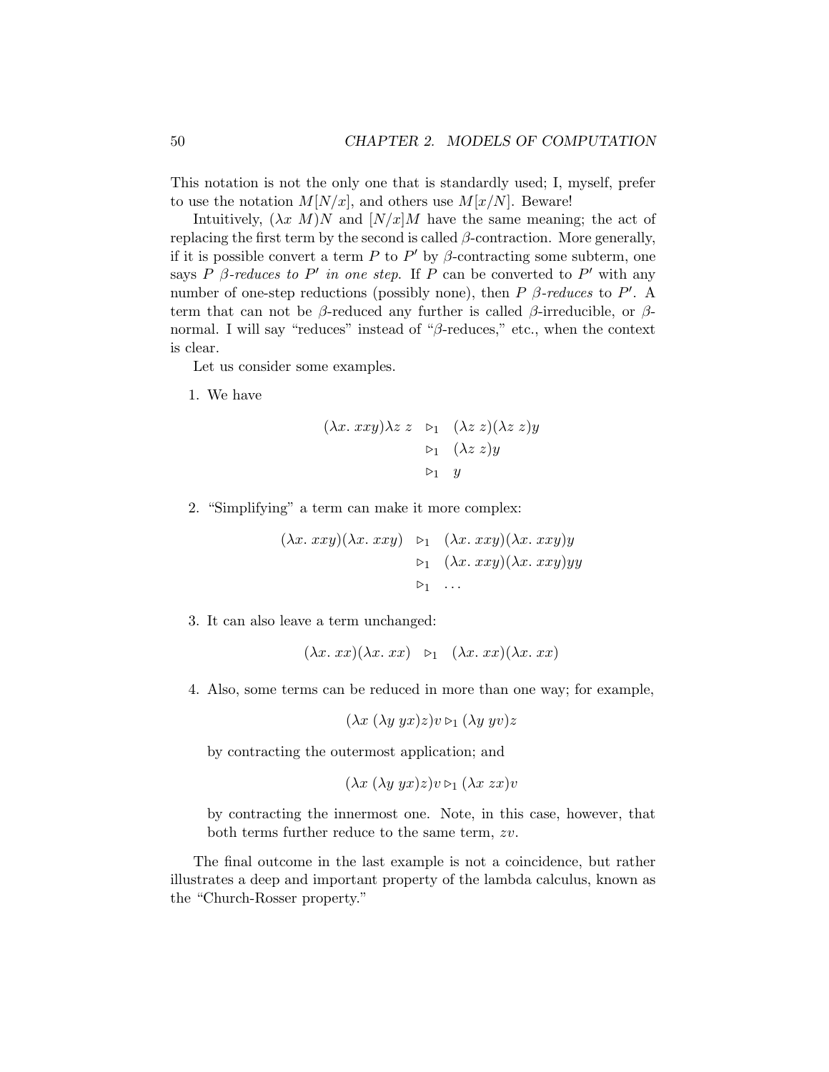This notation is not the only one that is standardly used; I, myself, prefer to use the notation $M[N/x]$, and others use $M[x/N]$. Beware!

Intuitively, $(\lambda x\ M)N$ and $[N/x]M$ have the same meaning; the act of replacing the first term by the second is called $\beta$-contraction. More generally, if it is possible convert a term $P$ to $P'$ by $\beta$-contracting some subterm, one says $P$ *$\beta$-reduces to $P'$ in one step.* If $P$ can be converted to $P'$ with any number of one-step reductions (possibly none), then $P$ *$\beta$-reduces* to $P'$. A term that can not be $\beta$-reduced any further is called $\beta$-irreducible, or $\beta$-normal. I will say "reduces" instead of "$\beta$-reduces," etc., when the context is clear.

Let us consider some examples.

1. We have

$$
\begin{aligned}
(\lambda x.\ xxy)\lambda z\ z &\rhd_1 (\lambda z\ z)(\lambda z\ z)y \\
&\rhd_1 (\lambda z\ z)y \\
&\rhd_1 y
\end{aligned}
$$

2. "Simplifying" a term can make it more complex:

$$
\begin{aligned}
(\lambda x.\ xxy)(\lambda x.\ xxy) &\rhd_1 (\lambda x.\ xxy)(\lambda x.\ xxy)y \\
&\rhd_1 (\lambda x.\ xxy)(\lambda x.\ xxy)yy \\
&\rhd_1 \ldots
\end{aligned}
$$

3. It can also leave a term unchanged:

$$
(\lambda x.\ xx)(\lambda x.\ xx) \rhd_1 (\lambda x.\ xx)(\lambda x.\ xx)
$$

4. Also, some terms can be reduced in more than one way; for example,

$$
(\lambda x\ (\lambda y\ yx)z)v \rhd_1 (\lambda y\ yv)z
$$

   by contracting the outermost application; and

$$
(\lambda x\ (\lambda y\ yx)z)v \rhd_1 (\lambda x\ zx)v
$$

   by contracting the innermost one. Note, in this case, however, that both terms further reduce to the same term, $zv$.

The final outcome in the last example is not a coincidence, but rather illustrates a deep and important property of the lambda calculus, known as the "Church-Rosser property."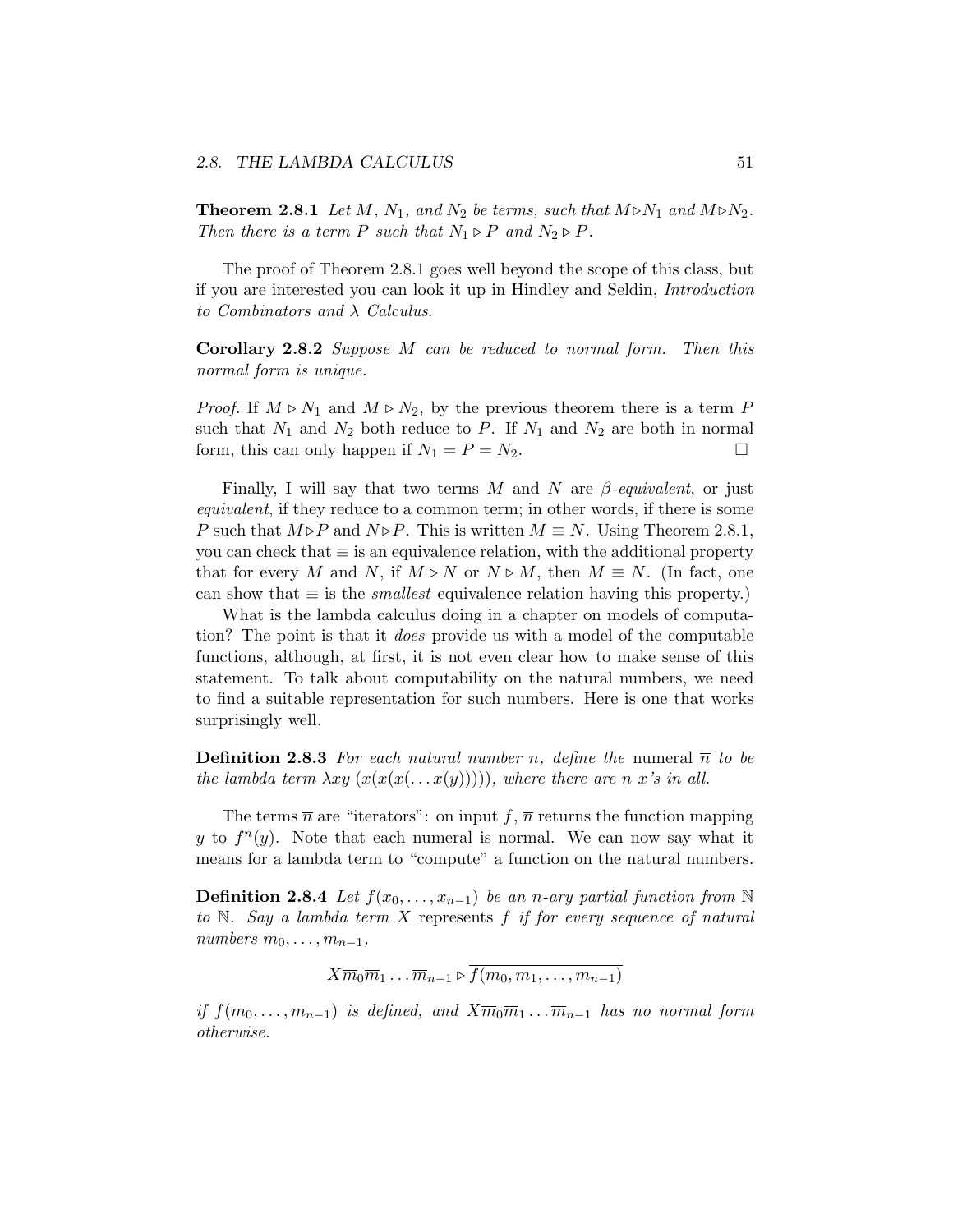**Theorem 2.8.1** *Let $M$, $N_1$, and $N_2$ be terms, such that $M \rhd N_1$ and $M \rhd N_2$. Then there is a term $P$ such that $N_1 \rhd P$ and $N_2 \rhd P$.*

The proof of Theorem 2.8.1 goes well beyond the scope of this class, but if you are interested you can look it up in Hindley and Seldin, *Introduction to Combinators and $\lambda$ Calculus*.

**Corollary 2.8.2** *Suppose $M$ can be reduced to normal form. Then this normal form is unique.*

*Proof.* If $M \rhd N_1$ and $M \rhd N_2$, by the previous theorem there is a term $P$ such that $N_1$ and $N_2$ both reduce to $P$. If $N_1$ and $N_2$ are both in normal form, this can only happen if $N_1 = P = N_2$. $\square$

Finally, I will say that two terms $M$ and $N$ are *$\beta$-equivalent*, or just *equivalent*, if they reduce to a common term; in other words, if there is some $P$ such that $M \rhd P$ and $N \rhd P$. This is written $M \equiv N$. Using Theorem 2.8.1, you can check that $\equiv$ is an equivalence relation, with the additional property that for every $M$ and $N$, if $M \rhd N$ or $N \rhd M$, then $M \equiv N$. (In fact, one can show that $\equiv$ is the *smallest* equivalence relation having this property.)

What is the lambda calculus doing in a chapter on models of computation? The point is that it *does* provide us with a model of the computable functions, although, at first, it is not even clear how to make sense of this statement. To talk about computability on the natural numbers, we need to find a suitable representation for such numbers. Here is one that works surprisingly well.

**Definition 2.8.3** *For each natural number $n$, define the* numeral $\overline{n}$ *to be the lambda term $\lambda xy\,(x(x(x(\ldots x(y)))))$, where there are $n$ $x$'s in all.*

The terms $\overline{n}$ are "iterators": on input $f$, $\overline{n}$ returns the function mapping $y$ to $f^n(y)$. Note that each numeral is normal. We can now say what it means for a lambda term to "compute" a function on the natural numbers.

**Definition 2.8.4** *Let $f(x_0, \ldots, x_{n-1})$ be an $n$-ary partial function from $\mathbb{N}$ to $\mathbb{N}$. Say a lambda term $X$* represents *$f$ if for every sequence of natural numbers $m_0, \ldots, m_{n-1}$,*

$$X\overline{m}_0\overline{m}_1\ldots\overline{m}_{n-1} \rhd \overline{f(m_0, m_1, \ldots, m_{n-1})}$$

*if $f(m_0, \ldots, m_{n-1})$ is defined, and $X\overline{m}_0\overline{m}_1\ldots\overline{m}_{n-1}$ has no normal form otherwise.*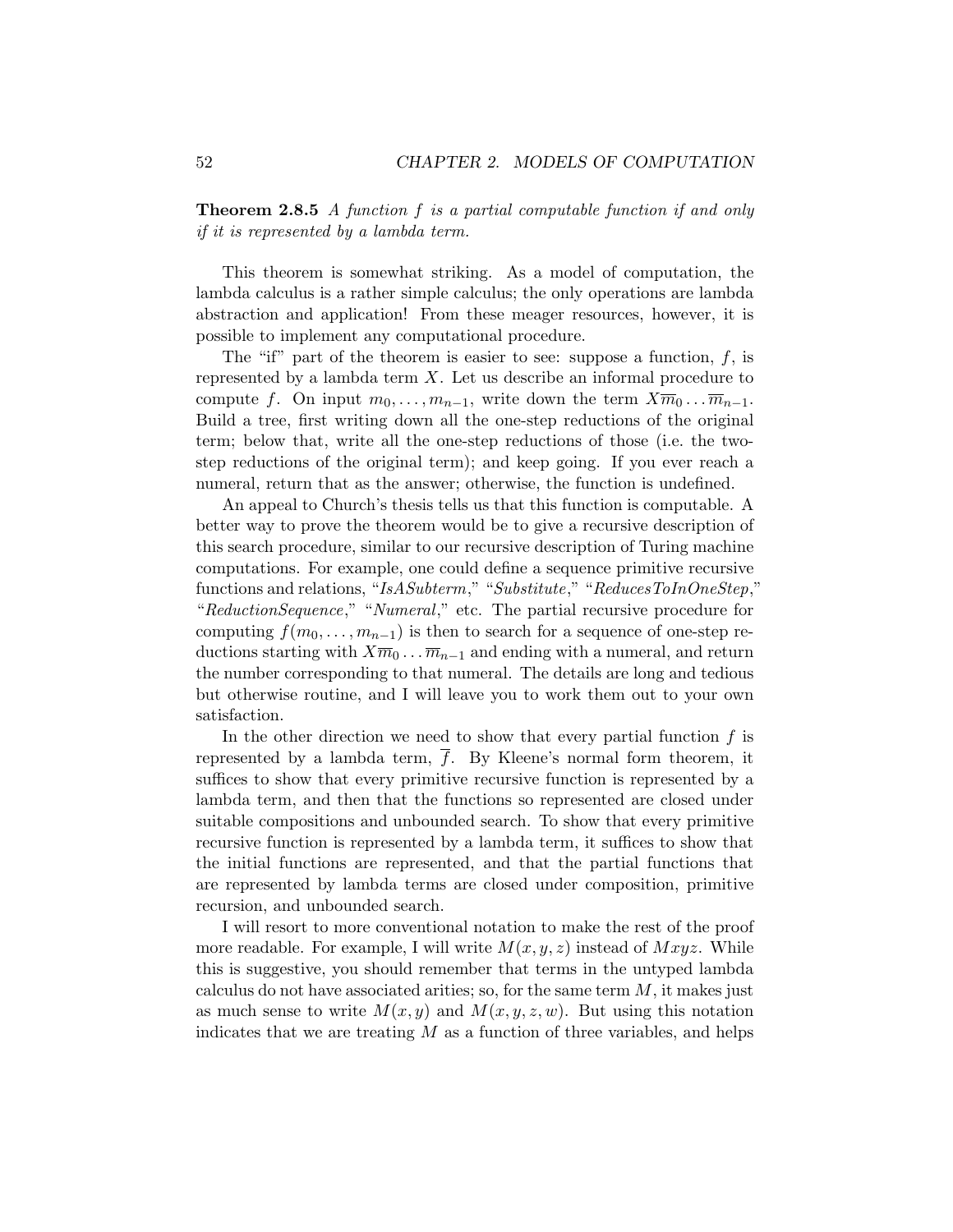**Theorem 2.8.5** *A function $f$ is a partial computable function if and only if it is represented by a lambda term.*

This theorem is somewhat striking. As a model of computation, the lambda calculus is a rather simple calculus; the only operations are lambda abstraction and application! From these meager resources, however, it is possible to implement any computational procedure.

The "if" part of the theorem is easier to see: suppose a function, $f$, is represented by a lambda term $X$. Let us describe an informal procedure to compute $f$. On input $m_0, \ldots, m_{n-1}$, write down the term $X\overline{m}_0 \ldots \overline{m}_{n-1}$. Build a tree, first writing down all the one-step reductions of the original term; below that, write all the one-step reductions of those (i.e. the two-step reductions of the original term); and keep going. If you ever reach a numeral, return that as the answer; otherwise, the function is undefined.

An appeal to Church's thesis tells us that this function is computable. A better way to prove the theorem would be to give a recursive description of this search procedure, similar to our recursive description of Turing machine computations. For example, one could define a sequence primitive recursive functions and relations, "*IsASubterm*," "*Substitute*," "*ReducesToInOneStep*," "*ReductionSequence*," "*Numeral*," etc. The partial recursive procedure for computing $f(m_0, \ldots, m_{n-1})$ is then to search for a sequence of one-step reductions starting with $X\overline{m}_0 \ldots \overline{m}_{n-1}$ and ending with a numeral, and return the number corresponding to that numeral. The details are long and tedious but otherwise routine, and I will leave you to work them out to your own satisfaction.

In the other direction we need to show that every partial function $f$ is represented by a lambda term, $\overline{f}$. By Kleene's normal form theorem, it suffices to show that every primitive recursive function is represented by a lambda term, and then that the functions so represented are closed under suitable compositions and unbounded search. To show that every primitive recursive function is represented by a lambda term, it suffices to show that the initial functions are represented, and that the partial functions that are represented by lambda terms are closed under composition, primitive recursion, and unbounded search.

I will resort to more conventional notation to make the rest of the proof more readable. For example, I will write $M(x, y, z)$ instead of $Mxyz$. While this is suggestive, you should remember that terms in the untyped lambda calculus do not have associated arities; so, for the same term $M$, it makes just as much sense to write $M(x, y)$ and $M(x, y, z, w)$. But using this notation indicates that we are treating $M$ as a function of three variables, and helps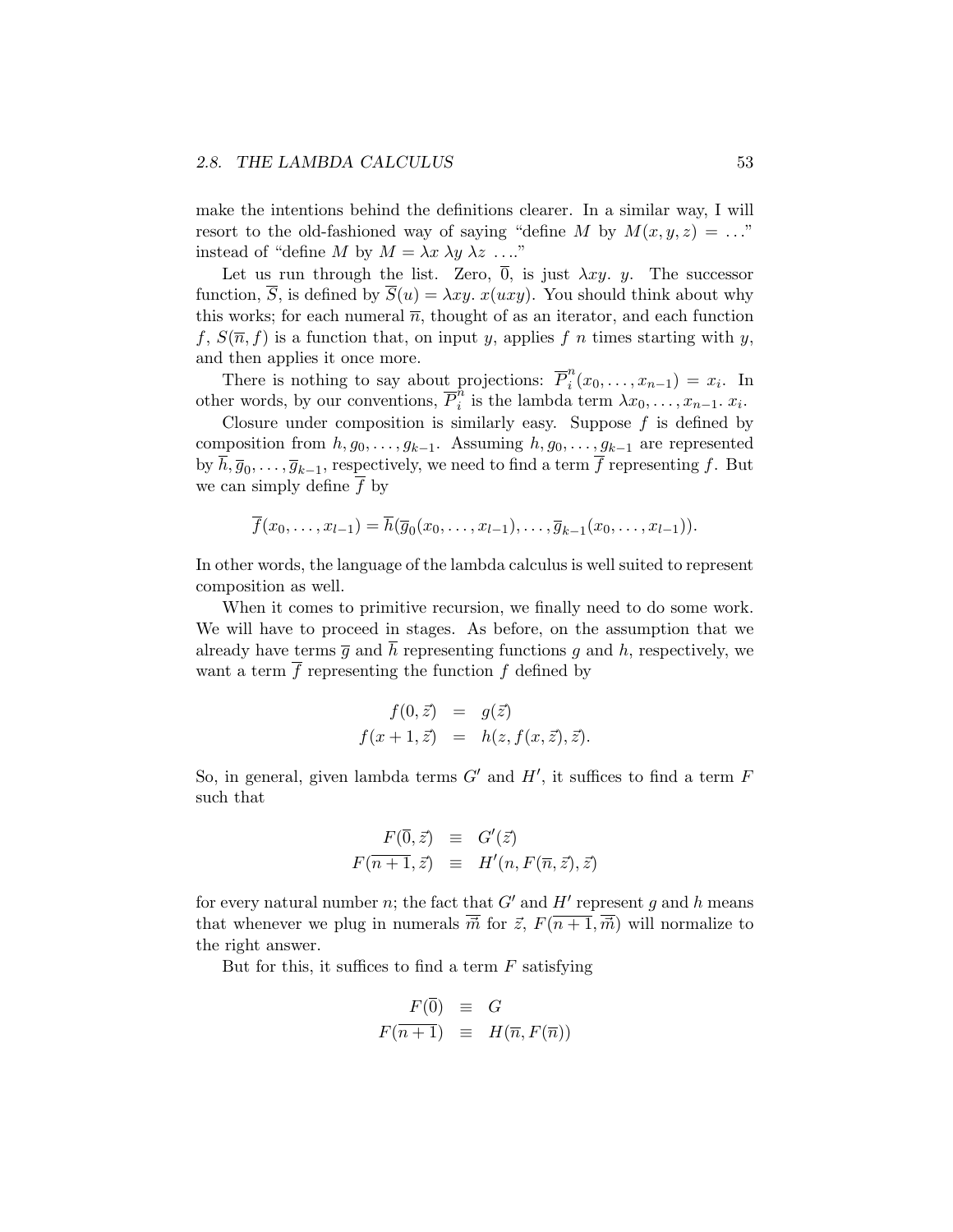make the intentions behind the definitions clearer. In a similar way, I will resort to the old-fashioned way of saying "define $M$ by $M(x, y, z) = \ldots$" instead of "define $M$ by $M = \lambda x\ \lambda y\ \lambda z\ \ldots$."

Let us run through the list. Zero, $\overline{0}$, is just $\lambda xy.\ y$. The successor function, $\overline{S}$, is defined by $\overline{S}(u) = \lambda xy.\ x(uxy)$. You should think about why this works; for each numeral $\overline{n}$, thought of as an iterator, and each function $f$, $S(\overline{n}, f)$ is a function that, on input $y$, applies $f$ $n$ times starting with $y$, and then applies it once more.

There is nothing to say about projections: $\overline{P}^n_i(x_0, \ldots, x_{n-1}) = x_i$. In other words, by our conventions, $\overline{P}^n_i$ is the lambda term $\lambda x_0, \ldots, x_{n-1}.\ x_i$.

Closure under composition is similarly easy. Suppose $f$ is defined by composition from $h, g_0, \ldots, g_{k-1}$. Assuming $h, g_0, \ldots, g_{k-1}$ are represented by $\overline{h}, \overline{g}_0, \ldots, \overline{g}_{k-1}$, respectively, we need to find a term $\overline{f}$ representing $f$. But we can simply define $\overline{f}$ by

$$\overline{f}(x_0, \ldots, x_{l-1}) = \overline{h}(\overline{g}_0(x_0, \ldots, x_{l-1}), \ldots, \overline{g}_{k-1}(x_0, \ldots, x_{l-1})).$$

In other words, the language of the lambda calculus is well suited to represent composition as well.

When it comes to primitive recursion, we finally need to do some work. We will have to proceed in stages. As before, on the assumption that we already have terms $\overline{g}$ and $\overline{h}$ representing functions $g$ and $h$, respectively, we want a term $\overline{f}$ representing the function $f$ defined by

$$\begin{aligned} f(0, \vec{z}) &= g(\vec{z}) \\ f(x+1, \vec{z}) &= h(z, f(x, \vec{z}), \vec{z}). \end{aligned}$$

So, in general, given lambda terms $G'$ and $H'$, it suffices to find a term $F$ such that

$$\begin{aligned} F(\overline{0}, \vec{z}) &\equiv G'(\vec{z}) \\ F(\overline{n+1}, \vec{z}) &\equiv H'(n, F(\overline{n}, \vec{z}), \vec{z}) \end{aligned}$$

for every natural number $n$; the fact that $G'$ and $H'$ represent $g$ and $h$ means that whenever we plug in numerals $\overline{\vec{m}}$ for $\vec{z}$, $F(\overline{n+1}, \overline{\vec{m}})$ will normalize to the right answer.

But for this, it suffices to find a term $F$ satisfying

$$\begin{aligned} F(\overline{0}) &\equiv G \\ F(\overline{n+1}) &\equiv H(\overline{n}, F(\overline{n})) \end{aligned}$$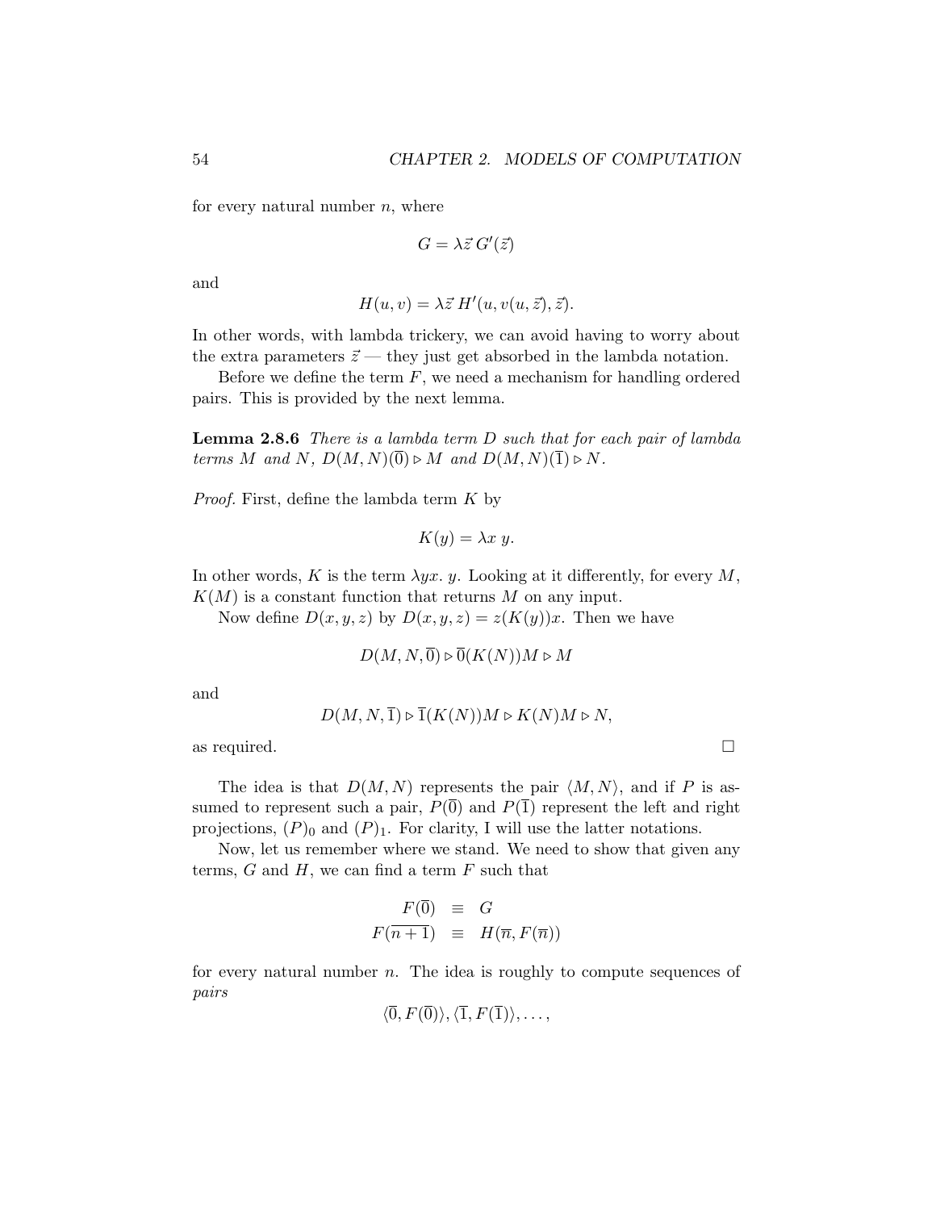for every natural number $n$, where

$$G = \lambda \vec{z}\, G'(\vec{z})$$

and

$$H(u, v) = \lambda \vec{z}\, H'(u, v(u, \vec{z}), \vec{z}).$$

In other words, with lambda trickery, we can avoid having to worry about the extra parameters $\vec{z}$ — they just get absorbed in the lambda notation.

Before we define the term $F$, we need a mechanism for handling ordered pairs. This is provided by the next lemma.

**Lemma 2.8.6** *There is a lambda term $D$ such that for each pair of lambda terms $M$ and $N$, $D(M, N)(\overline{0}) \rhd M$ and $D(M, N)(\overline{1}) \rhd N$.*

*Proof.* First, define the lambda term $K$ by

$$K(y) = \lambda x\, y.$$

In other words, $K$ is the term $\lambda yx.\, y$. Looking at it differently, for every $M$, $K(M)$ is a constant function that returns $M$ on any input.

Now define $D(x, y, z)$ by $D(x, y, z) = z(K(y))x$. Then we have

$$D(M, N, \overline{0}) \rhd \overline{0}(K(N))M \rhd M$$

and

$$D(M, N, \overline{1}) \rhd \overline{1}(K(N))M \rhd K(N)M \rhd N,$$

as required. □

The idea is that $D(M, N)$ represents the pair $\langle M, N \rangle$, and if $P$ is assumed to represent such a pair, $P(\overline{0})$ and $P(\overline{1})$ represent the left and right projections, $(P)_0$ and $(P)_1$. For clarity, I will use the latter notations.

Now, let us remember where we stand. We need to show that given any terms, $G$ and $H$, we can find a term $F$ such that

$$\begin{aligned} F(\overline{0}) &\equiv G \\ F(\overline{n+1}) &\equiv H(\overline{n}, F(\overline{n})) \end{aligned}$$

for every natural number $n$. The idea is roughly to compute sequences of *pairs*

$$\langle \overline{0}, F(\overline{0}) \rangle, \langle \overline{1}, F(\overline{1}) \rangle, \ldots,$$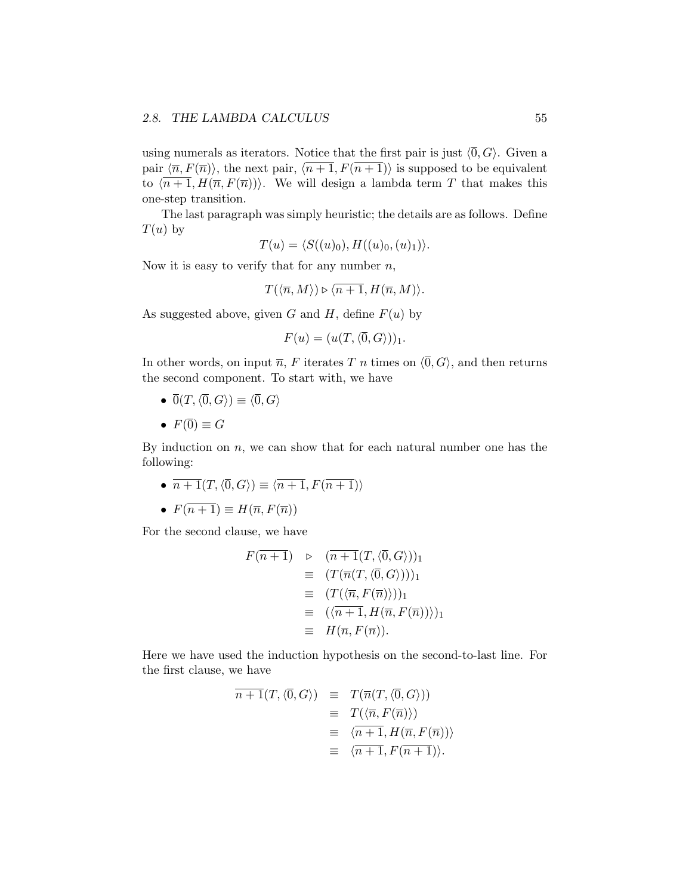using numerals as iterators. Notice that the first pair is just $\langle \overline{0}, G \rangle$. Given a pair $\langle \overline{n}, F(\overline{n}) \rangle$, the next pair, $\langle \overline{n+1}, F(\overline{n+1}) \rangle$ is supposed to be equivalent to $\langle \overline{n+1}, H(\overline{n}, F(\overline{n})) \rangle$. We will design a lambda term $T$ that makes this one-step transition.

The last paragraph was simply heuristic; the details are as follows. Define $T(u)$ by

$$T(u) = \langle S((u)_0), H((u)_0, (u)_1) \rangle.$$

Now it is easy to verify that for any number $n$,

$$T(\langle \overline{n}, M \rangle) \rhd \langle \overline{n+1}, H(\overline{n}, M) \rangle.$$

As suggested above, given $G$ and $H$, define $F(u)$ by

$$F(u) = (u(T, \langle \overline{0}, G \rangle))_1.$$

In other words, on input $\overline{n}$, $F$ iterates $T$ $n$ times on $\langle \overline{0}, G \rangle$, and then returns the second component. To start with, we have

- $\overline{0}(T, \langle \overline{0}, G \rangle) \equiv \langle \overline{0}, G \rangle$
- $F(\overline{0}) \equiv G$

By induction on $n$, we can show that for each natural number one has the following:

- $\overline{n+1}(T, \langle \overline{0}, G \rangle) \equiv \langle \overline{n+1}, F(\overline{n+1}) \rangle$
- $F(\overline{n+1}) \equiv H(\overline{n}, F(\overline{n}))$

For the second clause, we have

$$\begin{aligned}
F(\overline{n+1}) &\rhd (\overline{n+1}(T, \langle \overline{0}, G \rangle))_1 \\
&\equiv (T(\overline{n}(T, \langle \overline{0}, G \rangle)))_1 \\
&\equiv (T(\langle \overline{n}, F(\overline{n}) \rangle))_1 \\
&\equiv (\langle \overline{n+1}, H(\overline{n}, F(\overline{n})) \rangle)_1 \\
&\equiv H(\overline{n}, F(\overline{n})).
\end{aligned}$$

Here we have used the induction hypothesis on the second-to-last line. For the first clause, we have

$$\begin{aligned}
\overline{n+1}(T, \langle \overline{0}, G \rangle) &\equiv T(\overline{n}(T, \langle \overline{0}, G \rangle)) \\
&\equiv T(\langle \overline{n}, F(\overline{n}) \rangle) \\
&\equiv \langle \overline{n+1}, H(\overline{n}, F(\overline{n})) \rangle \\
&\equiv \langle \overline{n+1}, F(\overline{n+1}) \rangle.
\end{aligned}$$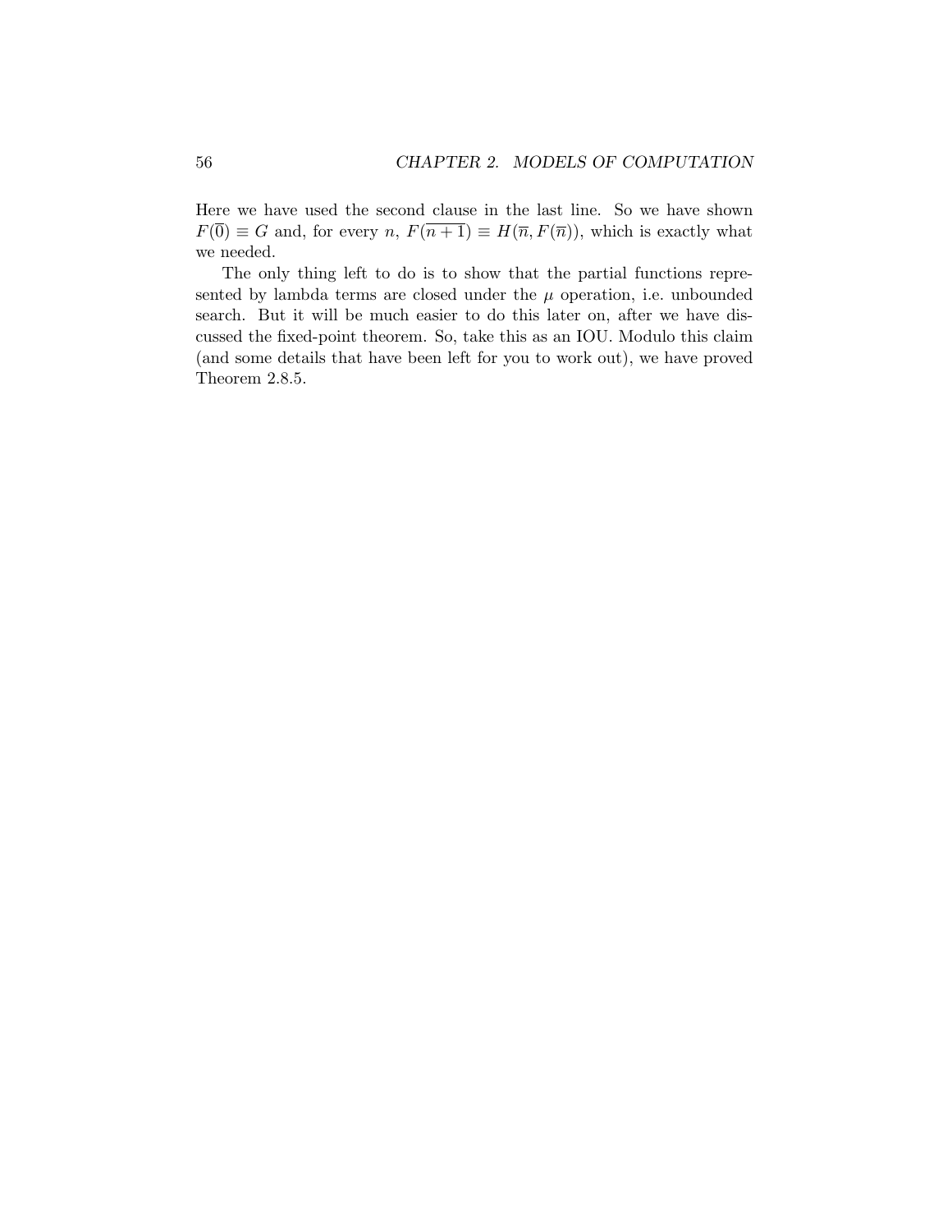Here we have used the second clause in the last line. So we have shown $F(\overline{0}) \equiv G$ and, for every $n$, $F(\overline{n+1}) \equiv H(\overline{n}, F(\overline{n}))$, which is exactly what we needed.

The only thing left to do is to show that the partial functions represented by lambda terms are closed under the $\mu$ operation, i.e. unbounded search. But it will be much easier to do this later on, after we have discussed the fixed-point theorem. So, take this as an IOU. Modulo this claim (and some details that have been left for you to work out), we have proved Theorem 2.8.5.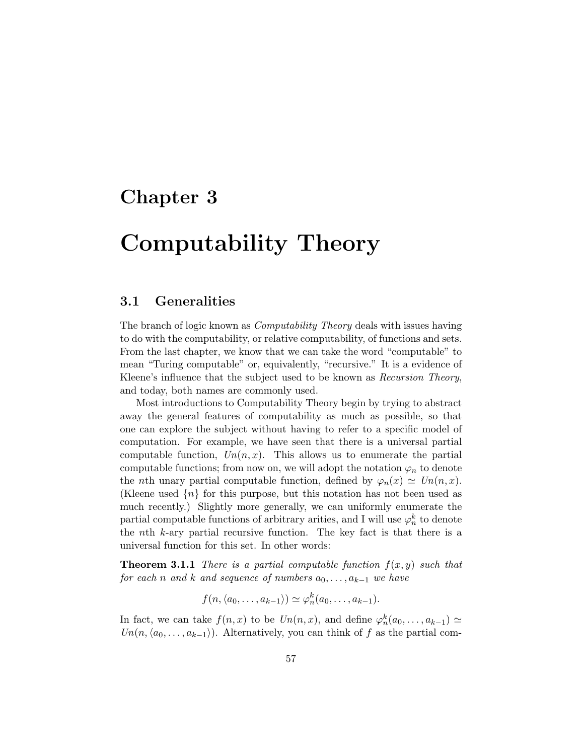# Chapter 3

# Computability Theory

## 3.1 Generalities

The branch of logic known as *Computability Theory* deals with issues having to do with the computability, or relative computability, of functions and sets. From the last chapter, we know that we can take the word "computable" to mean "Turing computable" or, equivalently, "recursive." It is a evidence of Kleene's influence that the subject used to be known as *Recursion Theory*, and today, both names are commonly used.

Most introductions to Computability Theory begin by trying to abstract away the general features of computability as much as possible, so that one can explore the subject without having to refer to a specific model of computation. For example, we have seen that there is a universal partial computable function, $Un(n, x)$. This allows us to enumerate the partial computable functions; from now on, we will adopt the notation $\varphi_n$ to denote the $n$th unary partial computable function, defined by $\varphi_n(x) \simeq Un(n, x)$. (Kleene used $\{n\}$ for this purpose, but this notation has not been used as much recently.) Slightly more generally, we can uniformly enumerate the partial computable functions of arbitrary arities, and I will use $\varphi_n^k$ to denote the $n$th $k$-ary partial recursive function. The key fact is that there is a universal function for this set. In other words:

**Theorem 3.1.1** *There is a partial computable function $f(x, y)$ such that for each $n$ and $k$ and sequence of numbers $a_0, \ldots, a_{k-1}$ we have*

$$f(n, \langle a_0, \ldots, a_{k-1} \rangle) \simeq \varphi_n^k(a_0, \ldots, a_{k-1}).$$

In fact, we can take $f(n, x)$ to be $Un(n, x)$, and define $\varphi_n^k(a_0, \ldots, a_{k-1}) \simeq Un(n, \langle a_0, \ldots, a_{k-1} \rangle)$. Alternatively, you can think of $f$ as the partial com-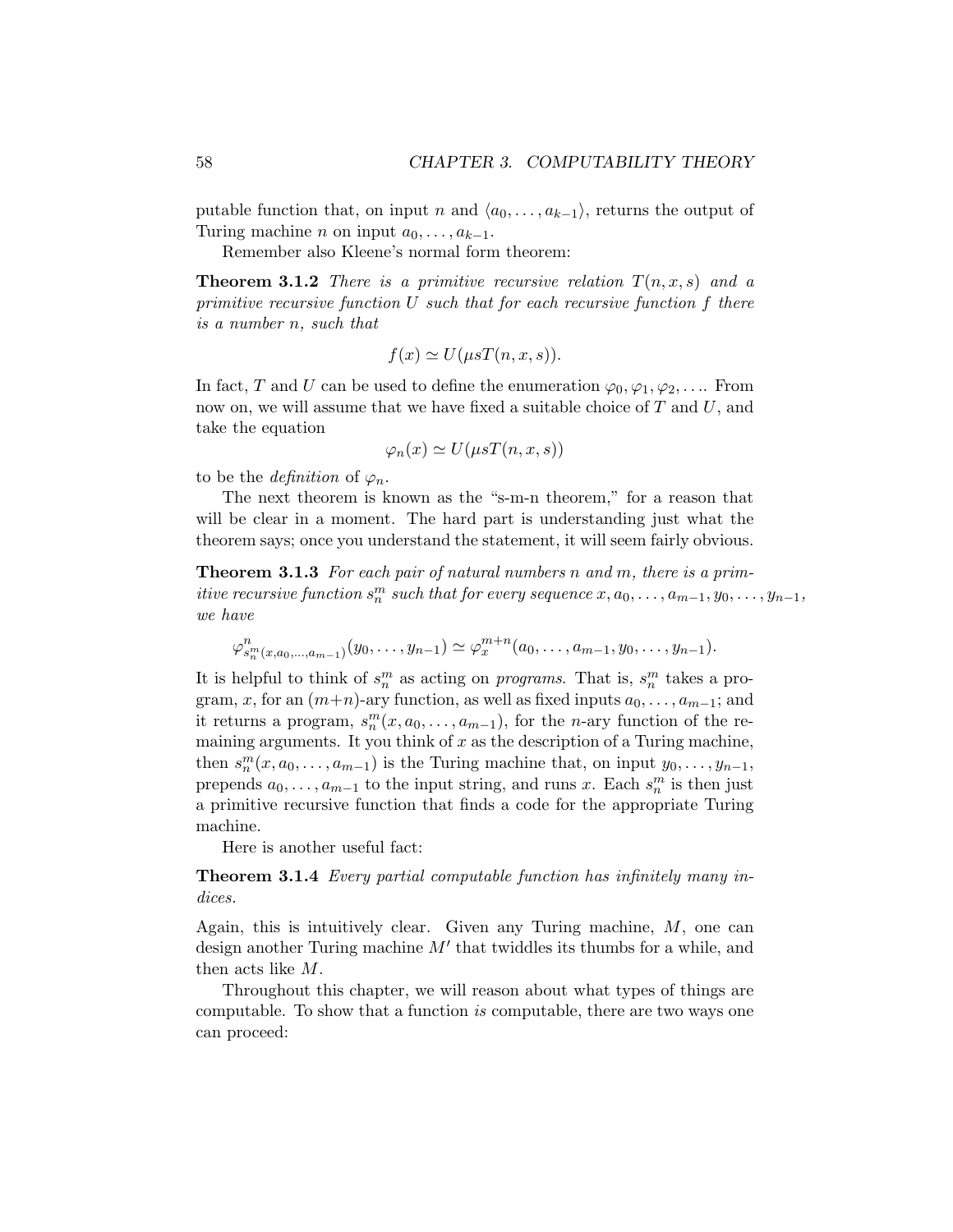putable function that, on input $n$ and $\langle a_0, \ldots, a_{k-1} \rangle$, returns the output of Turing machine $n$ on input $a_0, \ldots, a_{k-1}$.

Remember also Kleene's normal form theorem:

**Theorem 3.1.2** *There is a primitive recursive relation $T(n, x, s)$ and a primitive recursive function $U$ such that for each recursive function $f$ there is a number $n$, such that*

$$f(x) \simeq U(\mu s T(n, x, s)).$$

In fact, $T$ and $U$ can be used to define the enumeration $\varphi_0, \varphi_1, \varphi_2, \ldots$. From now on, we will assume that we have fixed a suitable choice of $T$ and $U$, and take the equation

$$\varphi_n(x) \simeq U(\mu s T(n, x, s))$$

to be the *definition* of $\varphi_n$.

The next theorem is known as the "s-m-n theorem," for a reason that will be clear in a moment. The hard part is understanding just what the theorem says; once you understand the statement, it will seem fairly obvious.

**Theorem 3.1.3** *For each pair of natural numbers $n$ and $m$, there is a primitive recursive function $s^m_n$ such that for every sequence $x, a_0, \ldots, a_{m-1}, y_0, \ldots, y_{n-1}$, we have*

$$\varphi^n_{s^m_n(x, a_0, \ldots, a_{m-1})}(y_0, \ldots, y_{n-1}) \simeq \varphi^{m+n}_x(a_0, \ldots, a_{m-1}, y_0, \ldots, y_{n-1}).$$

It is helpful to think of $s^m_n$ as acting on *programs*. That is, $s^m_n$ takes a program, $x$, for an $(m+n)$-ary function, as well as fixed inputs $a_0, \ldots, a_{m-1}$; and it returns a program, $s^m_n(x, a_0, \ldots, a_{m-1})$, for the $n$-ary function of the remaining arguments. It you think of $x$ as the description of a Turing machine, then $s^m_n(x, a_0, \ldots, a_{m-1})$ is the Turing machine that, on input $y_0, \ldots, y_{n-1}$, prepends $a_0, \ldots, a_{m-1}$ to the input string, and runs $x$. Each $s^m_n$ is then just a primitive recursive function that finds a code for the appropriate Turing machine.

Here is another useful fact:

**Theorem 3.1.4** *Every partial computable function has infinitely many indices.*

Again, this is intuitively clear. Given any Turing machine, $M$, one can design another Turing machine $M'$ that twiddles its thumbs for a while, and then acts like $M$.

Throughout this chapter, we will reason about what types of things are computable. To show that a function *is* computable, there are two ways one can proceed: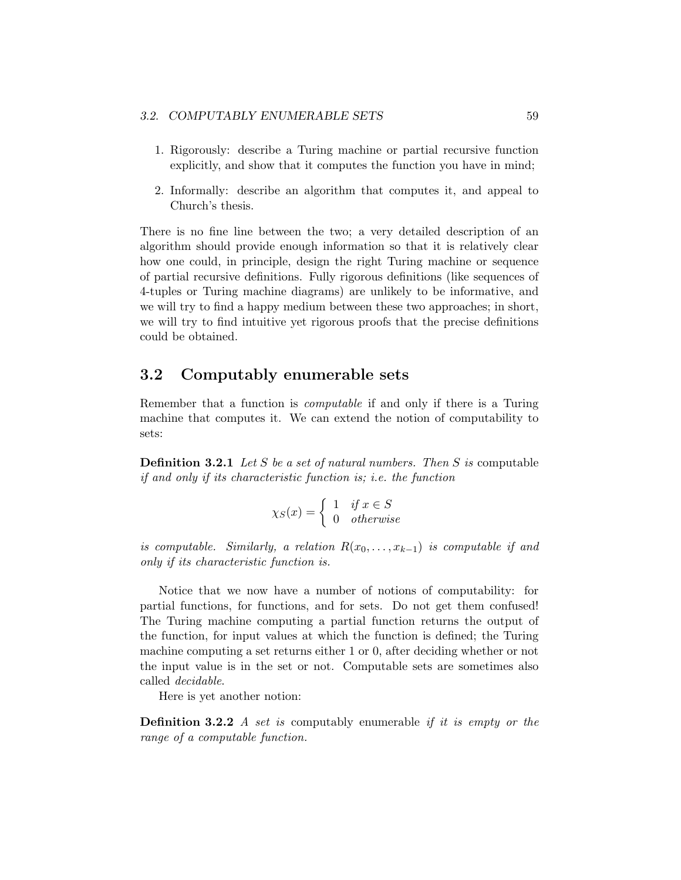1. Rigorously: describe a Turing machine or partial recursive function explicitly, and show that it computes the function you have in mind;

2. Informally: describe an algorithm that computes it, and appeal to Church's thesis.

There is no fine line between the two; a very detailed description of an algorithm should provide enough information so that it is relatively clear how one could, in principle, design the right Turing machine or sequence of partial recursive definitions. Fully rigorous definitions (like sequences of 4-tuples or Turing machine diagrams) are unlikely to be informative, and we will try to find a happy medium between these two approaches; in short, we will try to find intuitive yet rigorous proofs that the precise definitions could be obtained.

## 3.2 Computably enumerable sets

Remember that a function is *computable* if and only if there is a Turing machine that computes it. We can extend the notion of computability to sets:

**Definition 3.2.1** *Let $S$ be a set of natural numbers. Then $S$ is* computable *if and only if its characteristic function is; i.e. the function*

$$\chi_S(x) = \begin{cases} 1 & \text{if } x \in S \\ 0 & \text{otherwise} \end{cases}$$

*is computable. Similarly, a relation $R(x_0, \ldots, x_{k-1})$ is computable if and only if its characteristic function is.*

Notice that we now have a number of notions of computability: for partial functions, for functions, and for sets. Do not get them confused! The Turing machine computing a partial function returns the output of the function, for input values at which the function is defined; the Turing machine computing a set returns either 1 or 0, after deciding whether or not the input value is in the set or not. Computable sets are sometimes also called *decidable*.

Here is yet another notion:

**Definition 3.2.2** *A set is* computably enumerable *if it is empty or the range of a computable function.*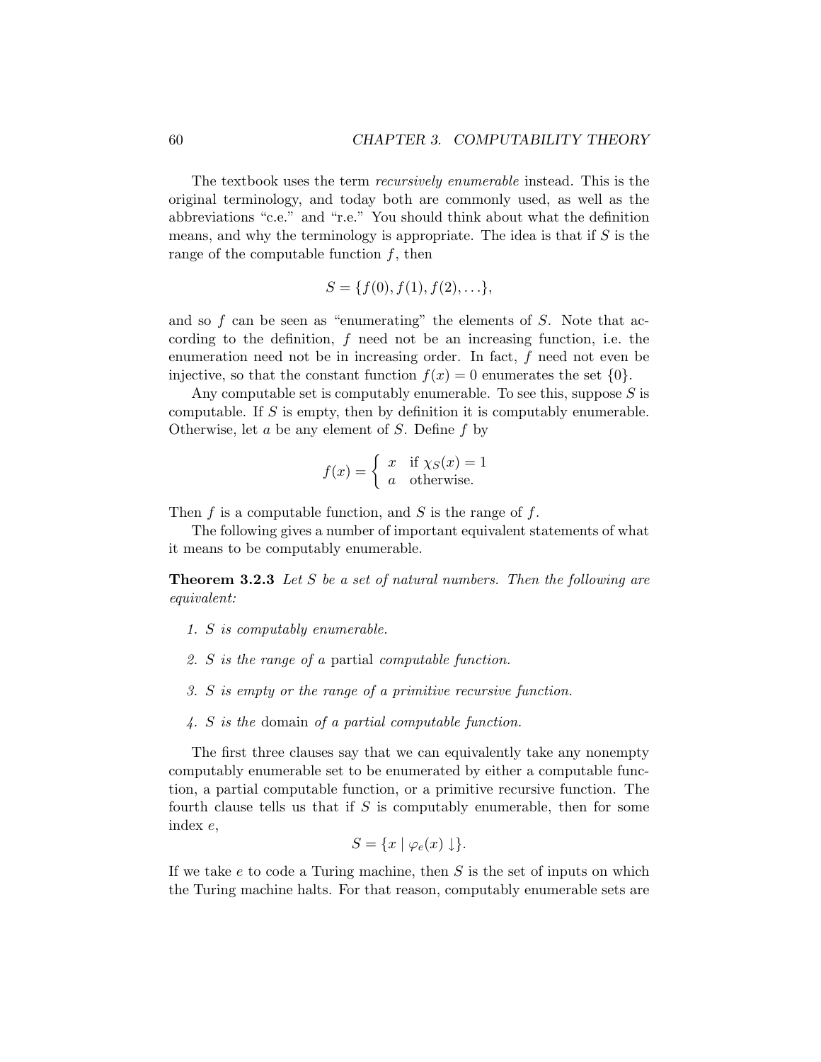The textbook uses the term *recursively enumerable* instead. This is the original terminology, and today both are commonly used, as well as the abbreviations "c.e." and "r.e." You should think about what the definition means, and why the terminology is appropriate. The idea is that if $S$ is the range of the computable function $f$, then

$$S = \{f(0), f(1), f(2), \ldots\},$$

and so $f$ can be seen as "enumerating" the elements of $S$. Note that according to the definition, $f$ need not be an increasing function, i.e. the enumeration need not be in increasing order. In fact, $f$ need not even be injective, so that the constant function $f(x) = 0$ enumerates the set $\{0\}$.

Any computable set is computably enumerable. To see this, suppose $S$ is computable. If $S$ is empty, then by definition it is computably enumerable. Otherwise, let $a$ be any element of $S$. Define $f$ by

$$f(x) = \begin{cases} x & \text{if } \chi_S(x) = 1 \\ a & \text{otherwise.} \end{cases}$$

Then $f$ is a computable function, and $S$ is the range of $f$.

The following gives a number of important equivalent statements of what it means to be computably enumerable.

**Theorem 3.2.3** *Let $S$ be a set of natural numbers. Then the following are equivalent:*

1. *$S$ is computably enumerable.*
2. *$S$ is the range of a* partial *computable function.*
3. *$S$ is empty or the range of a primitive recursive function.*
4. *$S$ is the* domain *of a partial computable function.*

The first three clauses say that we can equivalently take any nonempty computably enumerable set to be enumerated by either a computable function, a partial computable function, or a primitive recursive function. The fourth clause tells us that if $S$ is computably enumerable, then for some index $e$,

$$S = \{x \mid \varphi_e(x) \downarrow\}.$$

If we take $e$ to code a Turing machine, then $S$ is the set of inputs on which the Turing machine halts. For that reason, computably enumerable sets are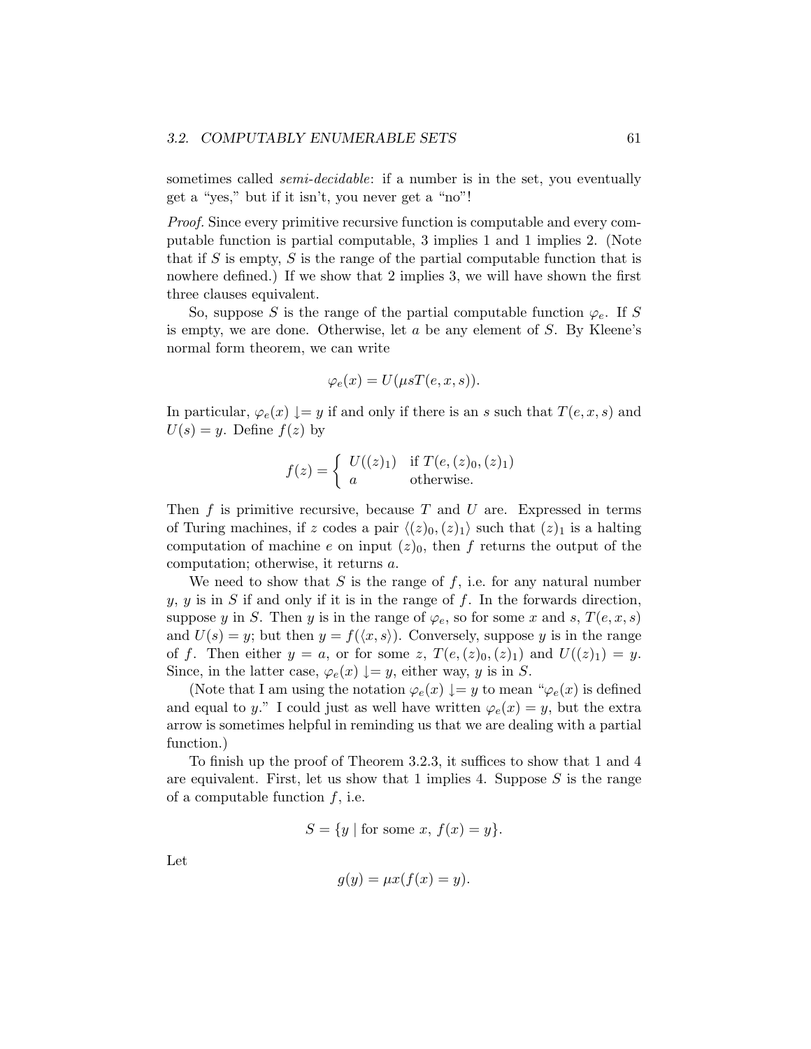sometimes called *semi-decidable*: if a number is in the set, you eventually get a "yes," but if it isn't, you never get a "no"!

*Proof.* Since every primitive recursive function is computable and every computable function is partial computable, 3 implies 1 and 1 implies 2. (Note that if $S$ is empty, $S$ is the range of the partial computable function that is nowhere defined.) If we show that 2 implies 3, we will have shown the first three clauses equivalent.

So, suppose $S$ is the range of the partial computable function $\varphi_e$. If $S$ is empty, we are done. Otherwise, let $a$ be any element of $S$. By Kleene's normal form theorem, we can write

$$\varphi_e(x) = U(\mu s T(e, x, s)).$$

In particular, $\varphi_e(x) \downarrow = y$ if and only if there is an $s$ such that $T(e, x, s)$ and $U(s) = y$. Define $f(z)$ by

$$f(z) = \begin{cases} U((z)_1) & \text{if } T(e, (z)_0, (z)_1) \\ a & \text{otherwise.} \end{cases}$$

Then $f$ is primitive recursive, because $T$ and $U$ are. Expressed in terms of Turing machines, if $z$ codes a pair $\langle (z)_0, (z)_1 \rangle$ such that $(z)_1$ is a halting computation of machine $e$ on input $(z)_0$, then $f$ returns the output of the computation; otherwise, it returns $a$.

We need to show that $S$ is the range of $f$, i.e. for any natural number $y$, $y$ is in $S$ if and only if it is in the range of $f$. In the forwards direction, suppose $y$ in $S$. Then $y$ is in the range of $\varphi_e$, so for some $x$ and $s$, $T(e, x, s)$ and $U(s) = y$; but then $y = f(\langle x, s \rangle)$. Conversely, suppose $y$ is in the range of $f$. Then either $y = a$, or for some $z$, $T(e, (z)_0, (z)_1)$ and $U((z)_1) = y$. Since, in the latter case, $\varphi_e(x) \downarrow = y$, either way, $y$ is in $S$.

(Note that I am using the notation $\varphi_e(x) \downarrow = y$ to mean "$\varphi_e(x)$ is defined and equal to $y$." I could just as well have written $\varphi_e(x) = y$, but the extra arrow is sometimes helpful in reminding us that we are dealing with a partial function.)

To finish up the proof of Theorem 3.2.3, it suffices to show that 1 and 4 are equivalent. First, let us show that 1 implies 4. Suppose $S$ is the range of a computable function $f$, i.e.

$$S = \{y \mid \text{for some } x,\ f(x) = y\}.$$

Let

$$g(y) = \mu x (f(x) = y).$$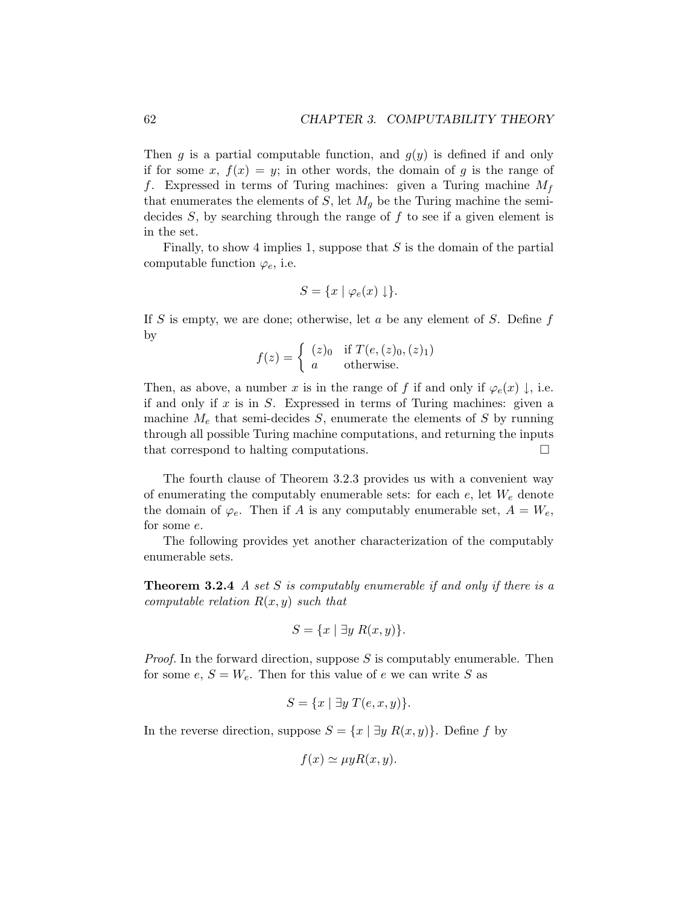Then $g$ is a partial computable function, and $g(y)$ is defined if and only if for some $x$, $f(x) = y$; in other words, the domain of $g$ is the range of $f$. Expressed in terms of Turing machines: given a Turing machine $M_f$ that enumerates the elements of $S$, let $M_g$ be the Turing machine the semi-decides $S$, by searching through the range of $f$ to see if a given element is in the set.

Finally, to show 4 implies 1, suppose that $S$ is the domain of the partial computable function $\varphi_e$, i.e.

$$S = \{x \mid \varphi_e(x) \downarrow\}.$$

If $S$ is empty, we are done; otherwise, let $a$ be any element of $S$. Define $f$ by

$$f(z) = \begin{cases} (z)_0 & \text{if } T(e, (z)_0, (z)_1) \\ a & \text{otherwise.} \end{cases}$$

Then, as above, a number $x$ is in the range of $f$ if and only if $\varphi_e(x) \downarrow$, i.e. if and only if $x$ is in $S$. Expressed in terms of Turing machines: given a machine $M_e$ that semi-decides $S$, enumerate the elements of $S$ by running through all possible Turing machine computations, and returning the inputs that correspond to halting computations. □

The fourth clause of Theorem 3.2.3 provides us with a convenient way of enumerating the computably enumerable sets: for each $e$, let $W_e$ denote the domain of $\varphi_e$. Then if $A$ is any computably enumerable set, $A = W_e$, for some $e$.

The following provides yet another characterization of the computably enumerable sets.

**Theorem 3.2.4** *A set $S$ is computably enumerable if and only if there is a computable relation $R(x, y)$ such that*

$$S = \{x \mid \exists y \, R(x, y)\}.$$

*Proof.* In the forward direction, suppose $S$ is computably enumerable. Then for some $e$, $S = W_e$. Then for this value of $e$ we can write $S$ as

$$S = \{x \mid \exists y \, T(e, x, y)\}.$$

In the reverse direction, suppose $S = \{x \mid \exists y \, R(x, y)\}$. Define $f$ by

$$f(x) \simeq \mu y R(x, y).$$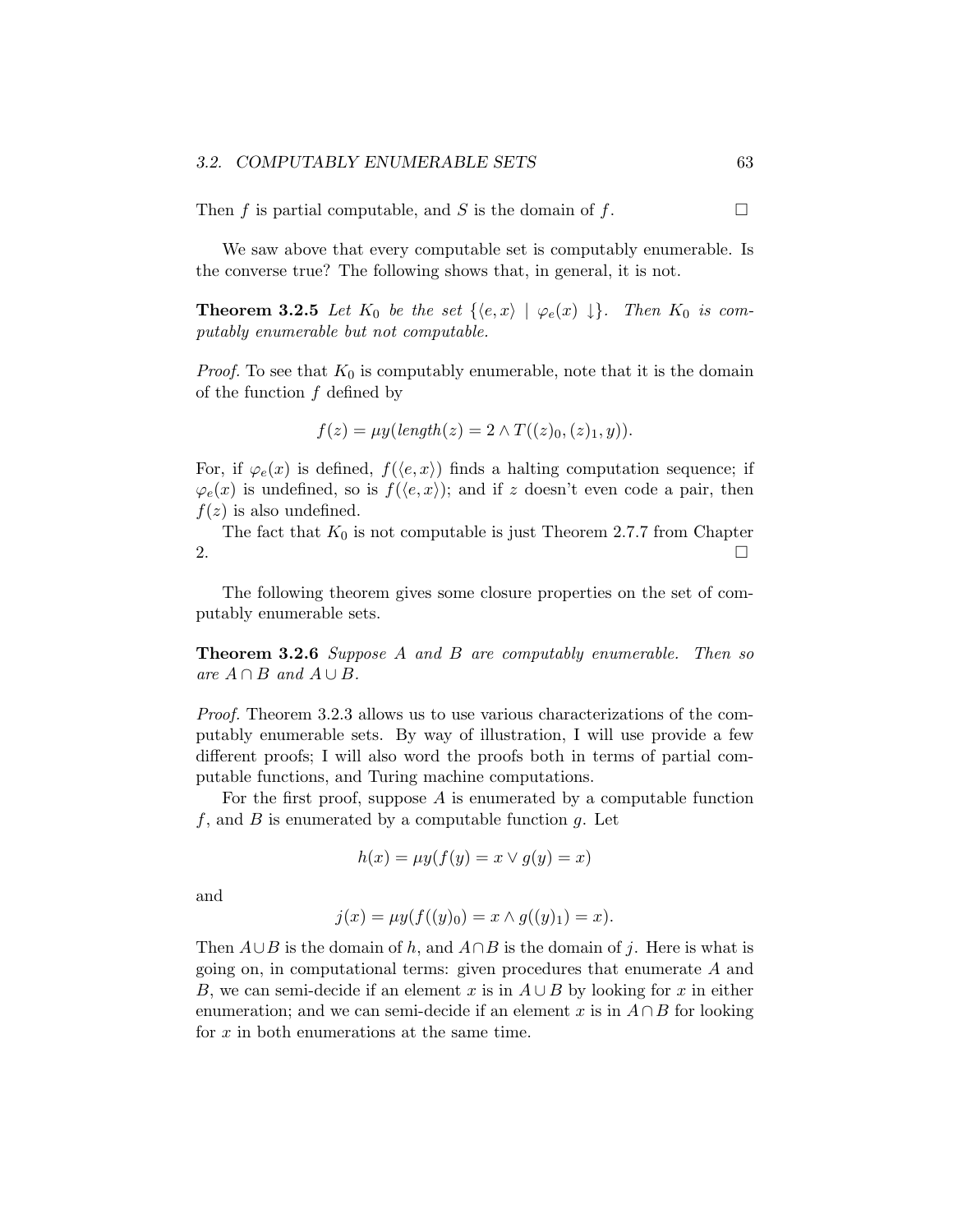Then $f$ is partial computable, and $S$ is the domain of $f$. □

We saw above that every computable set is computably enumerable. Is the converse true? The following shows that, in general, it is not.

**Theorem 3.2.5** *Let $K_0$ be the set $\{\langle e, x\rangle \mid \varphi_e(x) \downarrow\}$. Then $K_0$ is computably enumerable but not computable.*

*Proof.* To see that $K_0$ is computably enumerable, note that it is the domain of the function $f$ defined by

$$f(z) = \mu y(\mathit{length}(z) = 2 \wedge T((z)_0, (z)_1, y)).$$

For, if $\varphi_e(x)$ is defined, $f(\langle e, x\rangle)$ finds a halting computation sequence; if $\varphi_e(x)$ is undefined, so is $f(\langle e, x\rangle)$; and if $z$ doesn't even code a pair, then $f(z)$ is also undefined.

The fact that $K_0$ is not computable is just Theorem 2.7.7 from Chapter 2. □

The following theorem gives some closure properties on the set of computably enumerable sets.

**Theorem 3.2.6** *Suppose $A$ and $B$ are computably enumerable. Then so are $A \cap B$ and $A \cup B$.*

*Proof.* Theorem 3.2.3 allows us to use various characterizations of the computably enumerable sets. By way of illustration, I will use provide a few different proofs; I will also word the proofs both in terms of partial computable functions, and Turing machine computations.

For the first proof, suppose $A$ is enumerated by a computable function $f$, and $B$ is enumerated by a computable function $g$. Let

$$h(x) = \mu y(f(y) = x \vee g(y) = x)$$

and

$$j(x) = \mu y(f((y)_0) = x \wedge g((y)_1) = x).$$

Then $A \cup B$ is the domain of $h$, and $A \cap B$ is the domain of $j$. Here is what is going on, in computational terms: given procedures that enumerate $A$ and $B$, we can semi-decide if an element $x$ is in $A \cup B$ by looking for $x$ in either enumeration; and we can semi-decide if an element $x$ is in $A \cap B$ for looking for $x$ in both enumerations at the same time.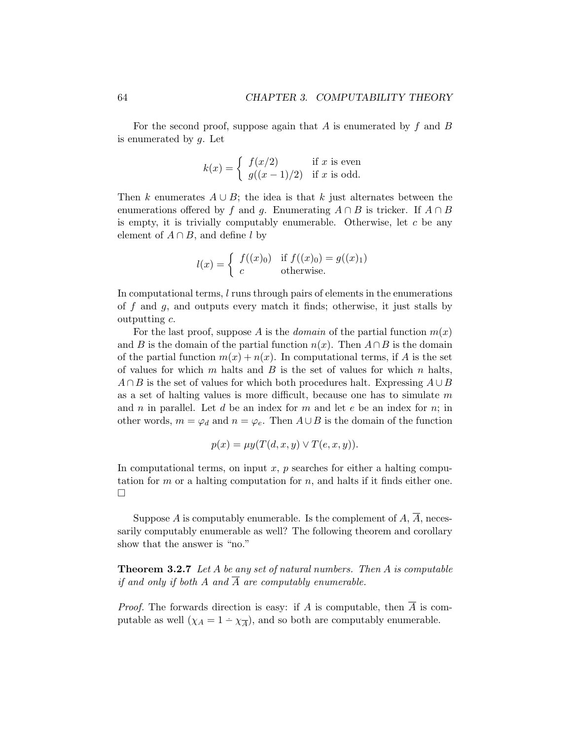For the second proof, suppose again that $A$ is enumerated by $f$ and $B$ is enumerated by $g$. Let

$$k(x) = \begin{cases} f(x/2) & \text{if } x \text{ is even} \\ g((x-1)/2) & \text{if } x \text{ is odd.} \end{cases}$$

Then $k$ enumerates $A \cup B$; the idea is that $k$ just alternates between the enumerations offered by $f$ and $g$. Enumerating $A \cap B$ is tricker. If $A \cap B$ is empty, it is trivially computably enumerable. Otherwise, let $c$ be any element of $A \cap B$, and define $l$ by

$$l(x) = \begin{cases} f((x)_0) & \text{if } f((x)_0) = g((x)_1) \\ c & \text{otherwise.} \end{cases}$$

In computational terms, $l$ runs through pairs of elements in the enumerations of $f$ and $g$, and outputs every match it finds; otherwise, it just stalls by outputting $c$.

For the last proof, suppose $A$ is the *domain* of the partial function $m(x)$ and $B$ is the domain of the partial function $n(x)$. Then $A \cap B$ is the domain of the partial function $m(x) + n(x)$. In computational terms, if $A$ is the set of values for which $m$ halts and $B$ is the set of values for which $n$ halts, $A \cap B$ is the set of values for which both procedures halt. Expressing $A \cup B$ as a set of halting values is more difficult, because one has to simulate $m$ and $n$ in parallel. Let $d$ be an index for $m$ and let $e$ be an index for $n$; in other words, $m = \varphi_d$ and $n = \varphi_e$. Then $A \cup B$ is the domain of the function

$$p(x) = \mu y (T(d, x, y) \vee T(e, x, y)).$$

In computational terms, on input $x$, $p$ searches for either a halting computation for $m$ or a halting computation for $n$, and halts if it finds either one. $\square$

Suppose $A$ is computably enumerable. Is the complement of $A$, $\overline{A}$, necessarily computably enumerable as well? The following theorem and corollary show that the answer is "no."

**Theorem 3.2.7** *Let $A$ be any set of natural numbers. Then $A$ is computable if and only if both $A$ and $\overline{A}$ are computably enumerable.*

*Proof.* The forwards direction is easy: if $A$ is computable, then $\overline{A}$ is computable as well ($\chi_A = 1 \dot{-} \chi_{\overline{A}}$), and so both are computably enumerable.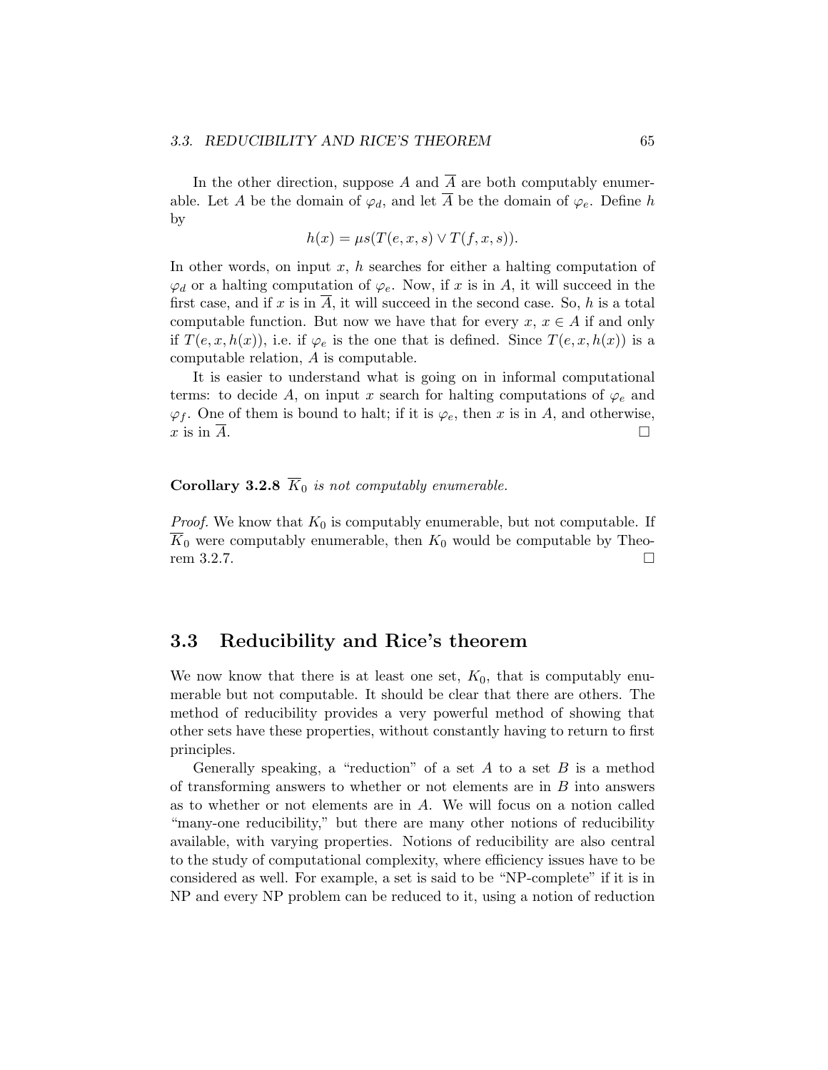In the other direction, suppose $A$ and $\overline{A}$ are both computably enumerable. Let $A$ be the domain of $\varphi_d$, and let $\overline{A}$ be the domain of $\varphi_e$. Define $h$ by

$$h(x) = \mu s(T(e, x, s) \vee T(f, x, s)).$$

In other words, on input $x$, $h$ searches for either a halting computation of $\varphi_d$ or a halting computation of $\varphi_e$. Now, if $x$ is in $A$, it will succeed in the first case, and if $x$ is in $\overline{A}$, it will succeed in the second case. So, $h$ is a total computable function. But now we have that for every $x$, $x \in A$ if and only if $T(e, x, h(x))$, i.e. if $\varphi_e$ is the one that is defined. Since $T(e, x, h(x))$ is a computable relation, $A$ is computable.

It is easier to understand what is going on in informal computational terms: to decide $A$, on input $x$ search for halting computations of $\varphi_e$ and $\varphi_f$. One of them is bound to halt; if it is $\varphi_e$, then $x$ is in $A$, and otherwise, $x$ is in $\overline{A}$. □

**Corollary 3.2.8** *$\overline{K}_0$ is not computably enumerable.*

*Proof.* We know that $K_0$ is computably enumerable, but not computable. If $\overline{K}_0$ were computably enumerable, then $K_0$ would be computable by Theorem 3.2.7. □

## 3.3 Reducibility and Rice's theorem

We now know that there is at least one set, $K_0$, that is computably enumerable but not computable. It should be clear that there are others. The method of reducibility provides a very powerful method of showing that other sets have these properties, without constantly having to return to first principles.

Generally speaking, a "reduction" of a set $A$ to a set $B$ is a method of transforming answers to whether or not elements are in $B$ into answers as to whether or not elements are in $A$. We will focus on a notion called "many-one reducibility," but there are many other notions of reducibility available, with varying properties. Notions of reducibility are also central to the study of computational complexity, where efficiency issues have to be considered as well. For example, a set is said to be "NP-complete" if it is in NP and every NP problem can be reduced to it, using a notion of reduction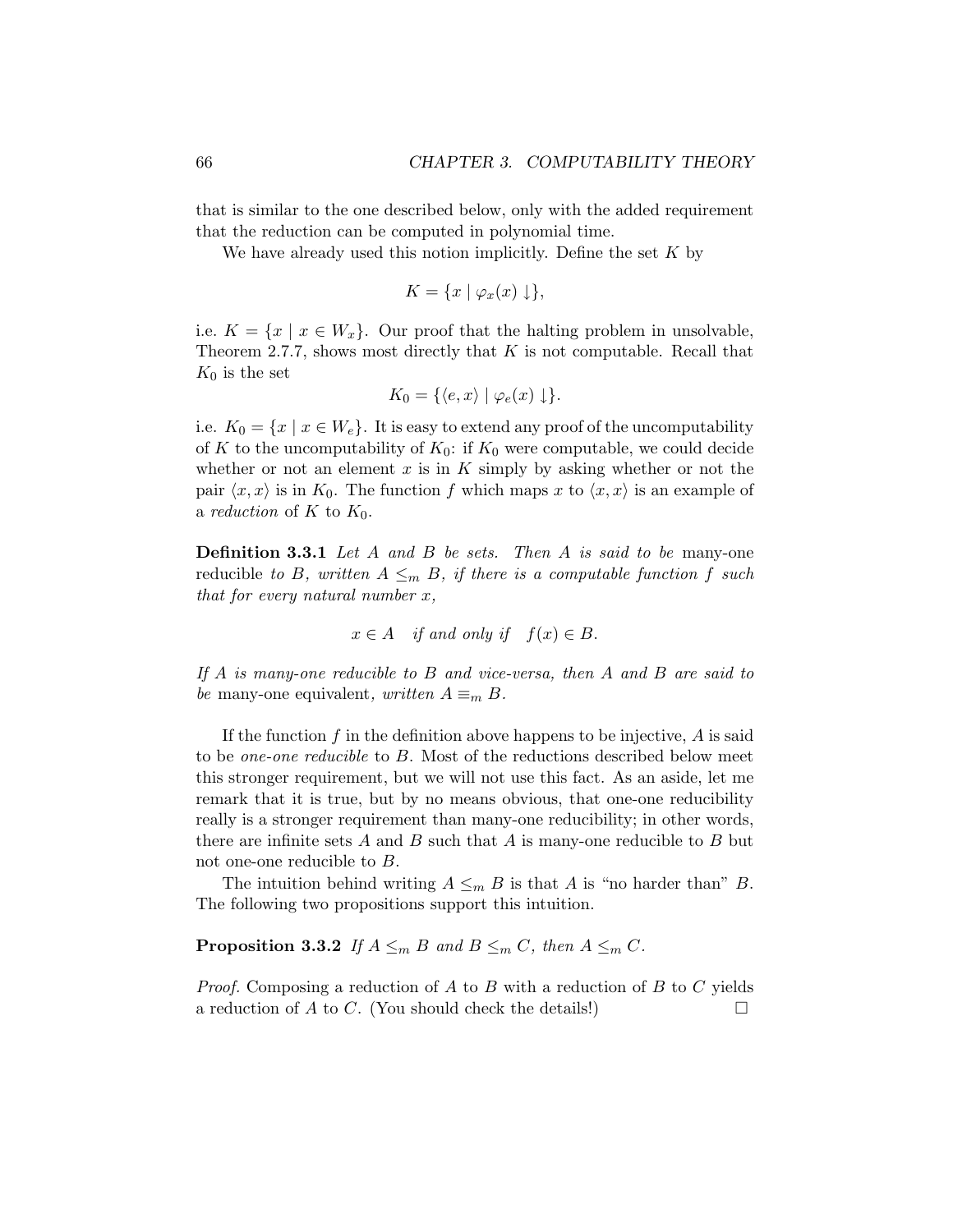that is similar to the one described below, only with the added requirement that the reduction can be computed in polynomial time.

We have already used this notion implicitly. Define the set $K$ by

$$K = \{x \mid \varphi_x(x) \downarrow\},$$

i.e. $K = \{x \mid x \in W_x\}$. Our proof that the halting problem in unsolvable, Theorem 2.7.7, shows most directly that $K$ is not computable. Recall that $K_0$ is the set

$$K_0 = \{\langle e, x \rangle \mid \varphi_e(x) \downarrow\}.$$

i.e. $K_0 = \{x \mid x \in W_e\}$. It is easy to extend any proof of the uncomputability of $K$ to the uncomputability of $K_0$: if $K_0$ were computable, we could decide whether or not an element $x$ is in $K$ simply by asking whether or not the pair $\langle x, x \rangle$ is in $K_0$. The function $f$ which maps $x$ to $\langle x, x \rangle$ is an example of a *reduction* of $K$ to $K_0$.

**Definition 3.3.1** *Let $A$ and $B$ be sets. Then $A$ is said to be* many-one reducible *to $B$, written $A \leq_m B$, if there is a computable function $f$ such that for every natural number $x$,*

$$x \in A \quad \textit{if and only if} \quad f(x) \in B.$$

*If $A$ is many-one reducible to $B$ and vice-versa, then $A$ and $B$ are said to be* many-one equivalent*, written $A \equiv_m B$.*

If the function $f$ in the definition above happens to be injective, $A$ is said to be *one-one reducible* to $B$. Most of the reductions described below meet this stronger requirement, but we will not use this fact. As an aside, let me remark that it is true, but by no means obvious, that one-one reducibility really is a stronger requirement than many-one reducibility; in other words, there are infinite sets $A$ and $B$ such that $A$ is many-one reducible to $B$ but not one-one reducible to $B$.

The intuition behind writing $A \leq_m B$ is that $A$ is "no harder than" $B$. The following two propositions support this intuition.

**Proposition 3.3.2** *If $A \leq_m B$ and $B \leq_m C$, then $A \leq_m C$.*

*Proof.* Composing a reduction of $A$ to $B$ with a reduction of $B$ to $C$ yields a reduction of $A$ to $C$. (You should check the details!) □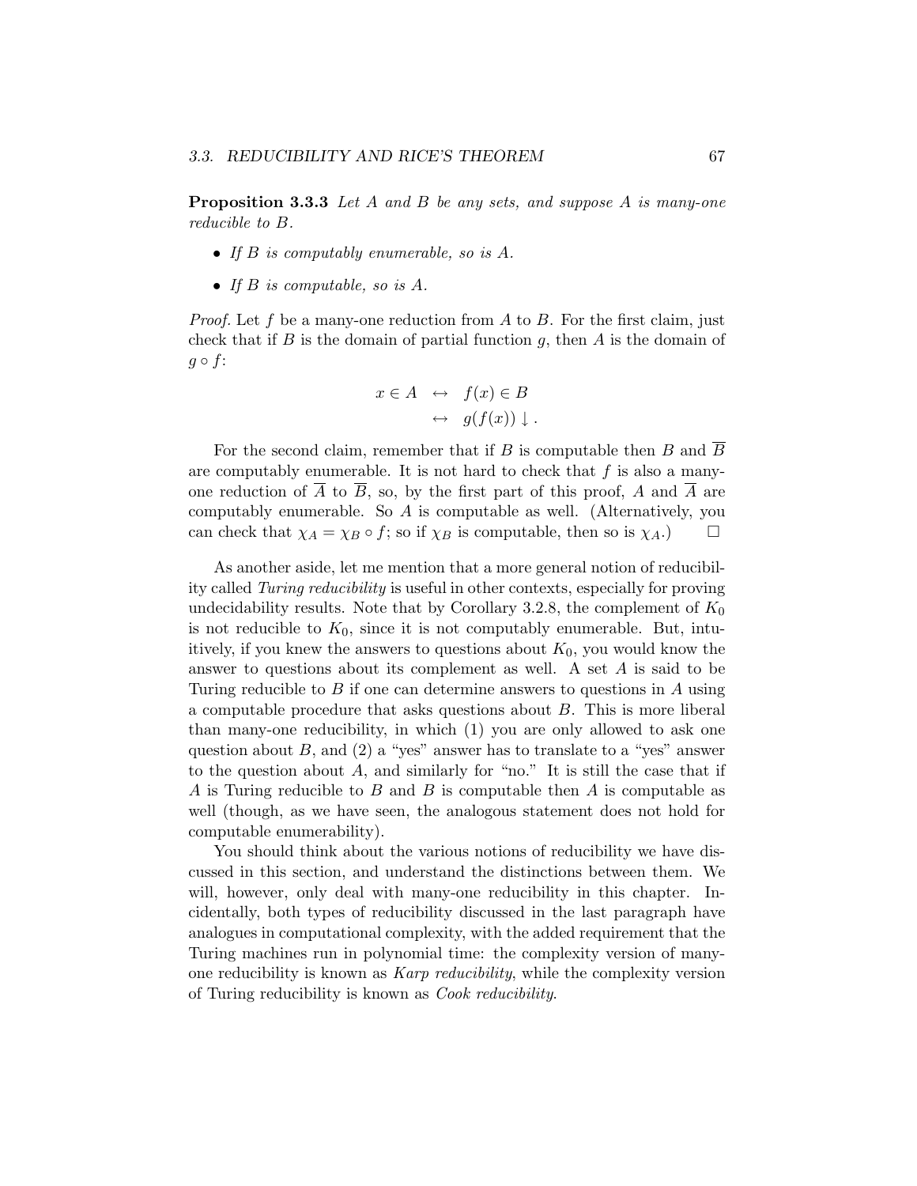**Proposition 3.3.3** *Let $A$ and $B$ be any sets, and suppose $A$ is many-one reducible to $B$.*

- *If $B$ is computably enumerable, so is $A$.*
- *If $B$ is computable, so is $A$.*

*Proof.* Let $f$ be a many-one reduction from $A$ to $B$. For the first claim, just check that if $B$ is the domain of partial function $g$, then $A$ is the domain of $g \circ f$:

$$\begin{aligned} x \in A &\leftrightarrow f(x) \in B \\ &\leftrightarrow g(f(x)) \downarrow . \end{aligned}$$

For the second claim, remember that if $B$ is computable then $B$ and $\overline{B}$ are computably enumerable. It is not hard to check that $f$ is also a many-one reduction of $\overline{A}$ to $\overline{B}$, so, by the first part of this proof, $A$ and $\overline{A}$ are computably enumerable. So $A$ is computable as well. (Alternatively, you can check that $\chi_A = \chi_B \circ f$; so if $\chi_B$ is computable, then so is $\chi_A$.) $\square$

As another aside, let me mention that a more general notion of reducibility called *Turing reducibility* is useful in other contexts, especially for proving undecidability results. Note that by Corollary 3.2.8, the complement of $K_0$ is not reducible to $K_0$, since it is not computably enumerable. But, intuitively, if you knew the answers to questions about $K_0$, you would know the answer to questions about its complement as well. A set $A$ is said to be Turing reducible to $B$ if one can determine answers to questions in $A$ using a computable procedure that asks questions about $B$. This is more liberal than many-one reducibility, in which (1) you are only allowed to ask one question about $B$, and (2) a "yes" answer has to translate to a "yes" answer to the question about $A$, and similarly for "no." It is still the case that if $A$ is Turing reducible to $B$ and $B$ is computable then $A$ is computable as well (though, as we have seen, the analogous statement does not hold for computable enumerability).

You should think about the various notions of reducibility we have discussed in this section, and understand the distinctions between them. We will, however, only deal with many-one reducibility in this chapter. Incidentally, both types of reducibility discussed in the last paragraph have analogues in computational complexity, with the added requirement that the Turing machines run in polynomial time: the complexity version of many-one reducibility is known as *Karp reducibility*, while the complexity version of Turing reducibility is known as *Cook reducibility*.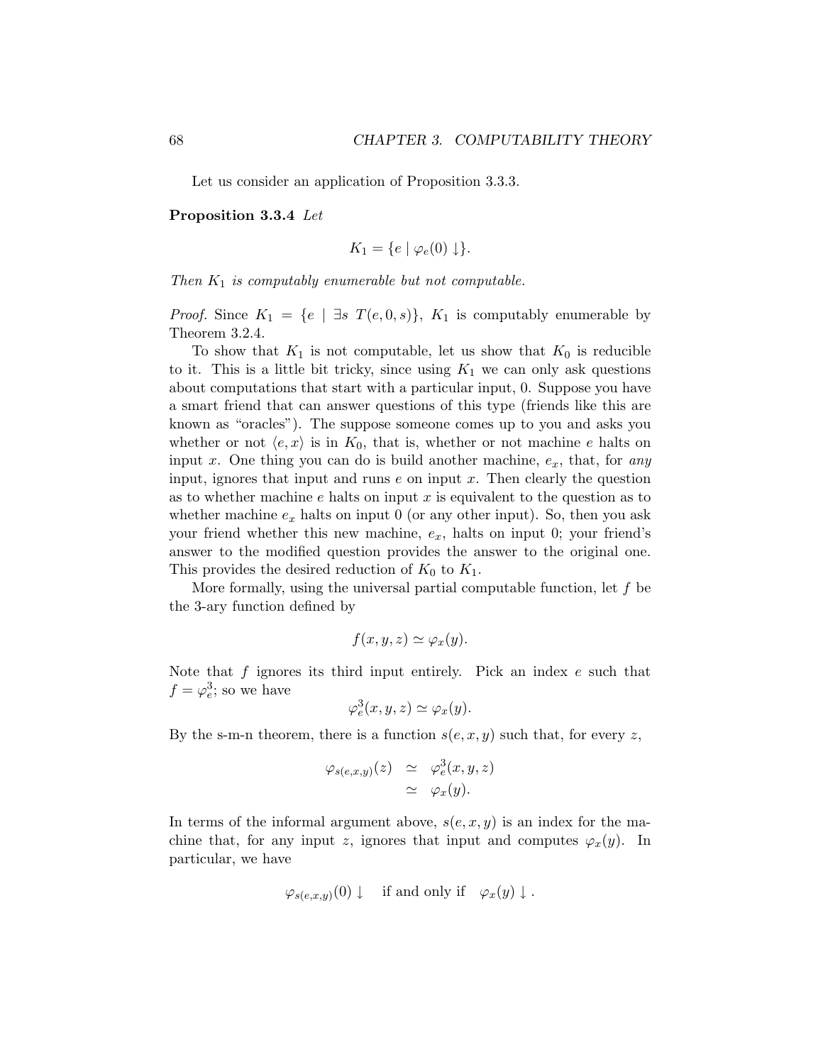Let us consider an application of Proposition 3.3.3.

**Proposition 3.3.4** *Let*

$$K_1 = \{e \mid \varphi_e(0) \downarrow\}.$$

*Then $K_1$ is computably enumerable but not computable.*

*Proof.* Since $K_1 = \{e \mid \exists s\ T(e, 0, s)\}$, $K_1$ is computably enumerable by Theorem 3.2.4.

To show that $K_1$ is not computable, let us show that $K_0$ is reducible to it. This is a little bit tricky, since using $K_1$ we can only ask questions about computations that start with a particular input, 0. Suppose you have a smart friend that can answer questions of this type (friends like this are known as "oracles"). The suppose someone comes up to you and asks you whether or not $\langle e, x \rangle$ is in $K_0$, that is, whether or not machine $e$ halts on input $x$. One thing you can do is build another machine, $e_x$, that, for *any* input, ignores that input and runs $e$ on input $x$. Then clearly the question as to whether machine $e$ halts on input $x$ is equivalent to the question as to whether machine $e_x$ halts on input 0 (or any other input). So, then you ask your friend whether this new machine, $e_x$, halts on input 0; your friend's answer to the modified question provides the answer to the original one. This provides the desired reduction of $K_0$ to $K_1$.

More formally, using the universal partial computable function, let $f$ be the 3-ary function defined by

$$f(x, y, z) \simeq \varphi_x(y).$$

Note that $f$ ignores its third input entirely. Pick an index $e$ such that $f = \varphi_e^3$; so we have

$$\varphi_e^3(x, y, z) \simeq \varphi_x(y).$$

By the s-m-n theorem, there is a function $s(e, x, y)$ such that, for every $z$,

$$\begin{aligned} \varphi_{s(e,x,y)}(z) &\simeq \varphi_e^3(x, y, z) \\ &\simeq \varphi_x(y). \end{aligned}$$

In terms of the informal argument above, $s(e, x, y)$ is an index for the machine that, for any input $z$, ignores that input and computes $\varphi_x(y)$. In particular, we have

$$\varphi_{s(e,x,y)}(0) \downarrow \quad \text{if and only if} \quad \varphi_x(y) \downarrow.$$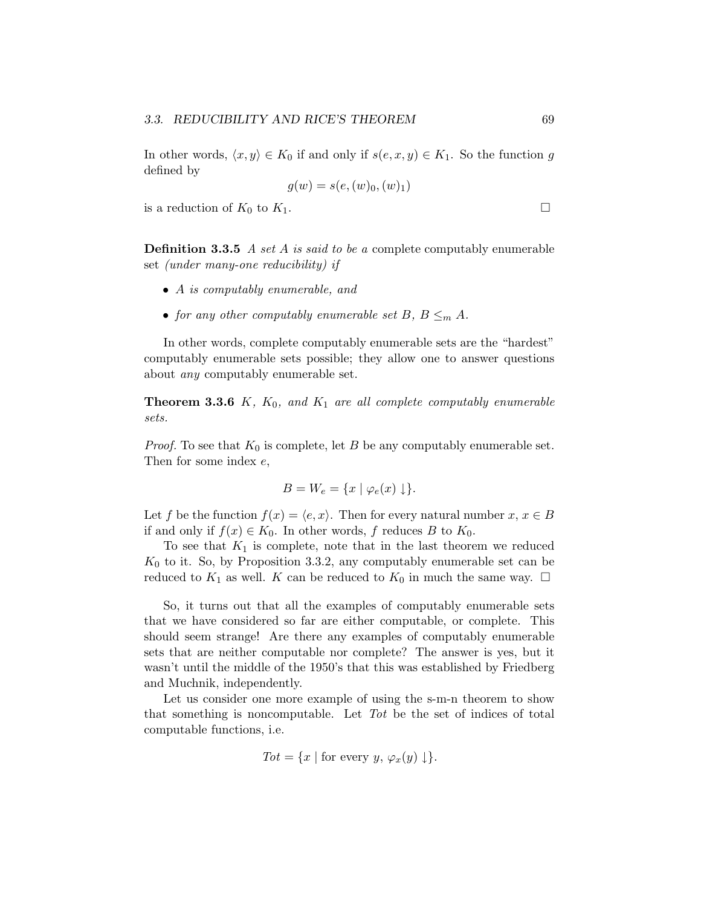In other words, $\langle x, y \rangle \in K_0$ if and only if $s(e, x, y) \in K_1$. So the function $g$ defined by

$$g(w) = s(e, (w)_0, (w)_1)$$

is a reduction of $K_0$ to $K_1$. □

**Definition 3.3.5** *A set $A$ is said to be a* complete computably enumerable set *(under many-one reducibility) if*

- *$A$ is computably enumerable, and*
- *for any other computably enumerable set $B$, $B \leq_m A$.*

In other words, complete computably enumerable sets are the "hardest" computably enumerable sets possible; they allow one to answer questions about *any* computably enumerable set.

**Theorem 3.3.6** *$K$, $K_0$, and $K_1$ are all complete computably enumerable sets.*

*Proof.* To see that $K_0$ is complete, let $B$ be any computably enumerable set. Then for some index $e$,

$$B = W_e = \{x \mid \varphi_e(x) \downarrow\}.$$

Let $f$ be the function $f(x) = \langle e, x \rangle$. Then for every natural number $x$, $x \in B$ if and only if $f(x) \in K_0$. In other words, $f$ reduces $B$ to $K_0$.

To see that $K_1$ is complete, note that in the last theorem we reduced $K_0$ to it. So, by Proposition 3.3.2, any computably enumerable set can be reduced to $K_1$ as well. $K$ can be reduced to $K_0$ in much the same way. □

So, it turns out that all the examples of computably enumerable sets that we have considered so far are either computable, or complete. This should seem strange! Are there any examples of computably enumerable sets that are neither computable nor complete? The answer is yes, but it wasn't until the middle of the 1950's that this was established by Friedberg and Muchnik, independently.

Let us consider one more example of using the s-m-n theorem to show that something is noncomputable. Let *Tot* be the set of indices of total computable functions, i.e.

$$Tot = \{x \mid \text{for every } y,\ \varphi_x(y) \downarrow\}.$$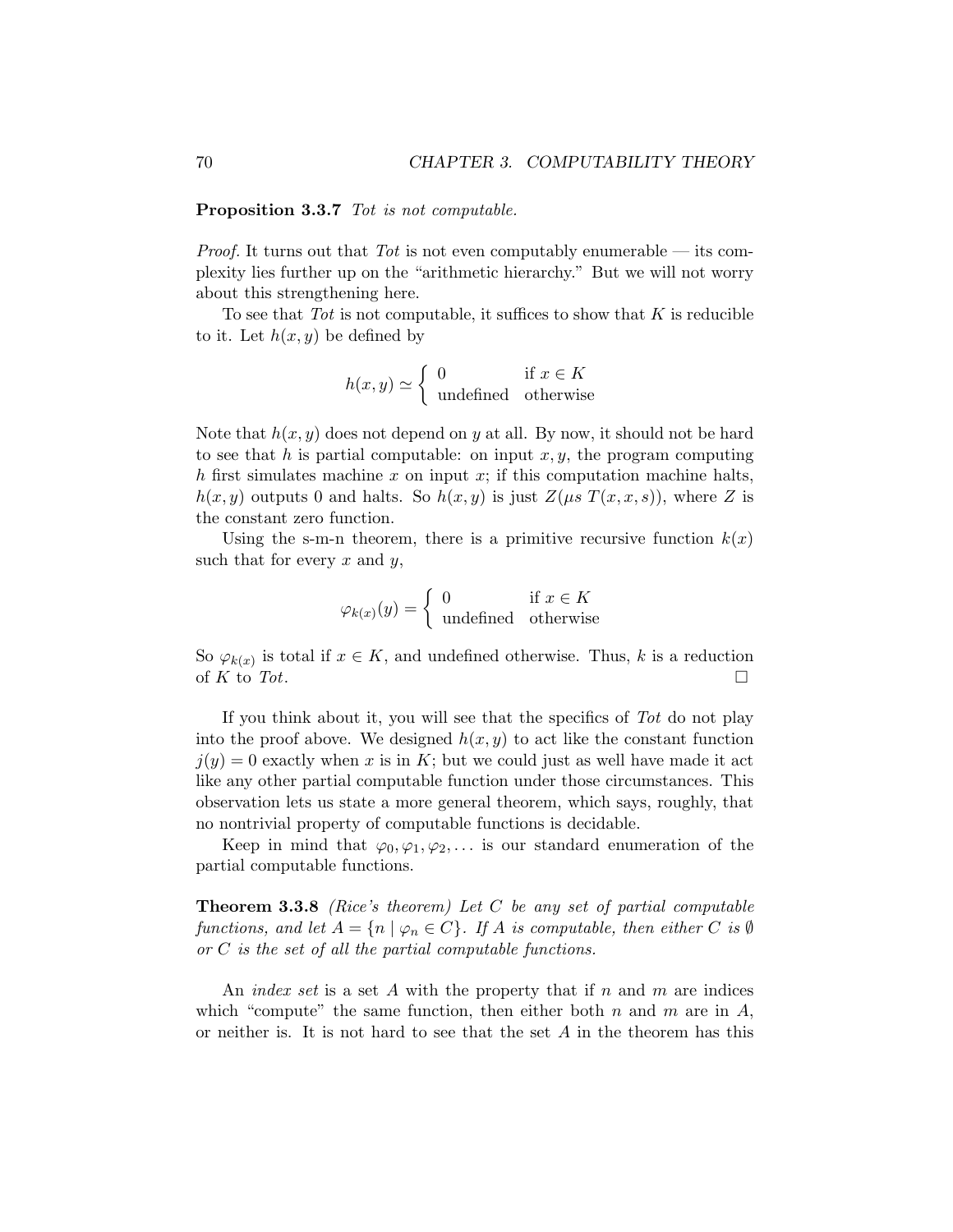**Proposition 3.3.7** *Tot is not computable.*

*Proof.* It turns out that *Tot* is not even computably enumerable — its complexity lies further up on the "arithmetic hierarchy." But we will not worry about this strengthening here.

To see that *Tot* is not computable, it suffices to show that $K$ is reducible to it. Let $h(x, y)$ be defined by

$$h(x, y) \simeq \begin{cases} 0 & \text{if } x \in K \\ \text{undefined} & \text{otherwise} \end{cases}$$

Note that $h(x, y)$ does not depend on $y$ at all. By now, it should not be hard to see that $h$ is partial computable: on input $x, y$, the program computing $h$ first simulates machine $x$ on input $x$; if this computation machine halts, $h(x, y)$ outputs 0 and halts. So $h(x, y)$ is just $Z(\mu s\ T(x, x, s))$, where $Z$ is the constant zero function.

Using the s-m-n theorem, there is a primitive recursive function $k(x)$ such that for every $x$ and $y$,

$$\varphi_{k(x)}(y) = \begin{cases} 0 & \text{if } x \in K \\ \text{undefined} & \text{otherwise} \end{cases}$$

So $\varphi_{k(x)}$ is total if $x \in K$, and undefined otherwise. Thus, $k$ is a reduction of $K$ to *Tot*. □

If you think about it, you will see that the specifics of *Tot* do not play into the proof above. We designed $h(x, y)$ to act like the constant function $j(y) = 0$ exactly when $x$ is in $K$; but we could just as well have made it act like any other partial computable function under those circumstances. This observation lets us state a more general theorem, which says, roughly, that no nontrivial property of computable functions is decidable.

Keep in mind that $\varphi_0, \varphi_1, \varphi_2, \ldots$ is our standard enumeration of the partial computable functions.

**Theorem 3.3.8** *(Rice's theorem) Let $C$ be any set of partial computable functions, and let $A = \{n \mid \varphi_n \in C\}$. If $A$ is computable, then either $C$ is $\emptyset$ or $C$ is the set of all the partial computable functions.*

An *index set* is a set $A$ with the property that if $n$ and $m$ are indices which "compute" the same function, then either both $n$ and $m$ are in $A$, or neither is. It is not hard to see that the set $A$ in the theorem has this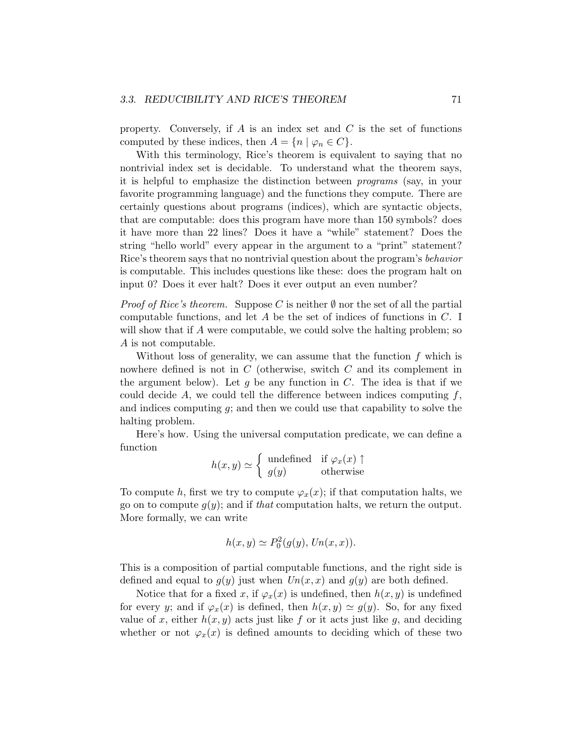property. Conversely, if $A$ is an index set and $C$ is the set of functions computed by these indices, then $A = \{n \mid \varphi_n \in C\}$.

With this terminology, Rice's theorem is equivalent to saying that no nontrivial index set is decidable. To understand what the theorem says, it is helpful to emphasize the distinction between *programs* (say, in your favorite programming language) and the functions they compute. There are certainly questions about programs (indices), which are syntactic objects, that are computable: does this program have more than 150 symbols? does it have more than 22 lines? Does it have a "while" statement? Does the string "hello world" every appear in the argument to a "print" statement? Rice's theorem says that no nontrivial question about the program's *behavior* is computable. This includes questions like these: does the program halt on input 0? Does it ever halt? Does it ever output an even number?

*Proof of Rice's theorem.* Suppose $C$ is neither $\emptyset$ nor the set of all the partial computable functions, and let $A$ be the set of indices of functions in $C$. I will show that if $A$ were computable, we could solve the halting problem; so $A$ is not computable.

Without loss of generality, we can assume that the function $f$ which is nowhere defined is not in $C$ (otherwise, switch $C$ and its complement in the argument below). Let $g$ be any function in $C$. The idea is that if we could decide $A$, we could tell the difference between indices computing $f$, and indices computing $g$; and then we could use that capability to solve the halting problem.

Here's how. Using the universal computation predicate, we can define a function

$$h(x, y) \simeq \begin{cases} \text{undefined} & \text{if } \varphi_x(x) \uparrow \\ g(y) & \text{otherwise} \end{cases}$$

To compute $h$, first we try to compute $\varphi_x(x)$; if that computation halts, we go on to compute $g(y)$; and if *that* computation halts, we return the output. More formally, we can write

$$h(x, y) \simeq P^2_0(g(y), Un(x, x)).$$

This is a composition of partial computable functions, and the right side is defined and equal to $g(y)$ just when $Un(x, x)$ and $g(y)$ are both defined.

Notice that for a fixed $x$, if $\varphi_x(x)$ is undefined, then $h(x, y)$ is undefined for every $y$; and if $\varphi_x(x)$ is defined, then $h(x, y) \simeq g(y)$. So, for any fixed value of $x$, either $h(x, y)$ acts just like $f$ or it acts just like $g$, and deciding whether or not $\varphi_x(x)$ is defined amounts to deciding which of these two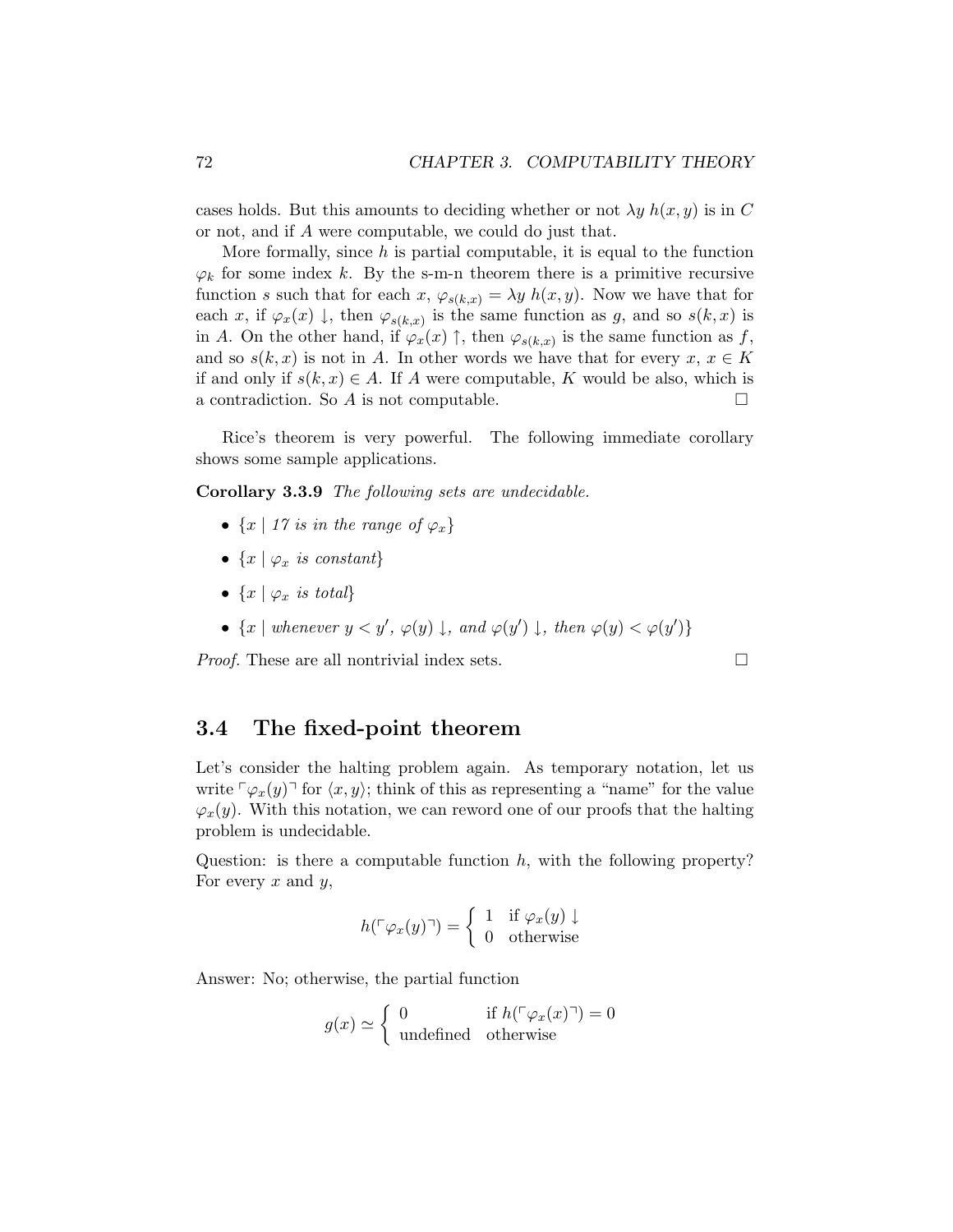cases holds. But this amounts to deciding whether or not $\lambda y\, h(x, y)$ is in $C$ or not, and if $A$ were computable, we could do just that.

More formally, since $h$ is partial computable, it is equal to the function $\varphi_k$ for some index $k$. By the s-m-n theorem there is a primitive recursive function $s$ such that for each $x$, $\varphi_{s(k,x)} = \lambda y\, h(x, y)$. Now we have that for each $x$, if $\varphi_x(x) \downarrow$, then $\varphi_{s(k,x)}$ is the same function as $g$, and so $s(k, x)$ is in $A$. On the other hand, if $\varphi_x(x) \uparrow$, then $\varphi_{s(k,x)}$ is the same function as $f$, and so $s(k, x)$ is not in $A$. In other words we have that for every $x$, $x \in K$ if and only if $s(k, x) \in A$. If $A$ were computable, $K$ would be also, which is a contradiction. So $A$ is not computable. □

Rice's theorem is very powerful. The following immediate corollary shows some sample applications.

**Corollary 3.3.9** *The following sets are undecidable.*

- $\{x \mid \textit{17 is in the range of } \varphi_x\}$
- $\{x \mid \varphi_x \textit{ is constant}\}$
- $\{x \mid \varphi_x \textit{ is total}\}$
- $\{x \mid \textit{whenever } y < y',\ \varphi(y) \downarrow, \textit{ and } \varphi(y') \downarrow, \textit{ then } \varphi(y) < \varphi(y')\}$

*Proof.* These are all nontrivial index sets. □

## 3.4 The fixed-point theorem

Let's consider the halting problem again. As temporary notation, let us write $\ulcorner \varphi_x(y) \urcorner$ for $\langle x, y\rangle$; think of this as representing a "name" for the value $\varphi_x(y)$. With this notation, we can reword one of our proofs that the halting problem is undecidable.

Question: is there a computable function $h$, with the following property? For every $x$ and $y$,

$$h(\ulcorner \varphi_x(y) \urcorner) = \begin{cases} 1 & \text{if } \varphi_x(y) \downarrow \\ 0 & \text{otherwise} \end{cases}$$

Answer: No; otherwise, the partial function

$$g(x) \simeq \begin{cases} 0 & \text{if } h(\ulcorner \varphi_x(x) \urcorner) = 0 \\ \text{undefined} & \text{otherwise} \end{cases}$$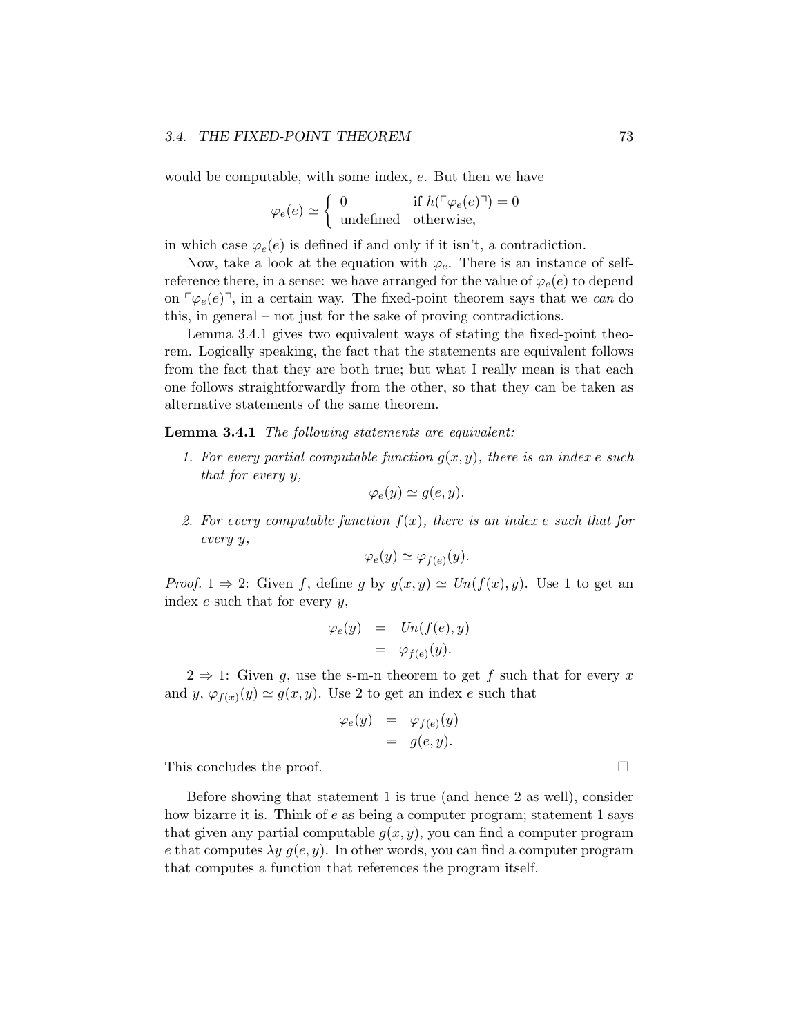would be computable, with some index, $e$. But then we have

$$\varphi_e(e) \simeq \begin{cases} 0 & \text{if } h(\ulcorner \varphi_e(e) \urcorner) = 0 \\ \text{undefined} & \text{otherwise,} \end{cases}$$

in which case $\varphi_e(e)$ is defined if and only if it isn't, a contradiction.

Now, take a look at the equation with $\varphi_e$. There is an instance of self-reference there, in a sense: we have arranged for the value of $\varphi_e(e)$ to depend on $\ulcorner \varphi_e(e) \urcorner$, in a certain way. The fixed-point theorem says that we *can* do this, in general – not just for the sake of proving contradictions.

Lemma 3.4.1 gives two equivalent ways of stating the fixed-point theorem. Logically speaking, the fact that the statements are equivalent follows from the fact that they are both true; but what I really mean is that each one follows straightforwardly from the other, so that they can be taken as alternative statements of the same theorem.

**Lemma 3.4.1** *The following statements are equivalent:*

1. *For every partial computable function $g(x, y)$, there is an index $e$ such that for every $y$,*

$$\varphi_e(y) \simeq g(e, y).$$

2. *For every computable function $f(x)$, there is an index $e$ such that for every $y$,*

$$\varphi_e(y) \simeq \varphi_{f(e)}(y).$$

*Proof.* $1 \Rightarrow 2$: Given $f$, define $g$ by $g(x, y) \simeq Un(f(x), y)$. Use 1 to get an index $e$ such that for every $y$,

$$\begin{aligned} \varphi_e(y) &= Un(f(e), y) \\ &= \varphi_{f(e)}(y). \end{aligned}$$

$2 \Rightarrow 1$: Given $g$, use the s-m-n theorem to get $f$ such that for every $x$ and $y$, $\varphi_{f(x)}(y) \simeq g(x, y)$. Use 2 to get an index $e$ such that

$$\begin{aligned} \varphi_e(y) &= \varphi_{f(e)}(y) \\ &= g(e, y). \end{aligned}$$

This concludes the proof. □

Before showing that statement 1 is true (and hence 2 as well), consider how bizarre it is. Think of $e$ as being a computer program; statement 1 says that given any partial computable $g(x, y)$, you can find a computer program $e$ that computes $\lambda y\, g(e, y)$. In other words, you can find a computer program that computes a function that references the program itself.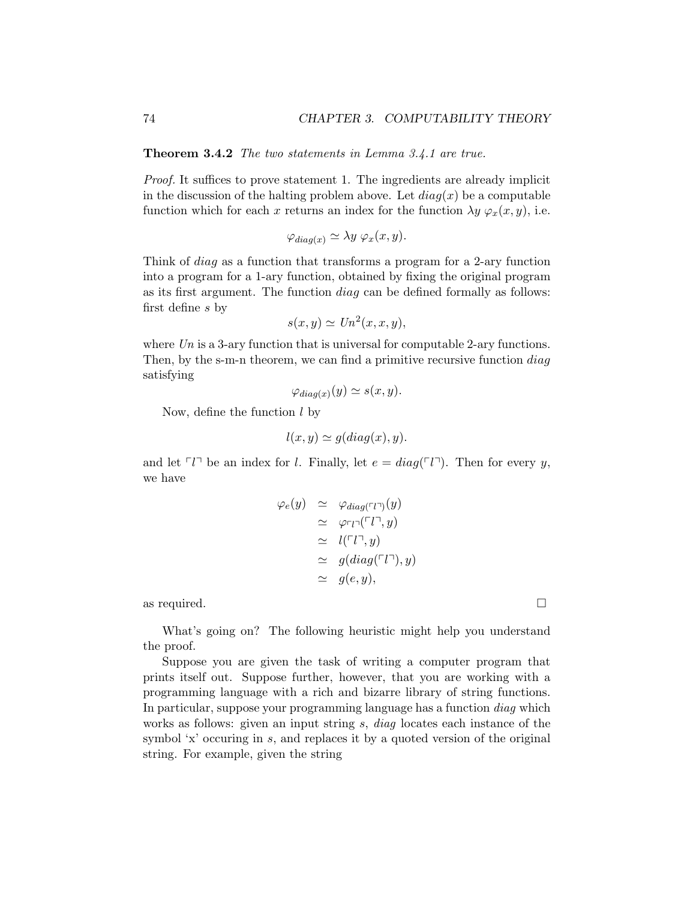**Theorem 3.4.2** *The two statements in Lemma 3.4.1 are true.*

*Proof.* It suffices to prove statement 1. The ingredients are already implicit in the discussion of the halting problem above. Let $diag(x)$ be a computable function which for each $x$ returns an index for the function $\lambda y\ \varphi_x(x, y)$, i.e.

$$\varphi_{diag(x)} \simeq \lambda y\ \varphi_x(x, y).$$

Think of *diag* as a function that transforms a program for a 2-ary function into a program for a 1-ary function, obtained by fixing the original program as its first argument. The function *diag* can be defined formally as follows: first define $s$ by

$$s(x, y) \simeq Un^2(x, x, y),$$

where $Un$ is a 3-ary function that is universal for computable 2-ary functions. Then, by the s-m-n theorem, we can find a primitive recursive function *diag* satisfying

$$\varphi_{diag(x)}(y) \simeq s(x, y).$$

Now, define the function $l$ by

$$l(x, y) \simeq g(diag(x), y).$$

and let $\ulcorner l \urcorner$ be an index for $l$. Finally, let $e = diag(\ulcorner l \urcorner)$. Then for every $y$, we have

$$\begin{aligned}
\varphi_e(y) &\simeq \varphi_{diag(\ulcorner l \urcorner)}(y) \\
&\simeq \varphi_{\ulcorner l \urcorner}(\ulcorner l \urcorner, y) \\
&\simeq l(\ulcorner l \urcorner, y) \\
&\simeq g(diag(\ulcorner l \urcorner), y) \\
&\simeq g(e, y),
\end{aligned}$$

as required. □

What's going on? The following heuristic might help you understand the proof.

Suppose you are given the task of writing a computer program that prints itself out. Suppose further, however, that you are working with a programming language with a rich and bizarre library of string functions. In particular, suppose your programming language has a function *diag* which works as follows: given an input string $s$, *diag* locates each instance of the symbol 'x' occuring in $s$, and replaces it by a quoted version of the original string. For example, given the string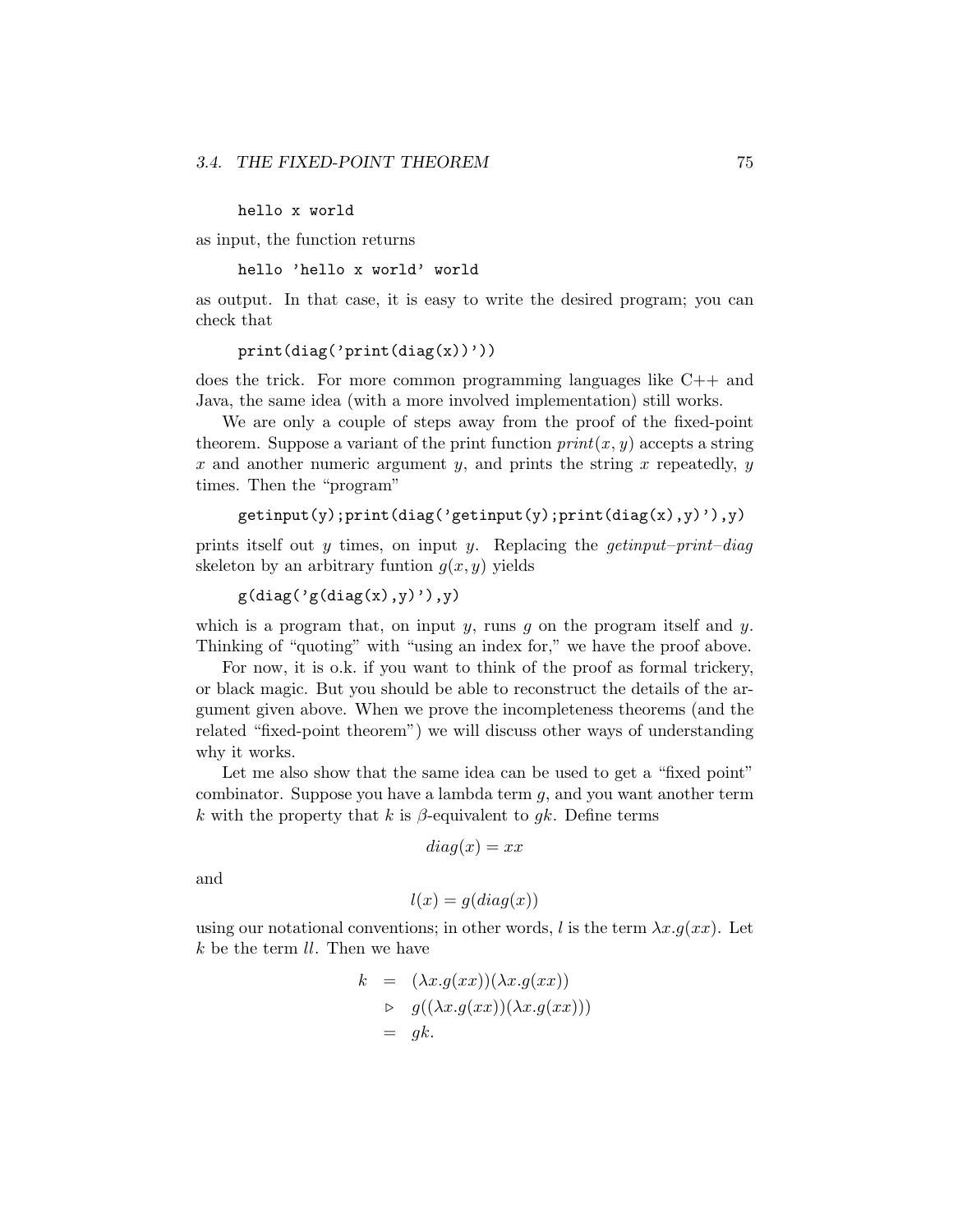```
hello x world
```

as input, the function returns

```
hello 'hello x world' world
```

as output. In that case, it is easy to write the desired program; you can check that

```
print(diag('print(diag(x))'))
```

does the trick. For more common programming languages like C++ and Java, the same idea (with a more involved implementation) still works.

We are only a couple of steps away from the proof of the fixed-point theorem. Suppose a variant of the print function $print(x, y)$ accepts a string $x$ and another numeric argument $y$, and prints the string $x$ repeatedly, $y$ times. Then the "program"

```
getinput(y);print(diag('getinput(y);print(diag(x),y)'),y)
```

prints itself out $y$ times, on input $y$. Replacing the *getinput–print–diag* skeleton by an arbitrary funtion $g(x, y)$ yields

```
g(diag('g(diag(x),y)'),y)
```

which is a program that, on input $y$, runs $g$ on the program itself and $y$. Thinking of "quoting" with "using an index for," we have the proof above.

For now, it is o.k. if you want to think of the proof as formal trickery, or black magic. But you should be able to reconstruct the details of the argument given above. When we prove the incompleteness theorems (and the related "fixed-point theorem") we will discuss other ways of understanding why it works.

Let me also show that the same idea can be used to get a "fixed point" combinator. Suppose you have a lambda term $g$, and you want another term $k$ with the property that $k$ is $\beta$-equivalent to $gk$. Define terms

$$diag(x) = xx$$

and

$$l(x) = g(diag(x))$$

using our notational conventions; in other words, $l$ is the term $\lambda x.g(xx)$. Let $k$ be the term $ll$. Then we have

$$\begin{aligned} k &= (\lambda x.g(xx))(\lambda x.g(xx)) \\ &\rhd g((\lambda x.g(xx))(\lambda x.g(xx))) \\ &= gk. \end{aligned}$$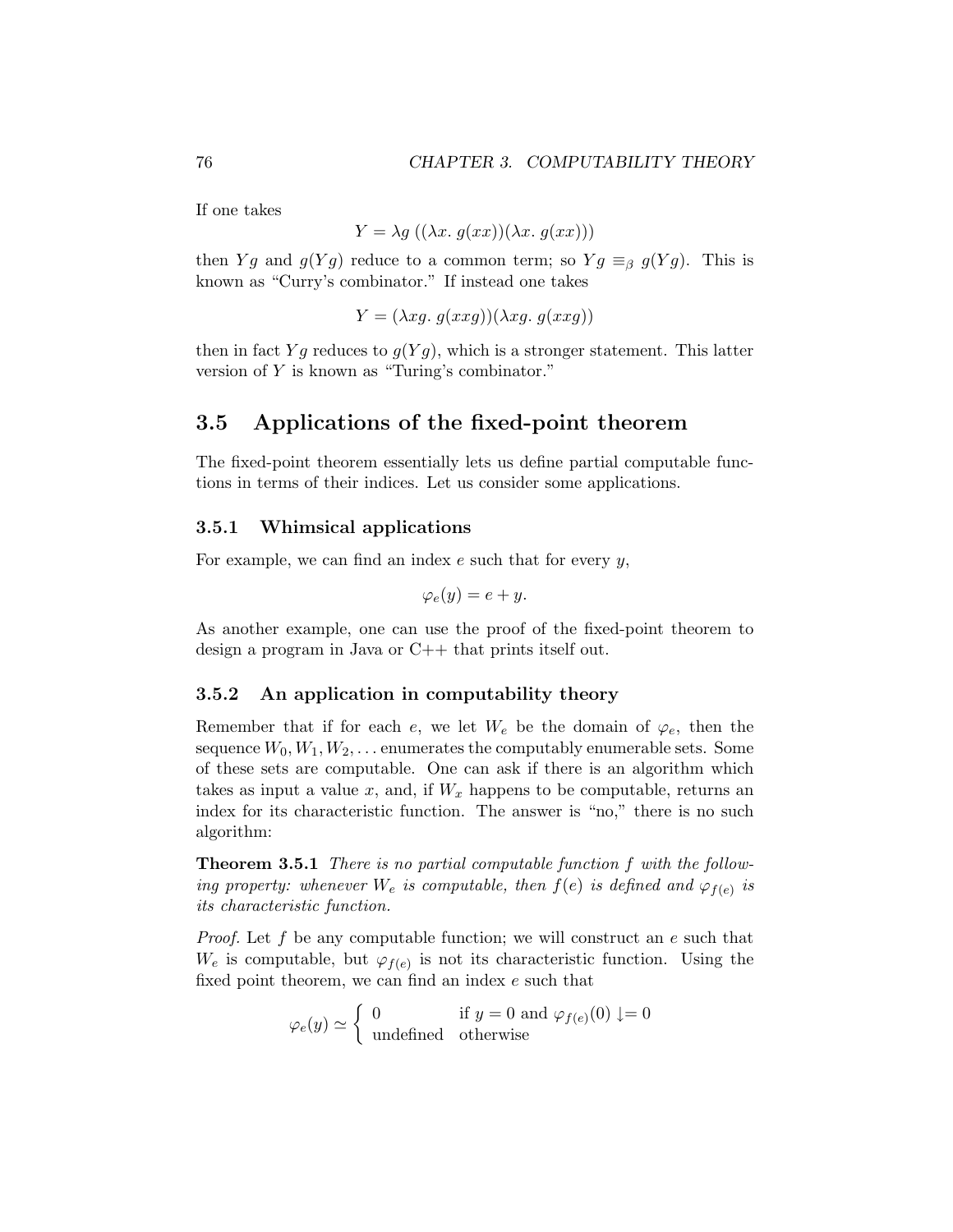If one takes

$$Y = \lambda g \left( (\lambda x.\ g(xx))(\lambda x.\ g(xx)) \right)$$

then $Yg$ and $g(Yg)$ reduce to a common term; so $Yg \equiv_\beta g(Yg)$. This is known as "Curry's combinator." If instead one takes

$$Y = (\lambda xg.\ g(xxg))(\lambda xg.\ g(xxg))$$

then in fact $Yg$ reduces to $g(Yg)$, which is a stronger statement. This latter version of $Y$ is known as "Turing's combinator."

## 3.5 Applications of the fixed-point theorem

The fixed-point theorem essentially lets us define partial computable functions in terms of their indices. Let us consider some applications.

### 3.5.1 Whimsical applications

For example, we can find an index $e$ such that for every $y$,

$$\varphi_e(y) = e + y.$$

As another example, one can use the proof of the fixed-point theorem to design a program in Java or C++ that prints itself out.

### 3.5.2 An application in computability theory

Remember that if for each $e$, we let $W_e$ be the domain of $\varphi_e$, then the sequence $W_0, W_1, W_2, \ldots$ enumerates the computably enumerable sets. Some of these sets are computable. One can ask if there is an algorithm which takes as input a value $x$, and, if $W_x$ happens to be computable, returns an index for its characteristic function. The answer is "no," there is no such algorithm:

**Theorem 3.5.1** *There is no partial computable function $f$ with the following property: whenever $W_e$ is computable, then $f(e)$ is defined and $\varphi_{f(e)}$ is its characteristic function.*

*Proof.* Let $f$ be any computable function; we will construct an $e$ such that $W_e$ is computable, but $\varphi_{f(e)}$ is not its characteristic function. Using the fixed point theorem, we can find an index $e$ such that

$$\varphi_e(y) \simeq \begin{cases} 0 & \text{if } y = 0 \text{ and } \varphi_{f(e)}(0) \downarrow = 0 \\ \text{undefined} & \text{otherwise} \end{cases}$$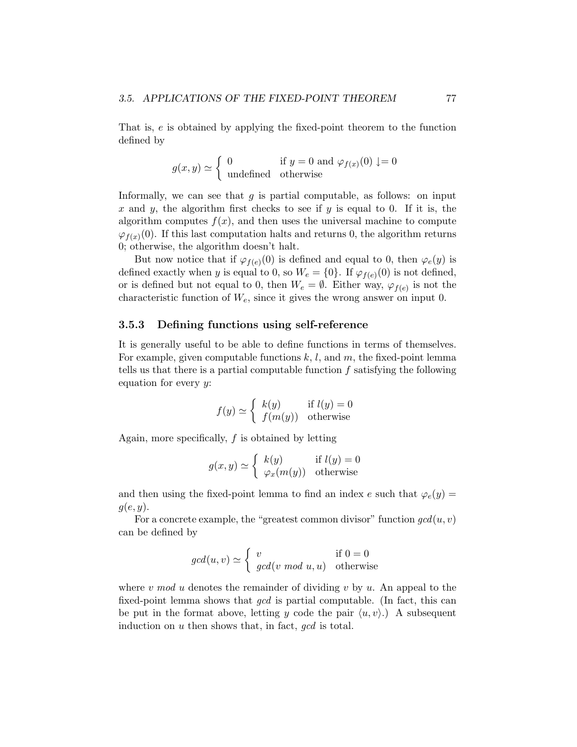That is, $e$ is obtained by applying the fixed-point theorem to the function defined by

$$g(x,y) \simeq \begin{cases} 0 & \text{if } y = 0 \text{ and } \varphi_{f(x)}(0) \downarrow= 0 \\ \text{undefined} & \text{otherwise} \end{cases}$$

Informally, we can see that $g$ is partial computable, as follows: on input $x$ and $y$, the algorithm first checks to see if $y$ is equal to 0. If it is, the algorithm computes $f(x)$, and then uses the universal machine to compute $\varphi_{f(x)}(0)$. If this last computation halts and returns 0, the algorithm returns 0; otherwise, the algorithm doesn't halt.

But now notice that if $\varphi_{f(e)}(0)$ is defined and equal to 0, then $\varphi_e(y)$ is defined exactly when $y$ is equal to 0, so $W_e = \{0\}$. If $\varphi_{f(e)}(0)$ is not defined, or is defined but not equal to 0, then $W_e = \emptyset$. Either way, $\varphi_{f(e)}$ is not the characteristic function of $W_e$, since it gives the wrong answer on input 0.

### 3.5.3 Defining functions using self-reference

It is generally useful to be able to define functions in terms of themselves. For example, given computable functions $k$, $l$, and $m$, the fixed-point lemma tells us that there is a partial computable function $f$ satisfying the following equation for every $y$:

$$f(y) \simeq \begin{cases} k(y) & \text{if } l(y) = 0 \\ f(m(y)) & \text{otherwise} \end{cases}$$

Again, more specifically, $f$ is obtained by letting

$$g(x,y) \simeq \begin{cases} k(y) & \text{if } l(y) = 0 \\ \varphi_x(m(y)) & \text{otherwise} \end{cases}$$

and then using the fixed-point lemma to find an index $e$ such that $\varphi_e(y) = g(e,y)$.

For a concrete example, the "greatest common divisor" function $gcd(u,v)$ can be defined by

$$gcd(u,v) \simeq \begin{cases} v & \text{if } 0 = 0 \\ gcd(v \ mod \ u, u) & \text{otherwise} \end{cases}$$

where $v \ mod \ u$ denotes the remainder of dividing $v$ by $u$. An appeal to the fixed-point lemma shows that $gcd$ is partial computable. (In fact, this can be put in the format above, letting $y$ code the pair $\langle u, v \rangle$.) A subsequent induction on $u$ then shows that, in fact, $gcd$ is total.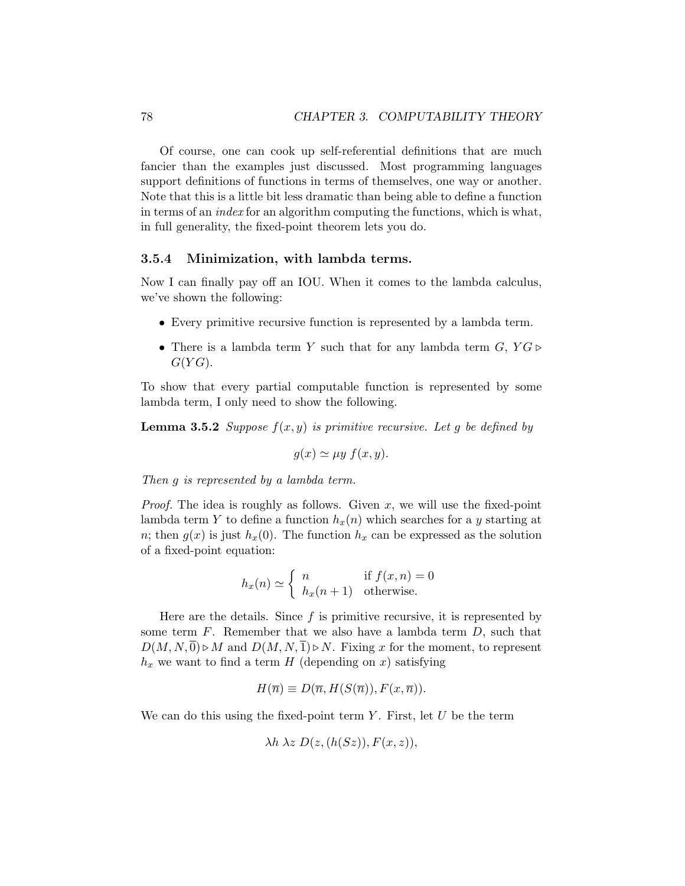Of course, one can cook up self-referential definitions that are much fancier than the examples just discussed. Most programming languages support definitions of functions in terms of themselves, one way or another. Note that this is a little bit less dramatic than being able to define a function in terms of an *index* for an algorithm computing the functions, which is what, in full generality, the fixed-point theorem lets you do.

### 3.5.4 Minimization, with lambda terms.

Now I can finally pay off an IOU. When it comes to the lambda calculus, we've shown the following:

- Every primitive recursive function is represented by a lambda term.
- There is a lambda term $Y$ such that for any lambda term $G$, $YG \triangleright G(YG)$.

To show that every partial computable function is represented by some lambda term, I only need to show the following.

**Lemma 3.5.2** *Suppose $f(x, y)$ is primitive recursive. Let $g$ be defined by*

$$g(x) \simeq \mu y \; f(x, y).$$

*Then $g$ is represented by a lambda term.*

*Proof.* The idea is roughly as follows. Given $x$, we will use the fixed-point lambda term $Y$ to define a function $h_x(n)$ which searches for a $y$ starting at $n$; then $g(x)$ is just $h_x(0)$. The function $h_x$ can be expressed as the solution of a fixed-point equation:

$$h_x(n) \simeq \begin{cases} n & \text{if } f(x, n) = 0 \\ h_x(n+1) & \text{otherwise.} \end{cases}$$

Here are the details. Since $f$ is primitive recursive, it is represented by some term $F$. Remember that we also have a lambda term $D$, such that $D(M, N, \overline{0}) \triangleright M$ and $D(M, N, \overline{1}) \triangleright N$. Fixing $x$ for the moment, to represent $h_x$ we want to find a term $H$ (depending on $x$) satisfying

$$H(\overline{n}) \equiv D(\overline{n}, H(S(\overline{n})), F(x, \overline{n})).$$

We can do this using the fixed-point term $Y$. First, let $U$ be the term

$$\lambda h \; \lambda z \; D(z, (h(Sz)), F(x, z)),$$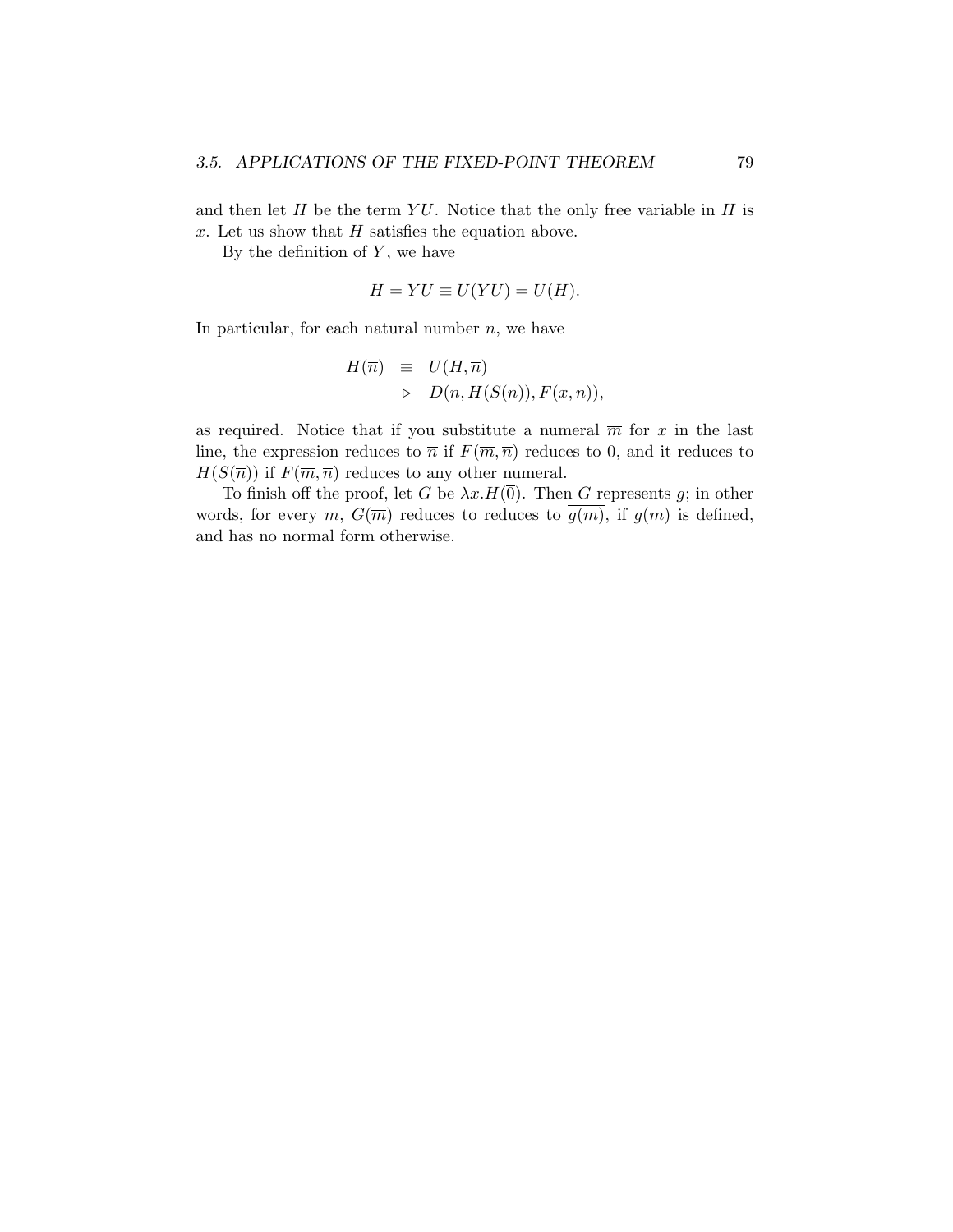and then let $H$ be the term $YU$. Notice that the only free variable in $H$ is $x$. Let us show that $H$ satisfies the equation above.

By the definition of $Y$, we have

$$H = YU \equiv U(YU) = U(H).$$

In particular, for each natural number $n$, we have

$$\begin{array}{rcl} H(\overline{n}) & \equiv & U(H, \overline{n}) \\ & \triangleright & D(\overline{n}, H(S(\overline{n})), F(x, \overline{n})), \end{array}$$

as required. Notice that if you substitute a numeral $\overline{m}$ for $x$ in the last line, the expression reduces to $\overline{n}$ if $F(\overline{m}, \overline{n})$ reduces to $\overline{0}$, and it reduces to $H(S(\overline{n}))$ if $F(\overline{m}, \overline{n})$ reduces to any other numeral.

To finish off the proof, let $G$ be $\lambda x.H(\overline{0})$. Then $G$ represents $g$; in other words, for every $m$, $G(\overline{m})$ reduces to reduces to $\overline{g(m)}$, if $g(m)$ is defined, and has no normal form otherwise.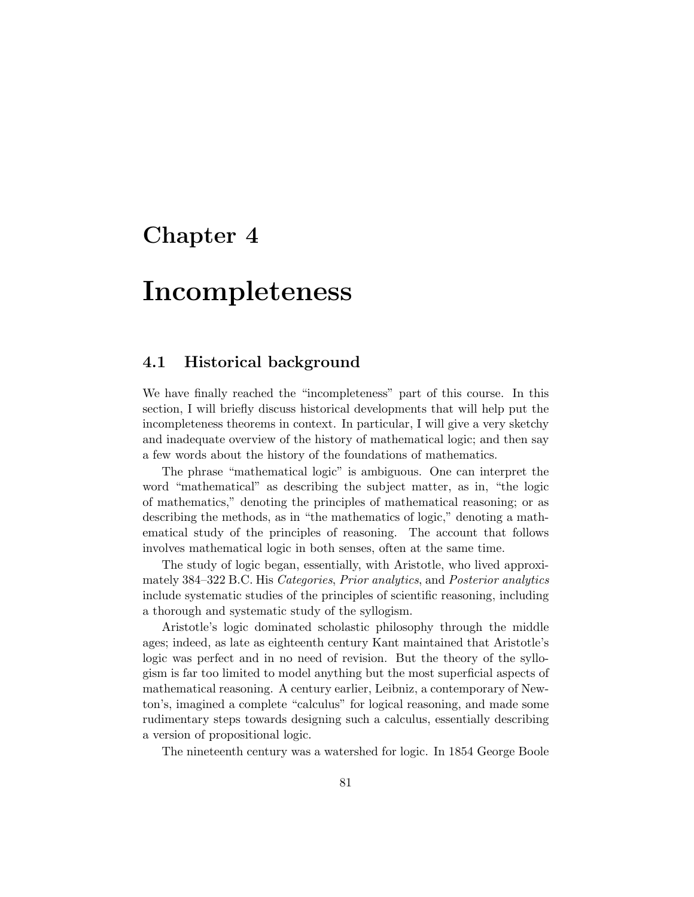# Chapter 4

# Incompleteness

## 4.1 Historical background

We have finally reached the "incompleteness" part of this course. In this section, I will briefly discuss historical developments that will help put the incompleteness theorems in context. In particular, I will give a very sketchy and inadequate overview of the history of mathematical logic; and then say a few words about the history of the foundations of mathematics.

The phrase "mathematical logic" is ambiguous. One can interpret the word "mathematical" as describing the subject matter, as in, "the logic of mathematics," denoting the principles of mathematical reasoning; or as describing the methods, as in "the mathematics of logic," denoting a mathematical study of the principles of reasoning. The account that follows involves mathematical logic in both senses, often at the same time.

The study of logic began, essentially, with Aristotle, who lived approximately 384–322 B.C. His *Categories*, *Prior analytics*, and *Posterior analytics* include systematic studies of the principles of scientific reasoning, including a thorough and systematic study of the syllogism.

Aristotle's logic dominated scholastic philosophy through the middle ages; indeed, as late as eighteenth century Kant maintained that Aristotle's logic was perfect and in no need of revision. But the theory of the syllogism is far too limited to model anything but the most superficial aspects of mathematical reasoning. A century earlier, Leibniz, a contemporary of Newton's, imagined a complete "calculus" for logical reasoning, and made some rudimentary steps towards designing such a calculus, essentially describing a version of propositional logic.

The nineteenth century was a watershed for logic. In 1854 George Boole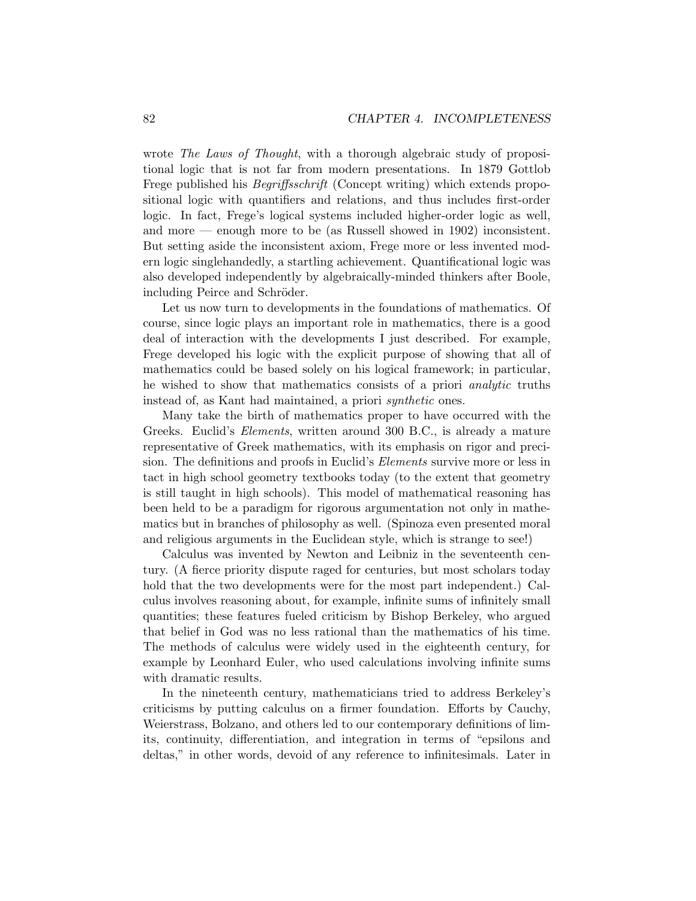wrote *The Laws of Thought*, with a thorough algebraic study of propositional logic that is not far from modern presentations. In 1879 Gottlob Frege published his *Begriffsschrift* (Concept writing) which extends propositional logic with quantifiers and relations, and thus includes first-order logic. In fact, Frege's logical systems included higher-order logic as well, and more — enough more to be (as Russell showed in 1902) inconsistent. But setting aside the inconsistent axiom, Frege more or less invented modern logic singlehandedly, a startling achievement. Quantificational logic was also developed independently by algebraically-minded thinkers after Boole, including Peirce and Schröder.

Let us now turn to developments in the foundations of mathematics. Of course, since logic plays an important role in mathematics, there is a good deal of interaction with the developments I just described. For example, Frege developed his logic with the explicit purpose of showing that all of mathematics could be based solely on his logical framework; in particular, he wished to show that mathematics consists of a priori *analytic* truths instead of, as Kant had maintained, a priori *synthetic* ones.

Many take the birth of mathematics proper to have occurred with the Greeks. Euclid's *Elements*, written around 300 B.C., is already a mature representative of Greek mathematics, with its emphasis on rigor and precision. The definitions and proofs in Euclid's *Elements* survive more or less in tact in high school geometry textbooks today (to the extent that geometry is still taught in high schools). This model of mathematical reasoning has been held to be a paradigm for rigorous argumentation not only in mathematics but in branches of philosophy as well. (Spinoza even presented moral and religious arguments in the Euclidean style, which is strange to see!)

Calculus was invented by Newton and Leibniz in the seventeenth century. (A fierce priority dispute raged for centuries, but most scholars today hold that the two developments were for the most part independent.) Calculus involves reasoning about, for example, infinite sums of infinitely small quantities; these features fueled criticism by Bishop Berkeley, who argued that belief in God was no less rational than the mathematics of his time. The methods of calculus were widely used in the eighteenth century, for example by Leonhard Euler, who used calculations involving infinite sums with dramatic results.

In the nineteenth century, mathematicians tried to address Berkeley's criticisms by putting calculus on a firmer foundation. Efforts by Cauchy, Weierstrass, Bolzano, and others led to our contemporary definitions of limits, continuity, differentiation, and integration in terms of "epsilons and deltas," in other words, devoid of any reference to infinitesimals. Later in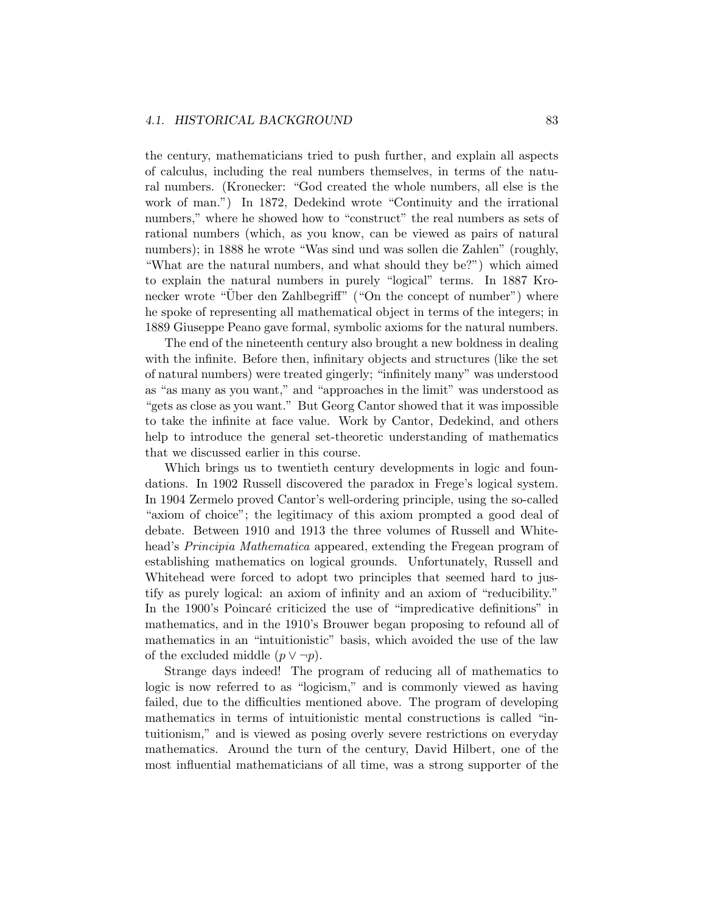the century, mathematicians tried to push further, and explain all aspects of calculus, including the real numbers themselves, in terms of the natural numbers. (Kronecker: "God created the whole numbers, all else is the work of man.") In 1872, Dedekind wrote "Continuity and the irrational numbers," where he showed how to "construct" the real numbers as sets of rational numbers (which, as you know, can be viewed as pairs of natural numbers); in 1888 he wrote "Was sind und was sollen die Zahlen" (roughly, "What are the natural numbers, and what should they be?") which aimed to explain the natural numbers in purely "logical" terms. In 1887 Kronecker wrote "Über den Zahlbegriff" ("On the concept of number") where he spoke of representing all mathematical object in terms of the integers; in 1889 Giuseppe Peano gave formal, symbolic axioms for the natural numbers.

The end of the nineteenth century also brought a new boldness in dealing with the infinite. Before then, infinitary objects and structures (like the set of natural numbers) were treated gingerly; "infinitely many" was understood as "as many as you want," and "approaches in the limit" was understood as "gets as close as you want." But Georg Cantor showed that it was impossible to take the infinite at face value. Work by Cantor, Dedekind, and others help to introduce the general set-theoretic understanding of mathematics that we discussed earlier in this course.

Which brings us to twentieth century developments in logic and foundations. In 1902 Russell discovered the paradox in Frege's logical system. In 1904 Zermelo proved Cantor's well-ordering principle, using the so-called "axiom of choice"; the legitimacy of this axiom prompted a good deal of debate. Between 1910 and 1913 the three volumes of Russell and Whitehead's *Principia Mathematica* appeared, extending the Fregean program of establishing mathematics on logical grounds. Unfortunately, Russell and Whitehead were forced to adopt two principles that seemed hard to justify as purely logical: an axiom of infinity and an axiom of "reducibility." In the 1900's Poincaré criticized the use of "impredicative definitions" in mathematics, and in the 1910's Brouwer began proposing to refound all of mathematics in an "intuitionistic" basis, which avoided the use of the law of the excluded middle ($p \vee \neg p$).

Strange days indeed! The program of reducing all of mathematics to logic is now referred to as "logicism," and is commonly viewed as having failed, due to the difficulties mentioned above. The program of developing mathematics in terms of intuitionistic mental constructions is called "intuitionism," and is viewed as posing overly severe restrictions on everyday mathematics. Around the turn of the century, David Hilbert, one of the most influential mathematicians of all time, was a strong supporter of the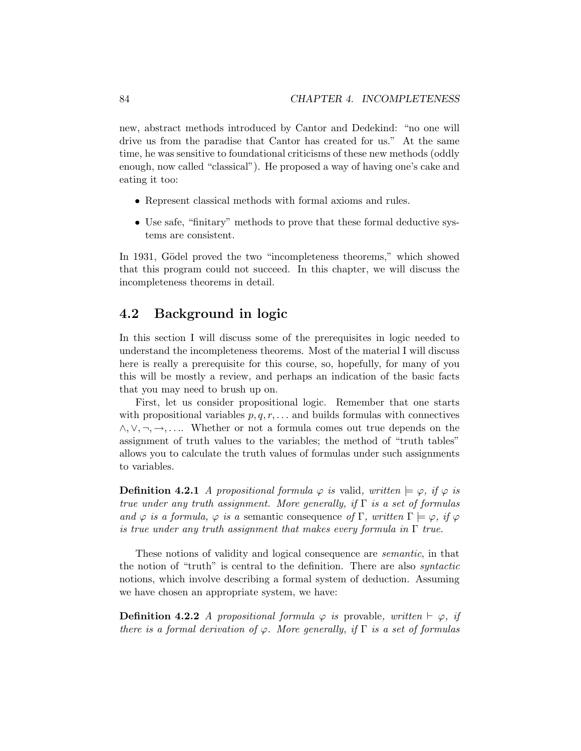new, abstract methods introduced by Cantor and Dedekind: "no one will drive us from the paradise that Cantor has created for us." At the same time, he was sensitive to foundational criticisms of these new methods (oddly enough, now called "classical"). He proposed a way of having one's cake and eating it too:

- Represent classical methods with formal axioms and rules.
- Use safe, "finitary" methods to prove that these formal deductive systems are consistent.

In 1931, Gödel proved the two "incompleteness theorems," which showed that this program could not succeed. In this chapter, we will discuss the incompleteness theorems in detail.

## 4.2 Background in logic

In this section I will discuss some of the prerequisites in logic needed to understand the incompleteness theorems. Most of the material I will discuss here is really a prerequisite for this course, so, hopefully, for many of you this will be mostly a review, and perhaps an indication of the basic facts that you may need to brush up on.

First, let us consider propositional logic. Remember that one starts with propositional variables $p, q, r, \ldots$ and builds formulas with connectives $\wedge, \vee, \neg, \rightarrow, \ldots$. Whether or not a formula comes out true depends on the assignment of truth values to the variables; the method of "truth tables" allows you to calculate the truth values of formulas under such assignments to variables.

**Definition 4.2.1** *A propositional formula $\varphi$ is* valid*, written $\models \varphi$, if $\varphi$ is true under any truth assignment. More generally, if $\Gamma$ is a set of formulas and $\varphi$ is a formula, $\varphi$ is a* semantic consequence *of $\Gamma$, written $\Gamma \models \varphi$, if $\varphi$ is true under any truth assignment that makes every formula in $\Gamma$ true.*

These notions of validity and logical consequence are *semantic*, in that the notion of "truth" is central to the definition. There are also *syntactic* notions, which involve describing a formal system of deduction. Assuming we have chosen an appropriate system, we have:

**Definition 4.2.2** *A propositional formula $\varphi$ is* provable*, written $\vdash \varphi$, if there is a formal derivation of $\varphi$. More generally, if $\Gamma$ is a set of formulas*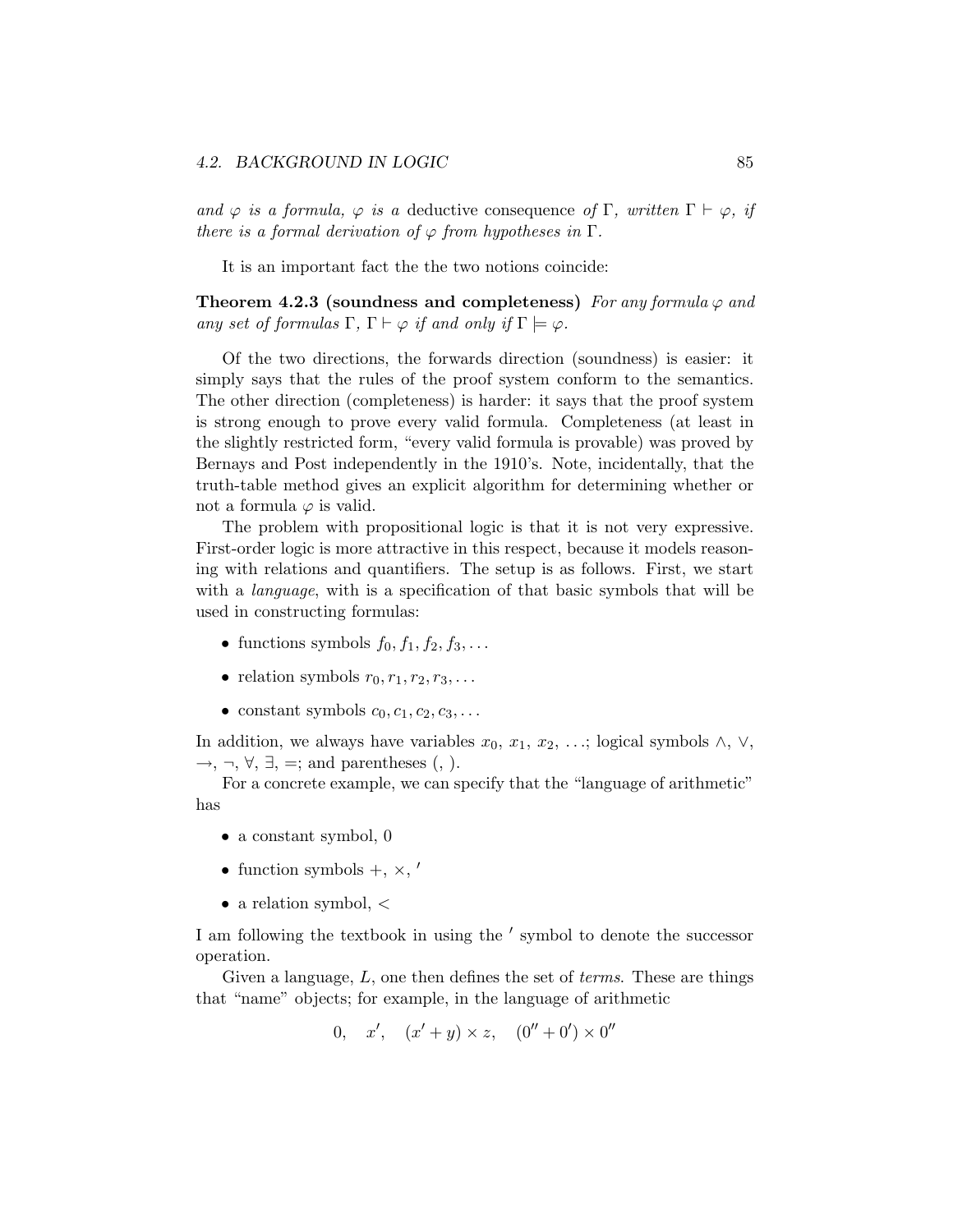*and $\varphi$ is a formula, $\varphi$ is a* deductive consequence *of $\Gamma$, written $\Gamma \vdash \varphi$, if there is a formal derivation of $\varphi$ from hypotheses in $\Gamma$.*

It is an important fact the the two notions coincide:

**Theorem 4.2.3 (soundness and completeness)** *For any formula $\varphi$ and any set of formulas $\Gamma$, $\Gamma \vdash \varphi$ if and only if $\Gamma \models \varphi$.*

Of the two directions, the forwards direction (soundness) is easier: it simply says that the rules of the proof system conform to the semantics. The other direction (completeness) is harder: it says that the proof system is strong enough to prove every valid formula. Completeness (at least in the slightly restricted form, "every valid formula is provable) was proved by Bernays and Post independently in the 1910's. Note, incidentally, that the truth-table method gives an explicit algorithm for determining whether or not a formula $\varphi$ is valid.

The problem with propositional logic is that it is not very expressive. First-order logic is more attractive in this respect, because it models reasoning with relations and quantifiers. The setup is as follows. First, we start with a *language*, with is a specification of that basic symbols that will be used in constructing formulas:

- functions symbols $f_0, f_1, f_2, f_3, \ldots$
- relation symbols $r_0, r_1, r_2, r_3, \ldots$
- constant symbols $c_0, c_1, c_2, c_3, \ldots$

In addition, we always have variables $x_0$, $x_1$, $x_2$, ...; logical symbols $\wedge$, $\vee$, $\rightarrow$, $\neg$, $\forall$, $\exists$, $=$; and parentheses (, ).

For a concrete example, we can specify that the "language of arithmetic" has

- a constant symbol, 0
- function symbols $+$, $\times$, $'$
- a relation symbol, $<$

I am following the textbook in using the $'$ symbol to denote the successor operation.

Given a language, $L$, one then defines the set of *terms*. These are things that "name" objects; for example, in the language of arithmetic

$$0, \quad x', \quad (x' + y) \times z, \quad (0'' + 0') \times 0''$$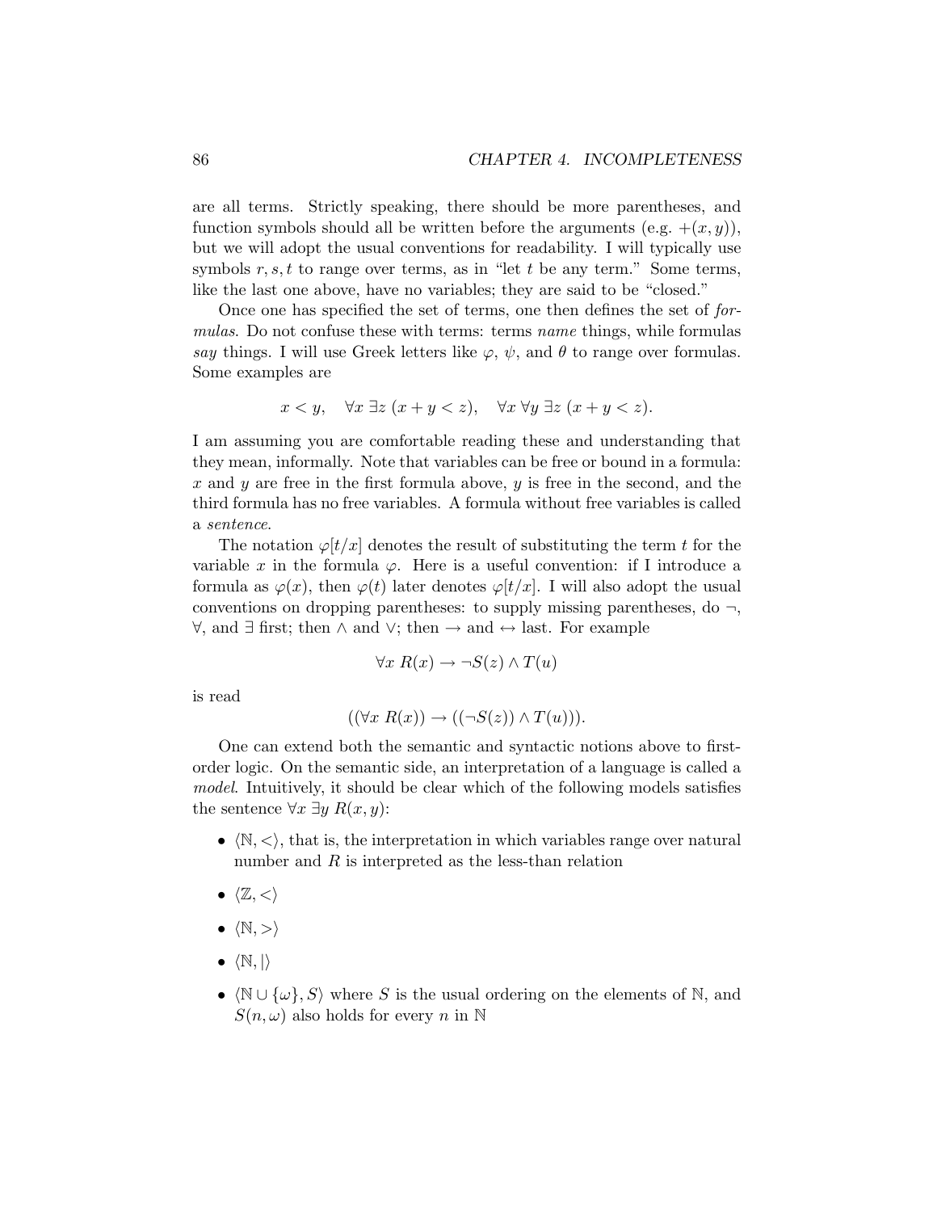are all terms. Strictly speaking, there should be more parentheses, and function symbols should all be written before the arguments (e.g. $+(x, y)$), but we will adopt the usual conventions for readability. I will typically use symbols $r, s, t$ to range over terms, as in "let $t$ be any term." Some terms, like the last one above, have no variables; they are said to be "closed."

Once one has specified the set of terms, one then defines the set of *formulas*. Do not confuse these with terms: terms *name* things, while formulas *say* things. I will use Greek letters like $\varphi$, $\psi$, and $\theta$ to range over formulas. Some examples are

$$x < y, \quad \forall x \; \exists z \; (x + y < z), \quad \forall x \; \forall y \; \exists z \; (x + y < z).$$

I am assuming you are comfortable reading these and understanding that they mean, informally. Note that variables can be free or bound in a formula: $x$ and $y$ are free in the first formula above, $y$ is free in the second, and the third formula has no free variables. A formula without free variables is called a *sentence*.

The notation $\varphi[t/x]$ denotes the result of substituting the term $t$ for the variable $x$ in the formula $\varphi$. Here is a useful convention: if I introduce a formula as $\varphi(x)$, then $\varphi(t)$ later denotes $\varphi[t/x]$. I will also adopt the usual conventions on dropping parentheses: to supply missing parentheses, do $\neg$, $\forall$, and $\exists$ first; then $\wedge$ and $\vee$; then $\rightarrow$ and $\leftrightarrow$ last. For example

$$\forall x \; R(x) \rightarrow \neg S(z) \wedge T(u)$$

is read

$$((\forall x \; R(x)) \rightarrow ((\neg S(z)) \wedge T(u))).$$

One can extend both the semantic and syntactic notions above to first-order logic. On the semantic side, an interpretation of a language is called a *model*. Intuitively, it should be clear which of the following models satisfies the sentence $\forall x \; \exists y \; R(x, y)$:

- $\langle \mathbb{N}, < \rangle$, that is, the interpretation in which variables range over natural number and $R$ is interpreted as the less-than relation
- $\langle \mathbb{Z}, < \rangle$
- $\langle \mathbb{N}, > \rangle$
- $\langle \mathbb{N}, | \rangle$
- $\langle \mathbb{N} \cup \{\omega\}, S \rangle$ where $S$ is the usual ordering on the elements of $\mathbb{N}$, and $S(n, \omega)$ also holds for every $n$ in $\mathbb{N}$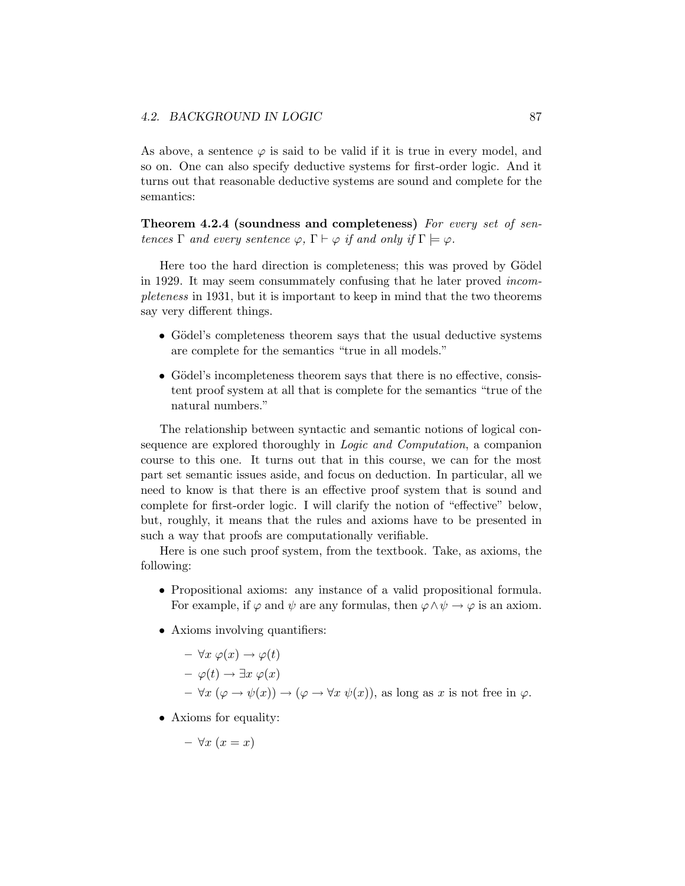As above, a sentence $\varphi$ is said to be valid if it is true in every model, and so on. One can also specify deductive systems for first-order logic. And it turns out that reasonable deductive systems are sound and complete for the semantics:

**Theorem 4.2.4 (soundness and completeness)** *For every set of sentences $\Gamma$ and every sentence $\varphi$, $\Gamma \vdash \varphi$ if and only if $\Gamma \models \varphi$.*

Here too the hard direction is completeness; this was proved by Gödel in 1929. It may seem consummately confusing that he later proved *incompleteness* in 1931, but it is important to keep in mind that the two theorems say very different things.

- Gödel's completeness theorem says that the usual deductive systems are complete for the semantics "true in all models."
- Gödel's incompleteness theorem says that there is no effective, consistent proof system at all that is complete for the semantics "true of the natural numbers."

The relationship between syntactic and semantic notions of logical consequence are explored thoroughly in *Logic and Computation*, a companion course to this one. It turns out that in this course, we can for the most part set semantic issues aside, and focus on deduction. In particular, all we need to know is that there is an effective proof system that is sound and complete for first-order logic. I will clarify the notion of "effective" below, but, roughly, it means that the rules and axioms have to be presented in such a way that proofs are computationally verifiable.

Here is one such proof system, from the textbook. Take, as axioms, the following:

- Propositional axioms: any instance of a valid propositional formula. For example, if $\varphi$ and $\psi$ are any formulas, then $\varphi \wedge \psi \rightarrow \varphi$ is an axiom.
- Axioms involving quantifiers:
  - $\forall x\ \varphi(x) \rightarrow \varphi(t)$
  - $\varphi(t) \rightarrow \exists x\ \varphi(x)$
  - $\forall x\ (\varphi \rightarrow \psi(x)) \rightarrow (\varphi \rightarrow \forall x\ \psi(x))$, as long as $x$ is not free in $\varphi$.
- Axioms for equality:
  - $\forall x\ (x = x)$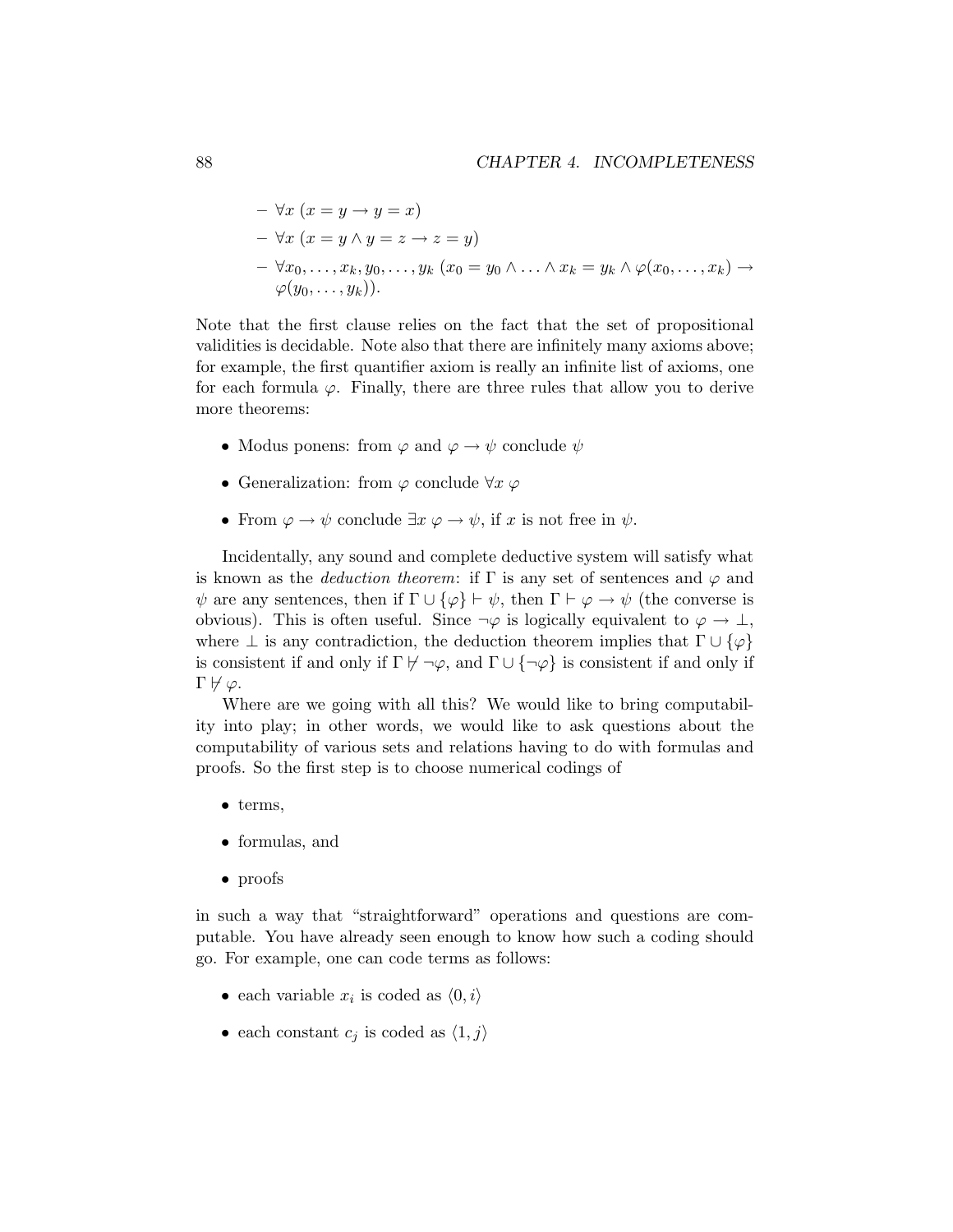- $\forall x\ (x = y \to y = x)$
- $\forall x\ (x = y \wedge y = z \to z = y)$
- $\forall x_0, \ldots, x_k, y_0, \ldots, y_k\ (x_0 = y_0 \wedge \ldots \wedge x_k = y_k \wedge \varphi(x_0, \ldots, x_k) \to \varphi(y_0, \ldots, y_k))$.

Note that the first clause relies on the fact that the set of propositional validities is decidable. Note also that there are infinitely many axioms above; for example, the first quantifier axiom is really an infinite list of axioms, one for each formula $\varphi$. Finally, there are three rules that allow you to derive more theorems:

- Modus ponens: from $\varphi$ and $\varphi \to \psi$ conclude $\psi$
- Generalization: from $\varphi$ conclude $\forall x\ \varphi$
- From $\varphi \to \psi$ conclude $\exists x\ \varphi \to \psi$, if $x$ is not free in $\psi$.

Incidentally, any sound and complete deductive system will satisfy what is known as the *deduction theorem*: if $\Gamma$ is any set of sentences and $\varphi$ and $\psi$ are any sentences, then if $\Gamma \cup \{\varphi\} \vdash \psi$, then $\Gamma \vdash \varphi \to \psi$ (the converse is obvious). This is often useful. Since $\neg\varphi$ is logically equivalent to $\varphi \to \bot$, where $\bot$ is any contradiction, the deduction theorem implies that $\Gamma \cup \{\varphi\}$ is consistent if and only if $\Gamma \nvdash \neg\varphi$, and $\Gamma \cup \{\neg\varphi\}$ is consistent if and only if $\Gamma \nvdash \varphi$.

Where are we going with all this? We would like to bring computability into play; in other words, we would like to ask questions about the computability of various sets and relations having to do with formulas and proofs. So the first step is to choose numerical codings of

- terms,
- formulas, and
- proofs

in such a way that "straightforward" operations and questions are computable. You have already seen enough to know how such a coding should go. For example, one can code terms as follows:

- each variable $x_i$ is coded as $\langle 0, i \rangle$
- each constant $c_j$ is coded as $\langle 1, j \rangle$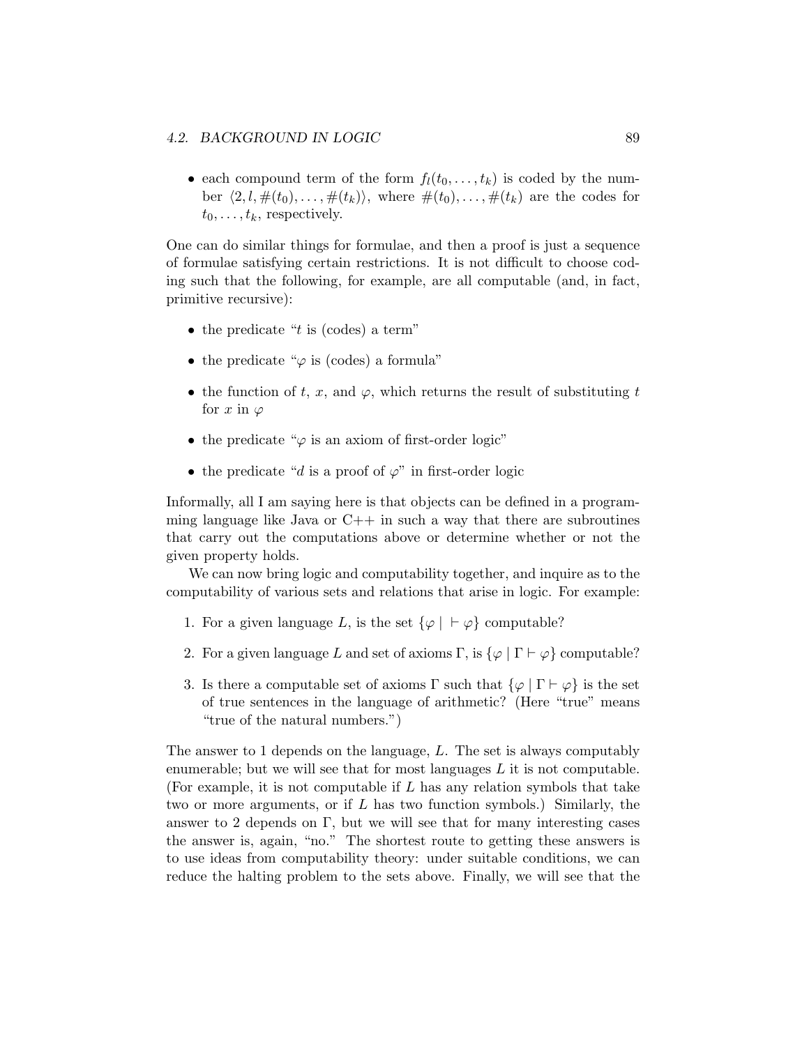- each compound term of the form $f_l(t_0, \ldots, t_k)$ is coded by the number $\langle 2, l, \#(t_0), \ldots, \#(t_k) \rangle$, where $\#(t_0), \ldots, \#(t_k)$ are the codes for $t_0, \ldots, t_k$, respectively.

One can do similar things for formulae, and then a proof is just a sequence of formulae satisfying certain restrictions. It is not difficult to choose coding such that the following, for example, are all computable (and, in fact, primitive recursive):

- the predicate "$t$ is (codes) a term"
- the predicate "$\varphi$ is (codes) a formula"
- the function of $t$, $x$, and $\varphi$, which returns the result of substituting $t$ for $x$ in $\varphi$
- the predicate "$\varphi$ is an axiom of first-order logic"
- the predicate "$d$ is a proof of $\varphi$" in first-order logic

Informally, all I am saying here is that objects can be defined in a programming language like Java or C++ in such a way that there are subroutines that carry out the computations above or determine whether or not the given property holds.

We can now bring logic and computability together, and inquire as to the computability of various sets and relations that arise in logic. For example:

1. For a given language $L$, is the set $\{\varphi \mid \vdash \varphi\}$ computable?
2. For a given language $L$ and set of axioms $\Gamma$, is $\{\varphi \mid \Gamma \vdash \varphi\}$ computable?
3. Is there a computable set of axioms $\Gamma$ such that $\{\varphi \mid \Gamma \vdash \varphi\}$ is the set of true sentences in the language of arithmetic? (Here "true" means "true of the natural numbers.")

The answer to 1 depends on the language, $L$. The set is always computably enumerable; but we will see that for most languages $L$ it is not computable. (For example, it is not computable if $L$ has any relation symbols that take two or more arguments, or if $L$ has two function symbols.) Similarly, the answer to 2 depends on $\Gamma$, but we will see that for many interesting cases the answer is, again, "no." The shortest route to getting these answers is to use ideas from computability theory: under suitable conditions, we can reduce the halting problem to the sets above. Finally, we will see that the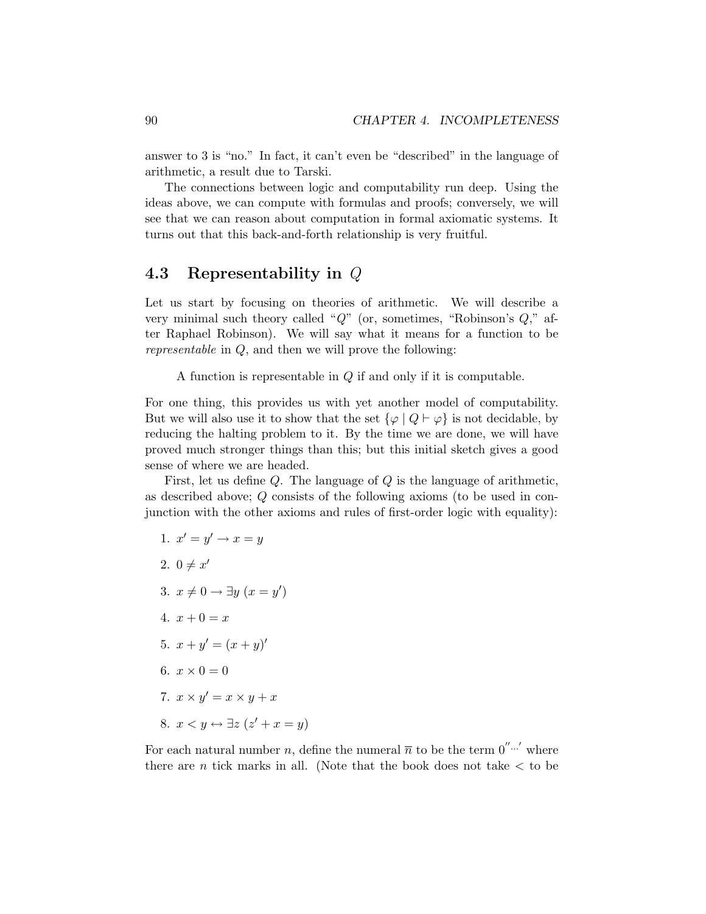answer to 3 is "no." In fact, it can't even be "described" in the language of arithmetic, a result due to Tarski.

The connections between logic and computability run deep. Using the ideas above, we can compute with formulas and proofs; conversely, we will see that we can reason about computation in formal axiomatic systems. It turns out that this back-and-forth relationship is very fruitful.

## 4.3 Representability in $Q$

Let us start by focusing on theories of arithmetic. We will describe a very minimal such theory called "$Q$" (or, sometimes, "Robinson's $Q$," after Raphael Robinson). We will say what it means for a function to be *representable* in $Q$, and then we will prove the following:

> A function is representable in $Q$ if and only if it is computable.

For one thing, this provides us with yet another model of computability. But we will also use it to show that the set $\{\varphi \mid Q \vdash \varphi\}$ is not decidable, by reducing the halting problem to it. By the time we are done, we will have proved much stronger things than this; but this initial sketch gives a good sense of where we are headed.

First, let us define $Q$. The language of $Q$ is the language of arithmetic, as described above; $Q$ consists of the following axioms (to be used in conjunction with the other axioms and rules of first-order logic with equality):

1. $x' = y' \rightarrow x = y$
2. $0 \neq x'$
3. $x \neq 0 \rightarrow \exists y \; (x = y')$
4. $x + 0 = x$
5. $x + y' = (x + y)'$
6. $x \times 0 = 0$
7. $x \times y' = x \times y + x$
8. $x < y \leftrightarrow \exists z \; (z' + x = y)$

For each natural number $n$, define the numeral $\overline{n}$ to be the term $0^{''\cdots'}$ where there are $n$ tick marks in all. (Note that the book does not take $<$ to be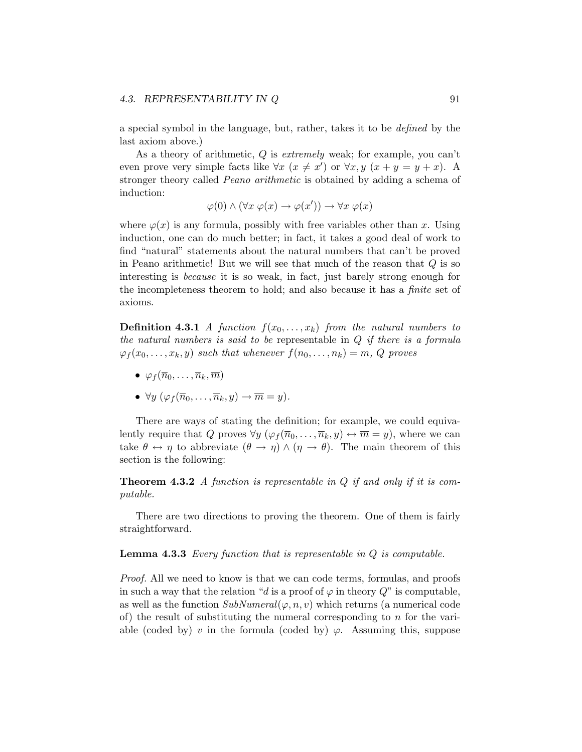a special symbol in the language, but, rather, takes it to be *defined* by the last axiom above.)

As a theory of arithmetic, $Q$ is *extremely* weak; for example, you can't even prove very simple facts like $\forall x\ (x \neq x')$ or $\forall x, y\ (x + y = y + x)$. A stronger theory called *Peano arithmetic* is obtained by adding a schema of induction:

$$\varphi(0) \wedge (\forall x\ \varphi(x) \rightarrow \varphi(x')) \rightarrow \forall x\ \varphi(x)$$

where $\varphi(x)$ is any formula, possibly with free variables other than $x$. Using induction, one can do much better; in fact, it takes a good deal of work to find "natural" statements about the natural numbers that can't be proved in Peano arithmetic! But we will see that much of the reason that $Q$ is so interesting is *because* it is so weak, in fact, just barely strong enough for the incompleteness theorem to hold; and also because it has a *finite* set of axioms.

**Definition 4.3.1** *A function $f(x_0, \ldots, x_k)$ from the natural numbers to the natural numbers is said to be* representable in $Q$ *if there is a formula $\varphi_f(x_0, \ldots, x_k, y)$ such that whenever $f(n_0, \ldots, n_k) = m$, $Q$ proves*

- $\varphi_f(\overline{n}_0, \ldots, \overline{n}_k, \overline{m})$
- $\forall y\ (\varphi_f(\overline{n}_0, \ldots, \overline{n}_k, y) \rightarrow \overline{m} = y)$.

There are ways of stating the definition; for example, we could equivalently require that $Q$ proves $\forall y\ (\varphi_f(\overline{n}_0, \ldots, \overline{n}_k, y) \leftrightarrow \overline{m} = y)$, where we can take $\theta \leftrightarrow \eta$ to abbreviate $(\theta \rightarrow \eta) \wedge (\eta \rightarrow \theta)$. The main theorem of this section is the following:

**Theorem 4.3.2** *A function is representable in $Q$ if and only if it is computable.*

There are two directions to proving the theorem. One of them is fairly straightforward.

**Lemma 4.3.3** *Every function that is representable in $Q$ is computable.*

*Proof.* All we need to know is that we can code terms, formulas, and proofs in such a way that the relation "$d$ is a proof of $\varphi$ in theory $Q$" is computable, as well as the function $SubNumeral(\varphi, n, v)$ which returns (a numerical code of) the result of substituting the numeral corresponding to $n$ for the variable (coded by) $v$ in the formula (coded by) $\varphi$. Assuming this, suppose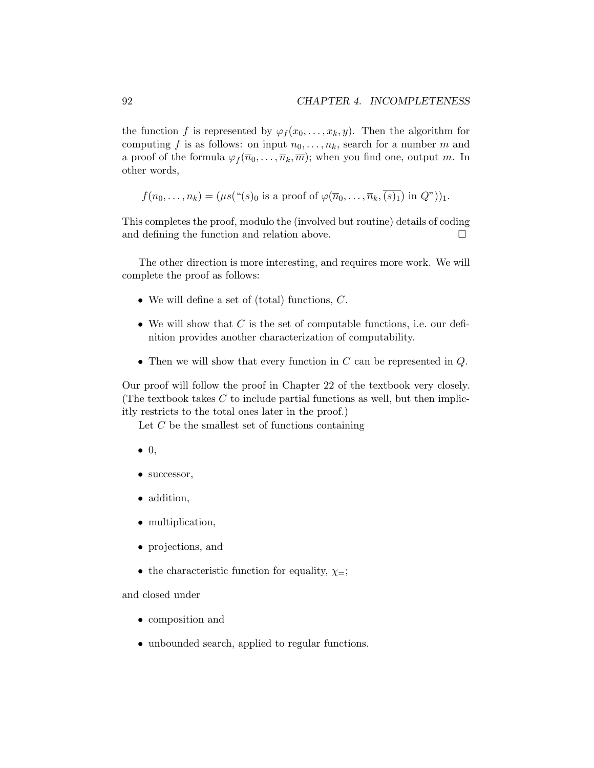the function $f$ is represented by $\varphi_f(x_0, \ldots, x_k, y)$. Then the algorithm for computing $f$ is as follows: on input $n_0, \ldots, n_k$, search for a number $m$ and a proof of the formula $\varphi_f(\overline{n}_0, \ldots, \overline{n}_k, \overline{m})$; when you find one, output $m$. In other words,

$$f(n_0, \ldots, n_k) = (\mu s(\text{"}(s)_0 \text{ is a proof of } \varphi(\overline{n}_0, \ldots, \overline{n}_k, \overline{(s)_1}) \text{ in } Q\text{"}))_1.$$

This completes the proof, modulo the (involved but routine) details of coding and defining the function and relation above. □

The other direction is more interesting, and requires more work. We will complete the proof as follows:

- We will define a set of (total) functions, $C$.
- We will show that $C$ is the set of computable functions, i.e. our definition provides another characterization of computability.
- Then we will show that every function in $C$ can be represented in $Q$.

Our proof will follow the proof in Chapter 22 of the textbook very closely. (The textbook takes $C$ to include partial functions as well, but then implicitly restricts to the total ones later in the proof.)

Let $C$ be the smallest set of functions containing

- 0,
- successor,
- addition,
- multiplication,
- projections, and
- the characteristic function for equality, $\chi_=$;

and closed under

- composition and
- unbounded search, applied to regular functions.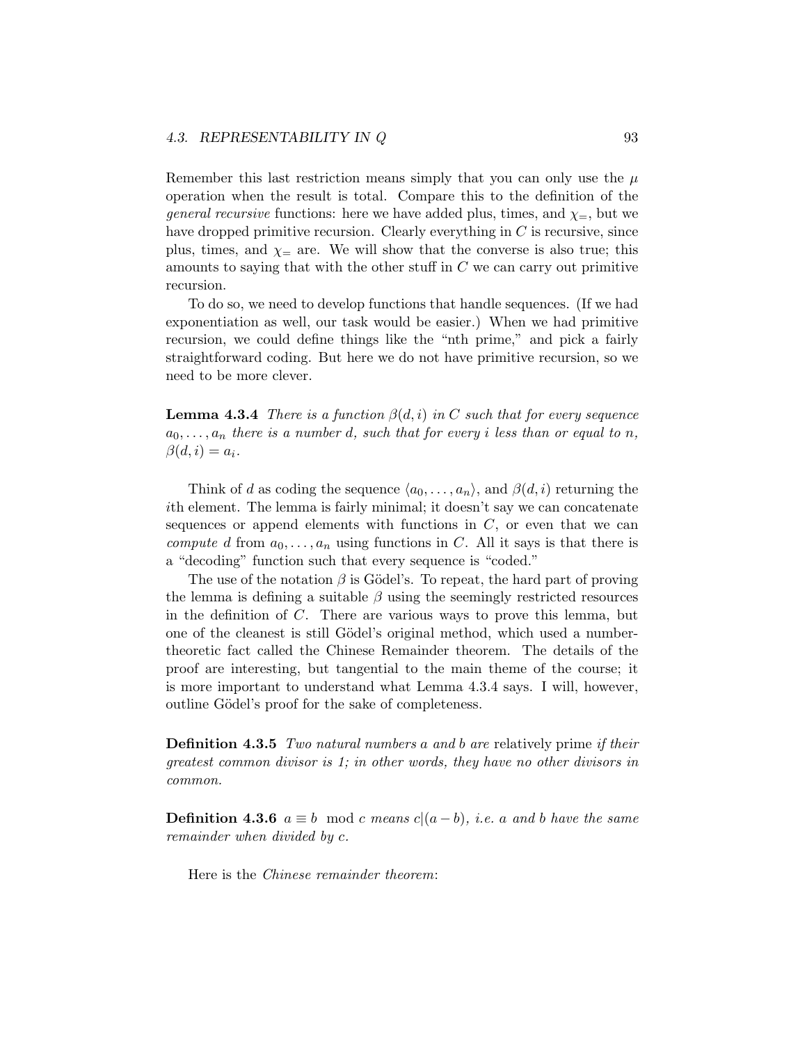Remember this last restriction means simply that you can only use the $\mu$ operation when the result is total. Compare this to the definition of the *general recursive* functions: here we have added plus, times, and $\chi_=$, but we have dropped primitive recursion. Clearly everything in $C$ is recursive, since plus, times, and $\chi_=$ are. We will show that the converse is also true; this amounts to saying that with the other stuff in $C$ we can carry out primitive recursion.

To do so, we need to develop functions that handle sequences. (If we had exponentiation as well, our task would be easier.) When we had primitive recursion, we could define things like the "nth prime," and pick a fairly straightforward coding. But here we do not have primitive recursion, so we need to be more clever.

**Lemma 4.3.4** *There is a function $\beta(d, i)$ in $C$ such that for every sequence $a_0, \ldots, a_n$ there is a number $d$, such that for every $i$ less than or equal to $n$, $\beta(d, i) = a_i$.*

Think of $d$ as coding the sequence $\langle a_0, \ldots, a_n \rangle$, and $\beta(d, i)$ returning the $i$th element. The lemma is fairly minimal; it doesn't say we can concatenate sequences or append elements with functions in $C$, or even that we can *compute* $d$ from $a_0, \ldots, a_n$ using functions in $C$. All it says is that there is a "decoding" function such that every sequence is "coded."

The use of the notation $\beta$ is Gödel's. To repeat, the hard part of proving the lemma is defining a suitable $\beta$ using the seemingly restricted resources in the definition of $C$. There are various ways to prove this lemma, but one of the cleanest is still Gödel's original method, which used a number-theoretic fact called the Chinese Remainder theorem. The details of the proof are interesting, but tangential to the main theme of the course; it is more important to understand what Lemma 4.3.4 says. I will, however, outline Gödel's proof for the sake of completeness.

**Definition 4.3.5** *Two natural numbers $a$ and $b$ are* relatively prime *if their greatest common divisor is 1; in other words, they have no other divisors in common.*

**Definition 4.3.6** *$a \equiv b \mod c$ means $c | (a - b)$, i.e. $a$ and $b$ have the same remainder when divided by $c$.*

Here is the *Chinese remainder theorem*: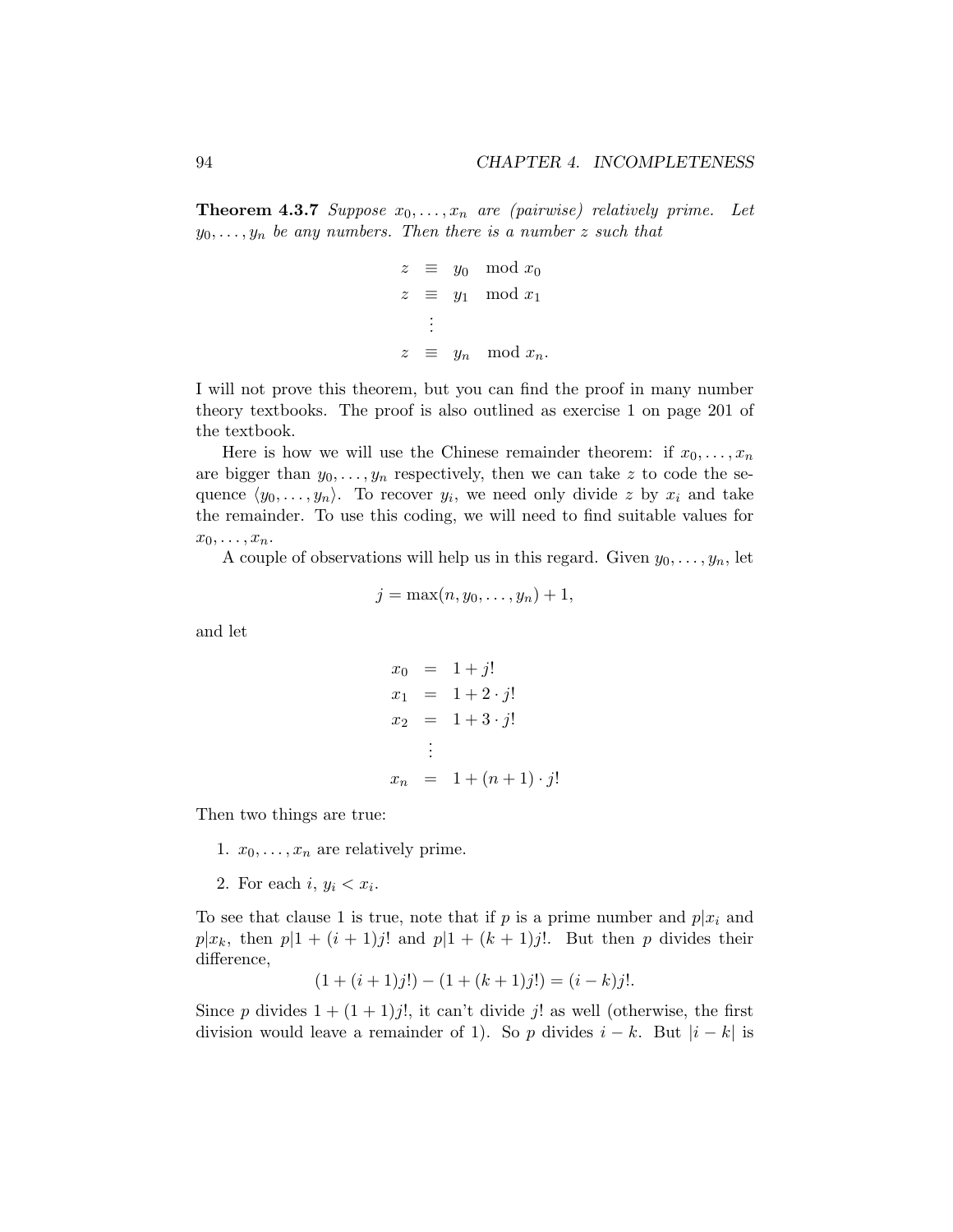**Theorem 4.3.7** *Suppose $x_0, \ldots, x_n$ are (pairwise) relatively prime. Let $y_0, \ldots, y_n$ be any numbers. Then there is a number $z$ such that*

$$
\begin{aligned}
z &\equiv y_0 \mod x_0 \\
z &\equiv y_1 \mod x_1 \\
&\vdots \\
z &\equiv y_n \mod x_n.
\end{aligned}
$$

I will not prove this theorem, but you can find the proof in many number theory textbooks. The proof is also outlined as exercise 1 on page 201 of the textbook.

Here is how we will use the Chinese remainder theorem: if $x_0, \ldots, x_n$ are bigger than $y_0, \ldots, y_n$ respectively, then we can take $z$ to code the sequence $\langle y_0, \ldots, y_n \rangle$. To recover $y_i$, we need only divide $z$ by $x_i$ and take the remainder. To use this coding, we will need to find suitable values for $x_0, \ldots, x_n$.

A couple of observations will help us in this regard. Given $y_0, \ldots, y_n$, let

$$j = \max(n, y_0, \ldots, y_n) + 1,$$

and let

$$
\begin{aligned}
x_0 &= 1 + j! \\
x_1 &= 1 + 2 \cdot j! \\
x_2 &= 1 + 3 \cdot j! \\
&\vdots \\
x_n &= 1 + (n+1) \cdot j!
\end{aligned}
$$

Then two things are true:

1. $x_0, \ldots, x_n$ are relatively prime.
2. For each $i$, $y_i < x_i$.

To see that clause 1 is true, note that if $p$ is a prime number and $p | x_i$ and $p | x_k$, then $p | 1 + (i+1)j!$ and $p | 1 + (k+1)j!$. But then $p$ divides their difference,

$$(1 + (i+1)j!) - (1 + (k+1)j!) = (i - k)j!.$$

Since $p$ divides $1 + (1+1)j!$, it can't divide $j!$ as well (otherwise, the first division would leave a remainder of 1). So $p$ divides $i - k$. But $|i - k|$ is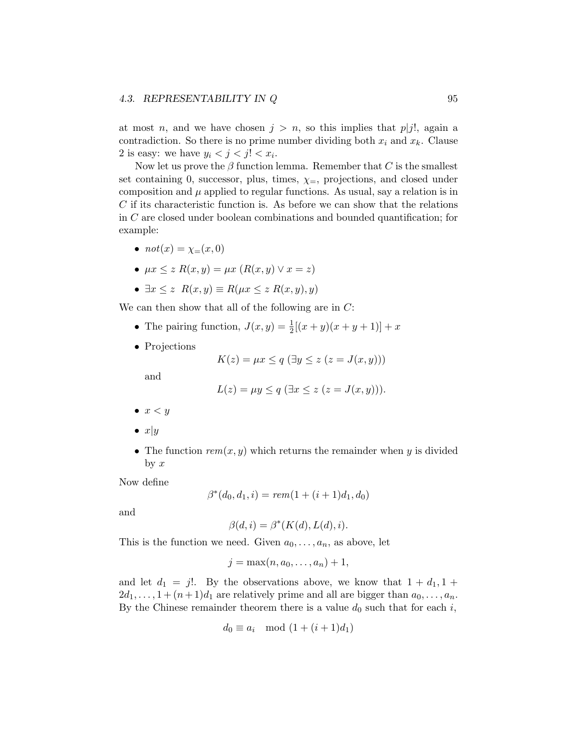at most $n$, and we have chosen $j > n$, so this implies that $p|j!$, again a contradiction. So there is no prime number dividing both $x_i$ and $x_k$. Clause 2 is easy: we have $y_i < j < j! < x_i$.

Now let us prove the $\beta$ function lemma. Remember that $C$ is the smallest set containing 0, successor, plus, times, $\chi_=$, projections, and closed under composition and $\mu$ applied to regular functions. As usual, say a relation is in $C$ if its characteristic function is. As before we can show that the relations in $C$ are closed under boolean combinations and bounded quantification; for example:

- $not(x) = \chi_=(x, 0)$
- $\mu x \leq z \; R(x, y) = \mu x \; (R(x, y) \vee x = z)$
- $\exists x \leq z \;\; R(x, y) \equiv R(\mu x \leq z \; R(x, y), y)$

We can then show that all of the following are in $C$:

- The pairing function, $J(x, y) = \frac{1}{2}[(x + y)(x + y + 1)] + x$
- Projections
$$K(z) = \mu x \leq q \; (\exists y \leq z \; (z = J(x, y)))$$
and
$$L(z) = \mu y \leq q \; (\exists x \leq z \; (z = J(x, y))).$$
- $x < y$
- $x|y$
- The function $rem(x, y)$ which returns the remainder when $y$ is divided by $x$

Now define
$$\beta^*(d_0, d_1, i) = rem(1 + (i + 1)d_1, d_0)$$
and
$$\beta(d, i) = \beta^*(K(d), L(d), i).$$
This is the function we need. Given $a_0, \ldots, a_n$, as above, let
$$j = \max(n, a_0, \ldots, a_n) + 1,$$
and let $d_1 = j!$. By the observations above, we know that $1 + d_1, 1 + 2d_1, \ldots, 1 + (n+1)d_1$ are relatively prime and all are bigger than $a_0, \ldots, a_n$. By the Chinese remainder theorem there is a value $d_0$ such that for each $i$,
$$d_0 \equiv a_i \mod (1 + (i + 1)d_1)$$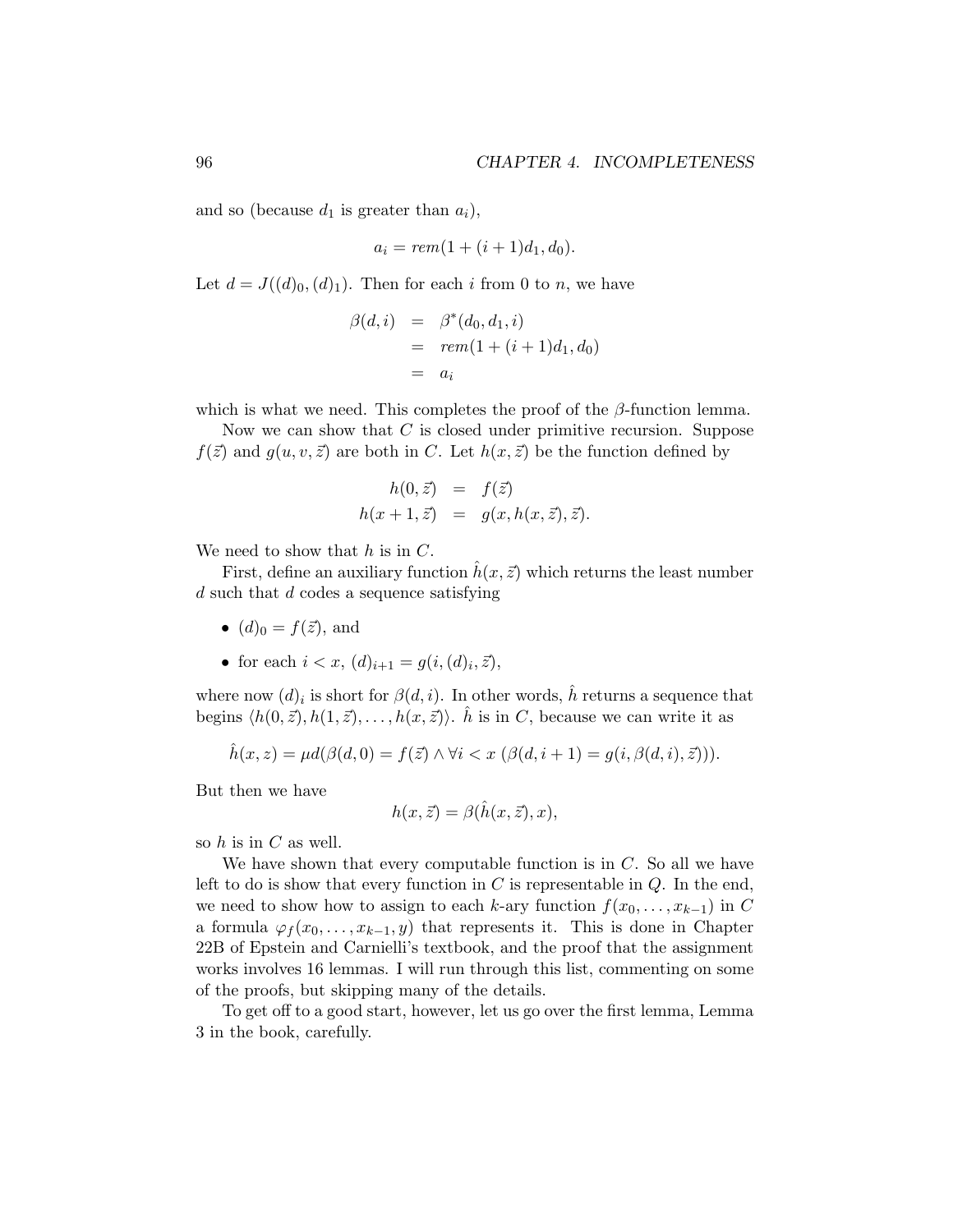and so (because $d_1$ is greater than $a_i$),

$$a_i = rem(1 + (i + 1)d_1, d_0).$$

Let $d = J((d)_0, (d)_1)$. Then for each $i$ from 0 to $n$, we have

$$\begin{aligned} \beta(d, i) &= \beta^*(d_0, d_1, i) \\ &= rem(1 + (i + 1)d_1, d_0) \\ &= a_i \end{aligned}$$

which is what we need. This completes the proof of the $\beta$-function lemma.

Now we can show that $C$ is closed under primitive recursion. Suppose $f(\vec{z})$ and $g(u, v, \vec{z})$ are both in $C$. Let $h(x, \vec{z})$ be the function defined by

$$\begin{aligned} h(0, \vec{z}) &= f(\vec{z}) \\ h(x + 1, \vec{z}) &= g(x, h(x, \vec{z}), \vec{z}). \end{aligned}$$

We need to show that $h$ is in $C$.

First, define an auxiliary function $\hat{h}(x, \vec{z})$ which returns the least number $d$ such that $d$ codes a sequence satisfying

- $(d)_0 = f(\vec{z})$, and
- for each $i < x$, $(d)_{i+1} = g(i, (d)_i, \vec{z})$,

where now $(d)_i$ is short for $\beta(d, i)$. In other words, $\hat{h}$ returns a sequence that begins $\langle h(0, \vec{z}), h(1, \vec{z}), \ldots, h(x, \vec{z}) \rangle$. $\hat{h}$ is in $C$, because we can write it as

$$\hat{h}(x, z) = \mu d(\beta(d, 0) = f(\vec{z}) \wedge \forall i < x \ (\beta(d, i + 1) = g(i, \beta(d, i), \vec{z}))).$$

But then we have

$$h(x, \vec{z}) = \beta(\hat{h}(x, \vec{z}), x),$$

so $h$ is in $C$ as well.

We have shown that every computable function is in $C$. So all we have left to do is show that every function in $C$ is representable in $Q$. In the end, we need to show how to assign to each $k$-ary function $f(x_0, \ldots, x_{k-1})$ in $C$ a formula $\varphi_f(x_0, \ldots, x_{k-1}, y)$ that represents it. This is done in Chapter 22B of Epstein and Carnielli's textbook, and the proof that the assignment works involves 16 lemmas. I will run through this list, commenting on some of the proofs, but skipping many of the details.

To get off to a good start, however, let us go over the first lemma, Lemma 3 in the book, carefully.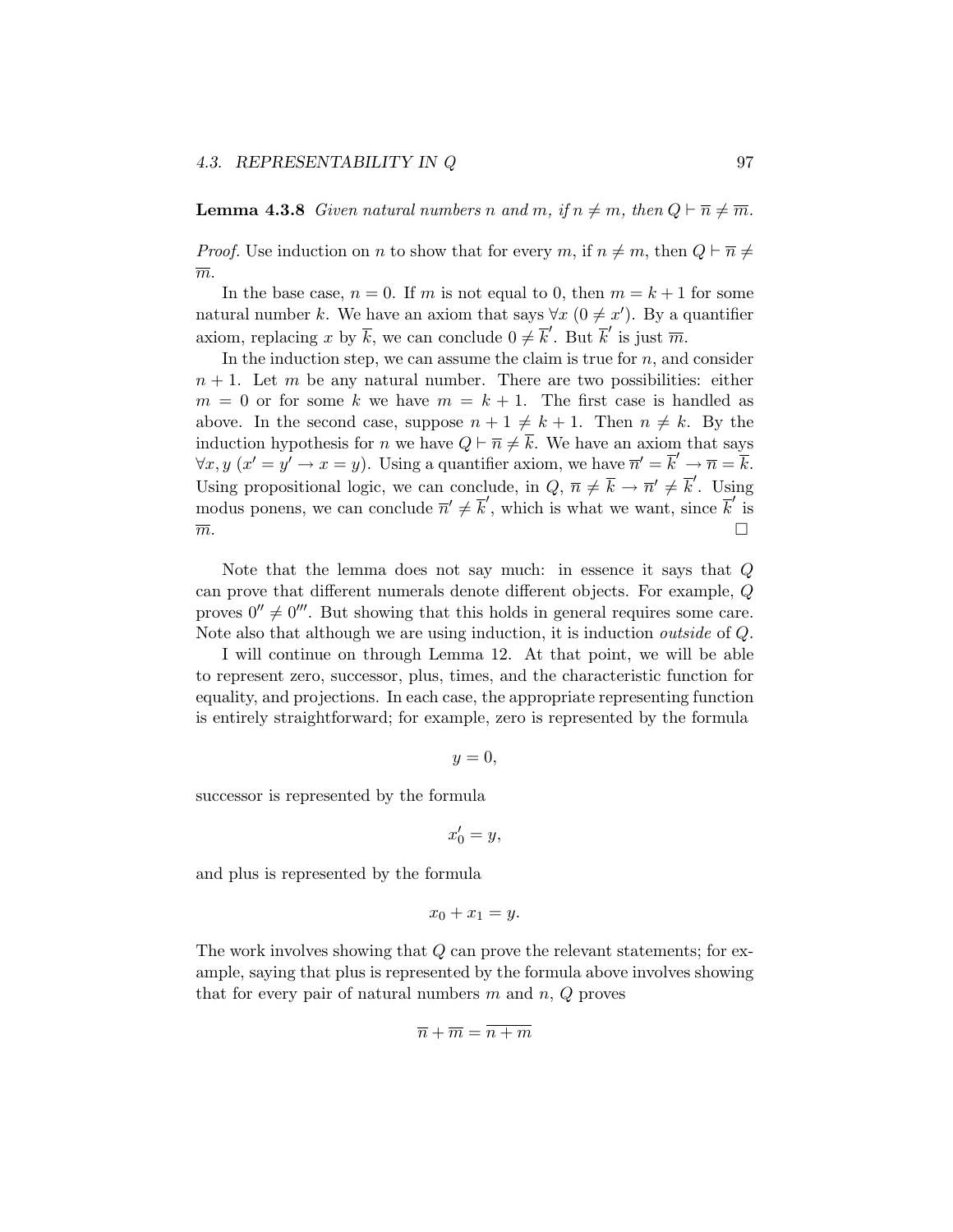**Lemma 4.3.8** *Given natural numbers $n$ and $m$, if $n \neq m$, then $Q \vdash \overline{n} \neq \overline{m}$.*

*Proof.* Use induction on $n$ to show that for every $m$, if $n \neq m$, then $Q \vdash \overline{n} \neq \overline{m}$.

In the base case, $n = 0$. If $m$ is not equal to 0, then $m = k + 1$ for some natural number $k$. We have an axiom that says $\forall x\ (0 \neq x')$. By a quantifier axiom, replacing $x$ by $\overline{k}$, we can conclude $0 \neq \overline{k}'$. But $\overline{k}'$ is just $\overline{m}$.

In the induction step, we can assume the claim is true for $n$, and consider $n + 1$. Let $m$ be any natural number. There are two possibilities: either $m = 0$ or for some $k$ we have $m = k + 1$. The first case is handled as above. In the second case, suppose $n + 1 \neq k + 1$. Then $n \neq k$. By the induction hypothesis for $n$ we have $Q \vdash \overline{n} \neq \overline{k}$. We have an axiom that says $\forall x, y\ (x' = y' \rightarrow x = y)$. Using a quantifier axiom, we have $\overline{n}' = \overline{k}' \rightarrow \overline{n} = \overline{k}$. Using propositional logic, we can conclude, in $Q$, $\overline{n} \neq \overline{k} \rightarrow \overline{n}' \neq \overline{k}'$. Using modus ponens, we can conclude $\overline{n}' \neq \overline{k}'$, which is what we want, since $\overline{k}'$ is $\overline{m}$. $\square$

Note that the lemma does not say much: in essence it says that $Q$ can prove that different numerals denote different objects. For example, $Q$ proves $0'' \neq 0'''$. But showing that this holds in general requires some care. Note also that although we are using induction, it is induction *outside* of $Q$.

I will continue on through Lemma 12. At that point, we will be able to represent zero, successor, plus, times, and the characteristic function for equality, and projections. In each case, the appropriate representing function is entirely straightforward; for example, zero is represented by the formula

$$y = 0,$$

successor is represented by the formula

$$x_0' = y,$$

and plus is represented by the formula

$$x_0 + x_1 = y.$$

The work involves showing that $Q$ can prove the relevant statements; for example, saying that plus is represented by the formula above involves showing that for every pair of natural numbers $m$ and $n$, $Q$ proves

$$\overline{n} + \overline{m} = \overline{n + m}$$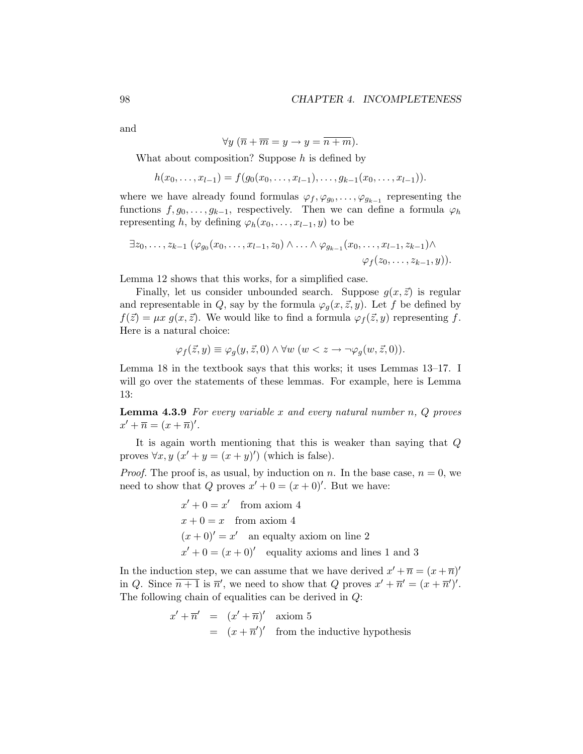and

$$\forall y\ (\overline{n} + \overline{m} = y \rightarrow y = \overline{n + m}).$$

What about composition? Suppose $h$ is defined by

$$h(x_0, \ldots, x_{l-1}) = f(g_0(x_0, \ldots, x_{l-1}), \ldots, g_{k-1}(x_0, \ldots, x_{l-1})).$$

where we have already found formulas $\varphi_f, \varphi_{g_0}, \ldots, \varphi_{g_{k-1}}$ representing the functions $f, g_0, \ldots, g_{k-1}$, respectively. Then we can define a formula $\varphi_h$ representing $h$, by defining $\varphi_h(x_0, \ldots, x_{l-1}, y)$ to be

$$\exists z_0, \ldots, z_{k-1}\ (\varphi_{g_0}(x_0, \ldots, x_{l-1}, z_0) \wedge \ldots \wedge \varphi_{g_{k-1}}(x_0, \ldots, x_{l-1}, z_{k-1}) \wedge \varphi_f(z_0, \ldots, z_{k-1}, y)).$$

Lemma 12 shows that this works, for a simplified case.

Finally, let us consider unbounded search. Suppose $g(x, \vec{z})$ is regular and representable in $Q$, say by the formula $\varphi_g(x, \vec{z}, y)$. Let $f$ be defined by $f(\vec{z}) = \mu x\ g(x, \vec{z})$. We would like to find a formula $\varphi_f(\vec{z}, y)$ representing $f$. Here is a natural choice:

$$\varphi_f(\vec{z}, y) \equiv \varphi_g(y, \vec{z}, 0) \wedge \forall w\ (w < z \rightarrow \neg\varphi_g(w, \vec{z}, 0)).$$

Lemma 18 in the textbook says that this works; it uses Lemmas 13–17. I will go over the statements of these lemmas. For example, here is Lemma 13:

**Lemma 4.3.9** *For every variable $x$ and every natural number $n$, $Q$ proves $x' + \overline{n} = (x + \overline{n})'$.*

It is again worth mentioning that this is weaker than saying that $Q$ proves $\forall x, y\ (x' + y = (x + y)')$ (which is false).

*Proof.* The proof is, as usual, by induction on $n$. In the base case, $n = 0$, we need to show that $Q$ proves $x' + 0 = (x + 0)'$. But we have:

$x' + 0 = x'$ from axiom 4

$x + 0 = x$ from axiom 4

$(x + 0)' = x'$ an equalty axiom on line 2

$x' + 0 = (x + 0)'$ equality axioms and lines 1 and 3

In the induction step, we can assume that we have derived $x' + \overline{n} = (x + \overline{n})'$ in $Q$. Since $\overline{n + 1}$ is $\overline{n}'$, we need to show that $Q$ proves $x' + \overline{n}' = (x + \overline{n}')'$. The following chain of equalities can be derived in $Q$:

$$\begin{aligned} x' + \overline{n}' &= (x' + \overline{n})' \quad \text{axiom 5} \\ &= (x + \overline{n}')' \quad \text{from the inductive hypothesis} \end{aligned}$$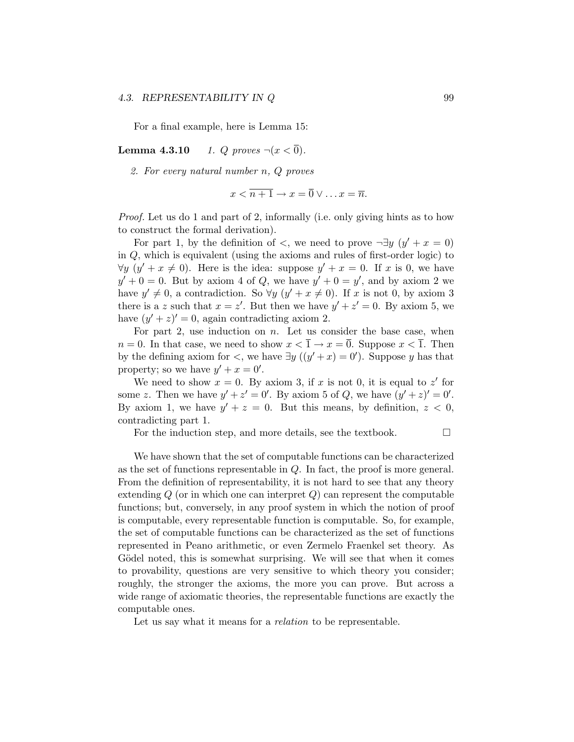For a final example, here is Lemma 15:

**Lemma 4.3.10** *1. Q proves* $\neg(x < \overline{0})$.

*2. For every natural number* $n$*, Q proves*

$$x < \overline{n+1} \rightarrow x = \overline{0} \vee \ldots x = \overline{n}.$$

*Proof.* Let us do 1 and part of 2, informally (i.e. only giving hints as to how to construct the formal derivation).

For part 1, by the definition of $<$, we need to prove $\neg \exists y \; (y' + x = 0)$ in $Q$, which is equivalent (using the axioms and rules of first-order logic) to $\forall y \; (y' + x \neq 0)$. Here is the idea: suppose $y' + x = 0$. If $x$ is 0, we have $y' + 0 = 0$. But by axiom 4 of $Q$, we have $y' + 0 = y'$, and by axiom 2 we have $y' \neq 0$, a contradiction. So $\forall y \; (y' + x \neq 0)$. If $x$ is not 0, by axiom 3 there is a $z$ such that $x = z'$. But then we have $y' + z' = 0$. By axiom 5, we have $(y' + z)' = 0$, again contradicting axiom 2.

For part 2, use induction on $n$. Let us consider the base case, when $n = 0$. In that case, we need to show $x < \overline{1} \rightarrow x = \overline{0}$. Suppose $x < \overline{1}$. Then by the defining axiom for $<$, we have $\exists y \; ((y' + x) = 0')$. Suppose $y$ has that property; so we have $y' + x = 0'$.

We need to show $x = 0$. By axiom 3, if $x$ is not 0, it is equal to $z'$ for some $z$. Then we have $y' + z' = 0'$. By axiom 5 of $Q$, we have $(y' + z)' = 0'$. By axiom 1, we have $y' + z = 0$. But this means, by definition, $z < 0$, contradicting part 1.

For the induction step, and more details, see the textbook. □

We have shown that the set of computable functions can be characterized as the set of functions representable in $Q$. In fact, the proof is more general. From the definition of representability, it is not hard to see that any theory extending $Q$ (or in which one can interpret $Q$) can represent the computable functions; but, conversely, in any proof system in which the notion of proof is computable, every representable function is computable. So, for example, the set of computable functions can be characterized as the set of functions represented in Peano arithmetic, or even Zermelo Fraenkel set theory. As Gödel noted, this is somewhat surprising. We will see that when it comes to provability, questions are very sensitive to which theory you consider; roughly, the stronger the axioms, the more you can prove. But across a wide range of axiomatic theories, the representable functions are exactly the computable ones.

Let us say what it means for a *relation* to be representable.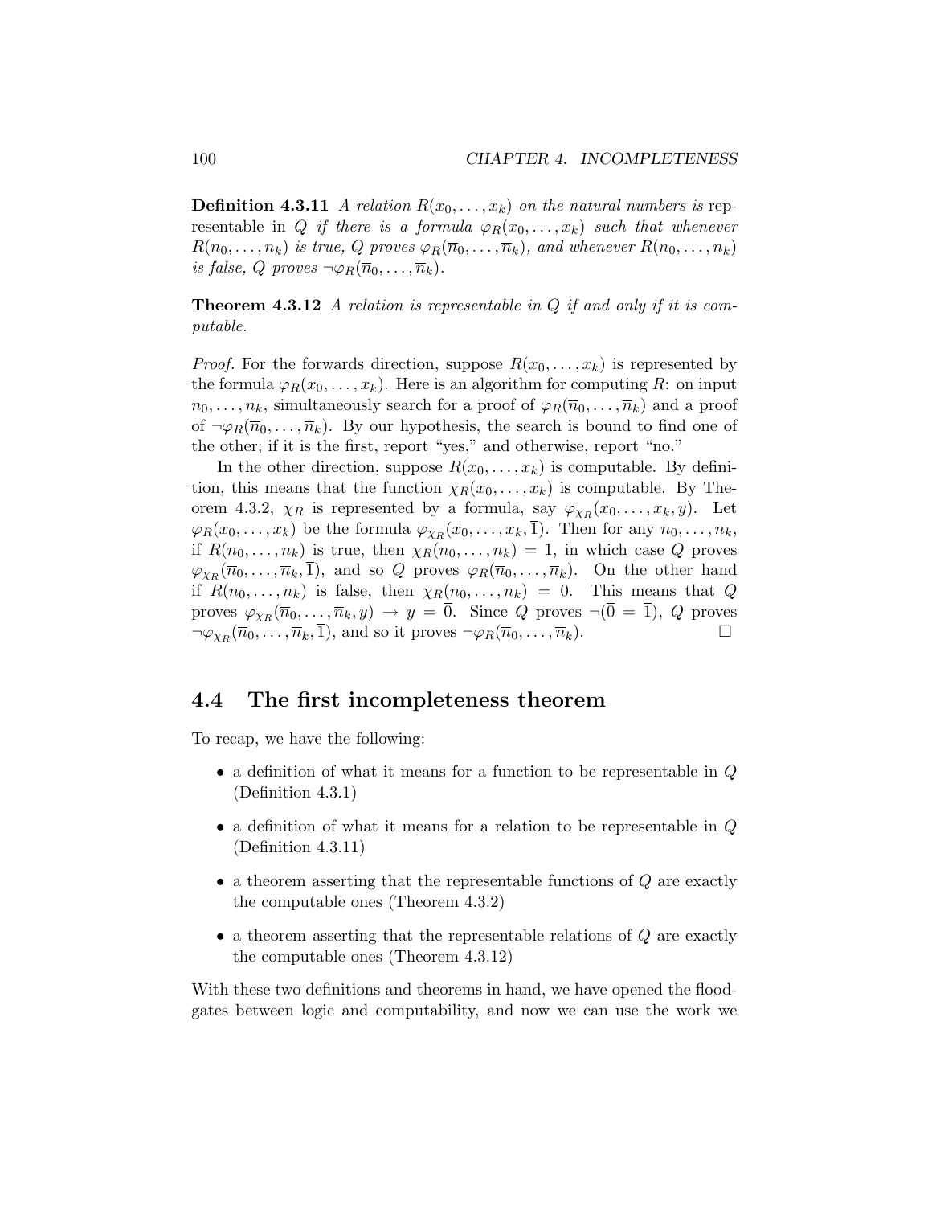**Definition 4.3.11** *A relation $R(x_0, \ldots, x_k)$ on the natural numbers is* representable in $Q$ *if there is a formula $\varphi_R(x_0, \ldots, x_k)$ such that whenever $R(n_0, \ldots, n_k)$ is true, $Q$ proves $\varphi_R(\overline{n}_0, \ldots, \overline{n}_k)$, and whenever $R(n_0, \ldots, n_k)$ is false, $Q$ proves $\neg\varphi_R(\overline{n}_0, \ldots, \overline{n}_k)$.*

**Theorem 4.3.12** *A relation is representable in $Q$ if and only if it is computable.*

*Proof.* For the forwards direction, suppose $R(x_0, \ldots, x_k)$ is represented by the formula $\varphi_R(x_0, \ldots, x_k)$. Here is an algorithm for computing $R$: on input $n_0, \ldots, n_k$, simultaneously search for a proof of $\varphi_R(\overline{n}_0, \ldots, \overline{n}_k)$ and a proof of $\neg\varphi_R(\overline{n}_0, \ldots, \overline{n}_k)$. By our hypothesis, the search is bound to find one of the other; if it is the first, report "yes," and otherwise, report "no."

In the other direction, suppose $R(x_0, \ldots, x_k)$ is computable. By definition, this means that the function $\chi_R(x_0, \ldots, x_k)$ is computable. By Theorem 4.3.2, $\chi_R$ is represented by a formula, say $\varphi_{\chi_R}(x_0, \ldots, x_k, y)$. Let $\varphi_R(x_0, \ldots, x_k)$ be the formula $\varphi_{\chi_R}(x_0, \ldots, x_k, \overline{1})$. Then for any $n_0, \ldots, n_k$, if $R(n_0, \ldots, n_k)$ is true, then $\chi_R(n_0, \ldots, n_k) = 1$, in which case $Q$ proves $\varphi_{\chi_R}(\overline{n}_0, \ldots, \overline{n}_k, \overline{1})$, and so $Q$ proves $\varphi_R(\overline{n}_0, \ldots, \overline{n}_k)$. On the other hand if $R(n_0, \ldots, n_k)$ is false, then $\chi_R(n_0, \ldots, n_k) = 0$. This means that $Q$ proves $\varphi_{\chi_R}(\overline{n}_0, \ldots, \overline{n}_k, y) \rightarrow y = \overline{0}$. Since $Q$ proves $\neg(\overline{0} = \overline{1})$, $Q$ proves $\neg\varphi_{\chi_R}(\overline{n}_0, \ldots, \overline{n}_k, \overline{1})$, and so it proves $\neg\varphi_R(\overline{n}_0, \ldots, \overline{n}_k)$. □

## 4.4 The first incompleteness theorem

To recap, we have the following:

- a definition of what it means for a function to be representable in $Q$ (Definition 4.3.1)
- a definition of what it means for a relation to be representable in $Q$ (Definition 4.3.11)
- a theorem asserting that the representable functions of $Q$ are exactly the computable ones (Theorem 4.3.2)
- a theorem asserting that the representable relations of $Q$ are exactly the computable ones (Theorem 4.3.12)

With these two definitions and theorems in hand, we have opened the floodgates between logic and computability, and now we can use the work we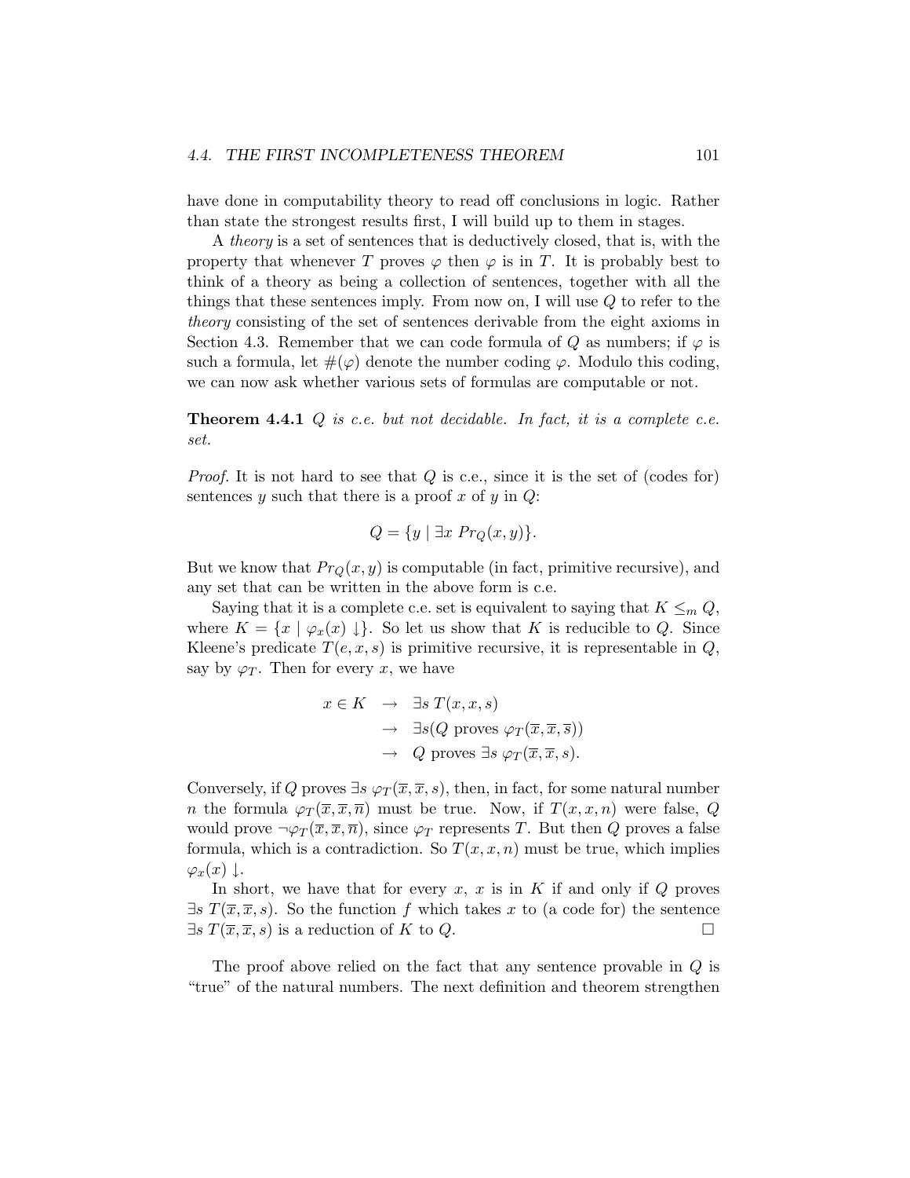have done in computability theory to read off conclusions in logic. Rather than state the strongest results first, I will build up to them in stages.

A *theory* is a set of sentences that is deductively closed, that is, with the property that whenever $T$ proves $\varphi$ then $\varphi$ is in $T$. It is probably best to think of a theory as being a collection of sentences, together with all the things that these sentences imply. From now on, I will use $Q$ to refer to the *theory* consisting of the set of sentences derivable from the eight axioms in Section 4.3. Remember that we can code formula of $Q$ as numbers; if $\varphi$ is such a formula, let $\#(\varphi)$ denote the number coding $\varphi$. Modulo this coding, we can now ask whether various sets of formulas are computable or not.

**Theorem 4.4.1** *$Q$ is c.e. but not decidable. In fact, it is a complete c.e. set.*

*Proof.* It is not hard to see that $Q$ is c.e., since it is the set of (codes for) sentences $y$ such that there is a proof $x$ of $y$ in $Q$:

$$Q = \{y \mid \exists x \; Pr_Q(x, y)\}.$$

But we know that $Pr_Q(x, y)$ is computable (in fact, primitive recursive), and any set that can be written in the above form is c.e.

Saying that it is a complete c.e. set is equivalent to saying that $K \leq_m Q$, where $K = \{x \mid \varphi_x(x) \downarrow\}$. So let us show that $K$ is reducible to $Q$. Since Kleene's predicate $T(e, x, s)$ is primitive recursive, it is representable in $Q$, say by $\varphi_T$. Then for every $x$, we have

$$\begin{aligned} x \in K &\rightarrow \exists s \, T(x, x, s) \\ &\rightarrow \exists s (Q \text{ proves } \varphi_T(\overline{x}, \overline{x}, \overline{s})) \\ &\rightarrow Q \text{ proves } \exists s \; \varphi_T(\overline{x}, \overline{x}, s). \end{aligned}$$

Conversely, if $Q$ proves $\exists s \; \varphi_T(\overline{x}, \overline{x}, s)$, then, in fact, for some natural number $n$ the formula $\varphi_T(\overline{x}, \overline{x}, \overline{n})$ must be true. Now, if $T(x, x, n)$ were false, $Q$ would prove $\neg \varphi_T(\overline{x}, \overline{x}, \overline{n})$, since $\varphi_T$ represents $T$. But then $Q$ proves a false formula, which is a contradiction. So $T(x, x, n)$ must be true, which implies $\varphi_x(x) \downarrow$.

In short, we have that for every $x$, $x$ is in $K$ if and only if $Q$ proves $\exists s \; T(\overline{x}, \overline{x}, s)$. So the function $f$ which takes $x$ to (a code for) the sentence $\exists s \; T(\overline{x}, \overline{x}, s)$ is a reduction of $K$ to $Q$. □

The proof above relied on the fact that any sentence provable in $Q$ is "true" of the natural numbers. The next definition and theorem strengthen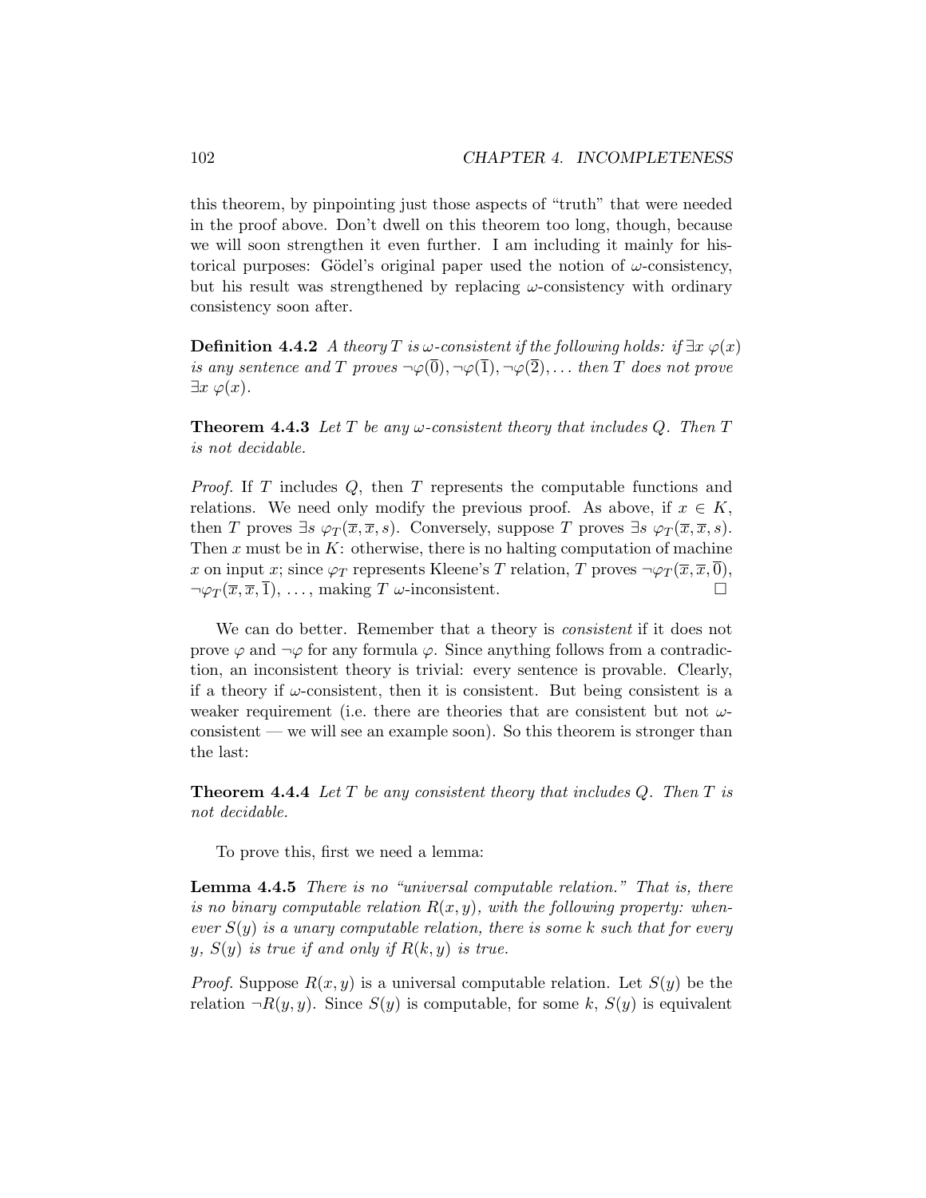this theorem, by pinpointing just those aspects of "truth" that were needed in the proof above. Don't dwell on this theorem too long, though, because we will soon strengthen it even further. I am including it mainly for historical purposes: Gödel's original paper used the notion of $\omega$-consistency, but his result was strengthened by replacing $\omega$-consistency with ordinary consistency soon after.

**Definition 4.4.2** *A theory $T$ is $\omega$-consistent if the following holds: if $\exists x\ \varphi(x)$ is any sentence and $T$ proves $\neg\varphi(\overline{0}), \neg\varphi(\overline{1}), \neg\varphi(\overline{2}), \ldots$ then $T$ does not prove $\exists x\ \varphi(x)$.*

**Theorem 4.4.3** *Let $T$ be any $\omega$-consistent theory that includes $Q$. Then $T$ is not decidable.*

*Proof.* If $T$ includes $Q$, then $T$ represents the computable functions and relations. We need only modify the previous proof. As above, if $x \in K$, then $T$ proves $\exists s\ \varphi_T(\overline{x}, \overline{x}, s)$. Conversely, suppose $T$ proves $\exists s\ \varphi_T(\overline{x}, \overline{x}, s)$. Then $x$ must be in $K$: otherwise, there is no halting computation of machine $x$ on input $x$; since $\varphi_T$ represents Kleene's $T$ relation, $T$ proves $\neg\varphi_T(\overline{x}, \overline{x}, \overline{0})$, $\neg\varphi_T(\overline{x}, \overline{x}, \overline{1})$, ..., making $T$ $\omega$-inconsistent. □

We can do better. Remember that a theory is *consistent* if it does not prove $\varphi$ and $\neg\varphi$ for any formula $\varphi$. Since anything follows from a contradiction, an inconsistent theory is trivial: every sentence is provable. Clearly, if a theory if $\omega$-consistent, then it is consistent. But being consistent is a weaker requirement (i.e. there are theories that are consistent but not $\omega$-consistent — we will see an example soon). So this theorem is stronger than the last:

**Theorem 4.4.4** *Let $T$ be any consistent theory that includes $Q$. Then $T$ is not decidable.*

To prove this, first we need a lemma:

**Lemma 4.4.5** *There is no "universal computable relation." That is, there is no binary computable relation $R(x, y)$, with the following property: whenever $S(y)$ is a unary computable relation, there is some $k$ such that for every $y$, $S(y)$ is true if and only if $R(k, y)$ is true.*

*Proof.* Suppose $R(x, y)$ is a universal computable relation. Let $S(y)$ be the relation $\neg R(y, y)$. Since $S(y)$ is computable, for some $k$, $S(y)$ is equivalent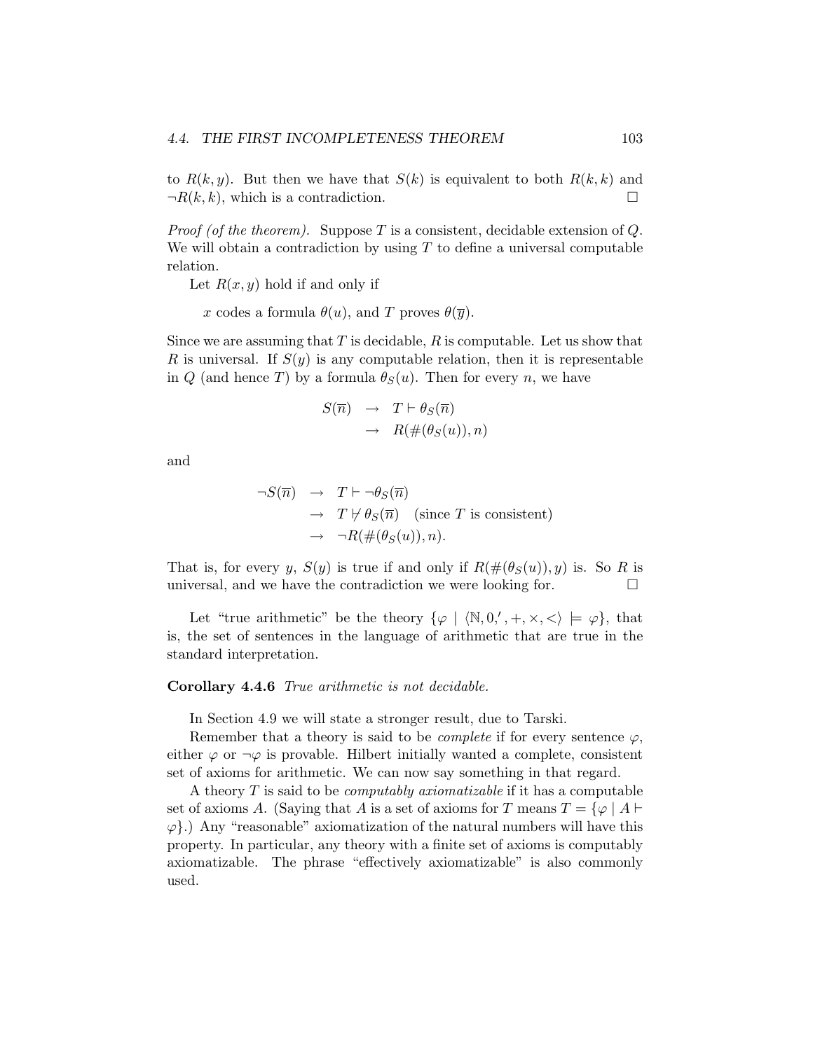to $R(k, y)$. But then we have that $S(k)$ is equivalent to both $R(k, k)$ and $\neg R(k, k)$, which is a contradiction. $\square$

*Proof (of the theorem).* Suppose $T$ is a consistent, decidable extension of $Q$. We will obtain a contradiction by using $T$ to define a universal computable relation.

Let $R(x, y)$ hold if and only if

> $x$ codes a formula $\theta(u)$, and $T$ proves $\theta(\overline{y})$.

Since we are assuming that $T$ is decidable, $R$ is computable. Let us show that $R$ is universal. If $S(y)$ is any computable relation, then it is representable in $Q$ (and hence $T$) by a formula $\theta_S(u)$. Then for every $n$, we have

$$\begin{aligned} S(\overline{n}) &\rightarrow T \vdash \theta_S(\overline{n}) \\ &\rightarrow R(\#(\theta_S(u)), n) \end{aligned}$$

and

$$\begin{aligned} \neg S(\overline{n}) &\rightarrow T \vdash \neg\theta_S(\overline{n}) \\ &\rightarrow T \not\vdash \theta_S(\overline{n}) \quad \text{(since } T \text{ is consistent)} \\ &\rightarrow \neg R(\#(\theta_S(u)), n). \end{aligned}$$

That is, for every $y$, $S(y)$ is true if and only if $R(\#(\theta_S(u)), y)$ is. So $R$ is universal, and we have the contradiction we were looking for. $\square$

Let "true arithmetic" be the theory $\{\varphi \mid \langle \mathbb{N}, 0, ', +, \times, < \rangle \models \varphi\}$, that is, the set of sentences in the language of arithmetic that are true in the standard interpretation.

**Corollary 4.4.6** *True arithmetic is not decidable.*

In Section 4.9 we will state a stronger result, due to Tarski.

Remember that a theory is said to be *complete* if for every sentence $\varphi$, either $\varphi$ or $\neg\varphi$ is provable. Hilbert initially wanted a complete, consistent set of axioms for arithmetic. We can now say something in that regard.

A theory $T$ is said to be *computably axiomatizable* if it has a computable set of axioms $A$. (Saying that $A$ is a set of axioms for $T$ means $T = \{\varphi \mid A \vdash \varphi\}$.) Any "reasonable" axiomatization of the natural numbers will have this property. In particular, any theory with a finite set of axioms is computably axiomatizable. The phrase "effectively axiomatizable" is also commonly used.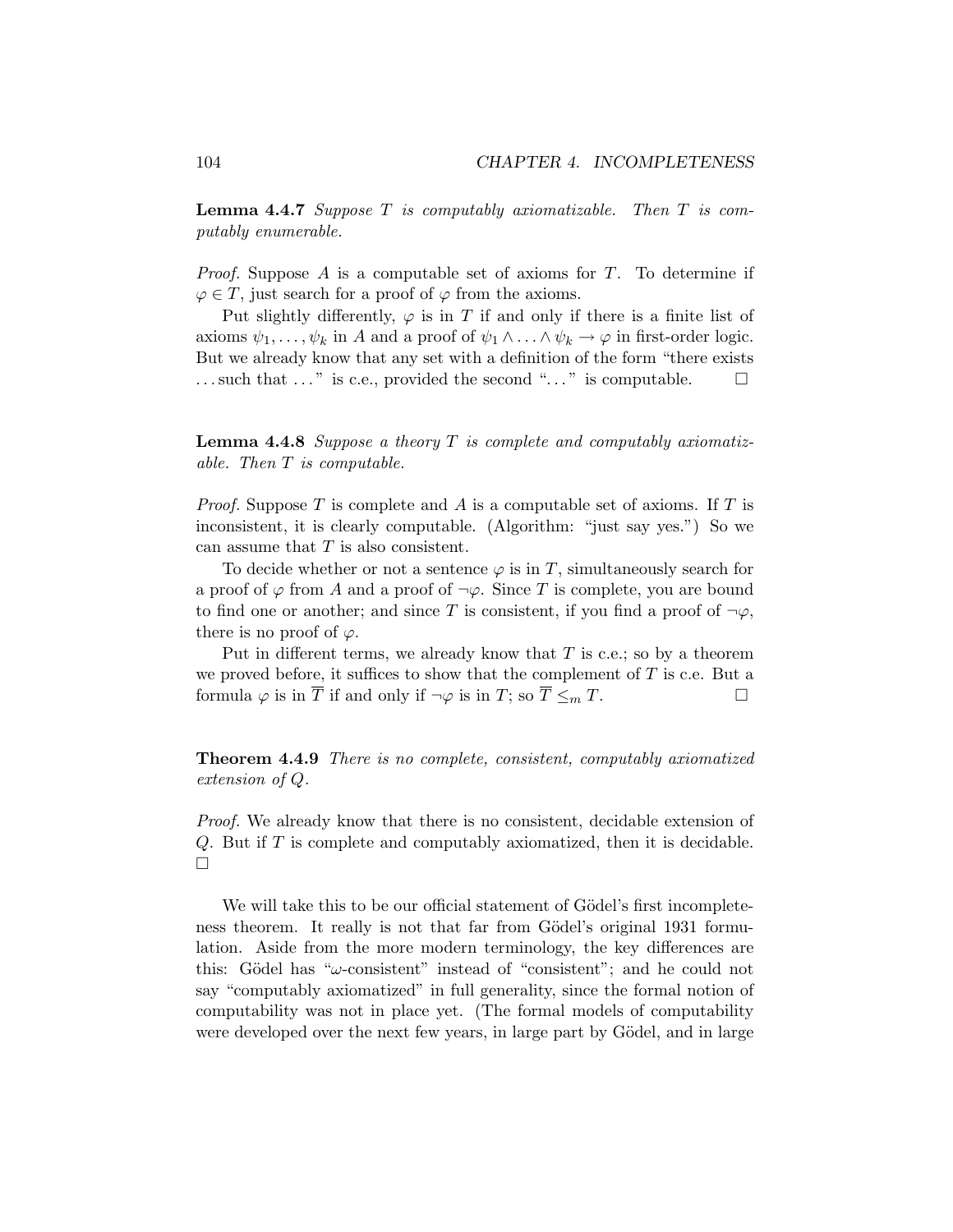**Lemma 4.4.7** *Suppose $T$ is computably axiomatizable. Then $T$ is computably enumerable.*

*Proof.* Suppose $A$ is a computable set of axioms for $T$. To determine if $\varphi \in T$, just search for a proof of $\varphi$ from the axioms.

Put slightly differently, $\varphi$ is in $T$ if and only if there is a finite list of axioms $\psi_1, \ldots, \psi_k$ in $A$ and a proof of $\psi_1 \wedge \ldots \wedge \psi_k \rightarrow \varphi$ in first-order logic. But we already know that any set with a definition of the form "there exists ... such that ..." is c.e., provided the second "..." is computable. $\square$

**Lemma 4.4.8** *Suppose a theory $T$ is complete and computably axiomatizable. Then $T$ is computable.*

*Proof.* Suppose $T$ is complete and $A$ is a computable set of axioms. If $T$ is inconsistent, it is clearly computable. (Algorithm: "just say yes.") So we can assume that $T$ is also consistent.

To decide whether or not a sentence $\varphi$ is in $T$, simultaneously search for a proof of $\varphi$ from $A$ and a proof of $\neg\varphi$. Since $T$ is complete, you are bound to find one or another; and since $T$ is consistent, if you find a proof of $\neg\varphi$, there is no proof of $\varphi$.

Put in different terms, we already know that $T$ is c.e.; so by a theorem we proved before, it suffices to show that the complement of $T$ is c.e. But a formula $\varphi$ is in $\overline{T}$ if and only if $\neg\varphi$ is in $T$; so $\overline{T} \leq_m T$. $\square$

**Theorem 4.4.9** *There is no complete, consistent, computably axiomatized extension of $Q$.*

*Proof.* We already know that there is no consistent, decidable extension of $Q$. But if $T$ is complete and computably axiomatized, then it is decidable. $\square$

We will take this to be our official statement of Gödel's first incompleteness theorem. It really is not that far from Gödel's original 1931 formulation. Aside from the more modern terminology, the key differences are this: Gödel has "$\omega$-consistent" instead of "consistent"; and he could not say "computably axiomatized" in full generality, since the formal notion of computability was not in place yet. (The formal models of computability were developed over the next few years, in large part by Gödel, and in large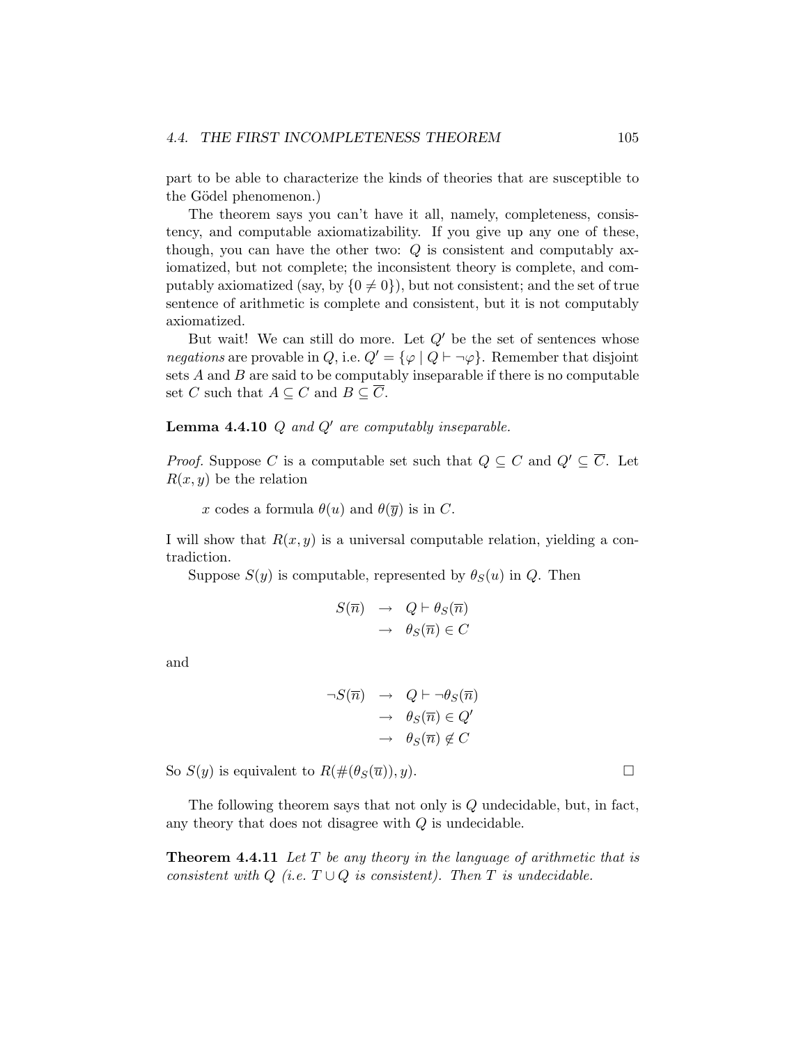part to be able to characterize the kinds of theories that are susceptible to the Gödel phenomenon.)

The theorem says you can't have it all, namely, completeness, consistency, and computable axiomatizability. If you give up any one of these, though, you can have the other two: $Q$ is consistent and computably axiomatized, but not complete; the inconsistent theory is complete, and computably axiomatized (say, by $\{0 \neq 0\}$), but not consistent; and the set of true sentence of arithmetic is complete and consistent, but it is not computably axiomatized.

But wait! We can still do more. Let $Q'$ be the set of sentences whose *negations* are provable in $Q$, i.e. $Q' = \{\varphi \mid Q \vdash \neg\varphi\}$. Remember that disjoint sets $A$ and $B$ are said to be computably inseparable if there is no computable set $C$ such that $A \subseteq C$ and $B \subseteq \overline{C}$.

**Lemma 4.4.10** *$Q$ and $Q'$ are computably inseparable.*

*Proof.* Suppose $C$ is a computable set such that $Q \subseteq C$ and $Q' \subseteq \overline{C}$. Let $R(x, y)$ be the relation

> $x$ codes a formula $\theta(u)$ and $\theta(\overline{y})$ is in $C$.

I will show that $R(x, y)$ is a universal computable relation, yielding a contradiction.

Suppose $S(y)$ is computable, represented by $\theta_S(u)$ in $Q$. Then

$$\begin{aligned} S(\overline{n}) &\rightarrow Q \vdash \theta_S(\overline{n}) \\ &\rightarrow \theta_S(\overline{n}) \in C \end{aligned}$$

and

$$\begin{aligned} \neg S(\overline{n}) &\rightarrow Q \vdash \neg\theta_S(\overline{n}) \\ &\rightarrow \theta_S(\overline{n}) \in Q' \\ &\rightarrow \theta_S(\overline{n}) \notin C \end{aligned}$$

So $S(y)$ is equivalent to $R(\#(\theta_S(\overline{u})), y)$. □

The following theorem says that not only is $Q$ undecidable, but, in fact, any theory that does not disagree with $Q$ is undecidable.

**Theorem 4.4.11** *Let $T$ be any theory in the language of arithmetic that is consistent with $Q$ (i.e. $T \cup Q$ is consistent). Then $T$ is undecidable.*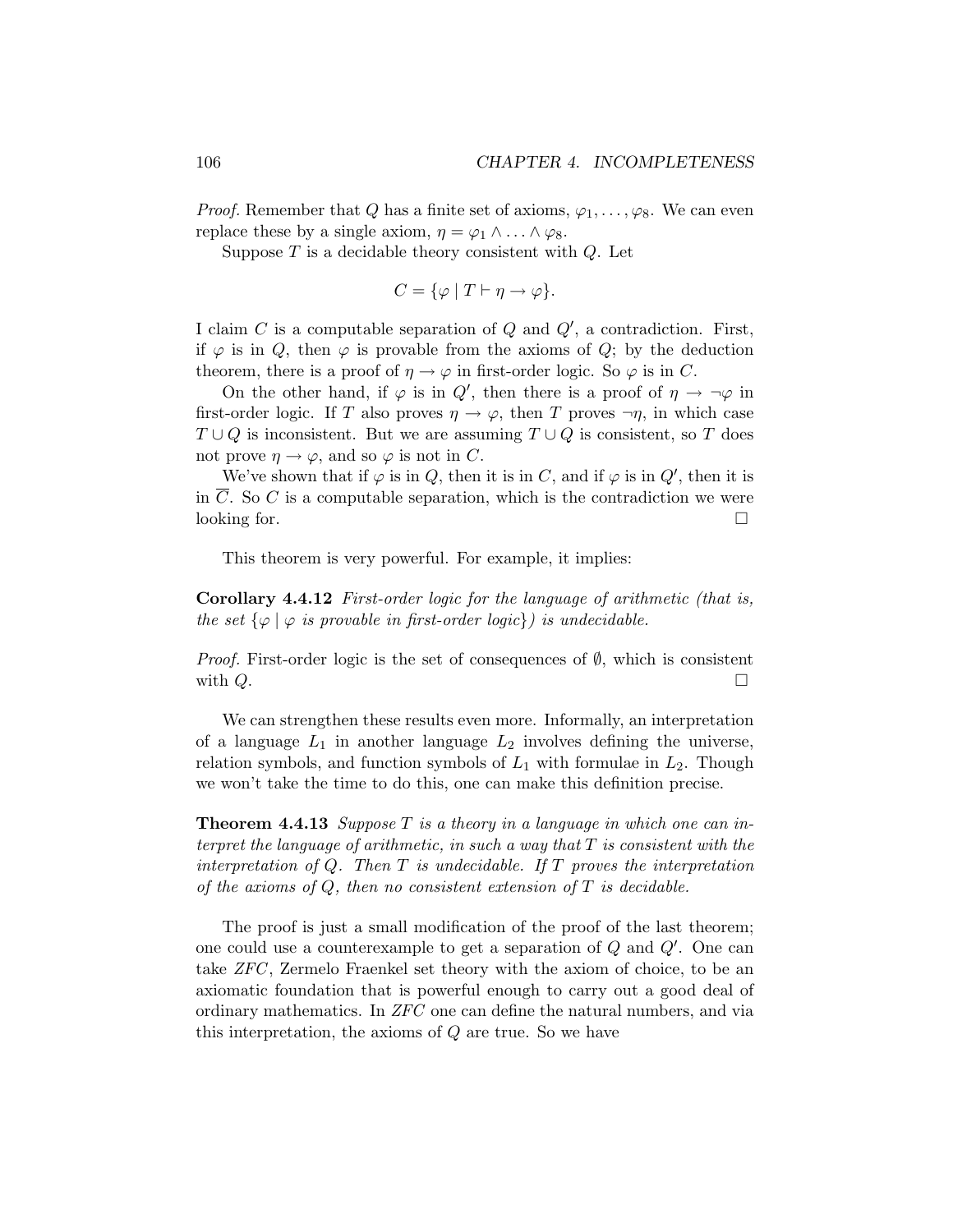*Proof.* Remember that $Q$ has a finite set of axioms, $\varphi_1, \ldots, \varphi_8$. We can even replace these by a single axiom, $\eta = \varphi_1 \wedge \ldots \wedge \varphi_8$.

Suppose $T$ is a decidable theory consistent with $Q$. Let

$$C = \{\varphi \mid T \vdash \eta \rightarrow \varphi\}.$$

I claim $C$ is a computable separation of $Q$ and $Q'$, a contradiction. First, if $\varphi$ is in $Q$, then $\varphi$ is provable from the axioms of $Q$; by the deduction theorem, there is a proof of $\eta \rightarrow \varphi$ in first-order logic. So $\varphi$ is in $C$.

On the other hand, if $\varphi$ is in $Q'$, then there is a proof of $\eta \rightarrow \neg\varphi$ in first-order logic. If $T$ also proves $\eta \rightarrow \varphi$, then $T$ proves $\neg\eta$, in which case $T \cup Q$ is inconsistent. But we are assuming $T \cup Q$ is consistent, so $T$ does not prove $\eta \rightarrow \varphi$, and so $\varphi$ is not in $C$.

We've shown that if $\varphi$ is in $Q$, then it is in $C$, and if $\varphi$ is in $Q'$, then it is in $\overline{C}$. So $C$ is a computable separation, which is the contradiction we were looking for. $\square$

This theorem is very powerful. For example, it implies:

**Corollary 4.4.12** *First-order logic for the language of arithmetic (that is, the set $\{\varphi \mid \varphi$ is provable in first-order logic$\}$) is undecidable.*

*Proof.* First-order logic is the set of consequences of $\emptyset$, which is consistent with $Q$. $\square$

We can strengthen these results even more. Informally, an interpretation of a language $L_1$ in another language $L_2$ involves defining the universe, relation symbols, and function symbols of $L_1$ with formulae in $L_2$. Though we won't take the time to do this, one can make this definition precise.

**Theorem 4.4.13** *Suppose $T$ is a theory in a language in which one can interpret the language of arithmetic, in such a way that $T$ is consistent with the interpretation of $Q$. Then $T$ is undecidable. If $T$ proves the interpretation of the axioms of $Q$, then no consistent extension of $T$ is decidable.*

The proof is just a small modification of the proof of the last theorem; one could use a counterexample to get a separation of $Q$ and $Q'$. One can take *ZFC*, Zermelo Fraenkel set theory with the axiom of choice, to be an axiomatic foundation that is powerful enough to carry out a good deal of ordinary mathematics. In *ZFC* one can define the natural numbers, and via this interpretation, the axioms of $Q$ are true. So we have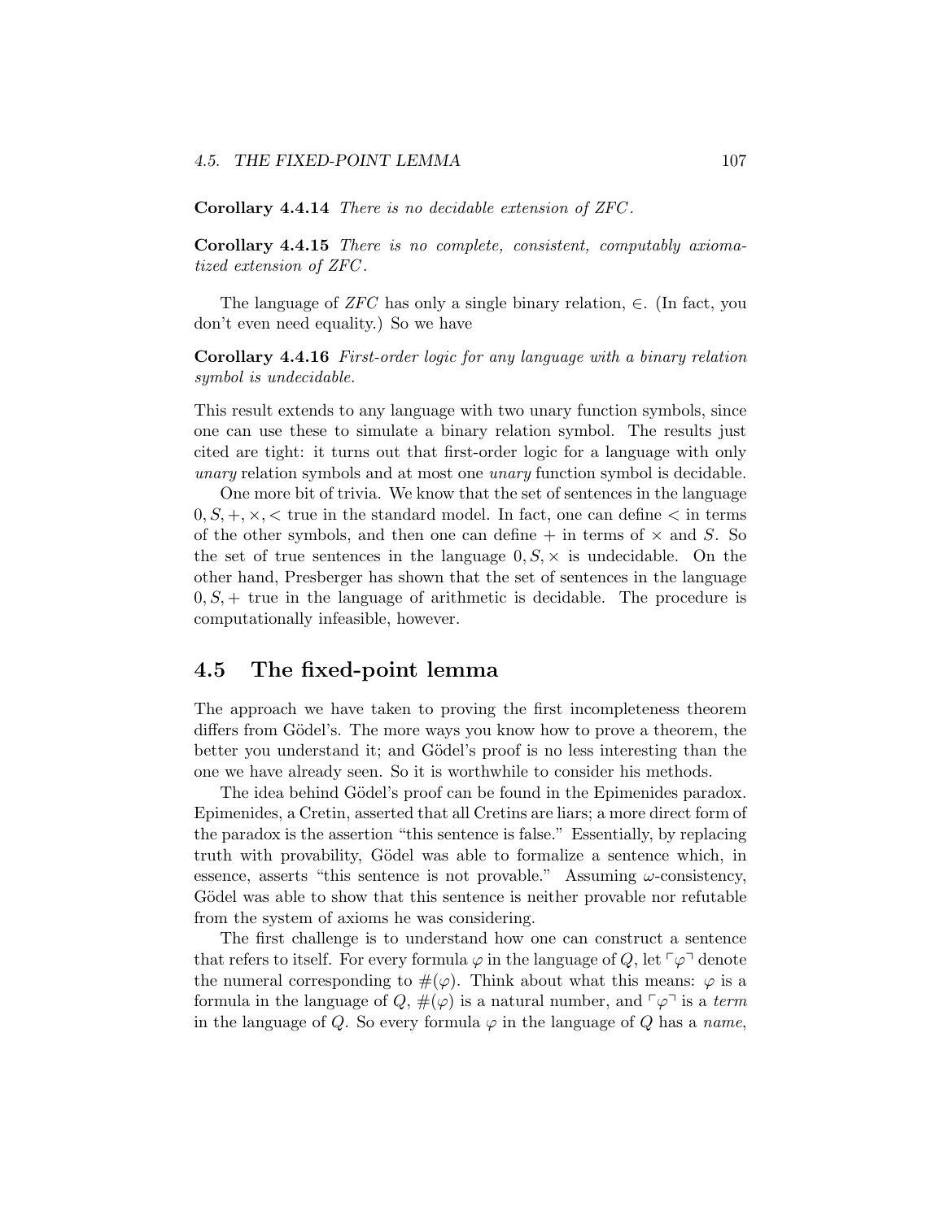**Corollary 4.4.14** *There is no decidable extension of ZFC.*

**Corollary 4.4.15** *There is no complete, consistent, computably axiomatized extension of ZFC.*

The language of *ZFC* has only a single binary relation, $\in$. (In fact, you don't even need equality.) So we have

**Corollary 4.4.16** *First-order logic for any language with a binary relation symbol is undecidable.*

This result extends to any language with two unary function symbols, since one can use these to simulate a binary relation symbol. The results just cited are tight: it turns out that first-order logic for a language with only *unary* relation symbols and at most one *unary* function symbol is decidable.

One more bit of trivia. We know that the set of sentences in the language $0, S, +, \times, <$ true in the standard model. In fact, one can define $<$ in terms of the other symbols, and then one can define $+$ in terms of $\times$ and $S$. So the set of true sentences in the language $0, S, \times$ is undecidable. On the other hand, Presberger has shown that the set of sentences in the language $0, S, +$ true in the language of arithmetic is decidable. The procedure is computationally infeasible, however.

## 4.5 The fixed-point lemma

The approach we have taken to proving the first incompleteness theorem differs from Gödel's. The more ways you know how to prove a theorem, the better you understand it; and Gödel's proof is no less interesting than the one we have already seen. So it is worthwhile to consider his methods.

The idea behind Gödel's proof can be found in the Epimenides paradox. Epimenides, a Cretin, asserted that all Cretins are liars; a more direct form of the paradox is the assertion "this sentence is false." Essentially, by replacing truth with provability, Gödel was able to formalize a sentence which, in essence, asserts "this sentence is not provable." Assuming $\omega$-consistency, Gödel was able to show that this sentence is neither provable nor refutable from the system of axioms he was considering.

The first challenge is to understand how one can construct a sentence that refers to itself. For every formula $\varphi$ in the language of $Q$, let $\ulcorner \varphi \urcorner$ denote the numeral corresponding to $\#(\varphi)$. Think about what this means: $\varphi$ is a formula in the language of $Q$, $\#(\varphi)$ is a natural number, and $\ulcorner \varphi \urcorner$ is a *term* in the language of $Q$. So every formula $\varphi$ in the language of $Q$ has a *name*,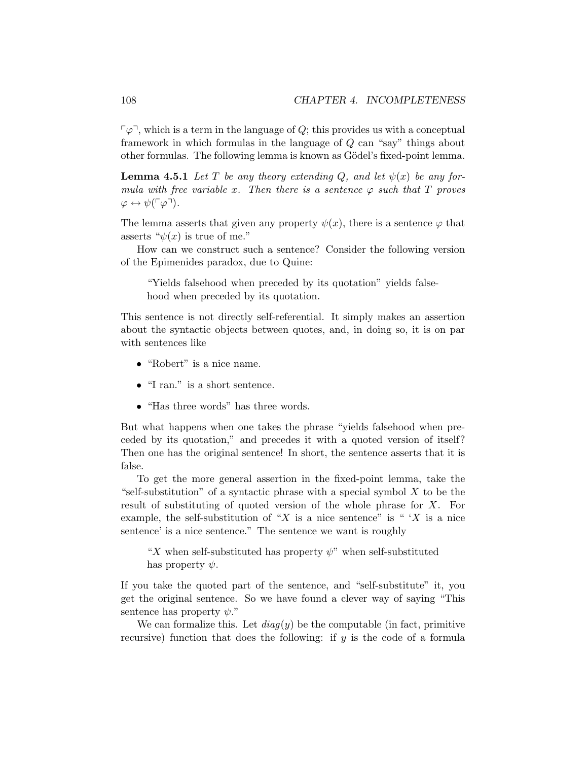$\ulcorner\varphi\urcorner$, which is a term in the language of $Q$; this provides us with a conceptual framework in which formulas in the language of $Q$ can "say" things about other formulas. The following lemma is known as Gödel's fixed-point lemma.

**Lemma 4.5.1** *Let $T$ be any theory extending $Q$, and let $\psi(x)$ be any formula with free variable $x$. Then there is a sentence $\varphi$ such that $T$ proves $\varphi \leftrightarrow \psi(\ulcorner\varphi\urcorner)$.*

The lemma asserts that given any property $\psi(x)$, there is a sentence $\varphi$ that asserts "$\psi(x)$ is true of me."

How can we construct such a sentence? Consider the following version of the Epimenides paradox, due to Quine:

> "Yields falsehood when preceded by its quotation" yields falsehood when preceded by its quotation.

This sentence is not directly self-referential. It simply makes an assertion about the syntactic objects between quotes, and, in doing so, it is on par with sentences like

- "Robert" is a nice name.
- "I ran." is a short sentence.
- "Has three words" has three words.

But what happens when one takes the phrase "yields falsehood when preceded by its quotation," and precedes it with a quoted version of itself? Then one has the original sentence! In short, the sentence asserts that it is false.

To get the more general assertion in the fixed-point lemma, take the "self-substitution" of a syntactic phrase with a special symbol $X$ to be the result of substituting of quoted version of the whole phrase for $X$. For example, the self-substitution of "$X$ is a nice sentence" is " '$X$ is a nice sentence' is a nice sentence." The sentence we want is roughly

> "$X$ when self-substituted has property $\psi$" when self-substituted has property $\psi$.

If you take the quoted part of the sentence, and "self-substitute" it, you get the original sentence. So we have found a clever way of saying "This sentence has property $\psi$."

We can formalize this. Let $diag(y)$ be the computable (in fact, primitive recursive) function that does the following: if $y$ is the code of a formula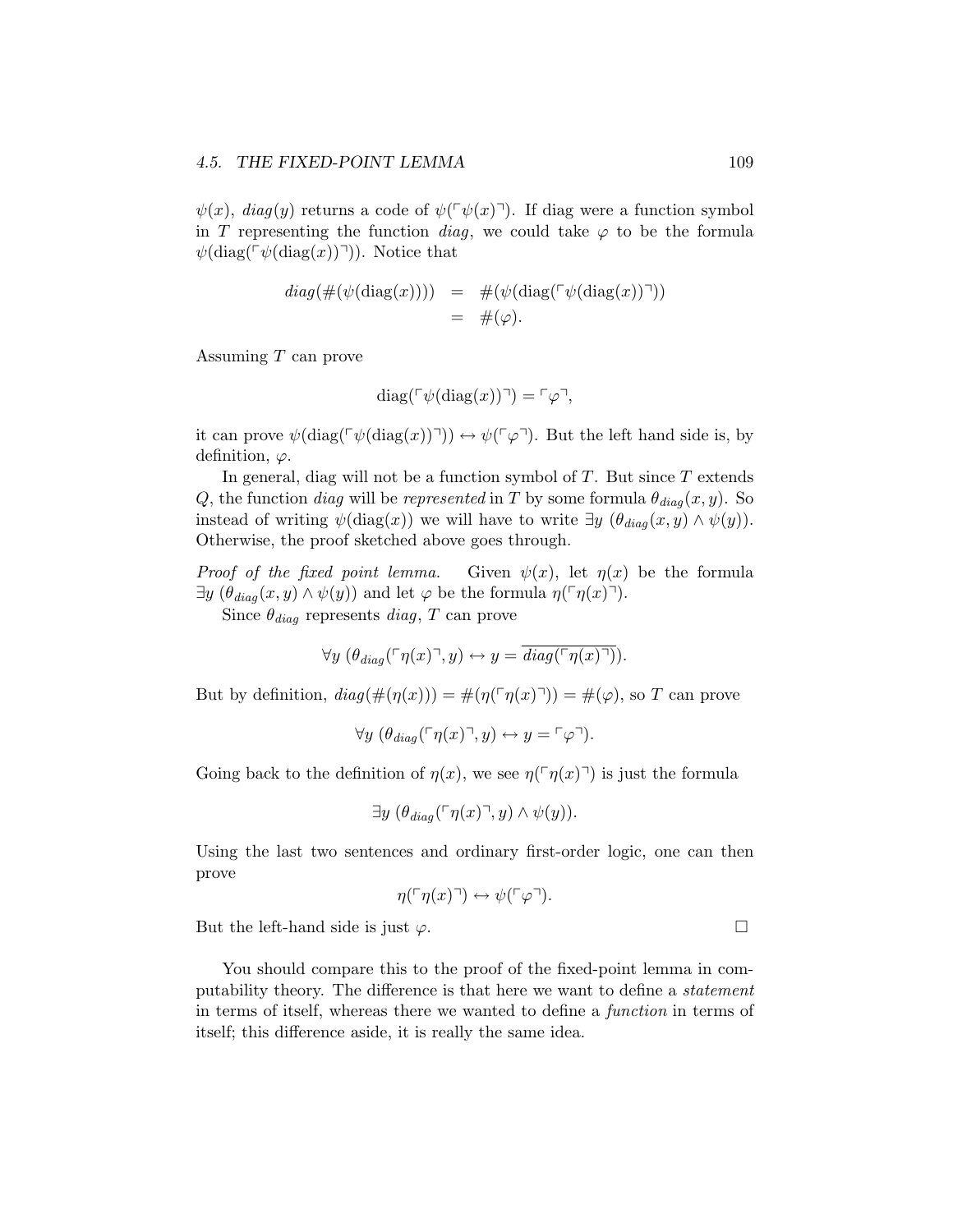$\psi(x)$, $diag(y)$ returns a code of $\psi(\ulcorner\psi(x)\urcorner)$. If diag were a function symbol in $T$ representing the function $diag$, we could take $\varphi$ to be the formula $\psi(\text{diag}(\ulcorner\psi(\text{diag}(x))\urcorner))$. Notice that

$$\begin{aligned} diag(\#(\psi(\text{diag}(x)))) &= \#(\psi(\text{diag}(\ulcorner\psi(\text{diag}(x))\urcorner)) \\ &= \#(\varphi). \end{aligned}$$

Assuming $T$ can prove

$$\text{diag}(\ulcorner\psi(\text{diag}(x))\urcorner) = \ulcorner\varphi\urcorner,$$

it can prove $\psi(\text{diag}(\ulcorner\psi(\text{diag}(x))\urcorner)) \leftrightarrow \psi(\ulcorner\varphi\urcorner)$. But the left hand side is, by definition, $\varphi$.

In general, diag will not be a function symbol of $T$. But since $T$ extends $Q$, the function $diag$ will be *represented* in $T$ by some formula $\theta_{diag}(x, y)$. So instead of writing $\psi(\text{diag}(x))$ we will have to write $\exists y\ (\theta_{diag}(x, y) \wedge \psi(y))$. Otherwise, the proof sketched above goes through.

*Proof of the fixed point lemma.* Given $\psi(x)$, let $\eta(x)$ be the formula $\exists y\ (\theta_{diag}(x, y) \wedge \psi(y))$ and let $\varphi$ be the formula $\eta(\ulcorner\eta(x)\urcorner)$.

Since $\theta_{diag}$ represents $diag$, $T$ can prove

$$\forall y\ (\theta_{diag}(\ulcorner\eta(x)\urcorner, y) \leftrightarrow y = \overline{diag(\ulcorner\eta(x)\urcorner)}).$$

But by definition, $diag(\#(\eta(x))) = \#(\eta(\ulcorner\eta(x)\urcorner)) = \#(\varphi)$, so $T$ can prove

$$\forall y\ (\theta_{diag}(\ulcorner\eta(x)\urcorner, y) \leftrightarrow y = \ulcorner\varphi\urcorner).$$

Going back to the definition of $\eta(x)$, we see $\eta(\ulcorner\eta(x)\urcorner)$ is just the formula

$$\exists y\ (\theta_{diag}(\ulcorner\eta(x)\urcorner, y) \wedge \psi(y)).$$

Using the last two sentences and ordinary first-order logic, one can then prove

$$\eta(\ulcorner\eta(x)\urcorner) \leftrightarrow \psi(\ulcorner\varphi\urcorner).$$

But the left-hand side is just $\varphi$. □

You should compare this to the proof of the fixed-point lemma in computability theory. The difference is that here we want to define a *statement* in terms of itself, whereas there we wanted to define a *function* in terms of itself; this difference aside, it is really the same idea.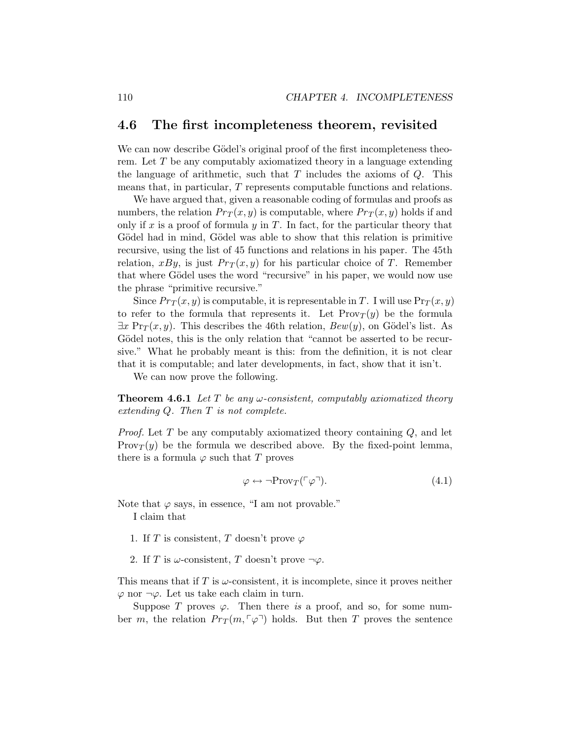## 4.6 The first incompleteness theorem, revisited

We can now describe Gödel's original proof of the first incompleteness theorem. Let $T$ be any computably axiomatized theory in a language extending the language of arithmetic, such that $T$ includes the axioms of $Q$. This means that, in particular, $T$ represents computable functions and relations.

We have argued that, given a reasonable coding of formulas and proofs as numbers, the relation $Pr_T(x, y)$ is computable, where $Pr_T(x, y)$ holds if and only if $x$ is a proof of formula $y$ in $T$. In fact, for the particular theory that Gödel had in mind, Gödel was able to show that this relation is primitive recursive, using the list of 45 functions and relations in his paper. The 45th relation, $xBy$, is just $Pr_T(x, y)$ for his particular choice of $T$. Remember that where Gödel uses the word "recursive" in his paper, we would now use the phrase "primitive recursive."

Since $Pr_T(x, y)$ is computable, it is representable in $T$. I will use $\mathrm{Pr}_T(x, y)$ to refer to the formula that represents it. Let $\mathrm{Prov}_T(y)$ be the formula $\exists x\ \mathrm{Pr}_T(x, y)$. This describes the 46th relation, $Bew(y)$, on Gödel's list. As Gödel notes, this is the only relation that "cannot be asserted to be recursive." What he probably meant is this: from the definition, it is not clear that it is computable; and later developments, in fact, show that it isn't.

We can now prove the following.

**Theorem 4.6.1** *Let $T$ be any $\omega$-consistent, computably axiomatized theory extending $Q$. Then $T$ is not complete.*

*Proof.* Let $T$ be any computably axiomatized theory containing $Q$, and let $\mathrm{Prov}_T(y)$ be the formula we described above. By the fixed-point lemma, there is a formula $\varphi$ such that $T$ proves

$$\varphi \leftrightarrow \neg\mathrm{Prov}_T(\ulcorner\varphi\urcorner). \tag{4.1}$$

Note that $\varphi$ says, in essence, "I am not provable."

I claim that

1. If $T$ is consistent, $T$ doesn't prove $\varphi$
2. If $T$ is $\omega$-consistent, $T$ doesn't prove $\neg\varphi$.

This means that if $T$ is $\omega$-consistent, it is incomplete, since it proves neither $\varphi$ nor $\neg\varphi$. Let us take each claim in turn.

Suppose $T$ proves $\varphi$. Then there *is* a proof, and so, for some number $m$, the relation $Pr_T(m, \ulcorner\varphi\urcorner)$ holds. But then $T$ proves the sentence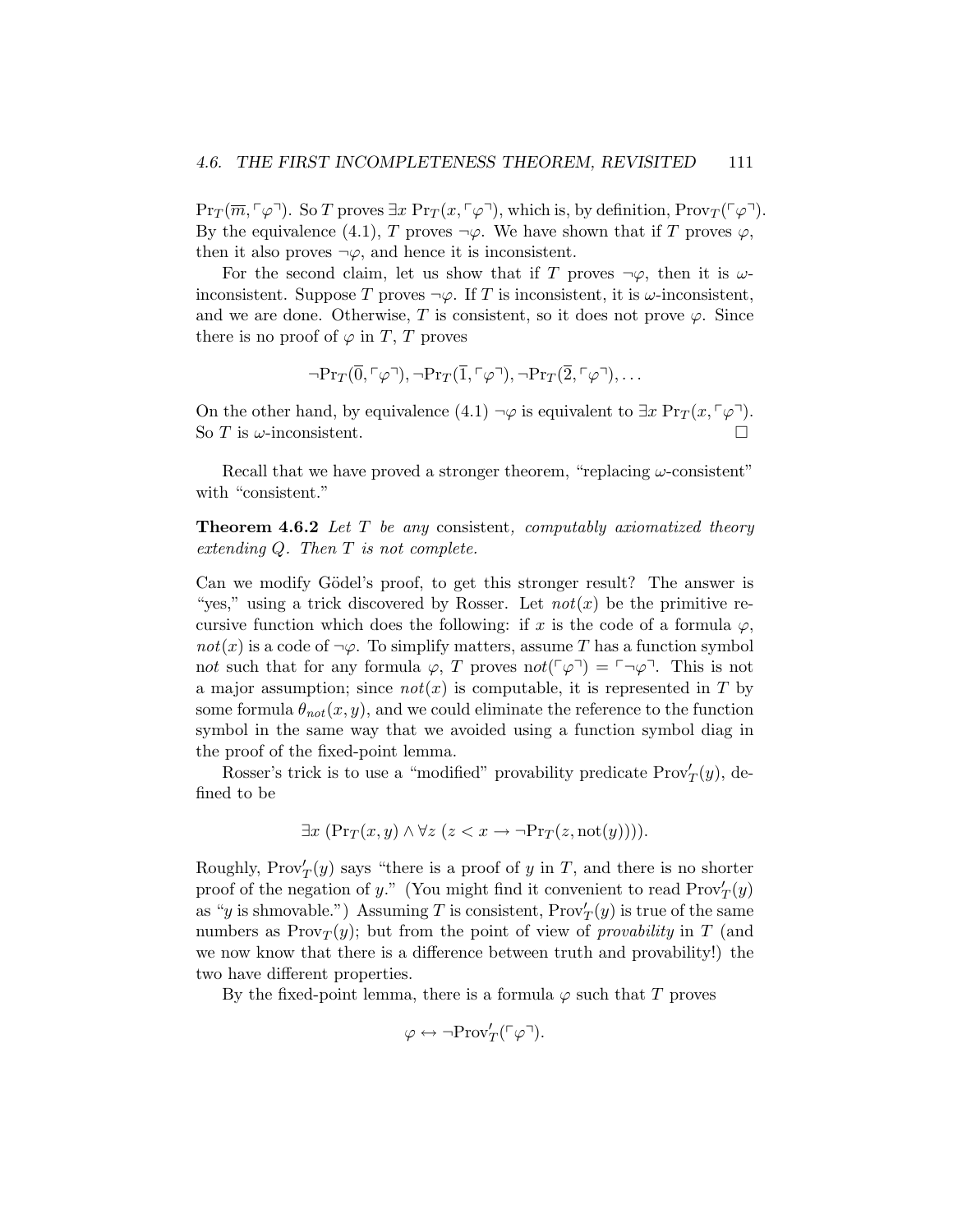$\text{Pr}_T(\overline{m}, \ulcorner\varphi\urcorner)$. So $T$ proves $\exists x\, \text{Pr}_T(x, \ulcorner\varphi\urcorner)$, which is, by definition, $\text{Prov}_T(\ulcorner\varphi\urcorner)$. By the equivalence (4.1), $T$ proves $\neg\varphi$. We have shown that if $T$ proves $\varphi$, then it also proves $\neg\varphi$, and hence it is inconsistent.

For the second claim, let us show that if $T$ proves $\neg\varphi$, then it is $\omega$-inconsistent. Suppose $T$ proves $\neg\varphi$. If $T$ is inconsistent, it is $\omega$-inconsistent, and we are done. Otherwise, $T$ is consistent, so it does not prove $\varphi$. Since there is no proof of $\varphi$ in $T$, $T$ proves

$$\neg\text{Pr}_T(\overline{0}, \ulcorner\varphi\urcorner), \neg\text{Pr}_T(\overline{1}, \ulcorner\varphi\urcorner), \neg\text{Pr}_T(\overline{2}, \ulcorner\varphi\urcorner), \ldots$$

On the other hand, by equivalence (4.1) $\neg\varphi$ is equivalent to $\exists x\, \text{Pr}_T(x, \ulcorner\varphi\urcorner)$. So $T$ is $\omega$-inconsistent. □

Recall that we have proved a stronger theorem, "replacing $\omega$-consistent" with "consistent."

**Theorem 4.6.2** *Let $T$ be any* consistent*,* computably axiomatized *theory extending $Q$. Then $T$ is not complete.*

Can we modify Gödel's proof, to get this stronger result? The answer is "yes," using a trick discovered by Rosser. Let $not(x)$ be the primitive recursive function which does the following: if $x$ is the code of a formula $\varphi$, $not(x)$ is a code of $\neg\varphi$. To simplify matters, assume $T$ has a function symbol n$ot$ such that for any formula $\varphi$, $T$ proves $\text{n}ot(\ulcorner\varphi\urcorner) = \ulcorner\neg\varphi\urcorner$. This is not a major assumption; since $not(x)$ is computable, it is represented in $T$ by some formula $\theta_{not}(x, y)$, and we could eliminate the reference to the function symbol in the same way that we avoided using a function symbol diag in the proof of the fixed-point lemma.

Rosser's trick is to use a "modified" provability predicate $\text{Prov}'_T(y)$, defined to be

$$\exists x\, (\text{Pr}_T(x, y) \wedge \forall z\, (z < x \rightarrow \neg\text{Pr}_T(z, \text{not}(y)))).$$

Roughly, $\text{Prov}'_T(y)$ says "there is a proof of $y$ in $T$, and there is no shorter proof of the negation of $y$." (You might find it convenient to read $\text{Prov}'_T(y)$ as "$y$ is shmovable.") Assuming $T$ is consistent, $\text{Prov}'_T(y)$ is true of the same numbers as $\text{Prov}_T(y)$; but from the point of view of *provability* in $T$ (and we now know that there is a difference between truth and provability!) the two have different properties.

By the fixed-point lemma, there is a formula $\varphi$ such that $T$ proves

$$\varphi \leftrightarrow \neg\text{Prov}'_T(\ulcorner\varphi\urcorner).$$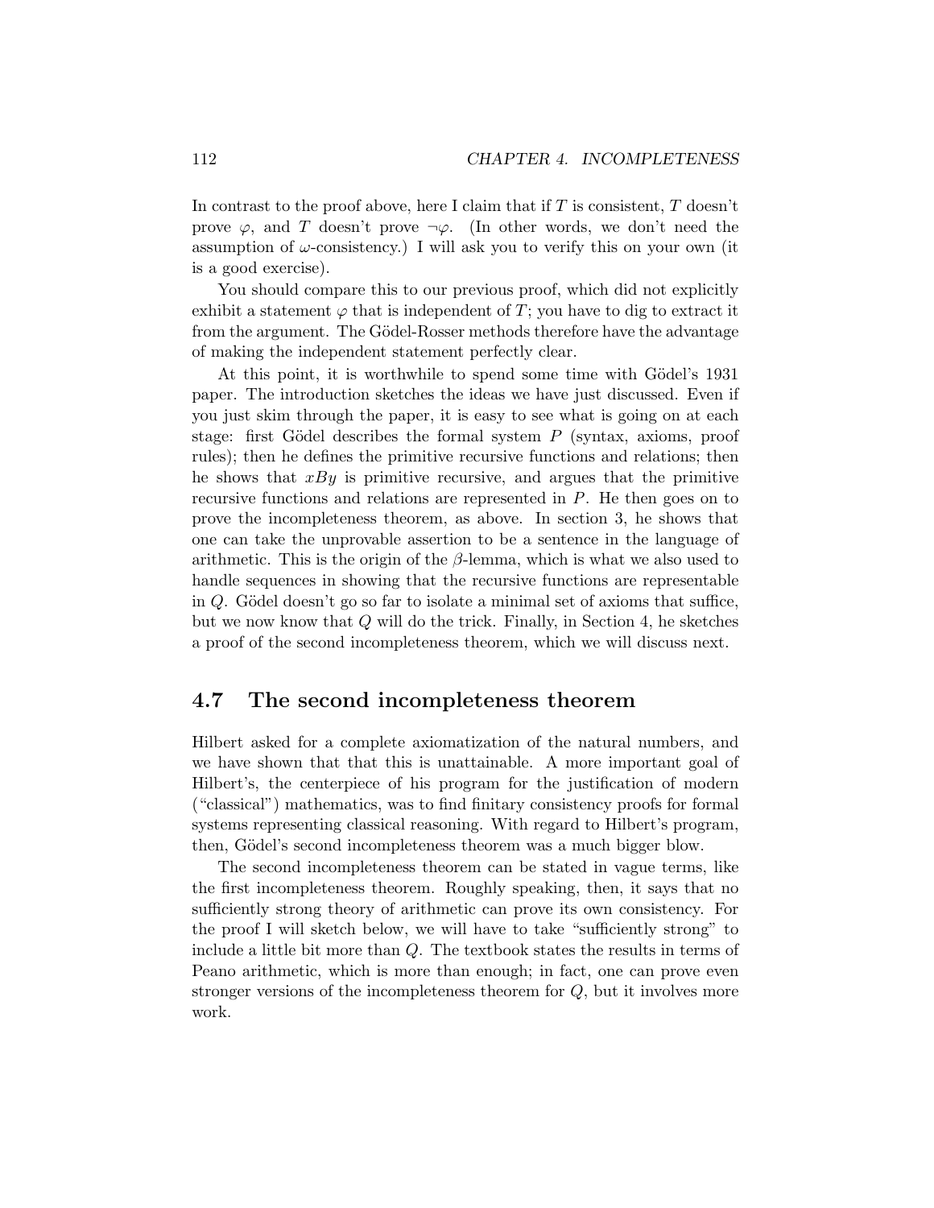In contrast to the proof above, here I claim that if $T$ is consistent, $T$ doesn't prove $\varphi$, and $T$ doesn't prove $\neg\varphi$. (In other words, we don't need the assumption of $\omega$-consistency.) I will ask you to verify this on your own (it is a good exercise).

You should compare this to our previous proof, which did not explicitly exhibit a statement $\varphi$ that is independent of $T$; you have to dig to extract it from the argument. The Gödel-Rosser methods therefore have the advantage of making the independent statement perfectly clear.

At this point, it is worthwhile to spend some time with Gödel's 1931 paper. The introduction sketches the ideas we have just discussed. Even if you just skim through the paper, it is easy to see what is going on at each stage: first Gödel describes the formal system $P$ (syntax, axioms, proof rules); then he defines the primitive recursive functions and relations; then he shows that $xBy$ is primitive recursive, and argues that the primitive recursive functions and relations are represented in $P$. He then goes on to prove the incompleteness theorem, as above. In section 3, he shows that one can take the unprovable assertion to be a sentence in the language of arithmetic. This is the origin of the $\beta$-lemma, which is what we also used to handle sequences in showing that the recursive functions are representable in $Q$. Gödel doesn't go so far to isolate a minimal set of axioms that suffice, but we now know that $Q$ will do the trick. Finally, in Section 4, he sketches a proof of the second incompleteness theorem, which we will discuss next.

## 4.7 The second incompleteness theorem

Hilbert asked for a complete axiomatization of the natural numbers, and we have shown that that this is unattainable. A more important goal of Hilbert's, the centerpiece of his program for the justification of modern ("classical") mathematics, was to find finitary consistency proofs for formal systems representing classical reasoning. With regard to Hilbert's program, then, Gödel's second incompleteness theorem was a much bigger blow.

The second incompleteness theorem can be stated in vague terms, like the first incompleteness theorem. Roughly speaking, then, it says that no sufficiently strong theory of arithmetic can prove its own consistency. For the proof I will sketch below, we will have to take "sufficiently strong" to include a little bit more than $Q$. The textbook states the results in terms of Peano arithmetic, which is more than enough; in fact, one can prove even stronger versions of the incompleteness theorem for $Q$, but it involves more work.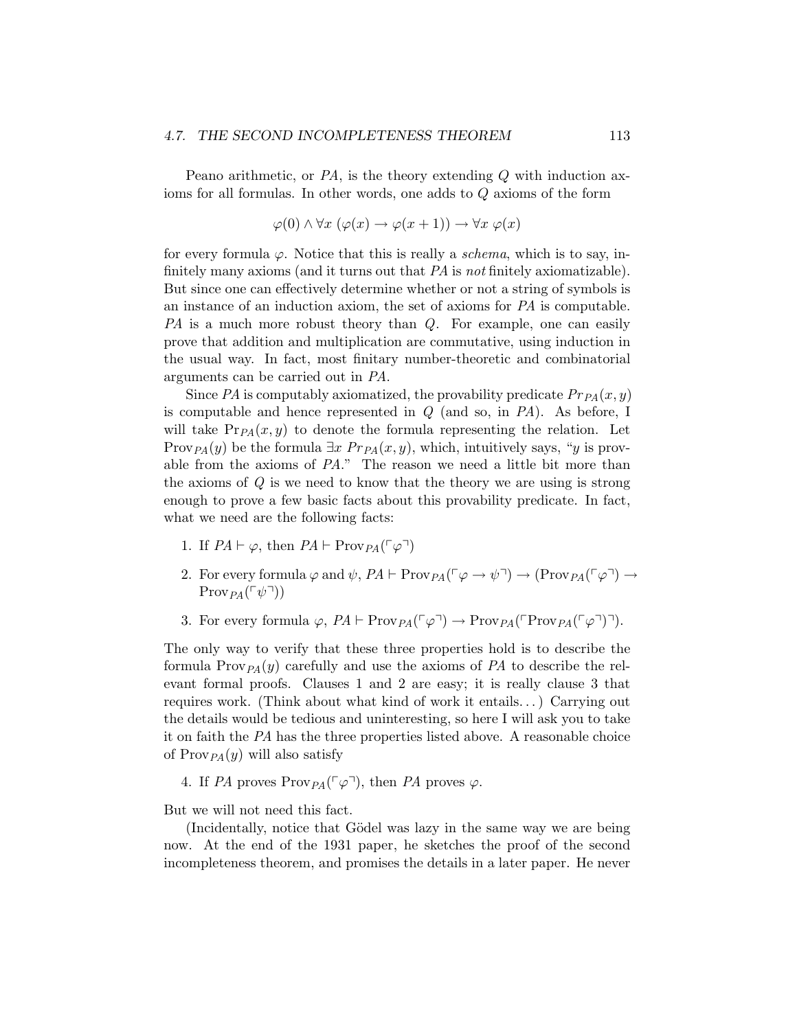Peano arithmetic, or *PA*, is the theory extending $Q$ with induction axioms for all formulas. In other words, one adds to $Q$ axioms of the form

$$\varphi(0) \wedge \forall x \ (\varphi(x) \rightarrow \varphi(x+1)) \rightarrow \forall x \ \varphi(x)$$

for every formula $\varphi$. Notice that this is really a *schema*, which is to say, infinitely many axioms (and it turns out that *PA* is *not* finitely axiomatizable). But since one can effectively determine whether or not a string of symbols is an instance of an induction axiom, the set of axioms for *PA* is computable. *PA* is a much more robust theory than $Q$. For example, one can easily prove that addition and multiplication are commutative, using induction in the usual way. In fact, most finitary number-theoretic and combinatorial arguments can be carried out in *PA*.

Since *PA* is computably axiomatized, the provability predicate $Pr_{PA}(x, y)$ is computable and hence represented in $Q$ (and so, in *PA*). As before, I will take $\mathrm{Pr}_{PA}(x, y)$ to denote the formula representing the relation. Let $\mathrm{Prov}_{PA}(y)$ be the formula $\exists x \ Pr_{PA}(x, y)$, which, intuitively says, "$y$ is provable from the axioms of *PA*." The reason we need a little bit more than the axioms of $Q$ is we need to know that the theory we are using is strong enough to prove a few basic facts about this provability predicate. In fact, what we need are the following facts:

1. If $PA \vdash \varphi$, then $PA \vdash \mathrm{Prov}_{PA}(\ulcorner \varphi \urcorner)$
2. For every formula $\varphi$ and $\psi$, $PA \vdash \mathrm{Prov}_{PA}(\ulcorner \varphi \rightarrow \psi \urcorner) \rightarrow (\mathrm{Prov}_{PA}(\ulcorner \varphi \urcorner) \rightarrow \mathrm{Prov}_{PA}(\ulcorner \psi \urcorner))$
3. For every formula $\varphi$, $PA \vdash \mathrm{Prov}_{PA}(\ulcorner \varphi \urcorner) \rightarrow \mathrm{Prov}_{PA}(\ulcorner \mathrm{Prov}_{PA}(\ulcorner \varphi \urcorner) \urcorner)$.

The only way to verify that these three properties hold is to describe the formula $\mathrm{Prov}_{PA}(y)$ carefully and use the axioms of *PA* to describe the relevant formal proofs. Clauses 1 and 2 are easy; it is really clause 3 that requires work. (Think about what kind of work it entails...) Carrying out the details would be tedious and uninteresting, so here I will ask you to take it on faith the *PA* has the three properties listed above. A reasonable choice of $\mathrm{Prov}_{PA}(y)$ will also satisfy

4. If *PA* proves $\mathrm{Prov}_{PA}(\ulcorner \varphi \urcorner)$, then *PA* proves $\varphi$.

But we will not need this fact.

(Incidentally, notice that Gödel was lazy in the same way we are being now. At the end of the 1931 paper, he sketches the proof of the second incompleteness theorem, and promises the details in a later paper. He never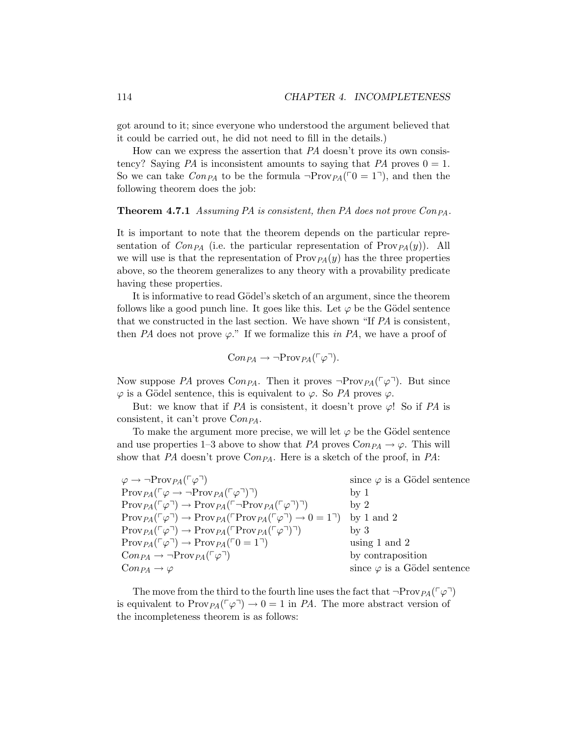got around to it; since everyone who understood the argument believed that it could be carried out, he did not need to fill in the details.)

How can we express the assertion that *PA* doesn't prove its own consistency? Saying *PA* is inconsistent amounts to saying that *PA* proves $0 = 1$. So we can take $Con_{PA}$ to be the formula $\neg \mathrm{Prov}_{PA}(\ulcorner 0 = 1 \urcorner)$, and then the following theorem does the job:

**Theorem 4.7.1** *Assuming PA is consistent, then PA does not prove $Con_{PA}$.*

It is important to note that the theorem depends on the particular representation of $Con_{PA}$ (i.e. the particular representation of $\mathrm{Prov}_{PA}(y)$). All we will use is that the representation of $\mathrm{Prov}_{PA}(y)$ has the three properties above, so the theorem generalizes to any theory with a provability predicate having these properties.

It is informative to read Gödel's sketch of an argument, since the theorem follows like a good punch line. It goes like this. Let $\varphi$ be the Gödel sentence that we constructed in the last section. We have shown "If *PA* is consistent, then *PA* does not prove $\varphi$." If we formalize this *in PA*, we have a proof of

$$Con_{PA} \rightarrow \neg \mathrm{Prov}_{PA}(\ulcorner \varphi \urcorner).$$

Now suppose *PA* proves $Con_{PA}$. Then it proves $\neg \mathrm{Prov}_{PA}(\ulcorner \varphi \urcorner)$. But since $\varphi$ is a Gödel sentence, this is equivalent to $\varphi$. So *PA* proves $\varphi$.

But: we know that if *PA* is consistent, it doesn't prove $\varphi$! So if *PA* is consistent, it can't prove $Con_{PA}$.

To make the argument more precise, we will let $\varphi$ be the Gödel sentence and use properties 1–3 above to show that *PA* proves $Con_{PA} \rightarrow \varphi$. This will show that *PA* doesn't prove $Con_{PA}$. Here is a sketch of the proof, in *PA*:

| | |
|---|---|
| $\varphi \rightarrow \neg \mathrm{Prov}_{PA}(\ulcorner \varphi \urcorner)$ | since $\varphi$ is a Gödel sentence |
| $\mathrm{Prov}_{PA}(\ulcorner \varphi \rightarrow \neg \mathrm{Prov}_{PA}(\ulcorner \varphi \urcorner) \urcorner)$ | by 1 |
| $\mathrm{Prov}_{PA}(\ulcorner \varphi \urcorner) \rightarrow \mathrm{Prov}_{PA}(\ulcorner \neg \mathrm{Prov}_{PA}(\ulcorner \varphi \urcorner) \urcorner)$ | by 2 |
| $\mathrm{Prov}_{PA}(\ulcorner \varphi \urcorner) \rightarrow \mathrm{Prov}_{PA}(\ulcorner \mathrm{Prov}_{PA}(\ulcorner \varphi \urcorner) \rightarrow 0 = 1 \urcorner)$ | by 1 and 2 |
| $\mathrm{Prov}_{PA}(\ulcorner \varphi \urcorner) \rightarrow \mathrm{Prov}_{PA}(\ulcorner \mathrm{Prov}_{PA}(\ulcorner \varphi \urcorner) \urcorner)$ | by 3 |
| $\mathrm{Prov}_{PA}(\ulcorner \varphi \urcorner) \rightarrow \mathrm{Prov}_{PA}(\ulcorner 0 = 1 \urcorner)$ | using 1 and 2 |
| $Con_{PA} \rightarrow \neg \mathrm{Prov}_{PA}(\ulcorner \varphi \urcorner)$ | by contraposition |
| $Con_{PA} \rightarrow \varphi$ | since $\varphi$ is a Gödel sentence |

The move from the third to the fourth line uses the fact that $\neg \mathrm{Prov}_{PA}(\ulcorner \varphi \urcorner)$ is equivalent to $\mathrm{Prov}_{PA}(\ulcorner \varphi \urcorner) \rightarrow 0 = 1$ in *PA*. The more abstract version of the incompleteness theorem is as follows: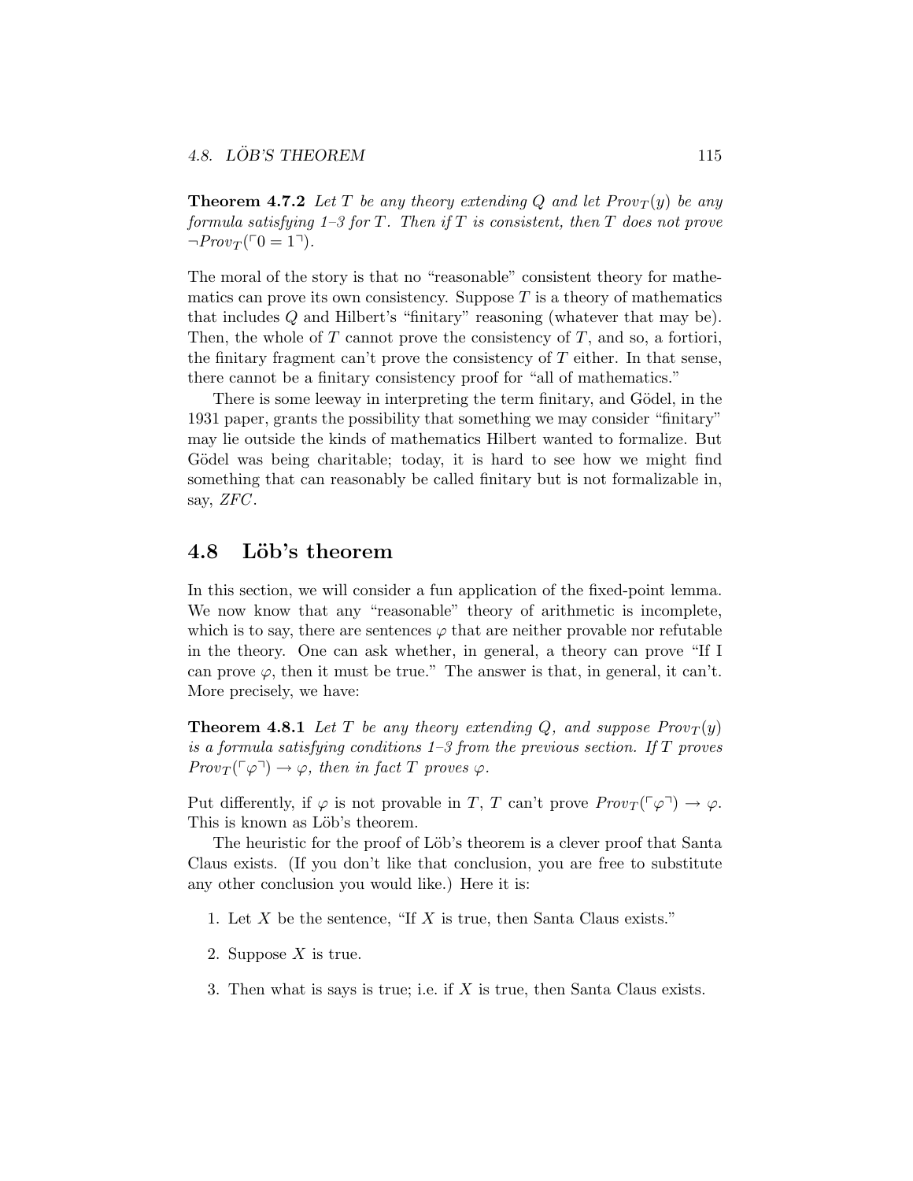**Theorem 4.7.2** *Let $T$ be any theory extending $Q$ and let $Prov_T(y)$ be any formula satisfying 1–3 for $T$. Then if $T$ is consistent, then $T$ does not prove $\neg Prov_T(\ulcorner 0 = 1 \urcorner)$.*

The moral of the story is that no "reasonable" consistent theory for mathematics can prove its own consistency. Suppose $T$ is a theory of mathematics that includes $Q$ and Hilbert's "finitary" reasoning (whatever that may be). Then, the whole of $T$ cannot prove the consistency of $T$, and so, a fortiori, the finitary fragment can't prove the consistency of $T$ either. In that sense, there cannot be a finitary consistency proof for "all of mathematics."

There is some leeway in interpreting the term finitary, and Gödel, in the 1931 paper, grants the possibility that something we may consider "finitary" may lie outside the kinds of mathematics Hilbert wanted to formalize. But Gödel was being charitable; today, it is hard to see how we might find something that can reasonably be called finitary but is not formalizable in, say, *ZFC*.

## 4.8 Löb's theorem

In this section, we will consider a fun application of the fixed-point lemma. We now know that any "reasonable" theory of arithmetic is incomplete, which is to say, there are sentences $\varphi$ that are neither provable nor refutable in the theory. One can ask whether, in general, a theory can prove "If I can prove $\varphi$, then it must be true." The answer is that, in general, it can't. More precisely, we have:

**Theorem 4.8.1** *Let $T$ be any theory extending $Q$, and suppose $Prov_T(y)$ is a formula satisfying conditions 1–3 from the previous section. If $T$ proves $Prov_T(\ulcorner \varphi \urcorner) \rightarrow \varphi$, then in fact $T$ proves $\varphi$.*

Put differently, if $\varphi$ is not provable in $T$, $T$ can't prove $Prov_T(\ulcorner \varphi \urcorner) \rightarrow \varphi$. This is known as Löb's theorem.

The heuristic for the proof of Löb's theorem is a clever proof that Santa Claus exists. (If you don't like that conclusion, you are free to substitute any other conclusion you would like.) Here it is:

1. Let $X$ be the sentence, "If $X$ is true, then Santa Claus exists."

2. Suppose $X$ is true.

3. Then what is says is true; i.e. if $X$ is true, then Santa Claus exists.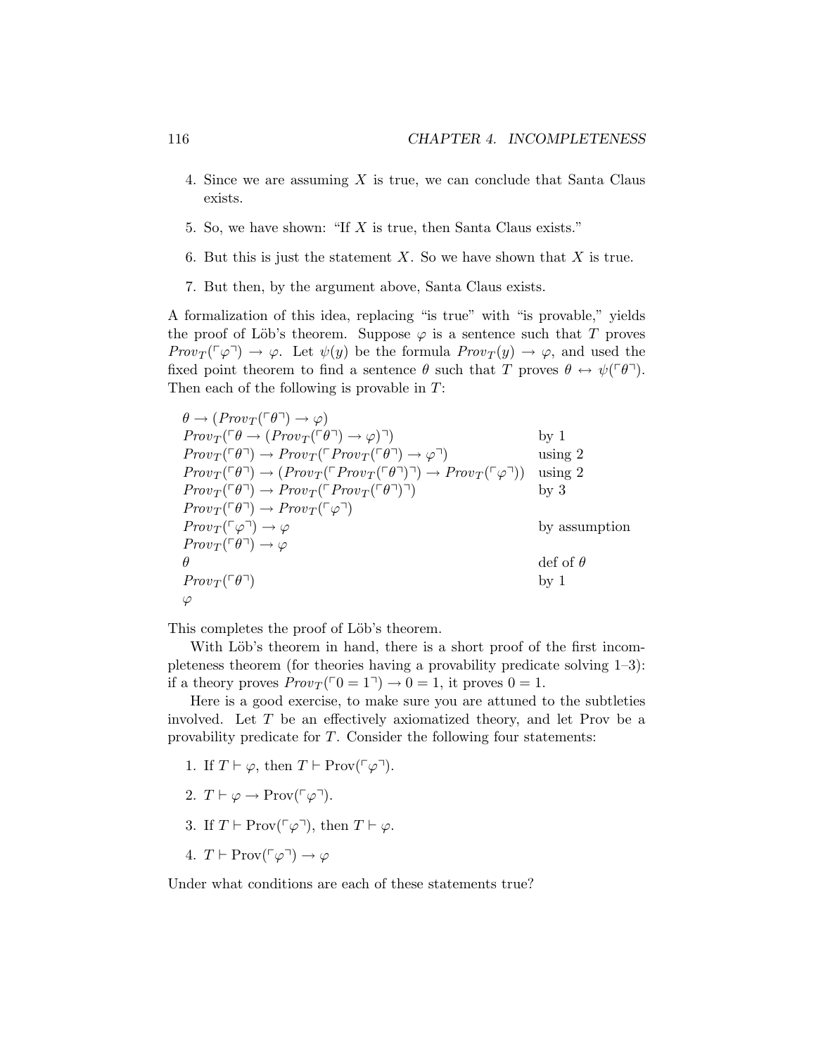4. Since we are assuming $X$ is true, we can conclude that Santa Claus exists.

5. So, we have shown: "If $X$ is true, then Santa Claus exists."

6. But this is just the statement $X$. So we have shown that $X$ is true.

7. But then, by the argument above, Santa Claus exists.

A formalization of this idea, replacing "is true" with "is provable," yields the proof of Löb's theorem. Suppose $\varphi$ is a sentence such that $T$ proves $Prov_T(\ulcorner \varphi \urcorner) \to \varphi$. Let $\psi(y)$ be the formula $Prov_T(y) \to \varphi$, and used the fixed point theorem to find a sentence $\theta$ such that $T$ proves $\theta \leftrightarrow \psi(\ulcorner \theta \urcorner)$. Then each of the following is provable in $T$:

| | |
|---|---|
| $\theta \to (Prov_T(\ulcorner \theta \urcorner) \to \varphi)$ | |
| $Prov_T(\ulcorner \theta \to (Prov_T(\ulcorner \theta \urcorner) \to \varphi) \urcorner)$ | by 1 |
| $Prov_T(\ulcorner \theta \urcorner) \to Prov_T(\ulcorner Prov_T(\ulcorner \theta \urcorner) \to \varphi \urcorner)$ | using 2 |
| $Prov_T(\ulcorner \theta \urcorner) \to (Prov_T(\ulcorner Prov_T(\ulcorner \theta \urcorner) \urcorner) \to Prov_T(\ulcorner \varphi \urcorner))$ | using 2 |
| $Prov_T(\ulcorner \theta \urcorner) \to Prov_T(\ulcorner Prov_T(\ulcorner \theta \urcorner) \urcorner)$ | by 3 |
| $Prov_T(\ulcorner \theta \urcorner) \to Prov_T(\ulcorner \varphi \urcorner)$ | |
| $Prov_T(\ulcorner \varphi \urcorner) \to \varphi$ | by assumption |
| $Prov_T(\ulcorner \theta \urcorner) \to \varphi$ | |
| $\theta$ | def of $\theta$ |
| $Prov_T(\ulcorner \theta \urcorner)$ | by 1 |
| $\varphi$ | |

This completes the proof of Löb's theorem.

With Löb's theorem in hand, there is a short proof of the first incompleteness theorem (for theories having a provability predicate solving 1–3): if a theory proves $Prov_T(\ulcorner 0 = 1 \urcorner) \to 0 = 1$, it proves $0 = 1$.

Here is a good exercise, to make sure you are attuned to the subtleties involved. Let $T$ be an effectively axiomatized theory, and let Prov be a provability predicate for $T$. Consider the following four statements:

1. If $T \vdash \varphi$, then $T \vdash \text{Prov}(\ulcorner \varphi \urcorner)$.

2. $T \vdash \varphi \to \text{Prov}(\ulcorner \varphi \urcorner)$.

3. If $T \vdash \text{Prov}(\ulcorner \varphi \urcorner)$, then $T \vdash \varphi$.

4. $T \vdash \text{Prov}(\ulcorner \varphi \urcorner) \to \varphi$

Under what conditions are each of these statements true?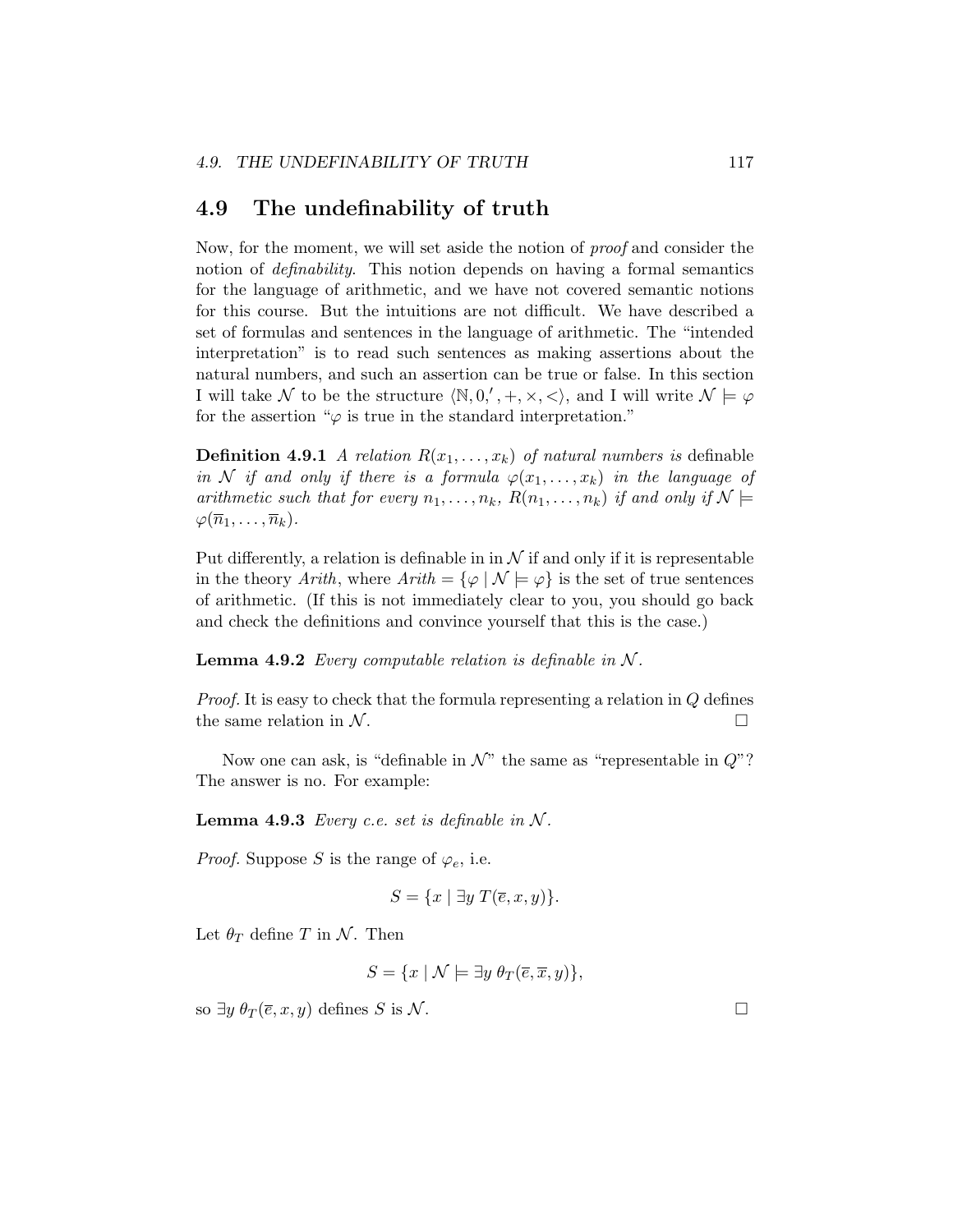## 4.9 The undefinability of truth

Now, for the moment, we will set aside the notion of *proof* and consider the notion of *definability*. This notion depends on having a formal semantics for the language of arithmetic, and we have not covered semantic notions for this course. But the intuitions are not difficult. We have described a set of formulas and sentences in the language of arithmetic. The "intended interpretation" is to read such sentences as making assertions about the natural numbers, and such an assertion can be true or false. In this section I will take $\mathcal{N}$ to be the structure $\langle \mathbb{N}, 0, ', +, \times, < \rangle$, and I will write $\mathcal{N} \models \varphi$ for the assertion "$\varphi$ is true in the standard interpretation."

**Definition 4.9.1** *A relation $R(x_1, \ldots, x_k)$ of natural numbers is* definable *in $\mathcal{N}$ if and only if there is a formula $\varphi(x_1, \ldots, x_k)$ in the language of arithmetic such that for every $n_1, \ldots, n_k$, $R(n_1, \ldots, n_k)$ if and only if $\mathcal{N} \models \varphi(\overline{n}_1, \ldots, \overline{n}_k)$.*

Put differently, a relation is definable in in $\mathcal{N}$ if and only if it is representable in the theory *Arith*, where $Arith = \{\varphi \mid \mathcal{N} \models \varphi\}$ is the set of true sentences of arithmetic. (If this is not immediately clear to you, you should go back and check the definitions and convince yourself that this is the case.)

**Lemma 4.9.2** *Every computable relation is definable in $\mathcal{N}$.*

*Proof.* It is easy to check that the formula representing a relation in $Q$ defines the same relation in $\mathcal{N}$. □

Now one can ask, is "definable in $\mathcal{N}$" the same as "representable in $Q$"? The answer is no. For example:

**Lemma 4.9.3** *Every c.e. set is definable in $\mathcal{N}$.*

*Proof.* Suppose $S$ is the range of $\varphi_e$, i.e.

$$S = \{x \mid \exists y \; T(\overline{e}, x, y)\}.$$

Let $\theta_T$ define $T$ in $\mathcal{N}$. Then

$$S = \{x \mid \mathcal{N} \models \exists y \; \theta_T(\overline{e}, \overline{x}, y)\},$$

so $\exists y \; \theta_T(\overline{e}, x, y)$ defines $S$ is $\mathcal{N}$. □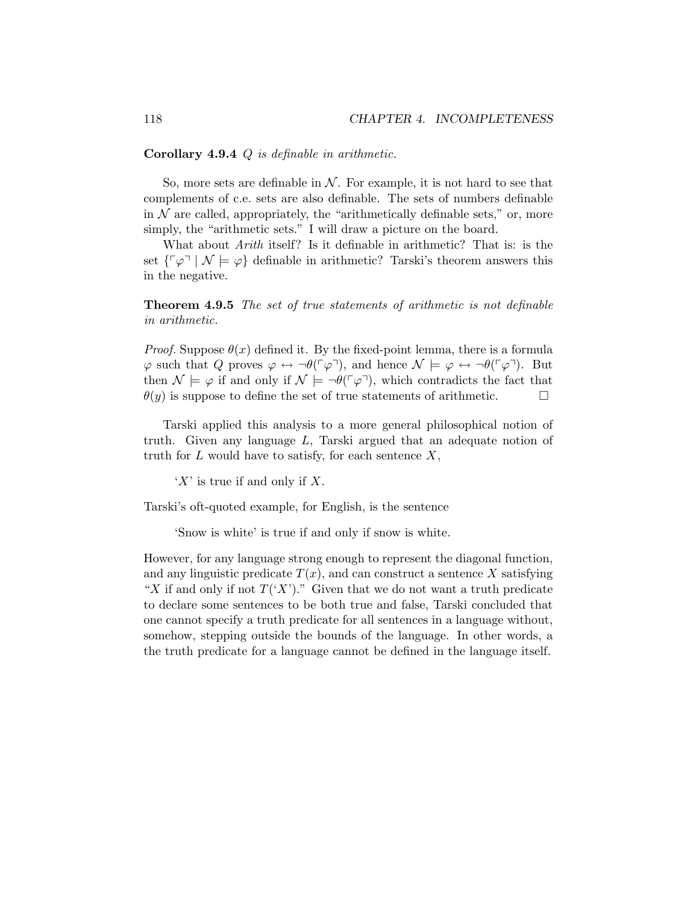**Corollary 4.9.4** *$Q$ is definable in arithmetic.*

So, more sets are definable in $\mathcal{N}$. For example, it is not hard to see that complements of c.e. sets are also definable. The sets of numbers definable in $\mathcal{N}$ are called, appropriately, the "arithmetically definable sets," or, more simply, the "arithmetic sets." I will draw a picture on the board.

What about *Arith* itself? Is it definable in arithmetic? That is: is the set $\{\ulcorner \varphi \urcorner \mid \mathcal{N} \models \varphi\}$ definable in arithmetic? Tarski's theorem answers this in the negative.

**Theorem 4.9.5** *The set of true statements of arithmetic is not definable in arithmetic.*

*Proof.* Suppose $\theta(x)$ defined it. By the fixed-point lemma, there is a formula $\varphi$ such that $Q$ proves $\varphi \leftrightarrow \neg\theta(\ulcorner \varphi \urcorner)$, and hence $\mathcal{N} \models \varphi \leftrightarrow \neg\theta(\ulcorner \varphi \urcorner)$. But then $\mathcal{N} \models \varphi$ if and only if $\mathcal{N} \models \neg\theta(\ulcorner \varphi \urcorner)$, which contradicts the fact that $\theta(y)$ is suppose to define the set of true statements of arithmetic. $\square$

Tarski applied this analysis to a more general philosophical notion of truth. Given any language $L$, Tarski argued that an adequate notion of truth for $L$ would have to satisfy, for each sentence $X$,

> '$X$' is true if and only if $X$.

Tarski's oft-quoted example, for English, is the sentence

> 'Snow is white' is true if and only if snow is white.

However, for any language strong enough to represent the diagonal function, and any linguistic predicate $T(x)$, and can construct a sentence $X$ satisfying "$X$ if and only if not $T$('$X$')." Given that we do not want a truth predicate to declare some sentences to be both true and false, Tarski concluded that one cannot specify a truth predicate for all sentences in a language without, somehow, stepping outside the bounds of the language. In other words, a the truth predicate for a language cannot be defined in the language itself.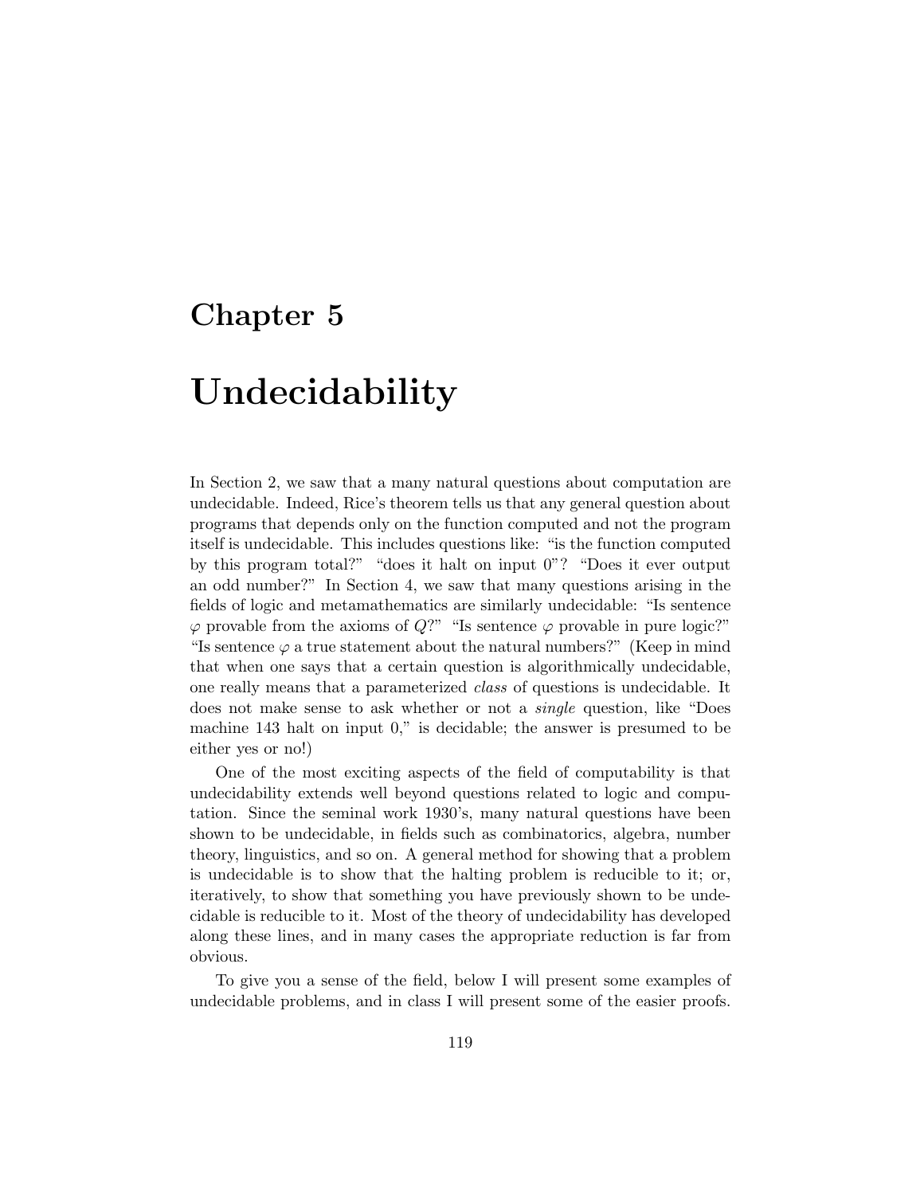# Chapter 5

# Undecidability

In Section 2, we saw that a many natural questions about computation are undecidable. Indeed, Rice's theorem tells us that any general question about programs that depends only on the function computed and not the program itself is undecidable. This includes questions like: "is the function computed by this program total?" "does it halt on input 0"? "Does it ever output an odd number?" In Section 4, we saw that many questions arising in the fields of logic and metamathematics are similarly undecidable: "Is sentence $\varphi$ provable from the axioms of $Q$?" "Is sentence $\varphi$ provable in pure logic?" "Is sentence $\varphi$ a true statement about the natural numbers?" (Keep in mind that when one says that a certain question is algorithmically undecidable, one really means that a parameterized *class* of questions is undecidable. It does not make sense to ask whether or not a *single* question, like "Does machine 143 halt on input 0," is decidable; the answer is presumed to be either yes or no!)

One of the most exciting aspects of the field of computability is that undecidability extends well beyond questions related to logic and computation. Since the seminal work 1930's, many natural questions have been shown to be undecidable, in fields such as combinatorics, algebra, number theory, linguistics, and so on. A general method for showing that a problem is undecidable is to show that the halting problem is reducible to it; or, iteratively, to show that something you have previously shown to be undecidable is reducible to it. Most of the theory of undecidability has developed along these lines, and in many cases the appropriate reduction is far from obvious.

To give you a sense of the field, below I will present some examples of undecidable problems, and in class I will present some of the easier proofs.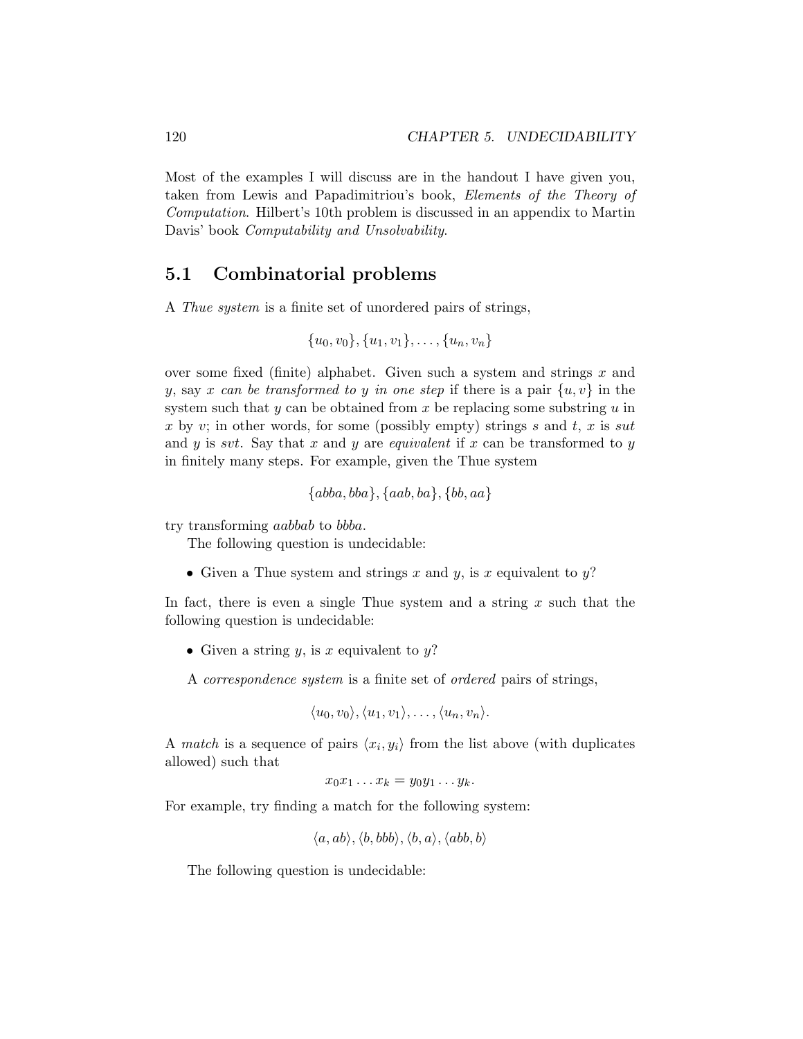Most of the examples I will discuss are in the handout I have given you, taken from Lewis and Papadimitriou's book, *Elements of the Theory of Computation*. Hilbert's 10th problem is discussed in an appendix to Martin Davis' book *Computability and Unsolvability*.

## 5.1 Combinatorial problems

A *Thue system* is a finite set of unordered pairs of strings,

$$\{u_0, v_0\}, \{u_1, v_1\}, \ldots, \{u_n, v_n\}$$

over some fixed (finite) alphabet. Given such a system and strings $x$ and $y$, say *$x$ can be transformed to $y$ in one step* if there is a pair $\{u, v\}$ in the system such that $y$ can be obtained from $x$ be replacing some substring $u$ in $x$ by $v$; in other words, for some (possibly empty) strings $s$ and $t$, $x$ is $sut$ and $y$ is $svt$. Say that $x$ and $y$ are *equivalent* if $x$ can be transformed to $y$ in finitely many steps. For example, given the Thue system

$$\{abba, bba\}, \{aab, ba\}, \{bb, aa\}$$

try transforming $aabbab$ to $bbba$.

The following question is undecidable:

- Given a Thue system and strings $x$ and $y$, is $x$ equivalent to $y$?

In fact, there is even a single Thue system and a string $x$ such that the following question is undecidable:

- Given a string $y$, is $x$ equivalent to $y$?

A *correspondence system* is a finite set of *ordered* pairs of strings,

$$\langle u_0, v_0 \rangle, \langle u_1, v_1 \rangle, \ldots, \langle u_n, v_n \rangle.$$

A *match* is a sequence of pairs $\langle x_i, y_i \rangle$ from the list above (with duplicates allowed) such that

$$x_0 x_1 \ldots x_k = y_0 y_1 \ldots y_k.$$

For example, try finding a match for the following system:

$$\langle a, ab \rangle, \langle b, bbb \rangle, \langle b, a \rangle, \langle abb, b \rangle$$

The following question is undecidable: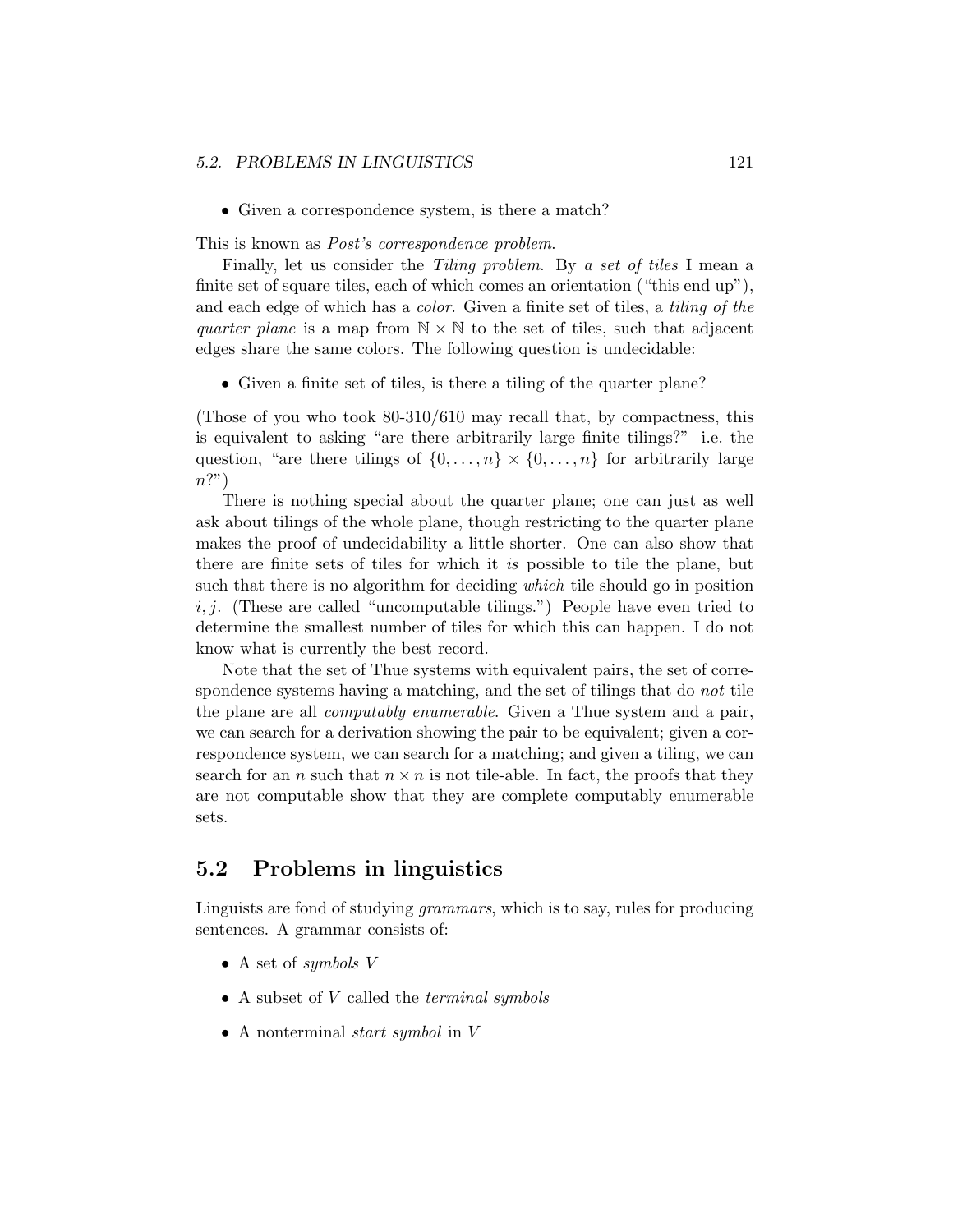- Given a correspondence system, is there a match?

This is known as *Post's correspondence problem*.

Finally, let us consider the *Tiling problem*. By *a set of tiles* I mean a finite set of square tiles, each of which comes an orientation ("this end up"), and each edge of which has a *color*. Given a finite set of tiles, a *tiling of the quarter plane* is a map from $\mathbb{N} \times \mathbb{N}$ to the set of tiles, such that adjacent edges share the same colors. The following question is undecidable:

- Given a finite set of tiles, is there a tiling of the quarter plane?

(Those of you who took 80-310/610 may recall that, by compactness, this is equivalent to asking "are there arbitrarily large finite tilings?" i.e. the question, "are there tilings of $\{0, \ldots, n\} \times \{0, \ldots, n\}$ for arbitrarily large $n$?")

There is nothing special about the quarter plane; one can just as well ask about tilings of the whole plane, though restricting to the quarter plane makes the proof of undecidability a little shorter. One can also show that there are finite sets of tiles for which it *is* possible to tile the plane, but such that there is no algorithm for deciding *which* tile should go in position $i, j$. (These are called "uncomputable tilings.") People have even tried to determine the smallest number of tiles for which this can happen. I do not know what is currently the best record.

Note that the set of Thue systems with equivalent pairs, the set of correspondence systems having a matching, and the set of tilings that do *not* tile the plane are all *computably enumerable*. Given a Thue system and a pair, we can search for a derivation showing the pair to be equivalent; given a correspondence system, we can search for a matching; and given a tiling, we can search for an $n$ such that $n \times n$ is not tile-able. In fact, the proofs that they are not computable show that they are complete computably enumerable sets.

## 5.2 Problems in linguistics

Linguists are fond of studying *grammars*, which is to say, rules for producing sentences. A grammar consists of:

- A set of *symbols* $V$
- A subset of $V$ called the *terminal symbols*
- A nonterminal *start symbol* in $V$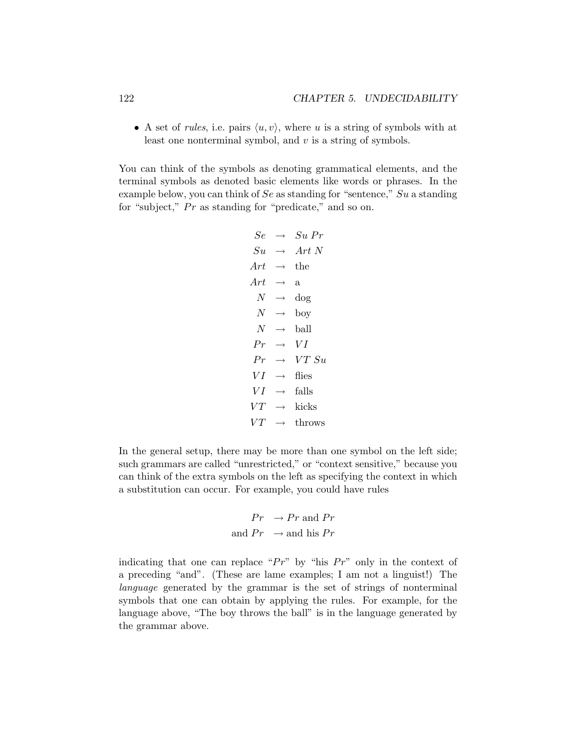- A set of *rules*, i.e. pairs $\langle u, v\rangle$, where $u$ is a string of symbols with at least one nonterminal symbol, and $v$ is a string of symbols.

You can think of the symbols as denoting grammatical elements, and the terminal symbols as denoted basic elements like words or phrases. In the example below, you can think of $Se$ as standing for "sentence," $Su$ a standing for "subject," $Pr$ as standing for "predicate," and so on.

$$
\begin{aligned}
Se &\rightarrow Su\ Pr \\
Su &\rightarrow Art\ N \\
Art &\rightarrow \text{the} \\
Art &\rightarrow \text{a} \\
N &\rightarrow \text{dog} \\
N &\rightarrow \text{boy} \\
N &\rightarrow \text{ball} \\
Pr &\rightarrow VI \\
Pr &\rightarrow VT\ Su \\
VI &\rightarrow \text{flies} \\
VI &\rightarrow \text{falls} \\
VT &\rightarrow \text{kicks} \\
VT &\rightarrow \text{throws}
\end{aligned}
$$

In the general setup, there may be more than one symbol on the left side; such grammars are called "unrestricted," or "context sensitive," because you can think of the extra symbols on the left as specifying the context in which a substitution can occur. For example, you could have rules

$$
\begin{aligned}
Pr &\rightarrow Pr \text{ and } Pr \\
\text{and } Pr &\rightarrow \text{and his } Pr
\end{aligned}
$$

indicating that one can replace "$Pr$" by "his $Pr$" only in the context of a preceding "and". (These are lame examples; I am not a linguist!) The *language* generated by the grammar is the set of strings of nonterminal symbols that one can obtain by applying the rules. For example, for the language above, "The boy throws the ball" is in the language generated by the grammar above.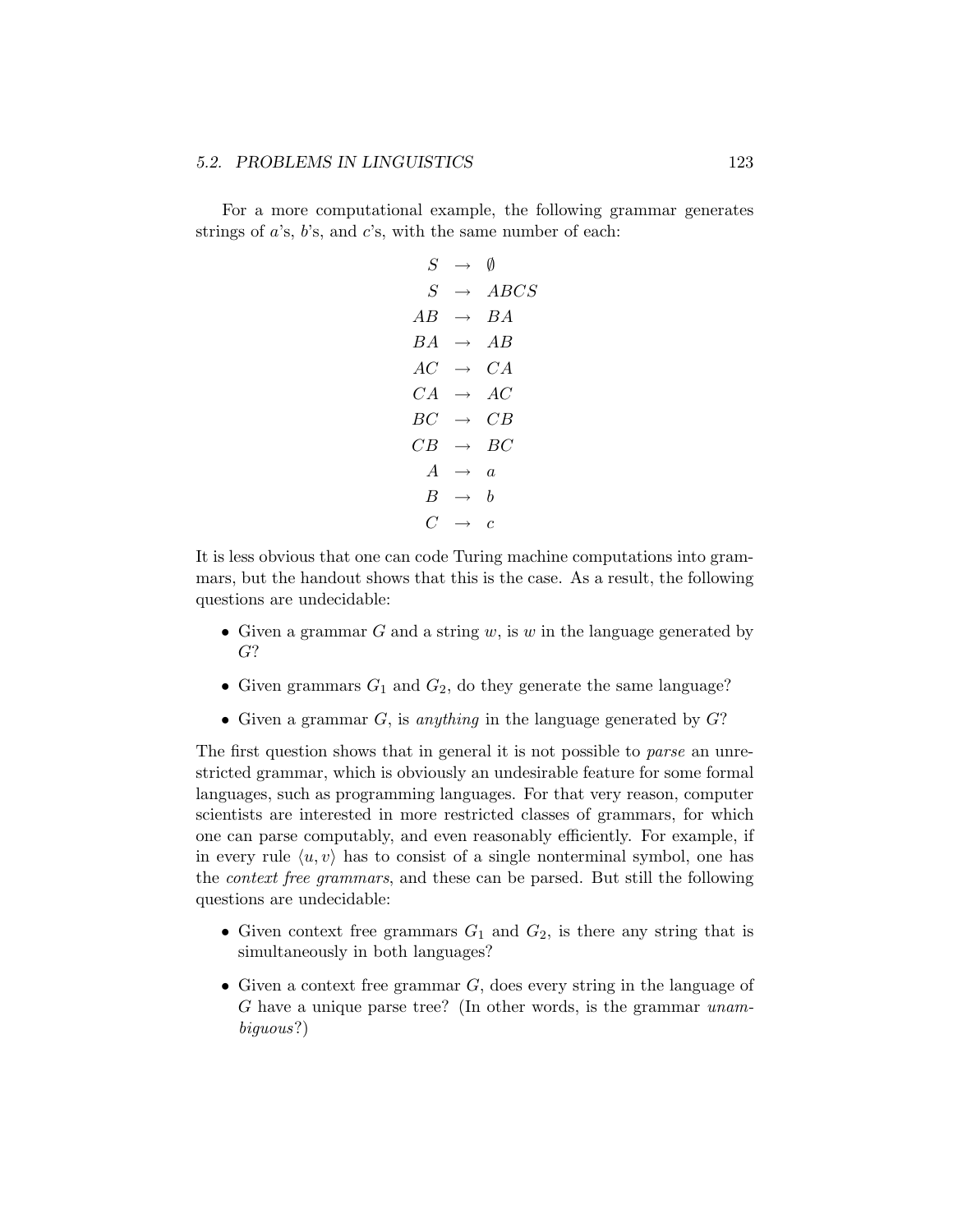For a more computational example, the following grammar generates strings of $a$'s, $b$'s, and $c$'s, with the same number of each:

$$
\begin{array}{rcl}
S & \rightarrow & \emptyset \\
S & \rightarrow & ABCS \\
AB & \rightarrow & BA \\
BA & \rightarrow & AB \\
AC & \rightarrow & CA \\
CA & \rightarrow & AC \\
BC & \rightarrow & CB \\
CB & \rightarrow & BC \\
A & \rightarrow & a \\
B & \rightarrow & b \\
C & \rightarrow & c
\end{array}
$$

It is less obvious that one can code Turing machine computations into grammars, but the handout shows that this is the case. As a result, the following questions are undecidable:

- Given a grammar $G$ and a string $w$, is $w$ in the language generated by $G$?
- Given grammars $G_1$ and $G_2$, do they generate the same language?
- Given a grammar $G$, is *anything* in the language generated by $G$?

The first question shows that in general it is not possible to *parse* an unrestricted grammar, which is obviously an undesirable feature for some formal languages, such as programming languages. For that very reason, computer scientists are interested in more restricted classes of grammars, for which one can parse computably, and even reasonably efficiently. For example, if in every rule $\langle u, v \rangle$ has to consist of a single nonterminal symbol, one has the *context free grammars*, and these can be parsed. But still the following questions are undecidable:

- Given context free grammars $G_1$ and $G_2$, is there any string that is simultaneously in both languages?
- Given a context free grammar $G$, does every string in the language of $G$ have a unique parse tree? (In other words, is the grammar *unambiguous*?)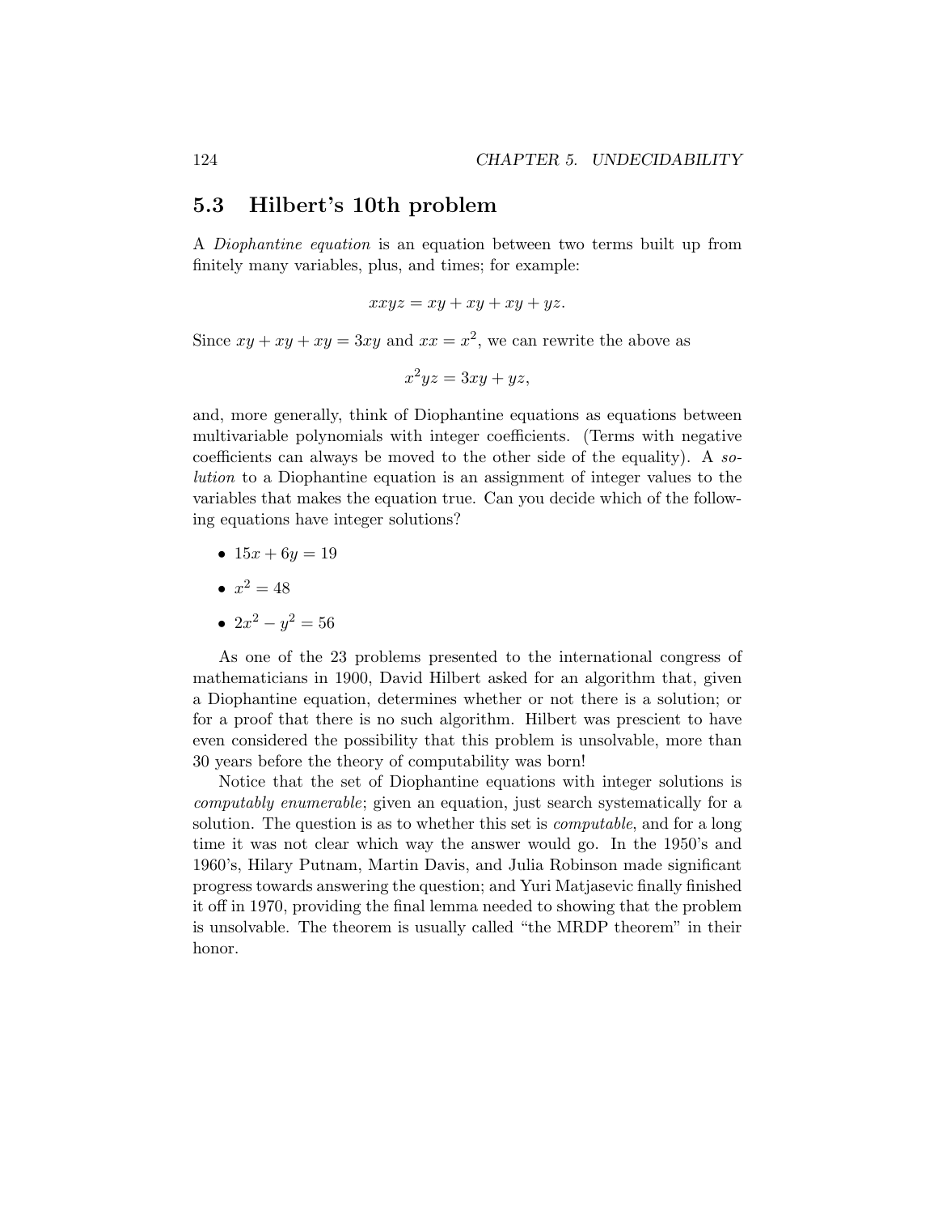## 5.3 Hilbert's 10th problem

A *Diophantine equation* is an equation between two terms built up from finitely many variables, plus, and times; for example:

$$xxyz = xy + xy + xy + yz.$$

Since $xy + xy + xy = 3xy$ and $xx = x^2$, we can rewrite the above as

$$x^2yz = 3xy + yz,$$

and, more generally, think of Diophantine equations as equations between multivariable polynomials with integer coefficients. (Terms with negative coefficients can always be moved to the other side of the equality). A *solution* to a Diophantine equation is an assignment of integer values to the variables that makes the equation true. Can you decide which of the following equations have integer solutions?

- $15x + 6y = 19$
- $x^2 = 48$
- $2x^2 - y^2 = 56$

As one of the 23 problems presented to the international congress of mathematicians in 1900, David Hilbert asked for an algorithm that, given a Diophantine equation, determines whether or not there is a solution; or for a proof that there is no such algorithm. Hilbert was prescient to have even considered the possibility that this problem is unsolvable, more than 30 years before the theory of computability was born!

Notice that the set of Diophantine equations with integer solutions is *computably enumerable*; given an equation, just search systematically for a solution. The question is as to whether this set is *computable*, and for a long time it was not clear which way the answer would go. In the 1950's and 1960's, Hilary Putnam, Martin Davis, and Julia Robinson made significant progress towards answering the question; and Yuri Matjasevic finally finished it off in 1970, providing the final lemma needed to showing that the problem is unsolvable. The theorem is usually called "the MRDP theorem" in their honor.